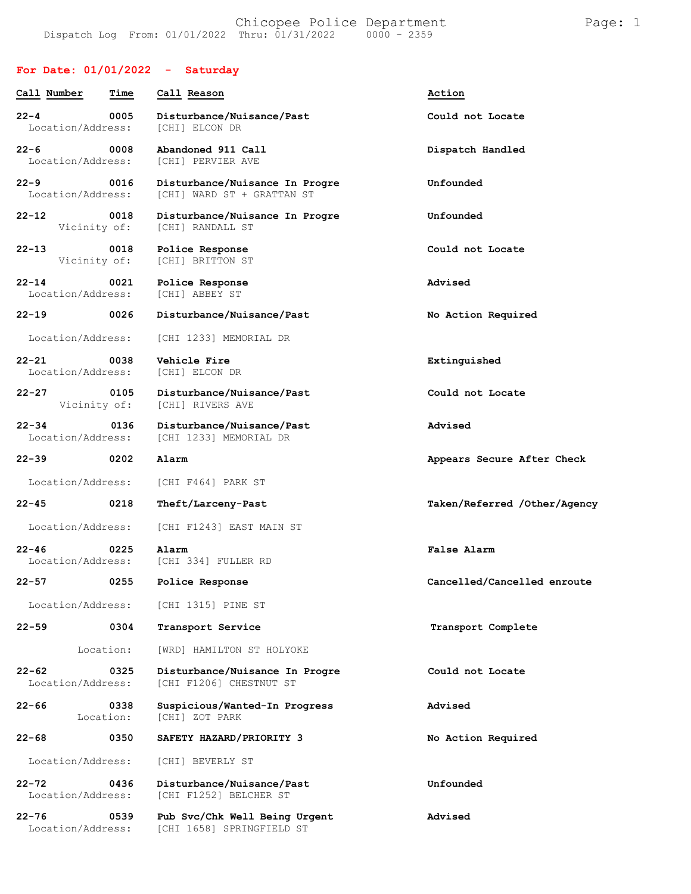# Chicopee Police Department

Dispatch Log From: 01/01/2022 Thru: 01/31/2022 0000 - 2359

## For Date: 01/01/2022 - Saturday

| Call Number | Time | Call Reason | Action |
|---|---|---|---|
| 22-4 | 0005 | Disturbance/Nuisance/Past | Could not Locate |
| Location/Address: | | [CHI] ELCON DR | |
| 22-6 | 0008 | Abandoned 911 Call | Dispatch Handled |
| Location/Address: | | [CHI] PERVIER AVE | |
| 22-9 | 0016 | Disturbance/Nuisance In Progre | Unfounded |
| Location/Address: | | [CHI] WARD ST + GRATTAN ST | |
| 22-12 | 0018 | Disturbance/Nuisance In Progre | Unfounded |
| Vicinity of: | | [CHI] RANDALL ST | |
| 22-13 | 0018 | Police Response | Could not Locate |
| Vicinity of: | | [CHI] BRITTON ST | |
| 22-14 | 0021 | Police Response | Advised |
| Location/Address: | | [CHI] ABBEY ST | |
| 22-19 | 0026 | Disturbance/Nuisance/Past | No Action Required |
| Location/Address: | | [CHI 1233] MEMORIAL DR | |
| 22-21 | 0038 | Vehicle Fire | Extinguished |
| Location/Address: | | [CHI] ELCON DR | |
| 22-27 | 0105 | Disturbance/Nuisance/Past | Could not Locate |
| Vicinity of: | | [CHI] RIVERS AVE | |
| 22-34 | 0136 | Disturbance/Nuisance/Past | Advised |
| Location/Address: | | [CHI 1233] MEMORIAL DR | |
| 22-39 | 0202 | Alarm | Appears Secure After Check |
| Location/Address: | | [CHI F464] PARK ST | |
| 22-45 | 0218 | Theft/Larceny-Past | Taken/Referred /Other/Agency |
| Location/Address: | | [CHI F1243] EAST MAIN ST | |
| 22-46 | 0225 | Alarm | False Alarm |
| Location/Address: | | [CHI 334] FULLER RD | |
| 22-57 | 0255 | Police Response | Cancelled/Cancelled enroute |
| Location/Address: | | [CHI 1315] PINE ST | |
| 22-59 | 0304 | Transport Service | Transport Complete |
| Location: | | [WRD] HAMILTON ST HOLYOKE | |
| 22-62 | 0325 | Disturbance/Nuisance In Progre | Could not Locate |
| Location/Address: | | [CHI F1206] CHESTNUT ST | |
| 22-66 | 0338 | Suspicious/Wanted-In Progress | Advised |
| Location: | | [CHI] ZOT PARK | |
| 22-68 | 0350 | SAFETY HAZARD/PRIORITY 3 | No Action Required |
| Location/Address: | | [CHI] BEVERLY ST | |
| 22-72 | 0436 | Disturbance/Nuisance/Past | Unfounded |
| Location/Address: | | [CHI F1252] BELCHER ST | |
| 22-76 | 0539 | Pub Svc/Chk Well Being Urgent | Advised |
| Location/Address: | | [CHI 1658] SPRINGFIELD ST | |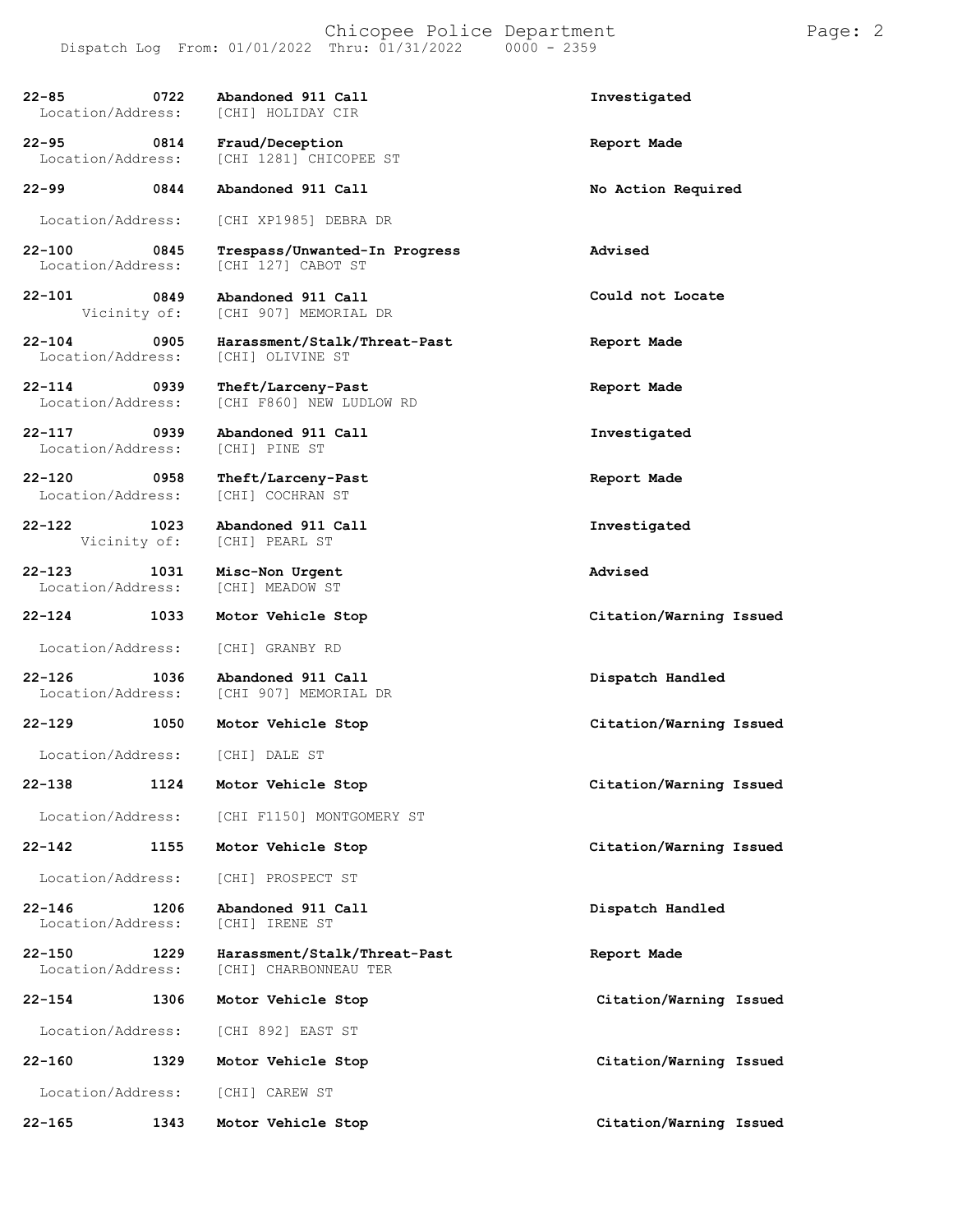Dispatch Log From: 01/01/2022 Thru: 01/31/2022 0000 - 2359

| Call # | Time | Call Type / Location | Action |
|---|---|---|---|
| 22-85 | 0722 | **Abandoned 911 Call**<br>Location/Address: [CHI] HOLIDAY CIR | Investigated |
| 22-95 | 0814 | **Fraud/Deception**<br>Location/Address: [CHI 1281] CHICOPEE ST | Report Made |
| 22-99 | 0844 | **Abandoned 911 Call**<br>Location/Address: [CHI XP1985] DEBRA DR | No Action Required |
| 22-100 | 0845 | **Trespass/Unwanted-In Progress**<br>Location/Address: [CHI 127] CABOT ST | Advised |
| 22-101 | 0849 | **Abandoned 911 Call**<br>Vicinity of: [CHI 907] MEMORIAL DR | Could not Locate |
| 22-104 | 0905 | **Harassment/Stalk/Threat-Past**<br>Location/Address: [CHI] OLIVINE ST | Report Made |
| 22-114 | 0939 | **Theft/Larceny-Past**<br>Location/Address: [CHI F860] NEW LUDLOW RD | Report Made |
| 22-117 | 0939 | **Abandoned 911 Call**<br>Location/Address: [CHI] PINE ST | Investigated |
| 22-120 | 0958 | **Theft/Larceny-Past**<br>Location/Address: [CHI] COCHRAN ST | Report Made |
| 22-122 | 1023 | **Abandoned 911 Call**<br>Vicinity of: [CHI] PEARL ST | Investigated |
| 22-123 | 1031 | **Misc-Non Urgent**<br>Location/Address: [CHI] MEADOW ST | Advised |
| 22-124 | 1033 | **Motor Vehicle Stop**<br>Location/Address: [CHI] GRANBY RD | Citation/Warning Issued |
| 22-126 | 1036 | **Abandoned 911 Call**<br>Location/Address: [CHI 907] MEMORIAL DR | Dispatch Handled |
| 22-129 | 1050 | **Motor Vehicle Stop**<br>Location/Address: [CHI] DALE ST | Citation/Warning Issued |
| 22-138 | 1124 | **Motor Vehicle Stop**<br>Location/Address: [CHI F1150] MONTGOMERY ST | Citation/Warning Issued |
| 22-142 | 1155 | **Motor Vehicle Stop**<br>Location/Address: [CHI] PROSPECT ST | Citation/Warning Issued |
| 22-146 | 1206 | **Abandoned 911 Call**<br>Location/Address: [CHI] IRENE ST | Dispatch Handled |
| 22-150 | 1229 | **Harassment/Stalk/Threat-Past**<br>Location/Address: [CHI] CHARBONNEAU TER | Report Made |
| 22-154 | 1306 | **Motor Vehicle Stop**<br>Location/Address: [CHI 892] EAST ST | Citation/Warning Issued |
| 22-160 | 1329 | **Motor Vehicle Stop**<br>Location/Address: [CHI] CAREW ST | Citation/Warning Issued |
| 22-165 | 1343 | **Motor Vehicle Stop** | Citation/Warning Issued |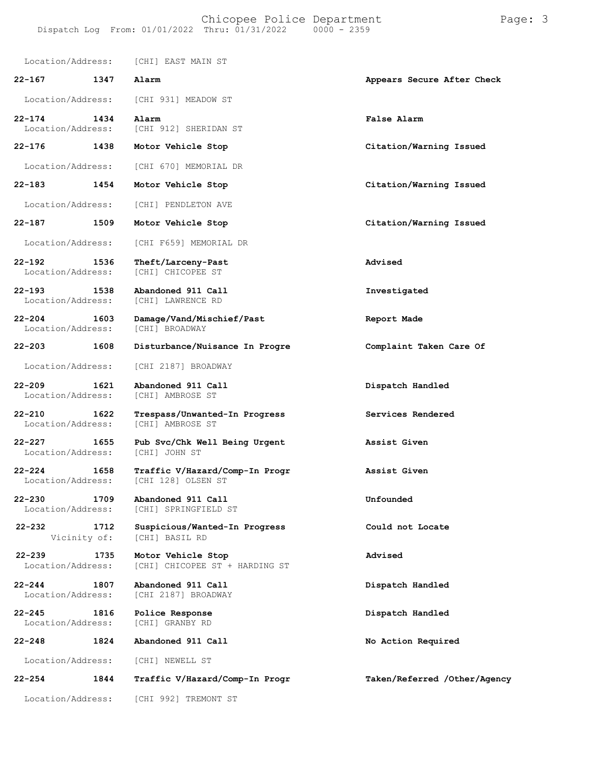Location/Address: [CHI] EAST MAIN ST

| Call # | Time | Call Type | Disposition |
|---|---|---|---|
| 22-167 | 1347 | Alarm | Appears Secure After Check |
| Location/Address: | | [CHI 931] MEADOW ST | |
| 22-174 | 1434 | Alarm | False Alarm |
| Location/Address: | | [CHI 912] SHERIDAN ST | |
| 22-176 | 1438 | Motor Vehicle Stop | Citation/Warning Issued |
| Location/Address: | | [CHI 670] MEMORIAL DR | |
| 22-183 | 1454 | Motor Vehicle Stop | Citation/Warning Issued |
| Location/Address: | | [CHI] PENDLETON AVE | |
| 22-187 | 1509 | Motor Vehicle Stop | Citation/Warning Issued |
| Location/Address: | | [CHI F659] MEMORIAL DR | |
| 22-192 | 1536 | Theft/Larceny-Past | Advised |
| Location/Address: | | [CHI] CHICOPEE ST | |
| 22-193 | 1538 | Abandoned 911 Call | Investigated |
| Location/Address: | | [CHI] LAWRENCE RD | |
| 22-204 | 1603 | Damage/Vand/Mischief/Past | Report Made |
| Location/Address: | | [CHI] BROADWAY | |
| 22-203 | 1608 | Disturbance/Nuisance In Progre | Complaint Taken Care Of |
| Location/Address: | | [CHI 2187] BROADWAY | |
| 22-209 | 1621 | Abandoned 911 Call | Dispatch Handled |
| Location/Address: | | [CHI] AMBROSE ST | |
| 22-210 | 1622 | Trespass/Unwanted-In Progress | Services Rendered |
| Location/Address: | | [CHI] AMBROSE ST | |
| 22-227 | 1655 | Pub Svc/Chk Well Being Urgent | Assist Given |
| Location/Address: | | [CHI] JOHN ST | |
| 22-224 | 1658 | Traffic V/Hazard/Comp-In Progr | Assist Given |
| Location/Address: | | [CHI 128] OLSEN ST | |
| 22-230 | 1709 | Abandoned 911 Call | Unfounded |
| Location/Address: | | [CHI] SPRINGFIELD ST | |
| 22-232 | 1712 | Suspicious/Wanted-In Progress | Could not Locate |
| Vicinity of: | | [CHI] BASIL RD | |
| 22-239 | 1735 | Motor Vehicle Stop | Advised |
| Location/Address: | | [CHI] CHICOPEE ST + HARDING ST | |
| 22-244 | 1807 | Abandoned 911 Call | Dispatch Handled |
| Location/Address: | | [CHI 2187] BROADWAY | |
| 22-245 | 1816 | Police Response | Dispatch Handled |
| Location/Address: | | [CHI] GRANBY RD | |
| 22-248 | 1824 | Abandoned 911 Call | No Action Required |
| Location/Address: | | [CHI] NEWELL ST | |
| 22-254 | 1844 | Traffic V/Hazard/Comp-In Progr | Taken/Referred /Other/Agency |
| Location/Address: | | [CHI 992] TREMONT ST | |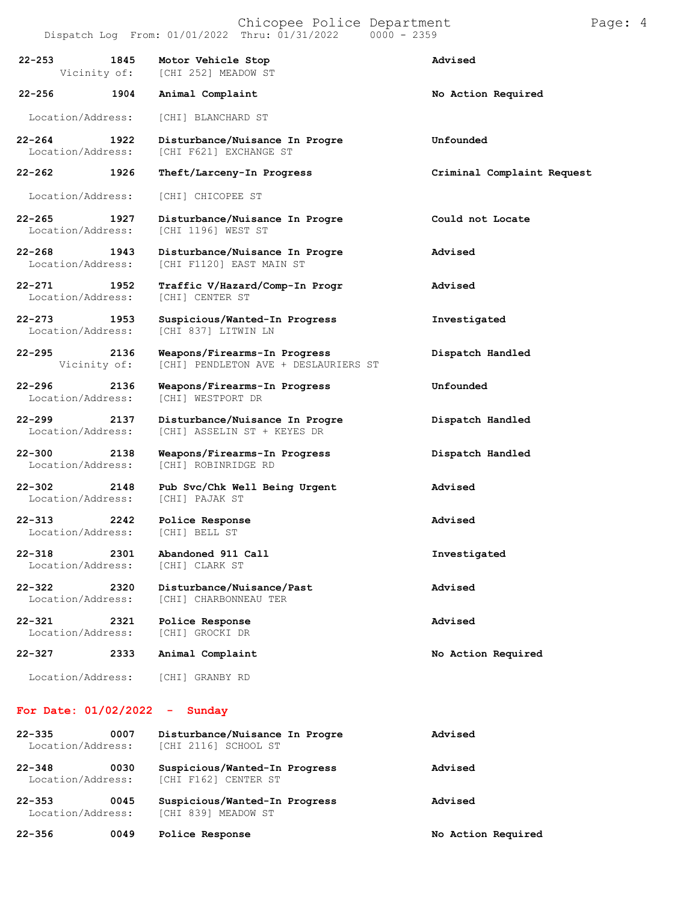| Call # | Time | Call Type | Action |
|---|---|---|---|
| 22-253 | 1845 | Motor Vehicle Stop | Advised |
| Vicinity of: | | [CHI 252] MEADOW ST | |
| 22-256 | 1904 | Animal Complaint | No Action Required |
| Location/Address: | | [CHI] BLANCHARD ST | |
| 22-264 | 1922 | Disturbance/Nuisance In Progre | Unfounded |
| Location/Address: | | [CHI F621] EXCHANGE ST | |
| 22-262 | 1926 | Theft/Larceny-In Progress | Criminal Complaint Request |
| Location/Address: | | [CHI] CHICOPEE ST | |
| 22-265 | 1927 | Disturbance/Nuisance In Progre | Could not Locate |
| Location/Address: | | [CHI 1196] WEST ST | |
| 22-268 | 1943 | Disturbance/Nuisance In Progre | Advised |
| Location/Address: | | [CHI F1120] EAST MAIN ST | |
| 22-271 | 1952 | Traffic V/Hazard/Comp-In Progr | Advised |
| Location/Address: | | [CHI] CENTER ST | |
| 22-273 | 1953 | Suspicious/Wanted-In Progress | Investigated |
| Location/Address: | | [CHI 837] LITWIN LN | |
| 22-295 | 2136 | Weapons/Firearms-In Progress | Dispatch Handled |
| Vicinity of: | | [CHI] PENDLETON AVE + DESLAURIERS ST | |
| 22-296 | 2136 | Weapons/Firearms-In Progress | Unfounded |
| Location/Address: | | [CHI] WESTPORT DR | |
| 22-299 | 2137 | Disturbance/Nuisance In Progre | Dispatch Handled |
| Location/Address: | | [CHI] ASSELIN ST + KEYES DR | |
| 22-300 | 2138 | Weapons/Firearms-In Progress | Dispatch Handled |
| Location/Address: | | [CHI] ROBINRIDGE RD | |
| 22-302 | 2148 | Pub Svc/Chk Well Being Urgent | Advised |
| Location/Address: | | [CHI] PAJAK ST | |
| 22-313 | 2242 | Police Response | Advised |
| Location/Address: | | [CHI] BELL ST | |
| 22-318 | 2301 | Abandoned 911 Call | Investigated |
| Location/Address: | | [CHI] CLARK ST | |
| 22-322 | 2320 | Disturbance/Nuisance/Past | Advised |
| Location/Address: | | [CHI] CHARBONNEAU TER | |
| 22-321 | 2321 | Police Response | Advised |
| Location/Address: | | [CHI] GROCKI DR | |
| 22-327 | 2333 | Animal Complaint | No Action Required |
| Location/Address: | | [CHI] GRANBY RD | |

**For Date: 01/02/2022 - Sunday**

| Call # | Time | Call Type | Action |
|---|---|---|---|
| 22-335 | 0007 | Disturbance/Nuisance In Progre | Advised |
| Location/Address: | | [CHI 2116] SCHOOL ST | |
| 22-348 | 0030 | Suspicious/Wanted-In Progress | Advised |
| Location/Address: | | [CHI F162] CENTER ST | |
| 22-353 | 0045 | Suspicious/Wanted-In Progress | Advised |
| Location/Address: | | [CHI 839] MEADOW ST | |
| 22-356 | 0049 | Police Response | No Action Required |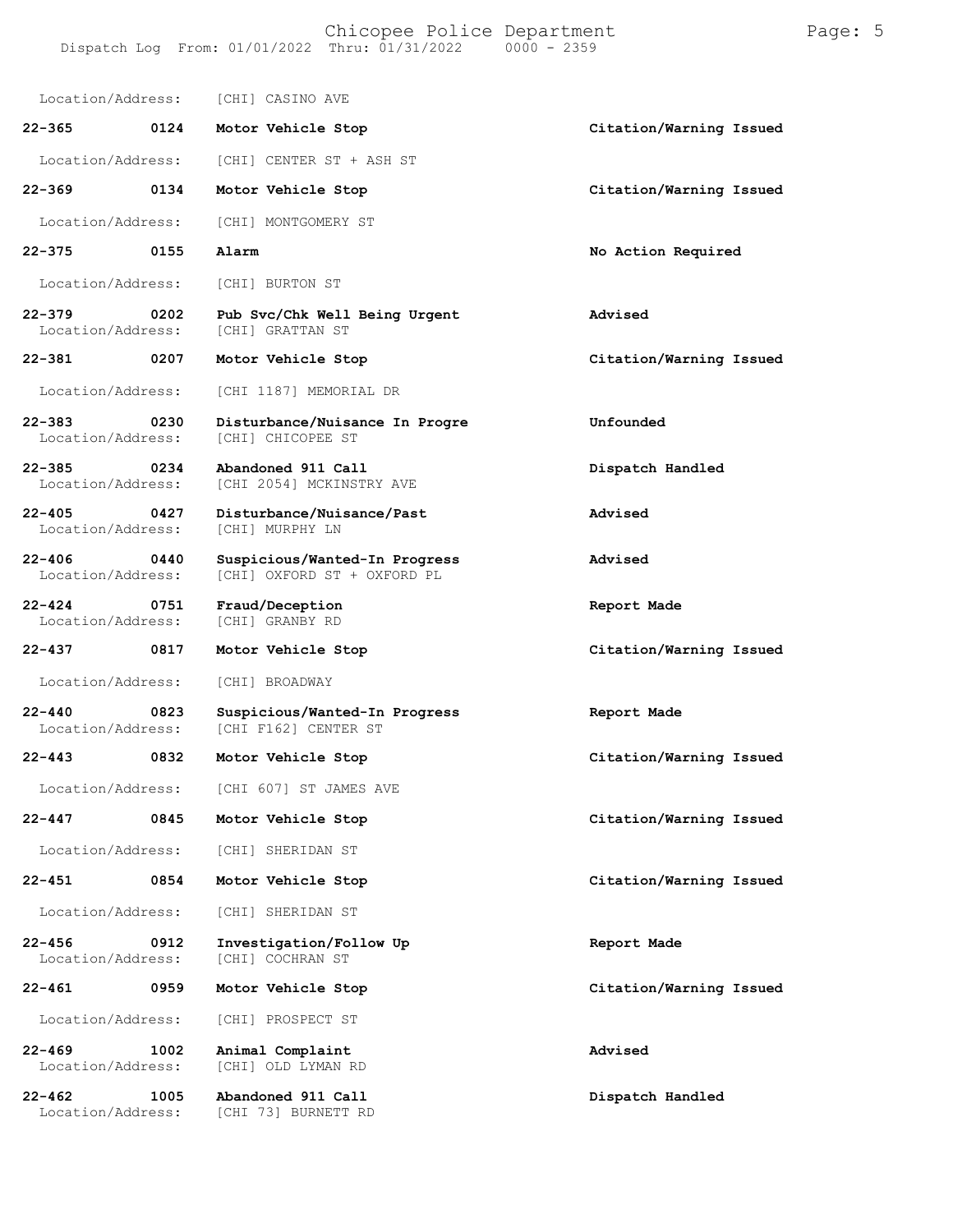Location/Address: [CHI] CASINO AVE

| Call # | Time | Call Reason | Action |
|---|---|---|---|
| 22-365 | 0124 | Motor Vehicle Stop | Citation/Warning Issued |
| Location/Address: | | [CHI] CENTER ST + ASH ST | |
| 22-369 | 0134 | Motor Vehicle Stop | Citation/Warning Issued |
| Location/Address: | | [CHI] MONTGOMERY ST | |
| 22-375 | 0155 | Alarm | No Action Required |
| Location/Address: | | [CHI] BURTON ST | |
| 22-379 | 0202 | Pub Svc/Chk Well Being Urgent | Advised |
| Location/Address: | | [CHI] GRATTAN ST | |
| 22-381 | 0207 | Motor Vehicle Stop | Citation/Warning Issued |
| Location/Address: | | [CHI 1187] MEMORIAL DR | |
| 22-383 | 0230 | Disturbance/Nuisance In Progre | Unfounded |
| Location/Address: | | [CHI] CHICOPEE ST | |
| 22-385 | 0234 | Abandoned 911 Call | Dispatch Handled |
| Location/Address: | | [CHI 2054] MCKINSTRY AVE | |
| 22-405 | 0427 | Disturbance/Nuisance/Past | Advised |
| Location/Address: | | [CHI] MURPHY LN | |
| 22-406 | 0440 | Suspicious/Wanted-In Progress | Advised |
| Location/Address: | | [CHI] OXFORD ST + OXFORD PL | |
| 22-424 | 0751 | Fraud/Deception | Report Made |
| Location/Address: | | [CHI] GRANBY RD | |
| 22-437 | 0817 | Motor Vehicle Stop | Citation/Warning Issued |
| Location/Address: | | [CHI] BROADWAY | |
| 22-440 | 0823 | Suspicious/Wanted-In Progress | Report Made |
| Location/Address: | | [CHI F162] CENTER ST | |
| 22-443 | 0832 | Motor Vehicle Stop | Citation/Warning Issued |
| Location/Address: | | [CHI 607] ST JAMES AVE | |
| 22-447 | 0845 | Motor Vehicle Stop | Citation/Warning Issued |
| Location/Address: | | [CHI] SHERIDAN ST | |
| 22-451 | 0854 | Motor Vehicle Stop | Citation/Warning Issued |
| Location/Address: | | [CHI] SHERIDAN ST | |
| 22-456 | 0912 | Investigation/Follow Up | Report Made |
| Location/Address: | | [CHI] COCHRAN ST | |
| 22-461 | 0959 | Motor Vehicle Stop | Citation/Warning Issued |
| Location/Address: | | [CHI] PROSPECT ST | |
| 22-469 | 1002 | Animal Complaint | Advised |
| Location/Address: | | [CHI] OLD LYMAN RD | |
| 22-462 | 1005 | Abandoned 911 Call | Dispatch Handled |
| Location/Address: | | [CHI 73] BURNETT RD | |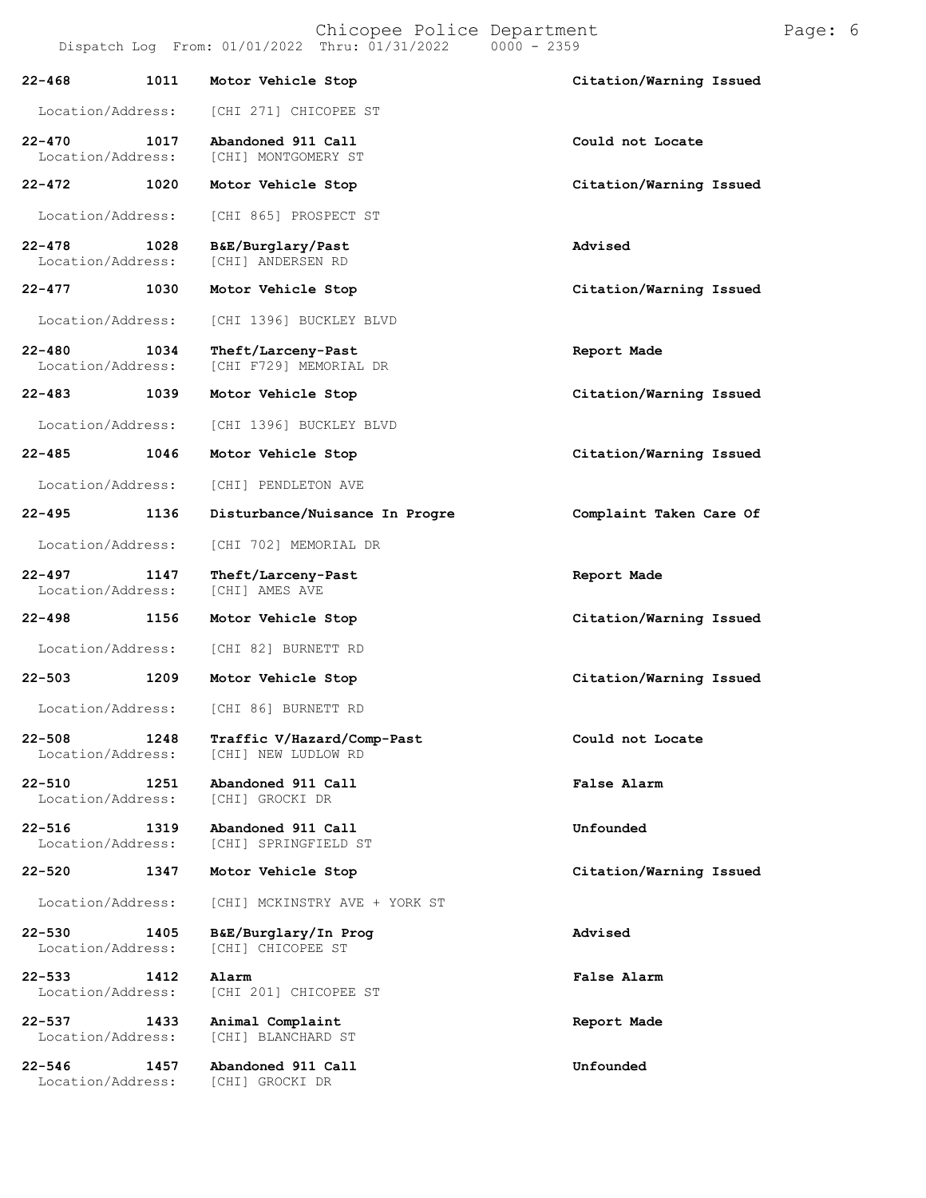| Call # | Time | Call Type | Disposition |
|---|---|---|---|
| 22-468 | 1011 | Motor Vehicle Stop | Citation/Warning Issued |
| Location/Address: | | [CHI 271] CHICOPEE ST | |
| 22-470 | 1017 | Abandoned 911 Call | Could not Locate |
| Location/Address: | | [CHI] MONTGOMERY ST | |
| 22-472 | 1020 | Motor Vehicle Stop | Citation/Warning Issued |
| Location/Address: | | [CHI 865] PROSPECT ST | |
| 22-478 | 1028 | B&E/Burglary/Past | Advised |
| Location/Address: | | [CHI] ANDERSEN RD | |
| 22-477 | 1030 | Motor Vehicle Stop | Citation/Warning Issued |
| Location/Address: | | [CHI 1396] BUCKLEY BLVD | |
| 22-480 | 1034 | Theft/Larceny-Past | Report Made |
| Location/Address: | | [CHI F729] MEMORIAL DR | |
| 22-483 | 1039 | Motor Vehicle Stop | Citation/Warning Issued |
| Location/Address: | | [CHI 1396] BUCKLEY BLVD | |
| 22-485 | 1046 | Motor Vehicle Stop | Citation/Warning Issued |
| Location/Address: | | [CHI] PENDLETON AVE | |
| 22-495 | 1136 | Disturbance/Nuisance In Progre | Complaint Taken Care Of |
| Location/Address: | | [CHI 702] MEMORIAL DR | |
| 22-497 | 1147 | Theft/Larceny-Past | Report Made |
| Location/Address: | | [CHI] AMES AVE | |
| 22-498 | 1156 | Motor Vehicle Stop | Citation/Warning Issued |
| Location/Address: | | [CHI 82] BURNETT RD | |
| 22-503 | 1209 | Motor Vehicle Stop | Citation/Warning Issued |
| Location/Address: | | [CHI 86] BURNETT RD | |
| 22-508 | 1248 | Traffic V/Hazard/Comp-Past | Could not Locate |
| Location/Address: | | [CHI] NEW LUDLOW RD | |
| 22-510 | 1251 | Abandoned 911 Call | False Alarm |
| Location/Address: | | [CHI] GROCKI DR | |
| 22-516 | 1319 | Abandoned 911 Call | Unfounded |
| Location/Address: | | [CHI] SPRINGFIELD ST | |
| 22-520 | 1347 | Motor Vehicle Stop | Citation/Warning Issued |
| Location/Address: | | [CHI] MCKINSTRY AVE + YORK ST | |
| 22-530 | 1405 | B&E/Burglary/In Prog | Advised |
| Location/Address: | | [CHI] CHICOPEE ST | |
| 22-533 | 1412 | Alarm | False Alarm |
| Location/Address: | | [CHI 201] CHICOPEE ST | |
| 22-537 | 1433 | Animal Complaint | Report Made |
| Location/Address: | | [CHI] BLANCHARD ST | |
| 22-546 | 1457 | Abandoned 911 Call | Unfounded |
| Location/Address: | | [CHI] GROCKI DR | |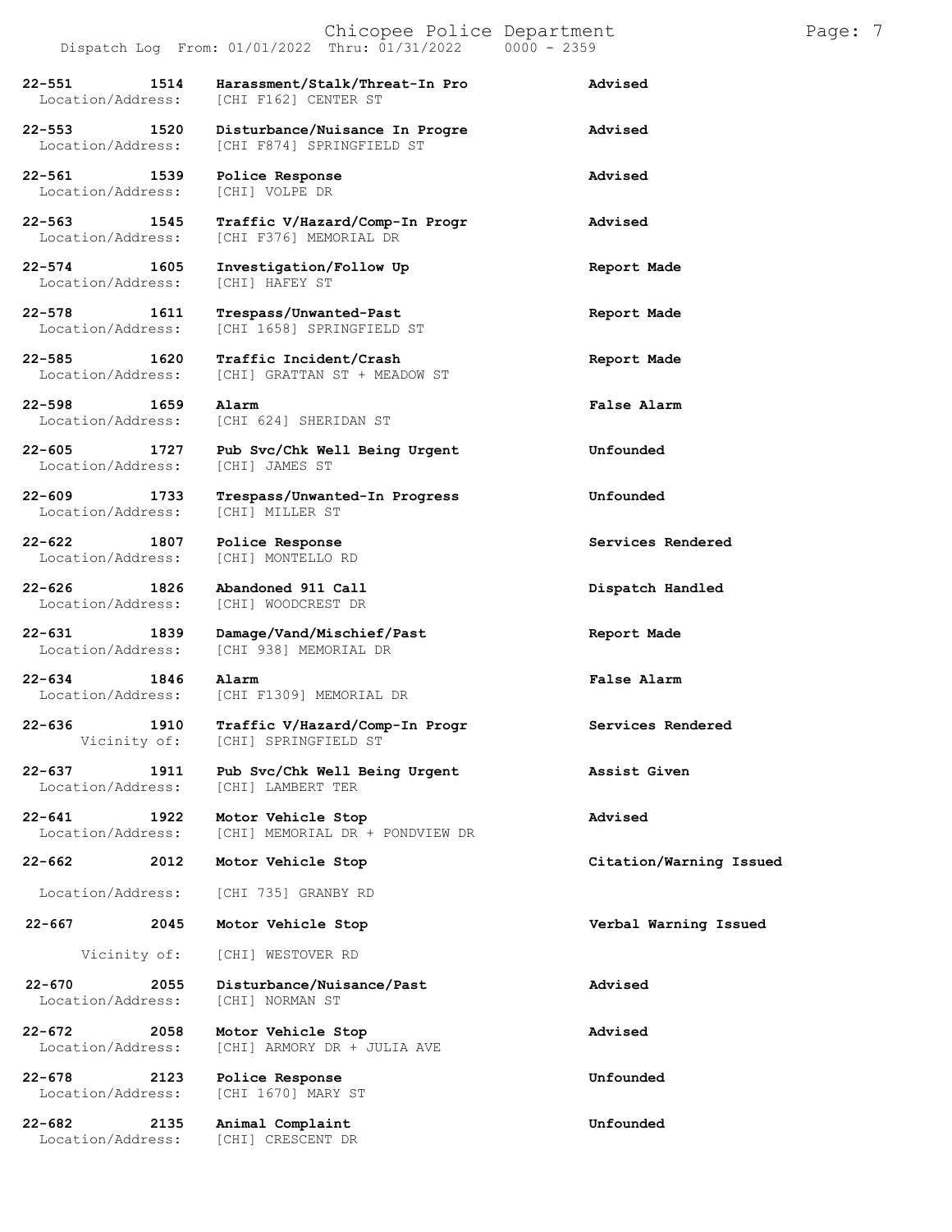| Call # | Time | Call Type / Location | Disposition |
|---|---|---|---|
| 22-551 | 1514 | Harassment/Stalk/Threat-In Pro | Advised |
| Location/Address: | | [CHI F162] CENTER ST | |
| 22-553 | 1520 | Disturbance/Nuisance In Progre | Advised |
| Location/Address: | | [CHI F874] SPRINGFIELD ST | |
| 22-561 | 1539 | Police Response | Advised |
| Location/Address: | | [CHI] VOLPE DR | |
| 22-563 | 1545 | Traffic V/Hazard/Comp-In Progr | Advised |
| Location/Address: | | [CHI F376] MEMORIAL DR | |
| 22-574 | 1605 | Investigation/Follow Up | Report Made |
| Location/Address: | | [CHI] HAFEY ST | |
| 22-578 | 1611 | Trespass/Unwanted-Past | Report Made |
| Location/Address: | | [CHI 1658] SPRINGFIELD ST | |
| 22-585 | 1620 | Traffic Incident/Crash | Report Made |
| Location/Address: | | [CHI] GRATTAN ST + MEADOW ST | |
| 22-598 | 1659 | Alarm | False Alarm |
| Location/Address: | | [CHI 624] SHERIDAN ST | |
| 22-605 | 1727 | Pub Svc/Chk Well Being Urgent | Unfounded |
| Location/Address: | | [CHI] JAMES ST | |
| 22-609 | 1733 | Trespass/Unwanted-In Progress | Unfounded |
| Location/Address: | | [CHI] MILLER ST | |
| 22-622 | 1807 | Police Response | Services Rendered |
| Location/Address: | | [CHI] MONTELLO RD | |
| 22-626 | 1826 | Abandoned 911 Call | Dispatch Handled |
| Location/Address: | | [CHI] WOODCREST DR | |
| 22-631 | 1839 | Damage/Vand/Mischief/Past | Report Made |
| Location/Address: | | [CHI 938] MEMORIAL DR | |
| 22-634 | 1846 | Alarm | False Alarm |
| Location/Address: | | [CHI F1309] MEMORIAL DR | |
| 22-636 | 1910 | Traffic V/Hazard/Comp-In Progr | Services Rendered |
| Vicinity of: | | [CHI] SPRINGFIELD ST | |
| 22-637 | 1911 | Pub Svc/Chk Well Being Urgent | Assist Given |
| Location/Address: | | [CHI] LAMBERT TER | |
| 22-641 | 1922 | Motor Vehicle Stop | Advised |
| Location/Address: | | [CHI] MEMORIAL DR + PONDVIEW DR | |
| 22-662 | 2012 | Motor Vehicle Stop | Citation/Warning Issued |
| Location/Address: | | [CHI 735] GRANBY RD | |
| 22-667 | 2045 | Motor Vehicle Stop | Verbal Warning Issued |
| Vicinity of: | | [CHI] WESTOVER RD | |
| 22-670 | 2055 | Disturbance/Nuisance/Past | Advised |
| Location/Address: | | [CHI] NORMAN ST | |
| 22-672 | 2058 | Motor Vehicle Stop | Advised |
| Location/Address: | | [CHI] ARMORY DR + JULIA AVE | |
| 22-678 | 2123 | Police Response | Unfounded |
| Location/Address: | | [CHI 1670] MARY ST | |
| 22-682 | 2135 | Animal Complaint | Unfounded |
| Location/Address: | | [CHI] CRESCENT DR | |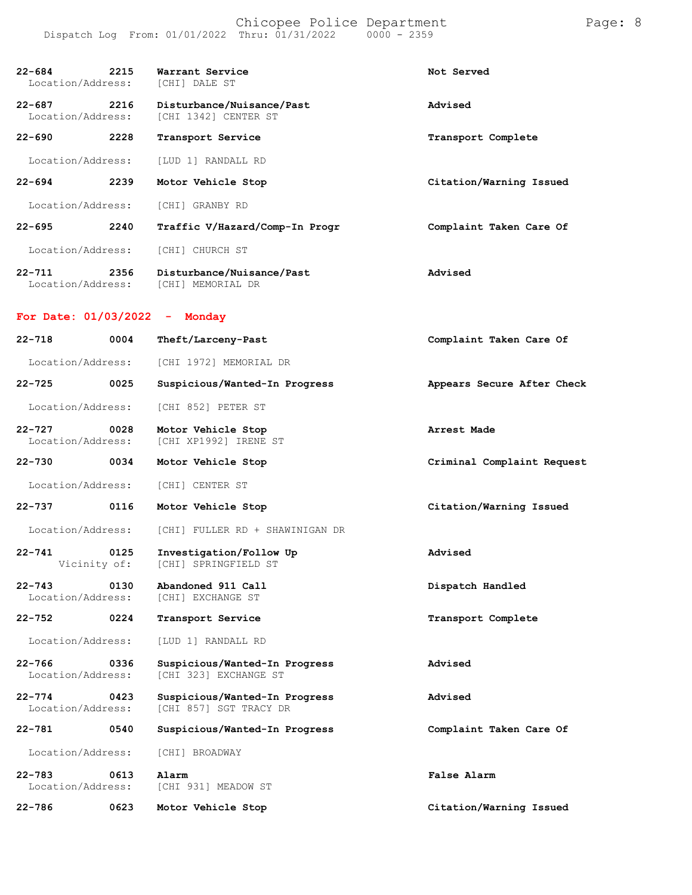| Call # | Time | Call Type | Disposition |
|---|---|---|---|
| 22-684 | 2215 | Warrant Service | Not Served |
| Location/Address: | | [CHI] DALE ST | |
| 22-687 | 2216 | Disturbance/Nuisance/Past | Advised |
| Location/Address: | | [CHI 1342] CENTER ST | |
| 22-690 | 2228 | Transport Service | Transport Complete |
| Location/Address: | | [LUD 1] RANDALL RD | |
| 22-694 | 2239 | Motor Vehicle Stop | Citation/Warning Issued |
| Location/Address: | | [CHI] GRANBY RD | |
| 22-695 | 2240 | Traffic V/Hazard/Comp-In Progr | Complaint Taken Care Of |
| Location/Address: | | [CHI] CHURCH ST | |
| 22-711 | 2356 | Disturbance/Nuisance/Past | Advised |
| Location/Address: | | [CHI] MEMORIAL DR | |

## For Date: 01/03/2022 - Monday

| Call # | Time | Call Type | Disposition |
|---|---|---|---|
| 22-718 | 0004 | Theft/Larceny-Past | Complaint Taken Care Of |
| Location/Address: | | [CHI 1972] MEMORIAL DR | |
| 22-725 | 0025 | Suspicious/Wanted-In Progress | Appears Secure After Check |
| Location/Address: | | [CHI 852] PETER ST | |
| 22-727 | 0028 | Motor Vehicle Stop | Arrest Made |
| Location/Address: | | [CHI XP1992] IRENE ST | |
| 22-730 | 0034 | Motor Vehicle Stop | Criminal Complaint Request |
| Location/Address: | | [CHI] CENTER ST | |
| 22-737 | 0116 | Motor Vehicle Stop | Citation/Warning Issued |
| Location/Address: | | [CHI] FULLER RD + SHAWINIGAN DR | |
| 22-741 | 0125 | Investigation/Follow Up | Advised |
| Vicinity of: | | [CHI] SPRINGFIELD ST | |
| 22-743 | 0130 | Abandoned 911 Call | Dispatch Handled |
| Location/Address: | | [CHI] EXCHANGE ST | |
| 22-752 | 0224 | Transport Service | Transport Complete |
| Location/Address: | | [LUD 1] RANDALL RD | |
| 22-766 | 0336 | Suspicious/Wanted-In Progress | Advised |
| Location/Address: | | [CHI 323] EXCHANGE ST | |
| 22-774 | 0423 | Suspicious/Wanted-In Progress | Advised |
| Location/Address: | | [CHI 857] SGT TRACY DR | |
| 22-781 | 0540 | Suspicious/Wanted-In Progress | Complaint Taken Care Of |
| Location/Address: | | [CHI] BROADWAY | |
| 22-783 | 0613 | Alarm | False Alarm |
| Location/Address: | | [CHI 931] MEADOW ST | |
| 22-786 | 0623 | Motor Vehicle Stop | Citation/Warning Issued |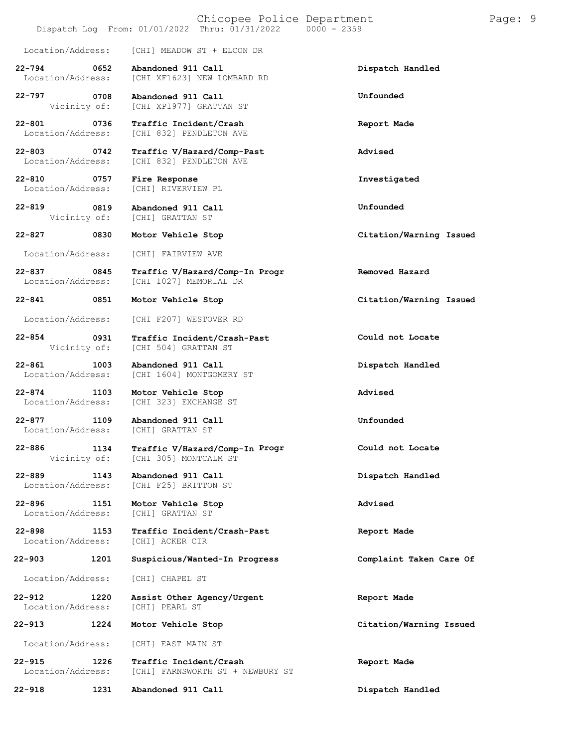Location/Address: [CHI] MEADOW ST + ELCON DR

| Call # | Time | Call Type | Disposition |
|---|---|---|---|
| 22-794 | 0652 | Abandoned 911 Call | Dispatch Handled |
| Location/Address: | | [CHI XF1623] NEW LOMBARD RD | |
| 22-797 | 0708 | Abandoned 911 Call | Unfounded |
| Vicinity of: | | [CHI XP1977] GRATTAN ST | |
| 22-801 | 0736 | Traffic Incident/Crash | Report Made |
| Location/Address: | | [CHI 832] PENDLETON AVE | |
| 22-803 | 0742 | Traffic V/Hazard/Comp-Past | Advised |
| Location/Address: | | [CHI 832] PENDLETON AVE | |
| 22-810 | 0757 | Fire Response | Investigated |
| Location/Address: | | [CHI] RIVERVIEW PL | |
| 22-819 | 0819 | Abandoned 911 Call | Unfounded |
| Vicinity of: | | [CHI] GRATTAN ST | |
| 22-827 | 0830 | Motor Vehicle Stop | Citation/Warning Issued |
| Location/Address: | | [CHI] FAIRVIEW AVE | |
| 22-837 | 0845 | Traffic V/Hazard/Comp-In Progr | Removed Hazard |
| Location/Address: | | [CHI 1027] MEMORIAL DR | |
| 22-841 | 0851 | Motor Vehicle Stop | Citation/Warning Issued |
| Location/Address: | | [CHI F207] WESTOVER RD | |
| 22-854 | 0931 | Traffic Incident/Crash-Past | Could not Locate |
| Vicinity of: | | [CHI 504] GRATTAN ST | |
| 22-861 | 1003 | Abandoned 911 Call | Dispatch Handled |
| Location/Address: | | [CHI 1604] MONTGOMERY ST | |
| 22-874 | 1103 | Motor Vehicle Stop | Advised |
| Location/Address: | | [CHI 323] EXCHANGE ST | |
| 22-877 | 1109 | Abandoned 911 Call | Unfounded |
| Location/Address: | | [CHI] GRATTAN ST | |
| 22-886 | 1134 | Traffic V/Hazard/Comp-In Progr | Could not Locate |
| Vicinity of: | | [CHI 305] MONTCALM ST | |
| 22-889 | 1143 | Abandoned 911 Call | Dispatch Handled |
| Location/Address: | | [CHI F25] BRITTON ST | |
| 22-896 | 1151 | Motor Vehicle Stop | Advised |
| Location/Address: | | [CHI] GRATTAN ST | |
| 22-898 | 1153 | Traffic Incident/Crash-Past | Report Made |
| Location/Address: | | [CHI] ACKER CIR | |
| 22-903 | 1201 | Suspicious/Wanted-In Progress | Complaint Taken Care Of |
| Location/Address: | | [CHI] CHAPEL ST | |
| 22-912 | 1220 | Assist Other Agency/Urgent | Report Made |
| Location/Address: | | [CHI] PEARL ST | |
| 22-913 | 1224 | Motor Vehicle Stop | Citation/Warning Issued |
| Location/Address: | | [CHI] EAST MAIN ST | |
| 22-915 | 1226 | Traffic Incident/Crash | Report Made |
| Location/Address: | | [CHI] FARNSWORTH ST + NEWBURY ST | |
| 22-918 | 1231 | Abandoned 911 Call | Dispatch Handled |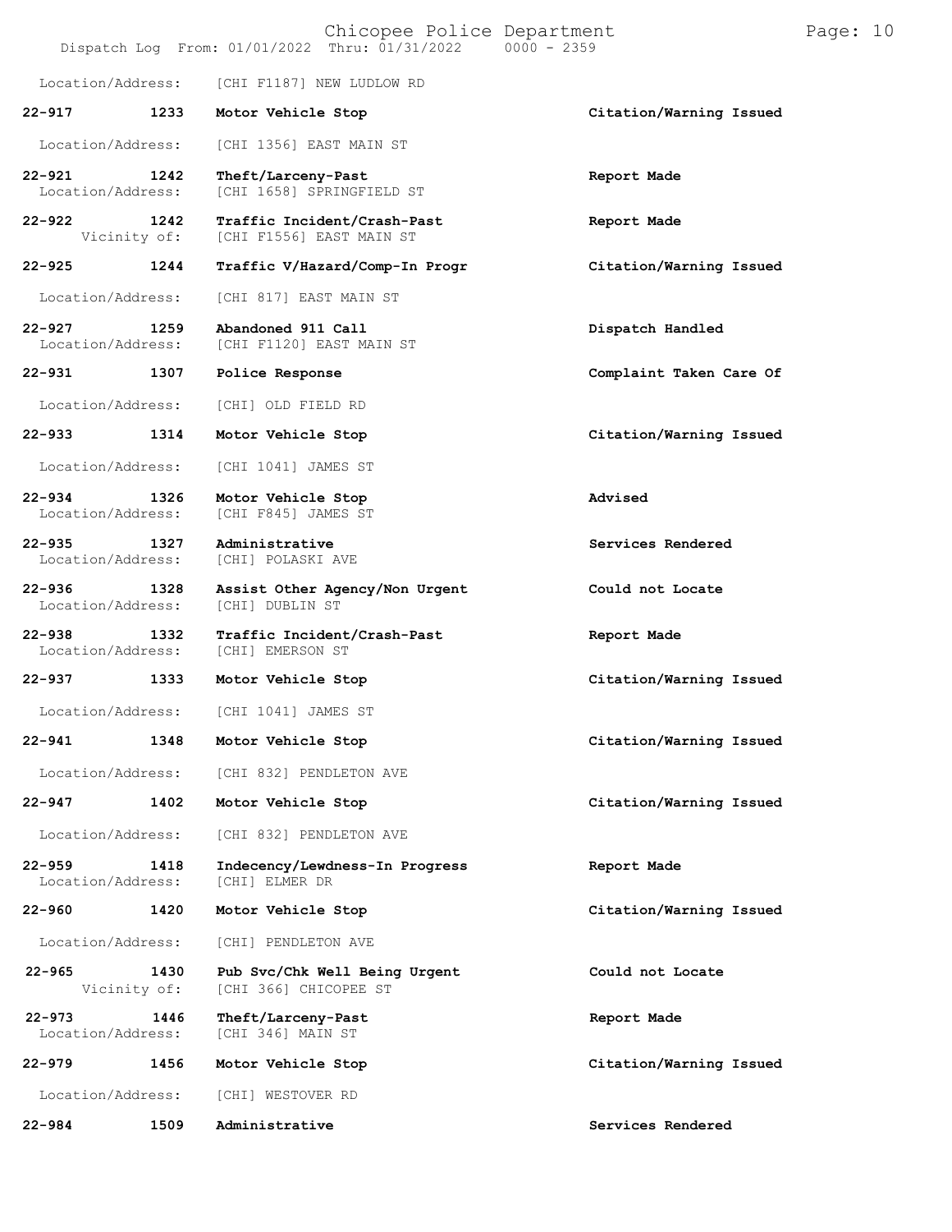Location/Address: [CHI F1187] NEW LUDLOW RD

| Call # | Time | Call Reason | Action |
|---|---|---|---|
| 22-917 | 1233 | Motor Vehicle Stop | Citation/Warning Issued |
| Location/Address: | | [CHI 1356] EAST MAIN ST | |
| 22-921 | 1242 | Theft/Larceny-Past | Report Made |
| Location/Address: | | [CHI 1658] SPRINGFIELD ST | |
| 22-922 | 1242 | Traffic Incident/Crash-Past | Report Made |
| Vicinity of: | | [CHI F1556] EAST MAIN ST | |
| 22-925 | 1244 | Traffic V/Hazard/Comp-In Progr | Citation/Warning Issued |
| Location/Address: | | [CHI 817] EAST MAIN ST | |
| 22-927 | 1259 | Abandoned 911 Call | Dispatch Handled |
| Location/Address: | | [CHI F1120] EAST MAIN ST | |
| 22-931 | 1307 | Police Response | Complaint Taken Care Of |
| Location/Address: | | [CHI] OLD FIELD RD | |
| 22-933 | 1314 | Motor Vehicle Stop | Citation/Warning Issued |
| Location/Address: | | [CHI 1041] JAMES ST | |
| 22-934 | 1326 | Motor Vehicle Stop | Advised |
| Location/Address: | | [CHI F845] JAMES ST | |
| 22-935 | 1327 | Administrative | Services Rendered |
| Location/Address: | | [CHI] POLASKI AVE | |
| 22-936 | 1328 | Assist Other Agency/Non Urgent | Could not Locate |
| Location/Address: | | [CHI] DUBLIN ST | |
| 22-938 | 1332 | Traffic Incident/Crash-Past | Report Made |
| Location/Address: | | [CHI] EMERSON ST | |
| 22-937 | 1333 | Motor Vehicle Stop | Citation/Warning Issued |
| Location/Address: | | [CHI 1041] JAMES ST | |
| 22-941 | 1348 | Motor Vehicle Stop | Citation/Warning Issued |
| Location/Address: | | [CHI 832] PENDLETON AVE | |
| 22-947 | 1402 | Motor Vehicle Stop | Citation/Warning Issued |
| Location/Address: | | [CHI 832] PENDLETON AVE | |
| 22-959 | 1418 | Indecency/Lewdness-In Progress | Report Made |
| Location/Address: | | [CHI] ELMER DR | |
| 22-960 | 1420 | Motor Vehicle Stop | Citation/Warning Issued |
| Location/Address: | | [CHI] PENDLETON AVE | |
| 22-965 | 1430 | Pub Svc/Chk Well Being Urgent | Could not Locate |
| Vicinity of: | | [CHI 366] CHICOPEE ST | |
| 22-973 | 1446 | Theft/Larceny-Past | Report Made |
| Location/Address: | | [CHI 346] MAIN ST | |
| 22-979 | 1456 | Motor Vehicle Stop | Citation/Warning Issued |
| Location/Address: | | [CHI] WESTOVER RD | |
| 22-984 | 1509 | Administrative | Services Rendered |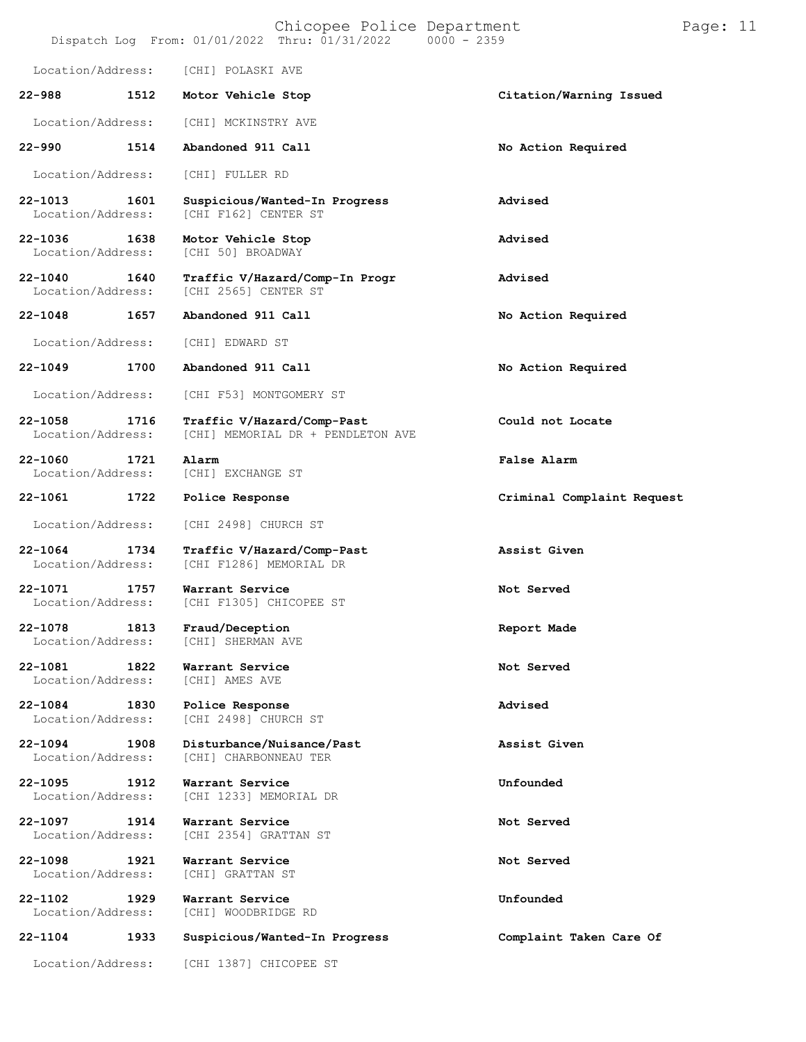Location/Address: [CHI] POLASKI AVE

| Call # | Time | Call Type | Disposition |
|---|---|---|---|
| **22-988** | **1512** | **Motor Vehicle Stop** | **Citation/Warning Issued** |
| Location/Address: | [CHI] MCKINSTRY AVE | | |
| **22-990** | **1514** | **Abandoned 911 Call** | **No Action Required** |
| Location/Address: | [CHI] FULLER RD | | |
| **22-1013** | **1601** | **Suspicious/Wanted-In Progress** | **Advised** |
| Location/Address: | [CHI F162] CENTER ST | | |
| **22-1036** | **1638** | **Motor Vehicle Stop** | **Advised** |
| Location/Address: | [CHI 50] BROADWAY | | |
| **22-1040** | **1640** | **Traffic V/Hazard/Comp-In Progr** | **Advised** |
| Location/Address: | [CHI 2565] CENTER ST | | |
| **22-1048** | **1657** | **Abandoned 911 Call** | **No Action Required** |
| Location/Address: | [CHI] EDWARD ST | | |
| **22-1049** | **1700** | **Abandoned 911 Call** | **No Action Required** |
| Location/Address: | [CHI F53] MONTGOMERY ST | | |
| **22-1058** | **1716** | **Traffic V/Hazard/Comp-Past** | **Could not Locate** |
| Location/Address: | [CHI] MEMORIAL DR + PENDLETON AVE | | |
| **22-1060** | **1721** | **Alarm** | **False Alarm** |
| Location/Address: | [CHI] EXCHANGE ST | | |
| **22-1061** | **1722** | **Police Response** | **Criminal Complaint Request** |
| Location/Address: | [CHI 2498] CHURCH ST | | |
| **22-1064** | **1734** | **Traffic V/Hazard/Comp-Past** | **Assist Given** |
| Location/Address: | [CHI F1286] MEMORIAL DR | | |
| **22-1071** | **1757** | **Warrant Service** | **Not Served** |
| Location/Address: | [CHI F1305] CHICOPEE ST | | |
| **22-1078** | **1813** | **Fraud/Deception** | **Report Made** |
| Location/Address: | [CHI] SHERMAN AVE | | |
| **22-1081** | **1822** | **Warrant Service** | **Not Served** |
| Location/Address: | [CHI] AMES AVE | | |
| **22-1084** | **1830** | **Police Response** | **Advised** |
| Location/Address: | [CHI 2498] CHURCH ST | | |
| **22-1094** | **1908** | **Disturbance/Nuisance/Past** | **Assist Given** |
| Location/Address: | [CHI] CHARBONNEAU TER | | |
| **22-1095** | **1912** | **Warrant Service** | **Unfounded** |
| Location/Address: | [CHI 1233] MEMORIAL DR | | |
| **22-1097** | **1914** | **Warrant Service** | **Not Served** |
| Location/Address: | [CHI 2354] GRATTAN ST | | |
| **22-1098** | **1921** | **Warrant Service** | **Not Served** |
| Location/Address: | [CHI] GRATTAN ST | | |
| **22-1102** | **1929** | **Warrant Service** | **Unfounded** |
| Location/Address: | [CHI] WOODBRIDGE RD | | |
| **22-1104** | **1933** | **Suspicious/Wanted-In Progress** | **Complaint Taken Care Of** |
| Location/Address: | [CHI 1387] CHICOPEE ST | | |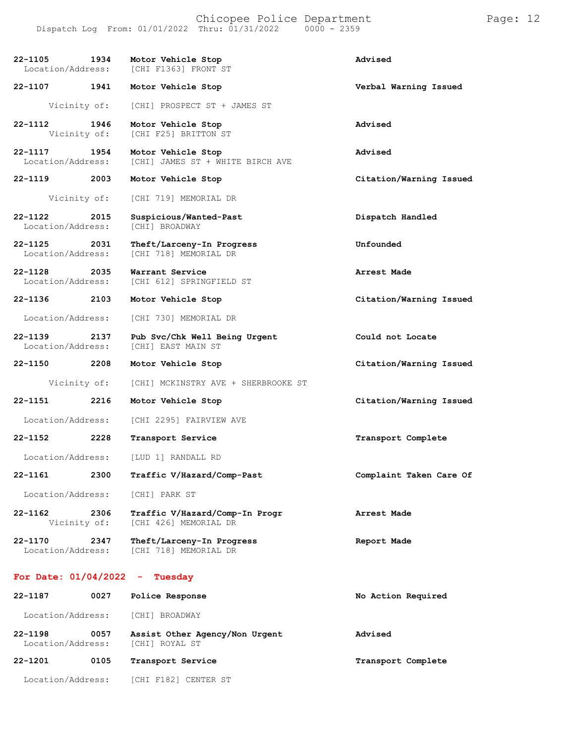| Call # | Time | Type / Location | Disposition |
| --- | --- | --- | --- |
| 22-1105 | 1934 | **Motor Vehicle Stop** | **Advised** |
| Location/Address: | | [CHI F1363] FRONT ST | |
| 22-1107 | 1941 | **Motor Vehicle Stop** | **Verbal Warning Issued** |
| Vicinity of: | | [CHI] PROSPECT ST + JAMES ST | |
| 22-1112 | 1946 | **Motor Vehicle Stop** | **Advised** |
| Vicinity of: | | [CHI F25] BRITTON ST | |
| 22-1117 | 1954 | **Motor Vehicle Stop** | **Advised** |
| Location/Address: | | [CHI] JAMES ST + WHITE BIRCH AVE | |
| 22-1119 | 2003 | **Motor Vehicle Stop** | **Citation/Warning Issued** |
| Vicinity of: | | [CHI 719] MEMORIAL DR | |
| 22-1122 | 2015 | **Suspicious/Wanted-Past** | **Dispatch Handled** |
| Location/Address: | | [CHI] BROADWAY | |
| 22-1125 | 2031 | **Theft/Larceny-In Progress** | **Unfounded** |
| Location/Address: | | [CHI 718] MEMORIAL DR | |
| 22-1128 | 2035 | **Warrant Service** | **Arrest Made** |
| Location/Address: | | [CHI 612] SPRINGFIELD ST | |
| 22-1136 | 2103 | **Motor Vehicle Stop** | **Citation/Warning Issued** |
| Location/Address: | | [CHI 730] MEMORIAL DR | |
| 22-1139 | 2137 | **Pub Svc/Chk Well Being Urgent** | **Could not Locate** |
| Location/Address: | | [CHI] EAST MAIN ST | |
| 22-1150 | 2208 | **Motor Vehicle Stop** | **Citation/Warning Issued** |
| Vicinity of: | | [CHI] MCKINSTRY AVE + SHERBROOKE ST | |
| 22-1151 | 2216 | **Motor Vehicle Stop** | **Citation/Warning Issued** |
| Location/Address: | | [CHI 2295] FAIRVIEW AVE | |
| 22-1152 | 2228 | **Transport Service** | **Transport Complete** |
| Location/Address: | | [LUD 1] RANDALL RD | |
| 22-1161 | 2300 | **Traffic V/Hazard/Comp-Past** | **Complaint Taken Care Of** |
| Location/Address: | | [CHI] PARK ST | |
| 22-1162 | 2306 | **Traffic V/Hazard/Comp-In Progr** | **Arrest Made** |
| Vicinity of: | | [CHI 426] MEMORIAL DR | |
| 22-1170 | 2347 | **Theft/Larceny-In Progress** | **Report Made** |
| Location/Address: | | [CHI 718] MEMORIAL DR | |

## For Date: 01/04/2022 - Tuesday

| Call # | Time | Type / Location | Disposition |
| --- | --- | --- | --- |
| 22-1187 | 0027 | **Police Response** | **No Action Required** |
| Location/Address: | | [CHI] BROADWAY | |
| 22-1198 | 0057 | **Assist Other Agency/Non Urgent** | **Advised** |
| Location/Address: | | [CHI] ROYAL ST | |
| 22-1201 | 0105 | **Transport Service** | **Transport Complete** |
| Location/Address: | | [CHI F182] CENTER ST | |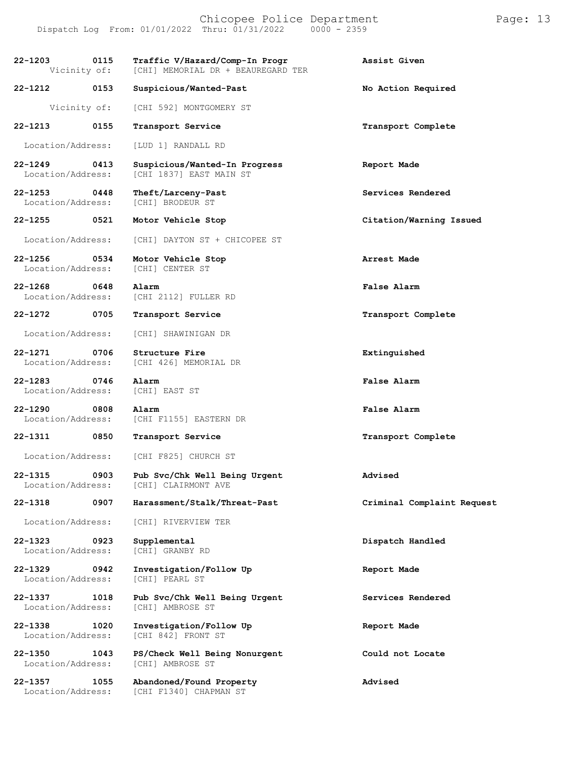| Call # | Time | Call Type | Disposition |
|---|---|---|---|
| 22-1203 | 0115 | Traffic V/Hazard/Comp-In Progr | Assist Given |
| Vicinity of: | | [CHI] MEMORIAL DR + BEAUREGARD TER | |
| 22-1212 | 0153 | Suspicious/Wanted-Past | No Action Required |
| Vicinity of: | | [CHI 592] MONTGOMERY ST | |
| 22-1213 | 0155 | Transport Service | Transport Complete |
| Location/Address: | | [LUD 1] RANDALL RD | |
| 22-1249 | 0413 | Suspicious/Wanted-In Progress | Report Made |
| Location/Address: | | [CHI 1837] EAST MAIN ST | |
| 22-1253 | 0448 | Theft/Larceny-Past | Services Rendered |
| Location/Address: | | [CHI] BRODEUR ST | |
| 22-1255 | 0521 | Motor Vehicle Stop | Citation/Warning Issued |
| Location/Address: | | [CHI] DAYTON ST + CHICOPEE ST | |
| 22-1256 | 0534 | Motor Vehicle Stop | Arrest Made |
| Location/Address: | | [CHI] CENTER ST | |
| 22-1268 | 0648 | Alarm | False Alarm |
| Location/Address: | | [CHI 2112] FULLER RD | |
| 22-1272 | 0705 | Transport Service | Transport Complete |
| Location/Address: | | [CHI] SHAWINIGAN DR | |
| 22-1271 | 0706 | Structure Fire | Extinguished |
| Location/Address: | | [CHI 426] MEMORIAL DR | |
| 22-1283 | 0746 | Alarm | False Alarm |
| Location/Address: | | [CHI] EAST ST | |
| 22-1290 | 0808 | Alarm | False Alarm |
| Location/Address: | | [CHI F1155] EASTERN DR | |
| 22-1311 | 0850 | Transport Service | Transport Complete |
| Location/Address: | | [CHI F825] CHURCH ST | |
| 22-1315 | 0903 | Pub Svc/Chk Well Being Urgent | Advised |
| Location/Address: | | [CHI] CLAIRMONT AVE | |
| 22-1318 | 0907 | Harassment/Stalk/Threat-Past | Criminal Complaint Request |
| Location/Address: | | [CHI] RIVERVIEW TER | |
| 22-1323 | 0923 | Supplemental | Dispatch Handled |
| Location/Address: | | [CHI] GRANBY RD | |
| 22-1329 | 0942 | Investigation/Follow Up | Report Made |
| Location/Address: | | [CHI] PEARL ST | |
| 22-1337 | 1018 | Pub Svc/Chk Well Being Urgent | Services Rendered |
| Location/Address: | | [CHI] AMBROSE ST | |
| 22-1338 | 1020 | Investigation/Follow Up | Report Made |
| Location/Address: | | [CHI 842] FRONT ST | |
| 22-1350 | 1043 | PS/Check Well Being Nonurgent | Could not Locate |
| Location/Address: | | [CHI] AMBROSE ST | |
| 22-1357 | 1055 | Abandoned/Found Property | Advised |
| Location/Address: | | [CHI F1340] CHAPMAN ST | |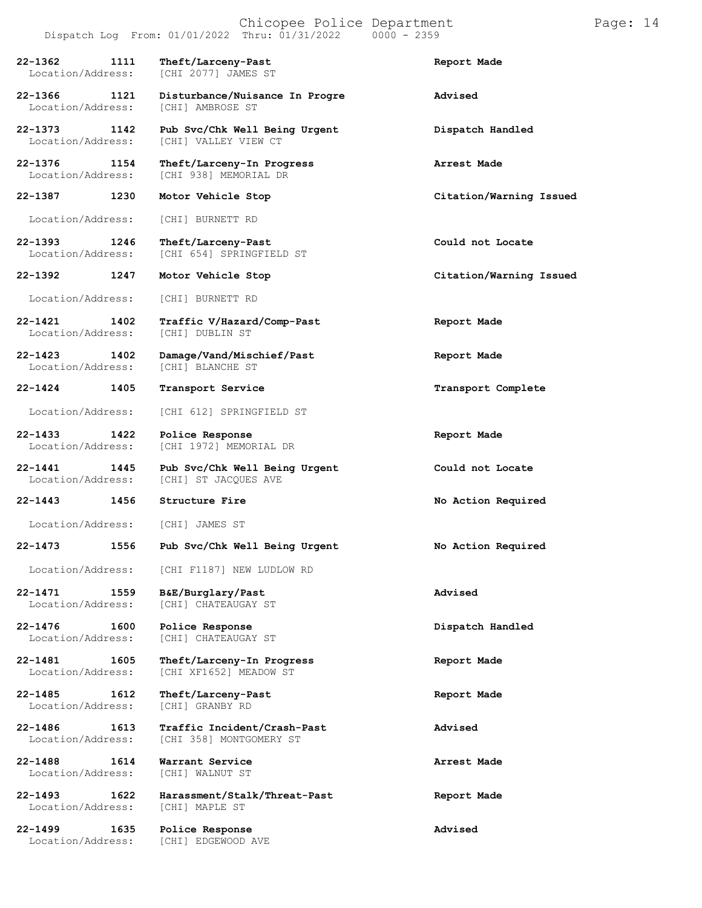| Call Number | Time | Call Type | Location/Address | Action |
|---|---|---|---|---|
| 22-1362 | 1111 | Theft/Larceny-Past | [CHI 2077] JAMES ST | Report Made |
| 22-1366 | 1121 | Disturbance/Nuisance In Progre | [CHI] AMBROSE ST | Advised |
| 22-1373 | 1142 | Pub Svc/Chk Well Being Urgent | [CHI] VALLEY VIEW CT | Dispatch Handled |
| 22-1376 | 1154 | Theft/Larceny-In Progress | [CHI 938] MEMORIAL DR | Arrest Made |
| 22-1387 | 1230 | Motor Vehicle Stop | [CHI] BURNETT RD | Citation/Warning Issued |
| 22-1393 | 1246 | Theft/Larceny-Past | [CHI 654] SPRINGFIELD ST | Could not Locate |
| 22-1392 | 1247 | Motor Vehicle Stop | [CHI] BURNETT RD | Citation/Warning Issued |
| 22-1421 | 1402 | Traffic V/Hazard/Comp-Past | [CHI] DUBLIN ST | Report Made |
| 22-1423 | 1402 | Damage/Vand/Mischief/Past | [CHI] BLANCHE ST | Report Made |
| 22-1424 | 1405 | Transport Service | [CHI 612] SPRINGFIELD ST | Transport Complete |
| 22-1433 | 1422 | Police Response | [CHI 1972] MEMORIAL DR | Report Made |
| 22-1441 | 1445 | Pub Svc/Chk Well Being Urgent | [CHI] ST JACQUES AVE | Could not Locate |
| 22-1443 | 1456 | Structure Fire | [CHI] JAMES ST | No Action Required |
| 22-1473 | 1556 | Pub Svc/Chk Well Being Urgent | [CHI F1187] NEW LUDLOW RD | No Action Required |
| 22-1471 | 1559 | B&E/Burglary/Past | [CHI] CHATEAUGAY ST | Advised |
| 22-1476 | 1600 | Police Response | [CHI] CHATEAUGAY ST | Dispatch Handled |
| 22-1481 | 1605 | Theft/Larceny-In Progress | [CHI XF1652] MEADOW ST | Report Made |
| 22-1485 | 1612 | Theft/Larceny-Past | [CHI] GRANBY RD | Report Made |
| 22-1486 | 1613 | Traffic Incident/Crash-Past | [CHI 358] MONTGOMERY ST | Advised |
| 22-1488 | 1614 | Warrant Service | [CHI] WALNUT ST | Arrest Made |
| 22-1493 | 1622 | Harassment/Stalk/Threat-Past | [CHI] MAPLE ST | Report Made |
| 22-1499 | 1635 | Police Response | [CHI] EDGEWOOD AVE | Advised |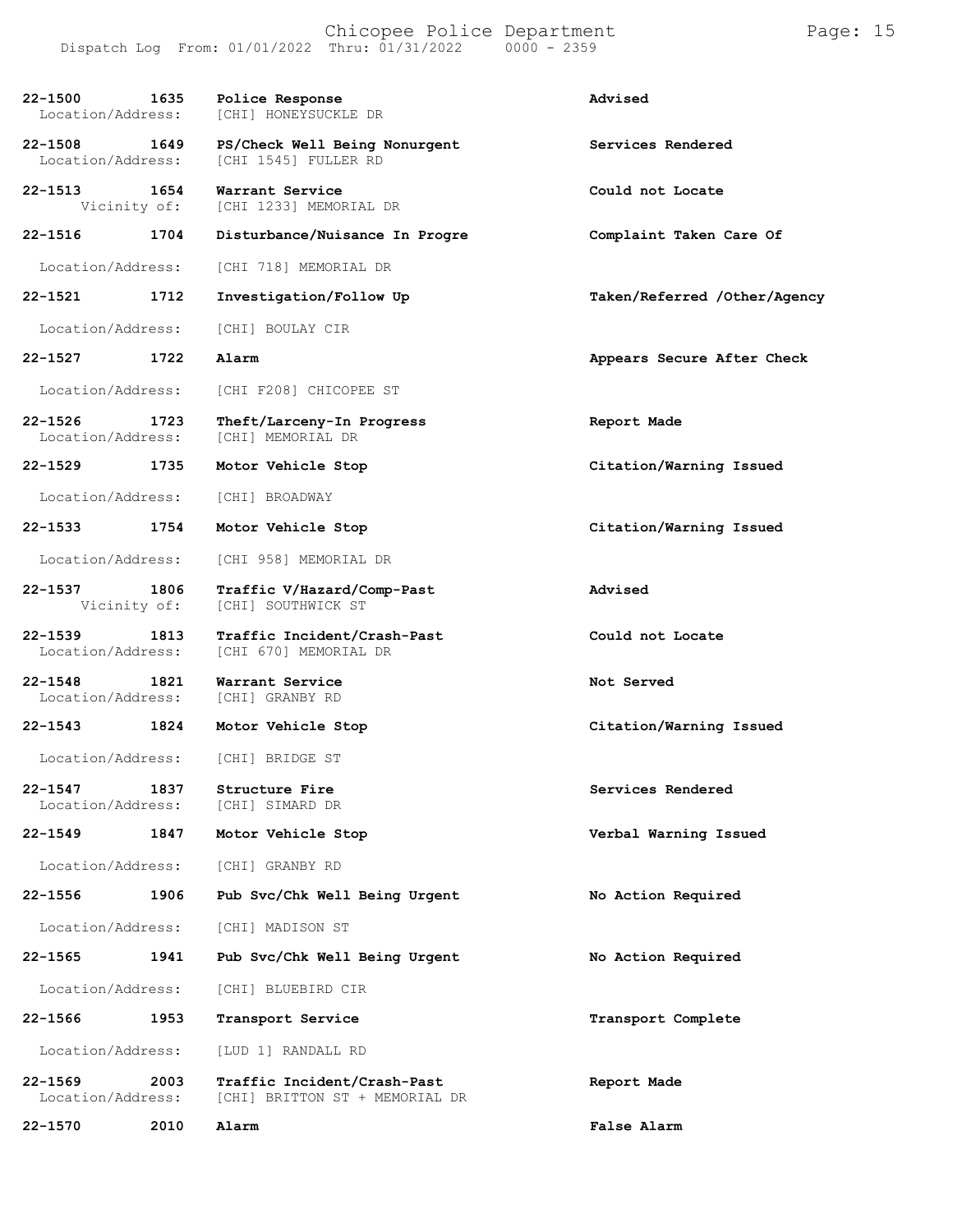| Call Number | Time | Call Reason | Action |
|---|---|---|---|
| 22-1500 | 1635 | Police Response | Advised |
| Location/Address: | | [CHI] HONEYSUCKLE DR | |
| 22-1508 | 1649 | PS/Check Well Being Nonurgent | Services Rendered |
| Location/Address: | | [CHI 1545] FULLER RD | |
| 22-1513 | 1654 | Warrant Service | Could not Locate |
| Vicinity of: | | [CHI 1233] MEMORIAL DR | |
| 22-1516 | 1704 | Disturbance/Nuisance In Progre | Complaint Taken Care Of |
| Location/Address: | | [CHI 718] MEMORIAL DR | |
| 22-1521 | 1712 | Investigation/Follow Up | Taken/Referred /Other/Agency |
| Location/Address: | | [CHI] BOULAY CIR | |
| 22-1527 | 1722 | Alarm | Appears Secure After Check |
| Location/Address: | | [CHI F208] CHICOPEE ST | |
| 22-1526 | 1723 | Theft/Larceny-In Progress | Report Made |
| Location/Address: | | [CHI] MEMORIAL DR | |
| 22-1529 | 1735 | Motor Vehicle Stop | Citation/Warning Issued |
| Location/Address: | | [CHI] BROADWAY | |
| 22-1533 | 1754 | Motor Vehicle Stop | Citation/Warning Issued |
| Location/Address: | | [CHI 958] MEMORIAL DR | |
| 22-1537 | 1806 | Traffic V/Hazard/Comp-Past | Advised |
| Vicinity of: | | [CHI] SOUTHWICK ST | |
| 22-1539 | 1813 | Traffic Incident/Crash-Past | Could not Locate |
| Location/Address: | | [CHI 670] MEMORIAL DR | |
| 22-1548 | 1821 | Warrant Service | Not Served |
| Location/Address: | | [CHI] GRANBY RD | |
| 22-1543 | 1824 | Motor Vehicle Stop | Citation/Warning Issued |
| Location/Address: | | [CHI] BRIDGE ST | |
| 22-1547 | 1837 | Structure Fire | Services Rendered |
| Location/Address: | | [CHI] SIMARD DR | |
| 22-1549 | 1847 | Motor Vehicle Stop | Verbal Warning Issued |
| Location/Address: | | [CHI] GRANBY RD | |
| 22-1556 | 1906 | Pub Svc/Chk Well Being Urgent | No Action Required |
| Location/Address: | | [CHI] MADISON ST | |
| 22-1565 | 1941 | Pub Svc/Chk Well Being Urgent | No Action Required |
| Location/Address: | | [CHI] BLUEBIRD CIR | |
| 22-1566 | 1953 | Transport Service | Transport Complete |
| Location/Address: | | [LUD 1] RANDALL RD | |
| 22-1569 | 2003 | Traffic Incident/Crash-Past | Report Made |
| Location/Address: | | [CHI] BRITTON ST + MEMORIAL DR | |
| 22-1570 | 2010 | Alarm | False Alarm |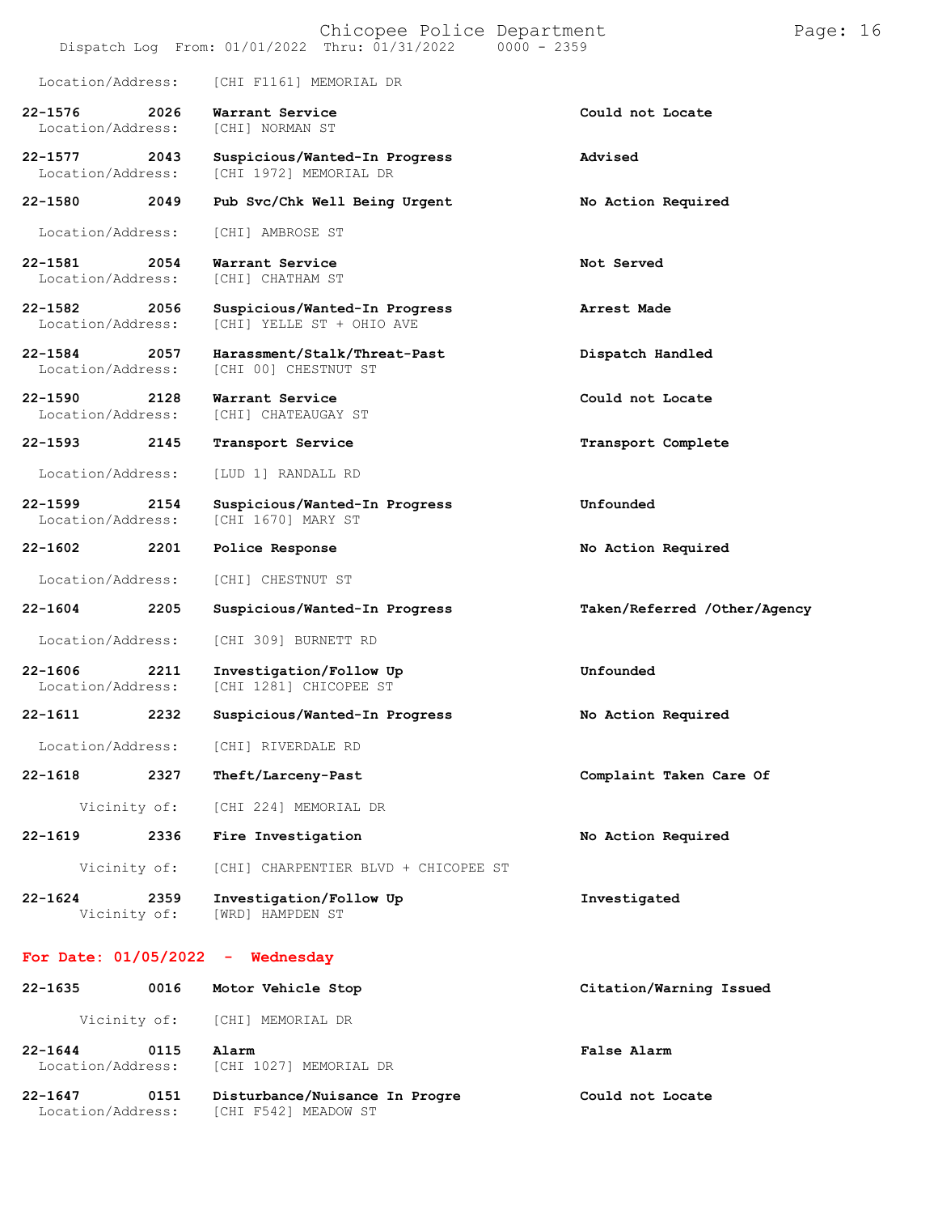Location/Address: [CHI F1161] MEMORIAL DR

| Call # | Time | Call Type | Disposition |
|---|---|---|---|
| **22-1576** | **2026** | **Warrant Service** | **Could not Locate** |
| Location/Address: | | [CHI] NORMAN ST | |
| **22-1577** | **2043** | **Suspicious/Wanted-In Progress** | **Advised** |
| Location/Address: | | [CHI 1972] MEMORIAL DR | |
| **22-1580** | **2049** | **Pub Svc/Chk Well Being Urgent** | **No Action Required** |
| Location/Address: | | [CHI] AMBROSE ST | |
| **22-1581** | **2054** | **Warrant Service** | **Not Served** |
| Location/Address: | | [CHI] CHATHAM ST | |
| **22-1582** | **2056** | **Suspicious/Wanted-In Progress** | **Arrest Made** |
| Location/Address: | | [CHI] YELLE ST + OHIO AVE | |
| **22-1584** | **2057** | **Harassment/Stalk/Threat-Past** | **Dispatch Handled** |
| Location/Address: | | [CHI 00] CHESTNUT ST | |
| **22-1590** | **2128** | **Warrant Service** | **Could not Locate** |
| Location/Address: | | [CHI] CHATEAUGAY ST | |
| **22-1593** | **2145** | **Transport Service** | **Transport Complete** |
| Location/Address: | | [LUD 1] RANDALL RD | |
| **22-1599** | **2154** | **Suspicious/Wanted-In Progress** | **Unfounded** |
| Location/Address: | | [CHI 1670] MARY ST | |
| **22-1602** | **2201** | **Police Response** | **No Action Required** |
| Location/Address: | | [CHI] CHESTNUT ST | |
| **22-1604** | **2205** | **Suspicious/Wanted-In Progress** | **Taken/Referred /Other/Agency** |
| Location/Address: | | [CHI 309] BURNETT RD | |
| **22-1606** | **2211** | **Investigation/Follow Up** | **Unfounded** |
| Location/Address: | | [CHI 1281] CHICOPEE ST | |
| **22-1611** | **2232** | **Suspicious/Wanted-In Progress** | **No Action Required** |
| Location/Address: | | [CHI] RIVERDALE RD | |
| **22-1618** | **2327** | **Theft/Larceny-Past** | **Complaint Taken Care Of** |
| Vicinity of: | | [CHI 224] MEMORIAL DR | |
| **22-1619** | **2336** | **Fire Investigation** | **No Action Required** |
| Vicinity of: | | [CHI] CHARPENTIER BLVD + CHICOPEE ST | |
| **22-1624** | **2359** | **Investigation/Follow Up** | **Investigated** |
| Vicinity of: | | [WRD] HAMPDEN ST | |

## For Date: 01/05/2022 - Wednesday

| Call # | Time | Call Type | Disposition |
|---|---|---|---|
| **22-1635** | **0016** | **Motor Vehicle Stop** | **Citation/Warning Issued** |
| Vicinity of: | | [CHI] MEMORIAL DR | |
| **22-1644** | **0115** | **Alarm** | **False Alarm** |
| Location/Address: | | [CHI 1027] MEMORIAL DR | |
| **22-1647** | **0151** | **Disturbance/Nuisance In Progre** | **Could not Locate** |
| Location/Address: | | [CHI F542] MEADOW ST | |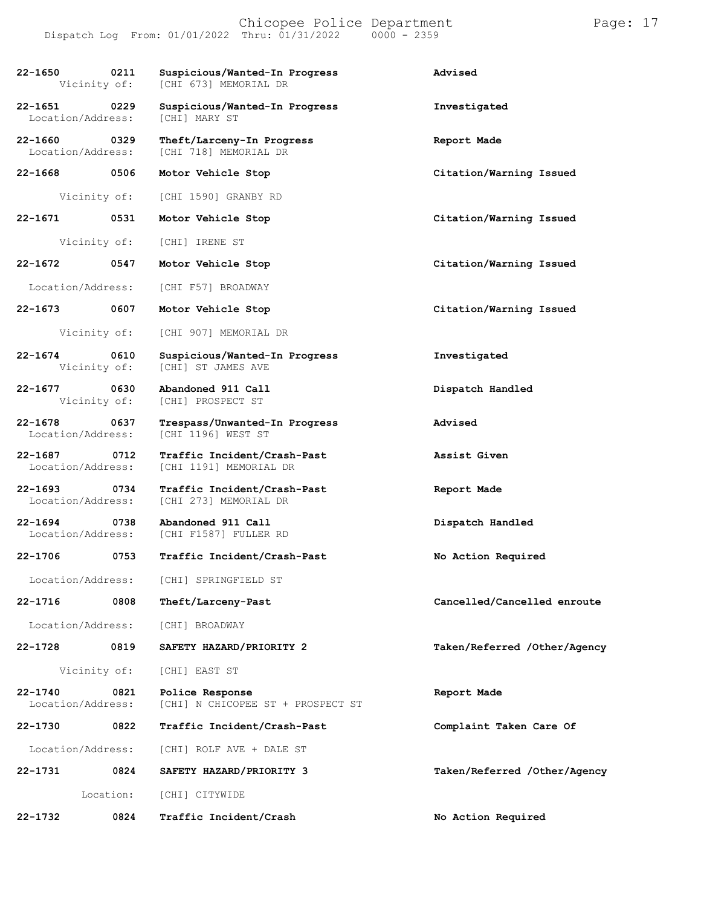| Call Number | Time | Call Reason / Location | Action |
|---|---|---|---|
| 22-1650 | 0211 | Suspicious/Wanted-In Progress | Advised |
| Vicinity of: | | [CHI 673] MEMORIAL DR | |
| 22-1651 | 0229 | Suspicious/Wanted-In Progress | Investigated |
| Location/Address: | | [CHI] MARY ST | |
| 22-1660 | 0329 | Theft/Larceny-In Progress | Report Made |
| Location/Address: | | [CHI 718] MEMORIAL DR | |
| 22-1668 | 0506 | Motor Vehicle Stop | Citation/Warning Issued |
| Vicinity of: | | [CHI 1590] GRANBY RD | |
| 22-1671 | 0531 | Motor Vehicle Stop | Citation/Warning Issued |
| Vicinity of: | | [CHI] IRENE ST | |
| 22-1672 | 0547 | Motor Vehicle Stop | Citation/Warning Issued |
| Location/Address: | | [CHI F57] BROADWAY | |
| 22-1673 | 0607 | Motor Vehicle Stop | Citation/Warning Issued |
| Vicinity of: | | [CHI 907] MEMORIAL DR | |
| 22-1674 | 0610 | Suspicious/Wanted-In Progress | Investigated |
| Vicinity of: | | [CHI] ST JAMES AVE | |
| 22-1677 | 0630 | Abandoned 911 Call | Dispatch Handled |
| Vicinity of: | | [CHI] PROSPECT ST | |
| 22-1678 | 0637 | Trespass/Unwanted-In Progress | Advised |
| Location/Address: | | [CHI 1196] WEST ST | |
| 22-1687 | 0712 | Traffic Incident/Crash-Past | Assist Given |
| Location/Address: | | [CHI 1191] MEMORIAL DR | |
| 22-1693 | 0734 | Traffic Incident/Crash-Past | Report Made |
| Location/Address: | | [CHI 273] MEMORIAL DR | |
| 22-1694 | 0738 | Abandoned 911 Call | Dispatch Handled |
| Location/Address: | | [CHI F1587] FULLER RD | |
| 22-1706 | 0753 | Traffic Incident/Crash-Past | No Action Required |
| Location/Address: | | [CHI] SPRINGFIELD ST | |
| 22-1716 | 0808 | Theft/Larceny-Past | Cancelled/Cancelled enroute |
| Location/Address: | | [CHI] BROADWAY | |
| 22-1728 | 0819 | SAFETY HAZARD/PRIORITY 2 | Taken/Referred /Other/Agency |
| Vicinity of: | | [CHI] EAST ST | |
| 22-1740 | 0821 | Police Response | Report Made |
| Location/Address: | | [CHI] N CHICOPEE ST + PROSPECT ST | |
| 22-1730 | 0822 | Traffic Incident/Crash-Past | Complaint Taken Care Of |
| Location/Address: | | [CHI] ROLF AVE + DALE ST | |
| 22-1731 | 0824 | SAFETY HAZARD/PRIORITY 3 | Taken/Referred /Other/Agency |
| Location: | | [CHI] CITYWIDE | |
| 22-1732 | 0824 | Traffic Incident/Crash | No Action Required |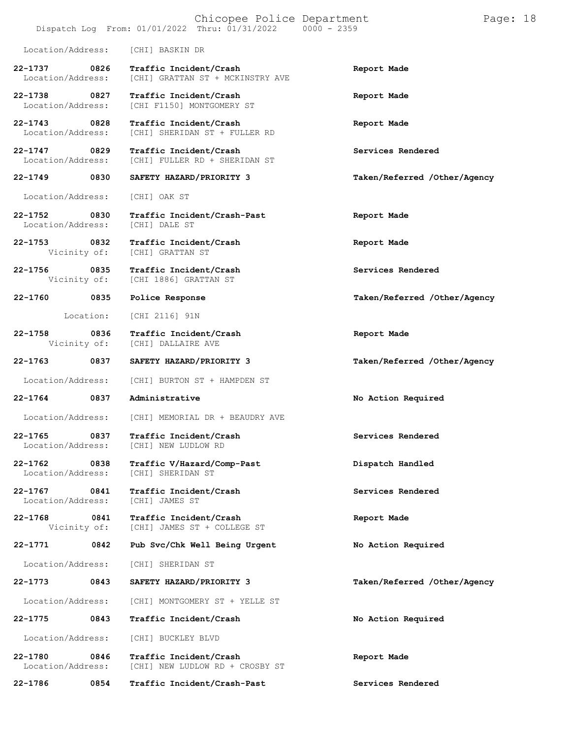Location/Address: [CHI] BASKIN DR

| Call # | Time | Call Type | Action |
|---|---|---|---|
| 22-1737 | 0826 | Traffic Incident/Crash | Report Made |
| Location/Address: | | [CHI] GRATTAN ST + MCKINSTRY AVE | |
| 22-1738 | 0827 | Traffic Incident/Crash | Report Made |
| Location/Address: | | [CHI F1150] MONTGOMERY ST | |
| 22-1743 | 0828 | Traffic Incident/Crash | Report Made |
| Location/Address: | | [CHI] SHERIDAN ST + FULLER RD | |
| 22-1747 | 0829 | Traffic Incident/Crash | Services Rendered |
| Location/Address: | | [CHI] FULLER RD + SHERIDAN ST | |
| 22-1749 | 0830 | SAFETY HAZARD/PRIORITY 3 | Taken/Referred /Other/Agency |
| Location/Address: | | [CHI] OAK ST | |
| 22-1752 | 0830 | Traffic Incident/Crash-Past | Report Made |
| Location/Address: | | [CHI] DALE ST | |
| 22-1753 | 0832 | Traffic Incident/Crash | Report Made |
| Vicinity of: | | [CHI] GRATTAN ST | |
| 22-1756 | 0835 | Traffic Incident/Crash | Services Rendered |
| Vicinity of: | | [CHI 1886] GRATTAN ST | |
| 22-1760 | 0835 | Police Response | Taken/Referred /Other/Agency |
| Location: | | [CHI 2116] 91N | |
| 22-1758 | 0836 | Traffic Incident/Crash | Report Made |
| Vicinity of: | | [CHI] DALLAIRE AVE | |
| 22-1763 | 0837 | SAFETY HAZARD/PRIORITY 3 | Taken/Referred /Other/Agency |
| Location/Address: | | [CHI] BURTON ST + HAMPDEN ST | |
| 22-1764 | 0837 | Administrative | No Action Required |
| Location/Address: | | [CHI] MEMORIAL DR + BEAUDRY AVE | |
| 22-1765 | 0837 | Traffic Incident/Crash | Services Rendered |
| Location/Address: | | [CHI] NEW LUDLOW RD | |
| 22-1762 | 0838 | Traffic V/Hazard/Comp-Past | Dispatch Handled |
| Location/Address: | | [CHI] SHERIDAN ST | |
| 22-1767 | 0841 | Traffic Incident/Crash | Services Rendered |
| Location/Address: | | [CHI] JAMES ST | |
| 22-1768 | 0841 | Traffic Incident/Crash | Report Made |
| Vicinity of: | | [CHI] JAMES ST + COLLEGE ST | |
| 22-1771 | 0842 | Pub Svc/Chk Well Being Urgent | No Action Required |
| Location/Address: | | [CHI] SHERIDAN ST | |
| 22-1773 | 0843 | SAFETY HAZARD/PRIORITY 3 | Taken/Referred /Other/Agency |
| Location/Address: | | [CHI] MONTGOMERY ST + YELLE ST | |
| 22-1775 | 0843 | Traffic Incident/Crash | No Action Required |
| Location/Address: | | [CHI] BUCKLEY BLVD | |
| 22-1780 | 0846 | Traffic Incident/Crash | Report Made |
| Location/Address: | | [CHI] NEW LUDLOW RD + CROSBY ST | |
| 22-1786 | 0854 | Traffic Incident/Crash-Past | Services Rendered |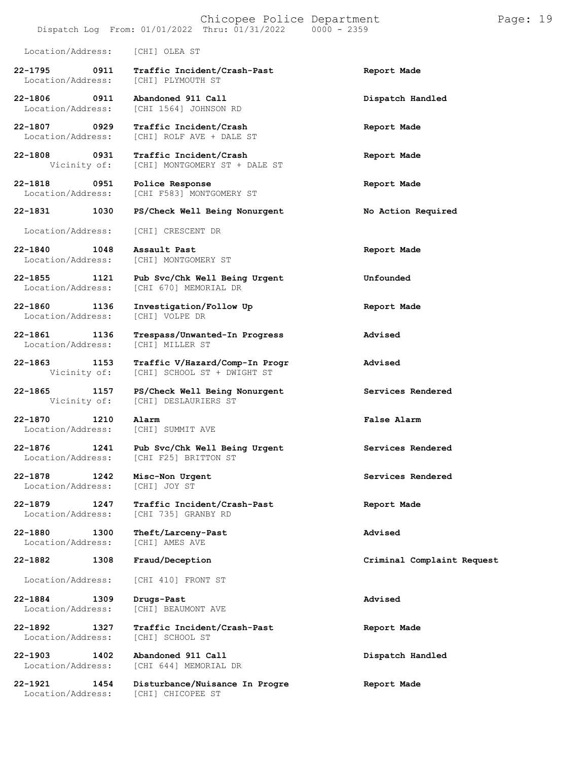Location/Address: [CHI] OLEA ST

| Call Number | Time | Call Type | Disposition |
|---|---|---|---|
| **22-1795** | **0911** | **Traffic Incident/Crash-Past** | **Report Made** |
| Location/Address: | | [CHI] PLYMOUTH ST | |
| **22-1806** | **0911** | **Abandoned 911 Call** | **Dispatch Handled** |
| Location/Address: | | [CHI 1564] JOHNSON RD | |
| **22-1807** | **0929** | **Traffic Incident/Crash** | **Report Made** |
| Location/Address: | | [CHI] ROLF AVE + DALE ST | |
| **22-1808** | **0931** | **Traffic Incident/Crash** | **Report Made** |
| Vicinity of: | | [CHI] MONTGOMERY ST + DALE ST | |
| **22-1818** | **0951** | **Police Response** | **Report Made** |
| Location/Address: | | [CHI F583] MONTGOMERY ST | |
| **22-1831** | **1030** | **PS/Check Well Being Nonurgent** | **No Action Required** |
| Location/Address: | | [CHI] CRESCENT DR | |
| **22-1840** | **1048** | **Assault Past** | **Report Made** |
| Location/Address: | | [CHI] MONTGOMERY ST | |
| **22-1855** | **1121** | **Pub Svc/Chk Well Being Urgent** | **Unfounded** |
| Location/Address: | | [CHI 670] MEMORIAL DR | |
| **22-1860** | **1136** | **Investigation/Follow Up** | **Report Made** |
| Location/Address: | | [CHI] VOLPE DR | |
| **22-1861** | **1136** | **Trespass/Unwanted-In Progress** | **Advised** |
| Location/Address: | | [CHI] MILLER ST | |
| **22-1863** | **1153** | **Traffic V/Hazard/Comp-In Progr** | **Advised** |
| Vicinity of: | | [CHI] SCHOOL ST + DWIGHT ST | |
| **22-1865** | **1157** | **PS/Check Well Being Nonurgent** | **Services Rendered** |
| Vicinity of: | | [CHI] DESLAURIERS ST | |
| **22-1870** | **1210** | **Alarm** | **False Alarm** |
| Location/Address: | | [CHI] SUMMIT AVE | |
| **22-1876** | **1241** | **Pub Svc/Chk Well Being Urgent** | **Services Rendered** |
| Location/Address: | | [CHI F25] BRITTON ST | |
| **22-1878** | **1242** | **Misc-Non Urgent** | **Services Rendered** |
| Location/Address: | | [CHI] JOY ST | |
| **22-1879** | **1247** | **Traffic Incident/Crash-Past** | **Report Made** |
| Location/Address: | | [CHI 735] GRANBY RD | |
| **22-1880** | **1300** | **Theft/Larceny-Past** | **Advised** |
| Location/Address: | | [CHI] AMES AVE | |
| **22-1882** | **1308** | **Fraud/Deception** | **Criminal Complaint Request** |
| Location/Address: | | [CHI 410] FRONT ST | |
| **22-1884** | **1309** | **Drugs-Past** | **Advised** |
| Location/Address: | | [CHI] BEAUMONT AVE | |
| **22-1892** | **1327** | **Traffic Incident/Crash-Past** | **Report Made** |
| Location/Address: | | [CHI] SCHOOL ST | |
| **22-1903** | **1402** | **Abandoned 911 Call** | **Dispatch Handled** |
| Location/Address: | | [CHI 644] MEMORIAL DR | |
| **22-1921** | **1454** | **Disturbance/Nuisance In Progre** | **Report Made** |
| Location/Address: | | [CHI] CHICOPEE ST | |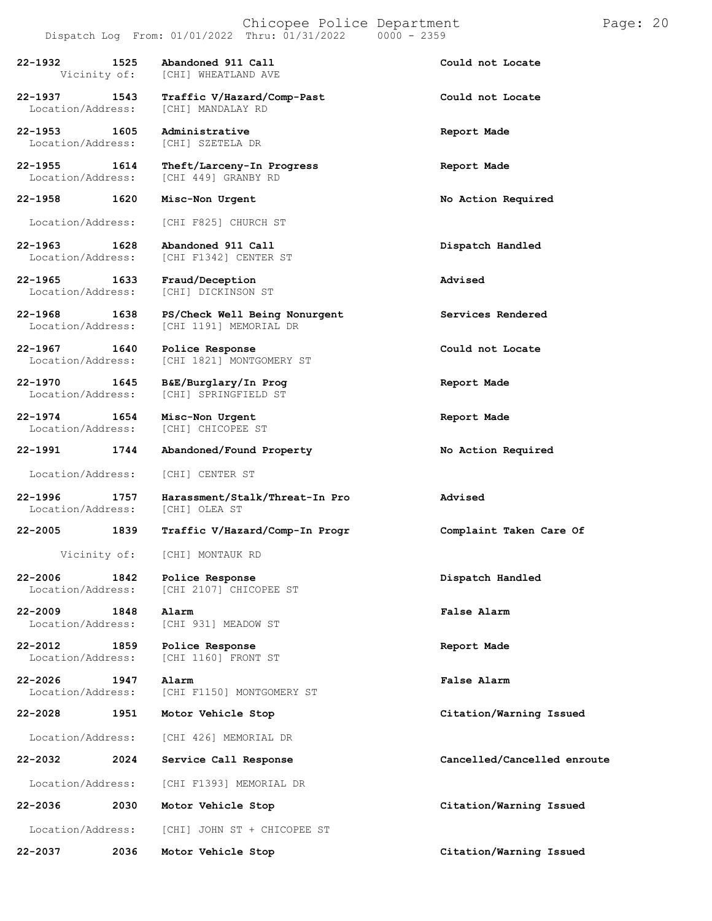| Call No. | Time | Call Type | Disposition |
|---|---|---|---|
| 22-1932 | 1525 | Abandoned 911 Call | Could not Locate |
| Vicinity of: | | [CHI] WHEATLAND AVE | |
| 22-1937 | 1543 | Traffic V/Hazard/Comp-Past | Could not Locate |
| Location/Address: | | [CHI] MANDALAY RD | |
| 22-1953 | 1605 | Administrative | Report Made |
| Location/Address: | | [CHI] SZETELA DR | |
| 22-1955 | 1614 | Theft/Larceny-In Progress | Report Made |
| Location/Address: | | [CHI 449] GRANBY RD | |
| 22-1958 | 1620 | Misc-Non Urgent | No Action Required |
| Location/Address: | | [CHI F825] CHURCH ST | |
| 22-1963 | 1628 | Abandoned 911 Call | Dispatch Handled |
| Location/Address: | | [CHI F1342] CENTER ST | |
| 22-1965 | 1633 | Fraud/Deception | Advised |
| Location/Address: | | [CHI] DICKINSON ST | |
| 22-1968 | 1638 | PS/Check Well Being Nonurgent | Services Rendered |
| Location/Address: | | [CHI 1191] MEMORIAL DR | |
| 22-1967 | 1640 | Police Response | Could not Locate |
| Location/Address: | | [CHI 1821] MONTGOMERY ST | |
| 22-1970 | 1645 | B&E/Burglary/In Prog | Report Made |
| Location/Address: | | [CHI] SPRINGFIELD ST | |
| 22-1974 | 1654 | Misc-Non Urgent | Report Made |
| Location/Address: | | [CHI] CHICOPEE ST | |
| 22-1991 | 1744 | Abandoned/Found Property | No Action Required |
| Location/Address: | | [CHI] CENTER ST | |
| 22-1996 | 1757 | Harassment/Stalk/Threat-In Pro | Advised |
| Location/Address: | | [CHI] OLEA ST | |
| 22-2005 | 1839 | Traffic V/Hazard/Comp-In Progr | Complaint Taken Care Of |
| Vicinity of: | | [CHI] MONTAUK RD | |
| 22-2006 | 1842 | Police Response | Dispatch Handled |
| Location/Address: | | [CHI 2107] CHICOPEE ST | |
| 22-2009 | 1848 | Alarm | False Alarm |
| Location/Address: | | [CHI 931] MEADOW ST | |
| 22-2012 | 1859 | Police Response | Report Made |
| Location/Address: | | [CHI 1160] FRONT ST | |
| 22-2026 | 1947 | Alarm | False Alarm |
| Location/Address: | | [CHI F1150] MONTGOMERY ST | |
| 22-2028 | 1951 | Motor Vehicle Stop | Citation/Warning Issued |
| Location/Address: | | [CHI 426] MEMORIAL DR | |
| 22-2032 | 2024 | Service Call Response | Cancelled/Cancelled enroute |
| Location/Address: | | [CHI F1393] MEMORIAL DR | |
| 22-2036 | 2030 | Motor Vehicle Stop | Citation/Warning Issued |
| Location/Address: | | [CHI] JOHN ST + CHICOPEE ST | |
| 22-2037 | 2036 | Motor Vehicle Stop | Citation/Warning Issued |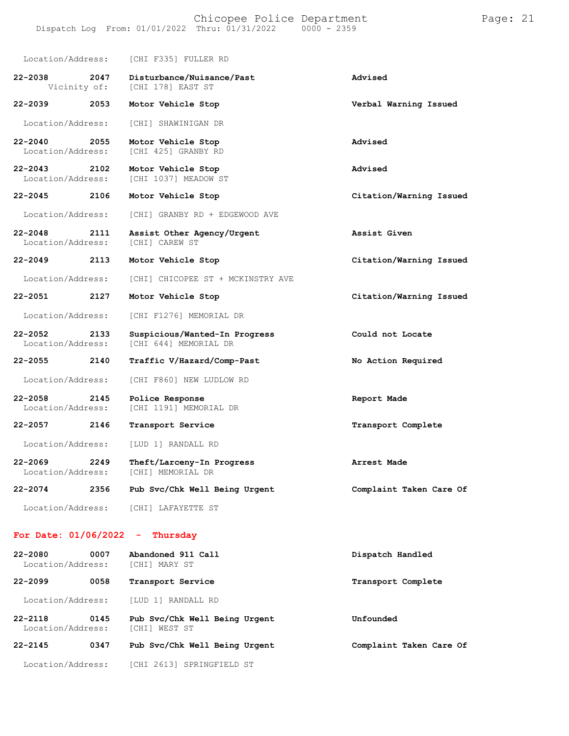Location/Address: [CHI F335] FULLER RD

| Call | Time | Type | Disposition |
|---|---|---|---|
| 22-2038 | 2047 | Disturbance/Nuisance/Past | Advised |
| | Vicinity of: | [CHI 178] EAST ST | |
| 22-2039 | 2053 | Motor Vehicle Stop | Verbal Warning Issued |
| | Location/Address: | [CHI] SHAWINIGAN DR | |
| 22-2040 | 2055 | Motor Vehicle Stop | Advised |
| | Location/Address: | [CHI 425] GRANBY RD | |
| 22-2043 | 2102 | Motor Vehicle Stop | Advised |
| | Location/Address: | [CHI 1037] MEADOW ST | |
| 22-2045 | 2106 | Motor Vehicle Stop | Citation/Warning Issued |
| | Location/Address: | [CHI] GRANBY RD + EDGEWOOD AVE | |
| 22-2048 | 2111 | Assist Other Agency/Urgent | Assist Given |
| | Location/Address: | [CHI] CAREW ST | |
| 22-2049 | 2113 | Motor Vehicle Stop | Citation/Warning Issued |
| | Location/Address: | [CHI] CHICOPEE ST + MCKINSTRY AVE | |
| 22-2051 | 2127 | Motor Vehicle Stop | Citation/Warning Issued |
| | Location/Address: | [CHI F1276] MEMORIAL DR | |
| 22-2052 | 2133 | Suspicious/Wanted-In Progress | Could not Locate |
| | Location/Address: | [CHI 644] MEMORIAL DR | |
| 22-2055 | 2140 | Traffic V/Hazard/Comp-Past | No Action Required |
| | Location/Address: | [CHI F860] NEW LUDLOW RD | |
| 22-2058 | 2145 | Police Response | Report Made |
| | Location/Address: | [CHI 1191] MEMORIAL DR | |
| 22-2057 | 2146 | Transport Service | Transport Complete |
| | Location/Address: | [LUD 1] RANDALL RD | |
| 22-2069 | 2249 | Theft/Larceny-In Progress | Arrest Made |
| | Location/Address: | [CHI] MEMORIAL DR | |
| 22-2074 | 2356 | Pub Svc/Chk Well Being Urgent | Complaint Taken Care Of |
| | Location/Address: | [CHI] LAFAYETTE ST | |

## For Date: 01/06/2022 - Thursday

| Call | Time | Type | Disposition |
|---|---|---|---|
| 22-2080 | 0007 | Abandoned 911 Call | Dispatch Handled |
| | Location/Address: | [CHI] MARY ST | |
| 22-2099 | 0058 | Transport Service | Transport Complete |
| | Location/Address: | [LUD 1] RANDALL RD | |
| 22-2118 | 0145 | Pub Svc/Chk Well Being Urgent | Unfounded |
| | Location/Address: | [CHI] WEST ST | |
| 22-2145 | 0347 | Pub Svc/Chk Well Being Urgent | Complaint Taken Care Of |
| | Location/Address: | [CHI 2613] SPRINGFIELD ST | |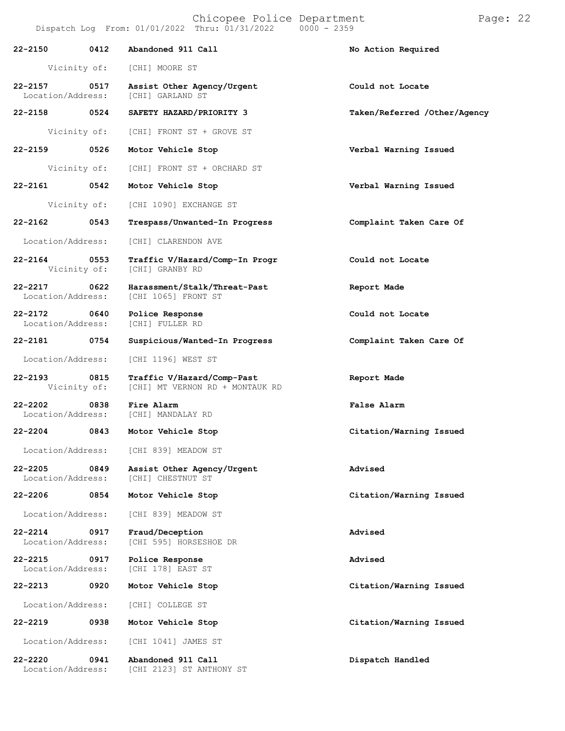| Call Number | Time | Call Reason | Action |
|---|---|---|---|
| 22-2150 | 0412 | Abandoned 911 Call | No Action Required |
| | Vicinity of: | [CHI] MOORE ST | |
| 22-2157 | 0517 | Assist Other Agency/Urgent | Could not Locate |
| | Location/Address: | [CHI] GARLAND ST | |
| 22-2158 | 0524 | SAFETY HAZARD/PRIORITY 3 | Taken/Referred /Other/Agency |
| | Vicinity of: | [CHI] FRONT ST + GROVE ST | |
| 22-2159 | 0526 | Motor Vehicle Stop | Verbal Warning Issued |
| | Vicinity of: | [CHI] FRONT ST + ORCHARD ST | |
| 22-2161 | 0542 | Motor Vehicle Stop | Verbal Warning Issued |
| | Vicinity of: | [CHI 1090] EXCHANGE ST | |
| 22-2162 | 0543 | Trespass/Unwanted-In Progress | Complaint Taken Care Of |
| | Location/Address: | [CHI] CLARENDON AVE | |
| 22-2164 | 0553 | Traffic V/Hazard/Comp-In Progr | Could not Locate |
| | Vicinity of: | [CHI] GRANBY RD | |
| 22-2217 | 0622 | Harassment/Stalk/Threat-Past | Report Made |
| | Location/Address: | [CHI 1065] FRONT ST | |
| 22-2172 | 0640 | Police Response | Could not Locate |
| | Location/Address: | [CHI] FULLER RD | |
| 22-2181 | 0754 | Suspicious/Wanted-In Progress | Complaint Taken Care Of |
| | Location/Address: | [CHI 1196] WEST ST | |
| 22-2193 | 0815 | Traffic V/Hazard/Comp-Past | Report Made |
| | Vicinity of: | [CHI] MT VERNON RD + MONTAUK RD | |
| 22-2202 | 0838 | Fire Alarm | False Alarm |
| | Location/Address: | [CHI] MANDALAY RD | |
| 22-2204 | 0843 | Motor Vehicle Stop | Citation/Warning Issued |
| | Location/Address: | [CHI 839] MEADOW ST | |
| 22-2205 | 0849 | Assist Other Agency/Urgent | Advised |
| | Location/Address: | [CHI] CHESTNUT ST | |
| 22-2206 | 0854 | Motor Vehicle Stop | Citation/Warning Issued |
| | Location/Address: | [CHI 839] MEADOW ST | |
| 22-2214 | 0917 | Fraud/Deception | Advised |
| | Location/Address: | [CHI 595] HORSESHOE DR | |
| 22-2215 | 0917 | Police Response | Advised |
| | Location/Address: | [CHI 178] EAST ST | |
| 22-2213 | 0920 | Motor Vehicle Stop | Citation/Warning Issued |
| | Location/Address: | [CHI] COLLEGE ST | |
| 22-2219 | 0938 | Motor Vehicle Stop | Citation/Warning Issued |
| | Location/Address: | [CHI 1041] JAMES ST | |
| 22-2220 | 0941 | Abandoned 911 Call | Dispatch Handled |
| | Location/Address: | [CHI 2123] ST ANTHONY ST | |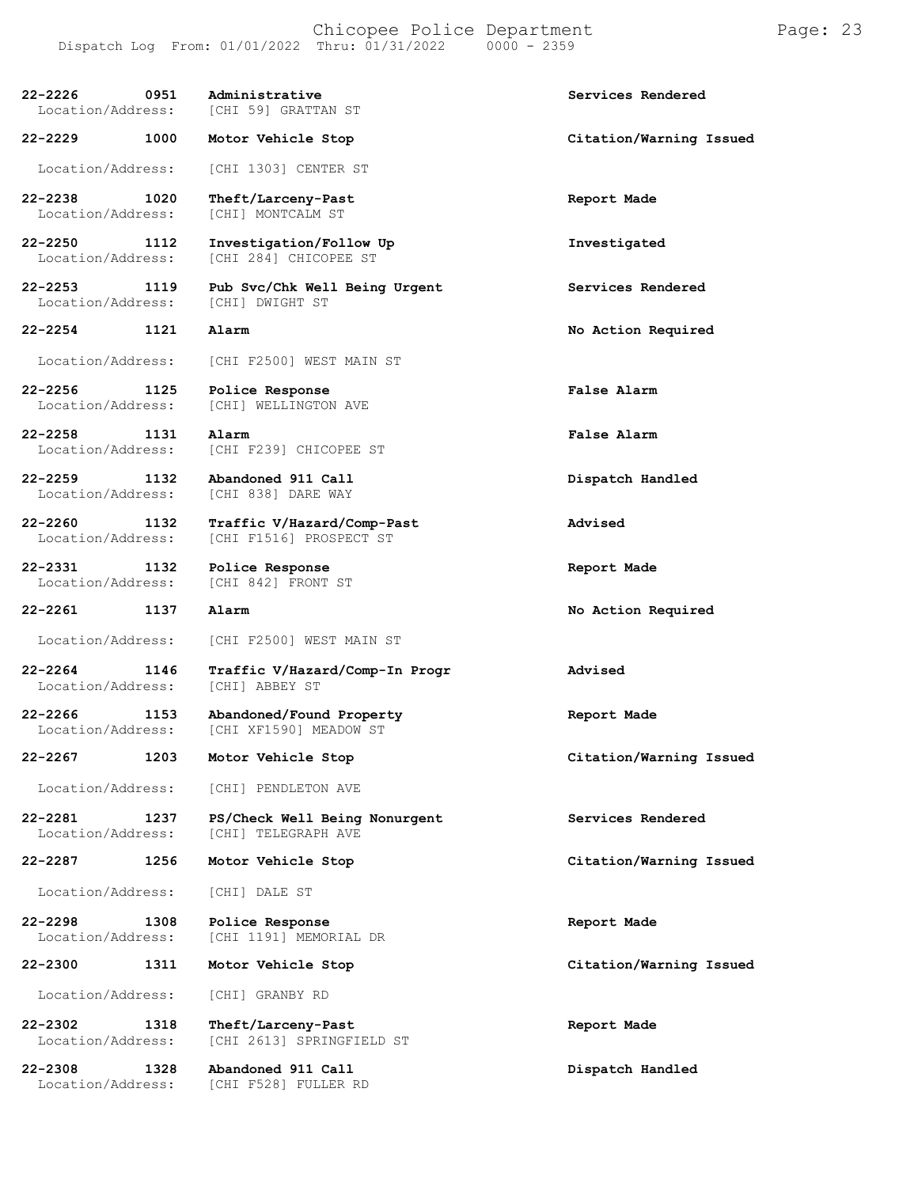| Call # | Time | Call Reason | Action |
|---|---|---|---|
| 22-2226 | 0951 | Administrative | Services Rendered |
| Location/Address: | | [CHI 59] GRATTAN ST | |
| 22-2229 | 1000 | Motor Vehicle Stop | Citation/Warning Issued |
| Location/Address: | | [CHI 1303] CENTER ST | |
| 22-2238 | 1020 | Theft/Larceny-Past | Report Made |
| Location/Address: | | [CHI] MONTCALM ST | |
| 22-2250 | 1112 | Investigation/Follow Up | Investigated |
| Location/Address: | | [CHI 284] CHICOPEE ST | |
| 22-2253 | 1119 | Pub Svc/Chk Well Being Urgent | Services Rendered |
| Location/Address: | | [CHI] DWIGHT ST | |
| 22-2254 | 1121 | Alarm | No Action Required |
| Location/Address: | | [CHI F2500] WEST MAIN ST | |
| 22-2256 | 1125 | Police Response | False Alarm |
| Location/Address: | | [CHI] WELLINGTON AVE | |
| 22-2258 | 1131 | Alarm | False Alarm |
| Location/Address: | | [CHI F239] CHICOPEE ST | |
| 22-2259 | 1132 | Abandoned 911 Call | Dispatch Handled |
| Location/Address: | | [CHI 838] DARE WAY | |
| 22-2260 | 1132 | Traffic V/Hazard/Comp-Past | Advised |
| Location/Address: | | [CHI F1516] PROSPECT ST | |
| 22-2331 | 1132 | Police Response | Report Made |
| Location/Address: | | [CHI 842] FRONT ST | |
| 22-2261 | 1137 | Alarm | No Action Required |
| Location/Address: | | [CHI F2500] WEST MAIN ST | |
| 22-2264 | 1146 | Traffic V/Hazard/Comp-In Progr | Advised |
| Location/Address: | | [CHI] ABBEY ST | |
| 22-2266 | 1153 | Abandoned/Found Property | Report Made |
| Location/Address: | | [CHI XF1590] MEADOW ST | |
| 22-2267 | 1203 | Motor Vehicle Stop | Citation/Warning Issued |
| Location/Address: | | [CHI] PENDLETON AVE | |
| 22-2281 | 1237 | PS/Check Well Being Nonurgent | Services Rendered |
| Location/Address: | | [CHI] TELEGRAPH AVE | |
| 22-2287 | 1256 | Motor Vehicle Stop | Citation/Warning Issued |
| Location/Address: | | [CHI] DALE ST | |
| 22-2298 | 1308 | Police Response | Report Made |
| Location/Address: | | [CHI 1191] MEMORIAL DR | |
| 22-2300 | 1311 | Motor Vehicle Stop | Citation/Warning Issued |
| Location/Address: | | [CHI] GRANBY RD | |
| 22-2302 | 1318 | Theft/Larceny-Past | Report Made |
| Location/Address: | | [CHI 2613] SPRINGFIELD ST | |
| 22-2308 | 1328 | Abandoned 911 Call | Dispatch Handled |
| Location/Address: | | [CHI F528] FULLER RD | |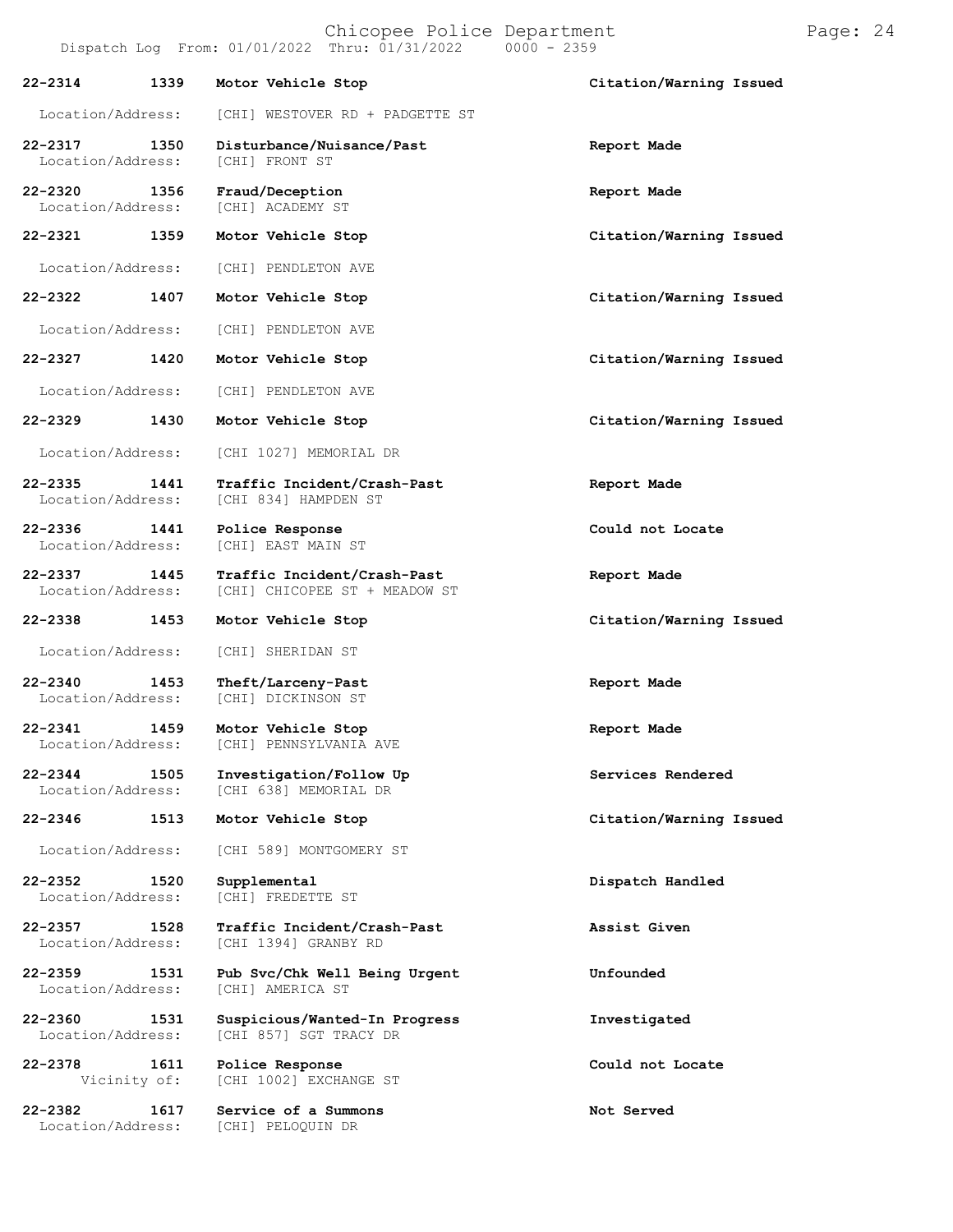| Call # | Time | Call Reason | Action |
| --- | --- | --- | --- |
| 22-2314 | 1339 | Motor Vehicle Stop | Citation/Warning Issued |
| Location/Address: | | [CHI] WESTOVER RD + PADGETTE ST | |
| 22-2317 | 1350 | Disturbance/Nuisance/Past | Report Made |
| Location/Address: | | [CHI] FRONT ST | |
| 22-2320 | 1356 | Fraud/Deception | Report Made |
| Location/Address: | | [CHI] ACADEMY ST | |
| 22-2321 | 1359 | Motor Vehicle Stop | Citation/Warning Issued |
| Location/Address: | | [CHI] PENDLETON AVE | |
| 22-2322 | 1407 | Motor Vehicle Stop | Citation/Warning Issued |
| Location/Address: | | [CHI] PENDLETON AVE | |
| 22-2327 | 1420 | Motor Vehicle Stop | Citation/Warning Issued |
| Location/Address: | | [CHI] PENDLETON AVE | |
| 22-2329 | 1430 | Motor Vehicle Stop | Citation/Warning Issued |
| Location/Address: | | [CHI 1027] MEMORIAL DR | |
| 22-2335 | 1441 | Traffic Incident/Crash-Past | Report Made |
| Location/Address: | | [CHI 834] HAMPDEN ST | |
| 22-2336 | 1441 | Police Response | Could not Locate |
| Location/Address: | | [CHI] EAST MAIN ST | |
| 22-2337 | 1445 | Traffic Incident/Crash-Past | Report Made |
| Location/Address: | | [CHI] CHICOPEE ST + MEADOW ST | |
| 22-2338 | 1453 | Motor Vehicle Stop | Citation/Warning Issued |
| Location/Address: | | [CHI] SHERIDAN ST | |
| 22-2340 | 1453 | Theft/Larceny-Past | Report Made |
| Location/Address: | | [CHI] DICKINSON ST | |
| 22-2341 | 1459 | Motor Vehicle Stop | Report Made |
| Location/Address: | | [CHI] PENNSYLVANIA AVE | |
| 22-2344 | 1505 | Investigation/Follow Up | Services Rendered |
| Location/Address: | | [CHI 638] MEMORIAL DR | |
| 22-2346 | 1513 | Motor Vehicle Stop | Citation/Warning Issued |
| Location/Address: | | [CHI 589] MONTGOMERY ST | |
| 22-2352 | 1520 | Supplemental | Dispatch Handled |
| Location/Address: | | [CHI] FREDETTE ST | |
| 22-2357 | 1528 | Traffic Incident/Crash-Past | Assist Given |
| Location/Address: | | [CHI 1394] GRANBY RD | |
| 22-2359 | 1531 | Pub Svc/Chk Well Being Urgent | Unfounded |
| Location/Address: | | [CHI] AMERICA ST | |
| 22-2360 | 1531 | Suspicious/Wanted-In Progress | Investigated |
| Location/Address: | | [CHI 857] SGT TRACY DR | |
| 22-2378 | 1611 | Police Response | Could not Locate |
| Vicinity of: | | [CHI 1002] EXCHANGE ST | |
| 22-2382 | 1617 | Service of a Summons | Not Served |
| Location/Address: | | [CHI] PELOQUIN DR | |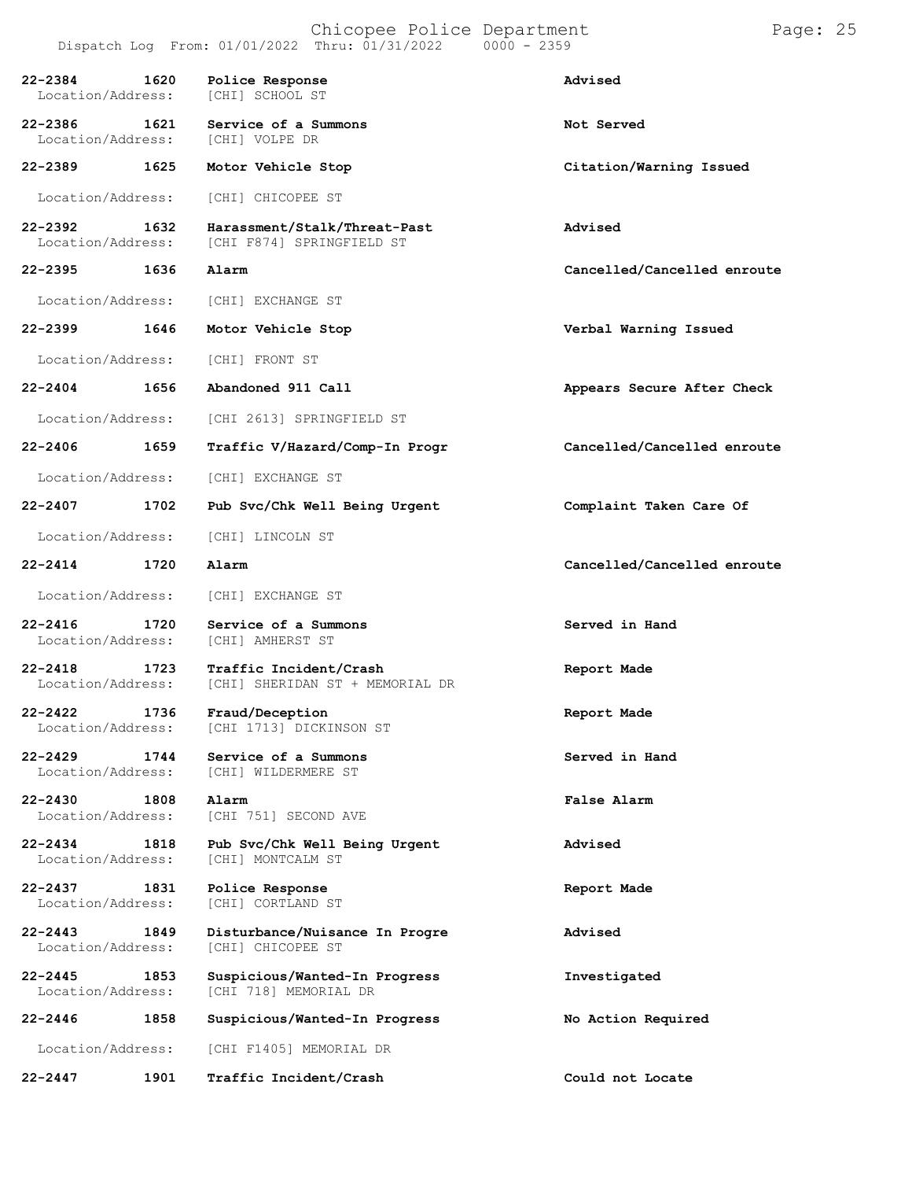| Call # | Time | Call Type | Disposition |
|---|---|---|---|
| 22-2384 | 1620 | Police Response | Advised |
| Location/Address: | | [CHI] SCHOOL ST | |
| 22-2386 | 1621 | Service of a Summons | Not Served |
| Location/Address: | | [CHI] VOLPE DR | |
| 22-2389 | 1625 | Motor Vehicle Stop | Citation/Warning Issued |
| Location/Address: | | [CHI] CHICOPEE ST | |
| 22-2392 | 1632 | Harassment/Stalk/Threat-Past | Advised |
| Location/Address: | | [CHI F874] SPRINGFIELD ST | |
| 22-2395 | 1636 | Alarm | Cancelled/Cancelled enroute |
| Location/Address: | | [CHI] EXCHANGE ST | |
| 22-2399 | 1646 | Motor Vehicle Stop | Verbal Warning Issued |
| Location/Address: | | [CHI] FRONT ST | |
| 22-2404 | 1656 | Abandoned 911 Call | Appears Secure After Check |
| Location/Address: | | [CHI 2613] SPRINGFIELD ST | |
| 22-2406 | 1659 | Traffic V/Hazard/Comp-In Progr | Cancelled/Cancelled enroute |
| Location/Address: | | [CHI] EXCHANGE ST | |
| 22-2407 | 1702 | Pub Svc/Chk Well Being Urgent | Complaint Taken Care Of |
| Location/Address: | | [CHI] LINCOLN ST | |
| 22-2414 | 1720 | Alarm | Cancelled/Cancelled enroute |
| Location/Address: | | [CHI] EXCHANGE ST | |
| 22-2416 | 1720 | Service of a Summons | Served in Hand |
| Location/Address: | | [CHI] AMHERST ST | |
| 22-2418 | 1723 | Traffic Incident/Crash | Report Made |
| Location/Address: | | [CHI] SHERIDAN ST + MEMORIAL DR | |
| 22-2422 | 1736 | Fraud/Deception | Report Made |
| Location/Address: | | [CHI 1713] DICKINSON ST | |
| 22-2429 | 1744 | Service of a Summons | Served in Hand |
| Location/Address: | | [CHI] WILDERMERE ST | |
| 22-2430 | 1808 | Alarm | False Alarm |
| Location/Address: | | [CHI 751] SECOND AVE | |
| 22-2434 | 1818 | Pub Svc/Chk Well Being Urgent | Advised |
| Location/Address: | | [CHI] MONTCALM ST | |
| 22-2437 | 1831 | Police Response | Report Made |
| Location/Address: | | [CHI] CORTLAND ST | |
| 22-2443 | 1849 | Disturbance/Nuisance In Progre | Advised |
| Location/Address: | | [CHI] CHICOPEE ST | |
| 22-2445 | 1853 | Suspicious/Wanted-In Progress | Investigated |
| Location/Address: | | [CHI 718] MEMORIAL DR | |
| 22-2446 | 1858 | Suspicious/Wanted-In Progress | No Action Required |
| Location/Address: | | [CHI F1405] MEMORIAL DR | |
| 22-2447 | 1901 | Traffic Incident/Crash | Could not Locate |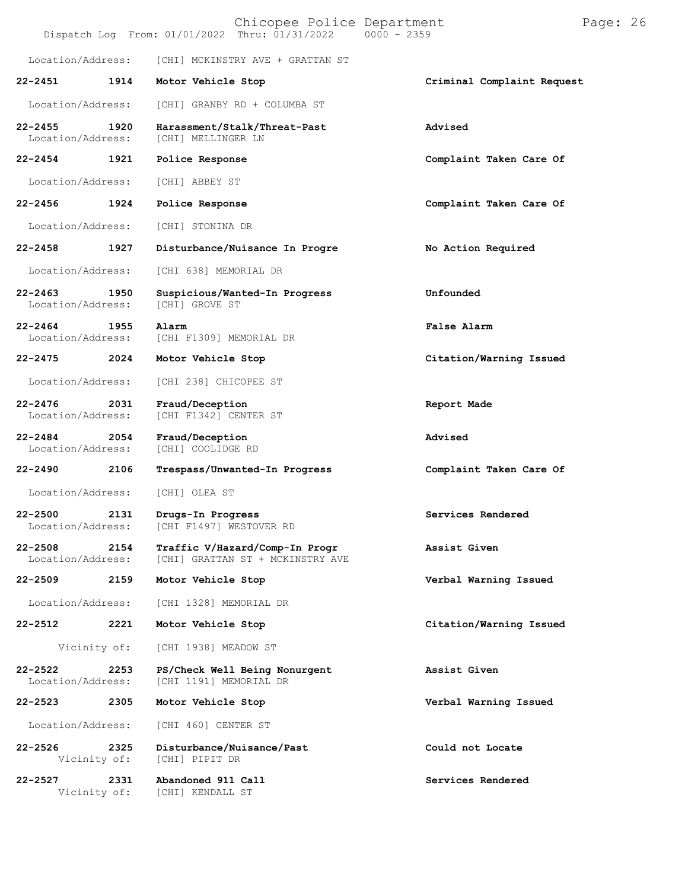Location/Address: [CHI] MCKINSTRY AVE + GRATTAN ST

| Call # | Time | Call Reason | Action |
|---|---|---|---|
| 22-2451 | 1914 | Motor Vehicle Stop | Criminal Complaint Request |
| Location/Address: | | [CHI] GRANBY RD + COLUMBA ST | |
| 22-2455 | 1920 | Harassment/Stalk/Threat-Past | Advised |
| Location/Address: | | [CHI] MELLINGER LN | |
| 22-2454 | 1921 | Police Response | Complaint Taken Care Of |
| Location/Address: | | [CHI] ABBEY ST | |
| 22-2456 | 1924 | Police Response | Complaint Taken Care Of |
| Location/Address: | | [CHI] STONINA DR | |
| 22-2458 | 1927 | Disturbance/Nuisance In Progre | No Action Required |
| Location/Address: | | [CHI 638] MEMORIAL DR | |
| 22-2463 | 1950 | Suspicious/Wanted-In Progress | Unfounded |
| Location/Address: | | [CHI] GROVE ST | |
| 22-2464 | 1955 | Alarm | False Alarm |
| Location/Address: | | [CHI F1309] MEMORIAL DR | |
| 22-2475 | 2024 | Motor Vehicle Stop | Citation/Warning Issued |
| Location/Address: | | [CHI 238] CHICOPEE ST | |
| 22-2476 | 2031 | Fraud/Deception | Report Made |
| Location/Address: | | [CHI F1342] CENTER ST | |
| 22-2484 | 2054 | Fraud/Deception | Advised |
| Location/Address: | | [CHI] COOLIDGE RD | |
| 22-2490 | 2106 | Trespass/Unwanted-In Progress | Complaint Taken Care Of |
| Location/Address: | | [CHI] OLEA ST | |
| 22-2500 | 2131 | Drugs-In Progress | Services Rendered |
| Location/Address: | | [CHI F1497] WESTOVER RD | |
| 22-2508 | 2154 | Traffic V/Hazard/Comp-In Progr | Assist Given |
| Location/Address: | | [CHI] GRATTAN ST + MCKINSTRY AVE | |
| 22-2509 | 2159 | Motor Vehicle Stop | Verbal Warning Issued |
| Location/Address: | | [CHI 1328] MEMORIAL DR | |
| 22-2512 | 2221 | Motor Vehicle Stop | Citation/Warning Issued |
| Vicinity of: | | [CHI 1938] MEADOW ST | |
| 22-2522 | 2253 | PS/Check Well Being Nonurgent | Assist Given |
| Location/Address: | | [CHI 1191] MEMORIAL DR | |
| 22-2523 | 2305 | Motor Vehicle Stop | Verbal Warning Issued |
| Location/Address: | | [CHI 460] CENTER ST | |
| 22-2526 | 2325 | Disturbance/Nuisance/Past | Could not Locate |
| Vicinity of: | | [CHI] PIPIT DR | |
| 22-2527 | 2331 | Abandoned 911 Call | Services Rendered |
| Vicinity of: | | [CHI] KENDALL ST | |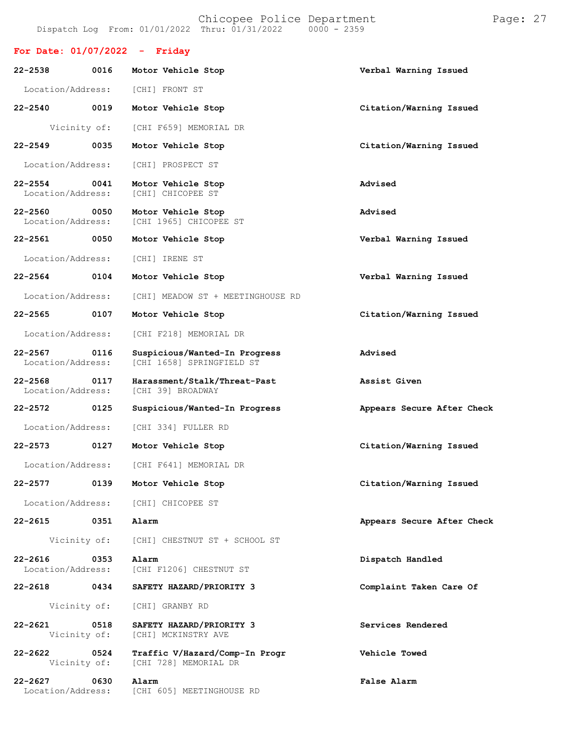## For Date: 01/07/2022 - Friday

**22-2538 0016 Motor Vehicle Stop** — Verbal Warning Issued
Location/Address: [CHI] FRONT ST

**22-2540 0019 Motor Vehicle Stop** — Citation/Warning Issued
Vicinity of: [CHI F659] MEMORIAL DR

**22-2549 0035 Motor Vehicle Stop** — Citation/Warning Issued
Location/Address: [CHI] PROSPECT ST

**22-2554 0041 Motor Vehicle Stop** — Advised
Location/Address: [CHI] CHICOPEE ST

**22-2560 0050 Motor Vehicle Stop** — Advised
Location/Address: [CHI 1965] CHICOPEE ST

**22-2561 0050 Motor Vehicle Stop** — Verbal Warning Issued
Location/Address: [CHI] IRENE ST

**22-2564 0104 Motor Vehicle Stop** — Verbal Warning Issued
Location/Address: [CHI] MEADOW ST + MEETINGHOUSE RD

**22-2565 0107 Motor Vehicle Stop** — Citation/Warning Issued
Location/Address: [CHI F218] MEMORIAL DR

**22-2567 0116 Suspicious/Wanted-In Progress** — Advised
Location/Address: [CHI 1658] SPRINGFIELD ST

**22-2568 0117 Harassment/Stalk/Threat-Past** — Assist Given
Location/Address: [CHI 39] BROADWAY

**22-2572 0125 Suspicious/Wanted-In Progress** — Appears Secure After Check
Location/Address: [CHI 334] FULLER RD

**22-2573 0127 Motor Vehicle Stop** — Citation/Warning Issued
Location/Address: [CHI F641] MEMORIAL DR

**22-2577 0139 Motor Vehicle Stop** — Citation/Warning Issued
Location/Address: [CHI] CHICOPEE ST

**22-2615 0351 Alarm** — Appears Secure After Check
Vicinity of: [CHI] CHESTNUT ST + SCHOOL ST

**22-2616 0353 Alarm** — Dispatch Handled
Location/Address: [CHI F1206] CHESTNUT ST

**22-2618 0434 SAFETY HAZARD/PRIORITY 3** — Complaint Taken Care Of
Vicinity of: [CHI] GRANBY RD

**22-2621 0518 SAFETY HAZARD/PRIORITY 3** — Services Rendered
Vicinity of: [CHI] MCKINSTRY AVE

**22-2622 0524 Traffic V/Hazard/Comp-In Progr** — Vehicle Towed
Vicinity of: [CHI 728] MEMORIAL DR

**22-2627 0630 Alarm** — False Alarm
Location/Address: [CHI 605] MEETINGHOUSE RD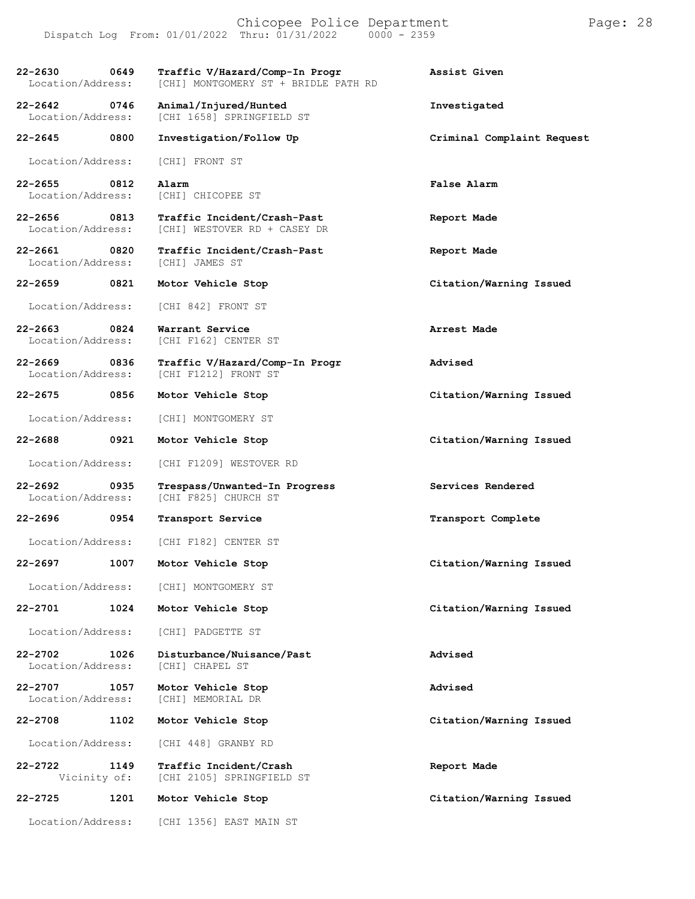| Call # | Time | Type | Disposition |
| --- | --- | --- | --- |
| 22-2630 | 0649 | Traffic V/Hazard/Comp-In Progr | Assist Given |
| Location/Address: | | [CHI] MONTGOMERY ST + BRIDLE PATH RD | |
| 22-2642 | 0746 | Animal/Injured/Hunted | Investigated |
| Location/Address: | | [CHI 1658] SPRINGFIELD ST | |
| 22-2645 | 0800 | Investigation/Follow Up | Criminal Complaint Request |
| Location/Address: | | [CHI] FRONT ST | |
| 22-2655 | 0812 | Alarm | False Alarm |
| Location/Address: | | [CHI] CHICOPEE ST | |
| 22-2656 | 0813 | Traffic Incident/Crash-Past | Report Made |
| Location/Address: | | [CHI] WESTOVER RD + CASEY DR | |
| 22-2661 | 0820 | Traffic Incident/Crash-Past | Report Made |
| Location/Address: | | [CHI] JAMES ST | |
| 22-2659 | 0821 | Motor Vehicle Stop | Citation/Warning Issued |
| Location/Address: | | [CHI 842] FRONT ST | |
| 22-2663 | 0824 | Warrant Service | Arrest Made |
| Location/Address: | | [CHI F162] CENTER ST | |
| 22-2669 | 0836 | Traffic V/Hazard/Comp-In Progr | Advised |
| Location/Address: | | [CHI F1212] FRONT ST | |
| 22-2675 | 0856 | Motor Vehicle Stop | Citation/Warning Issued |
| Location/Address: | | [CHI] MONTGOMERY ST | |
| 22-2688 | 0921 | Motor Vehicle Stop | Citation/Warning Issued |
| Location/Address: | | [CHI F1209] WESTOVER RD | |
| 22-2692 | 0935 | Trespass/Unwanted-In Progress | Services Rendered |
| Location/Address: | | [CHI F825] CHURCH ST | |
| 22-2696 | 0954 | Transport Service | Transport Complete |
| Location/Address: | | [CHI F182] CENTER ST | |
| 22-2697 | 1007 | Motor Vehicle Stop | Citation/Warning Issued |
| Location/Address: | | [CHI] MONTGOMERY ST | |
| 22-2701 | 1024 | Motor Vehicle Stop | Citation/Warning Issued |
| Location/Address: | | [CHI] PADGETTE ST | |
| 22-2702 | 1026 | Disturbance/Nuisance/Past | Advised |
| Location/Address: | | [CHI] CHAPEL ST | |
| 22-2707 | 1057 | Motor Vehicle Stop | Advised |
| Location/Address: | | [CHI] MEMORIAL DR | |
| 22-2708 | 1102 | Motor Vehicle Stop | Citation/Warning Issued |
| Location/Address: | | [CHI 448] GRANBY RD | |
| 22-2722 | 1149 | Traffic Incident/Crash | Report Made |
| Vicinity of: | | [CHI 2105] SPRINGFIELD ST | |
| 22-2725 | 1201 | Motor Vehicle Stop | Citation/Warning Issued |
| Location/Address: | | [CHI 1356] EAST MAIN ST | |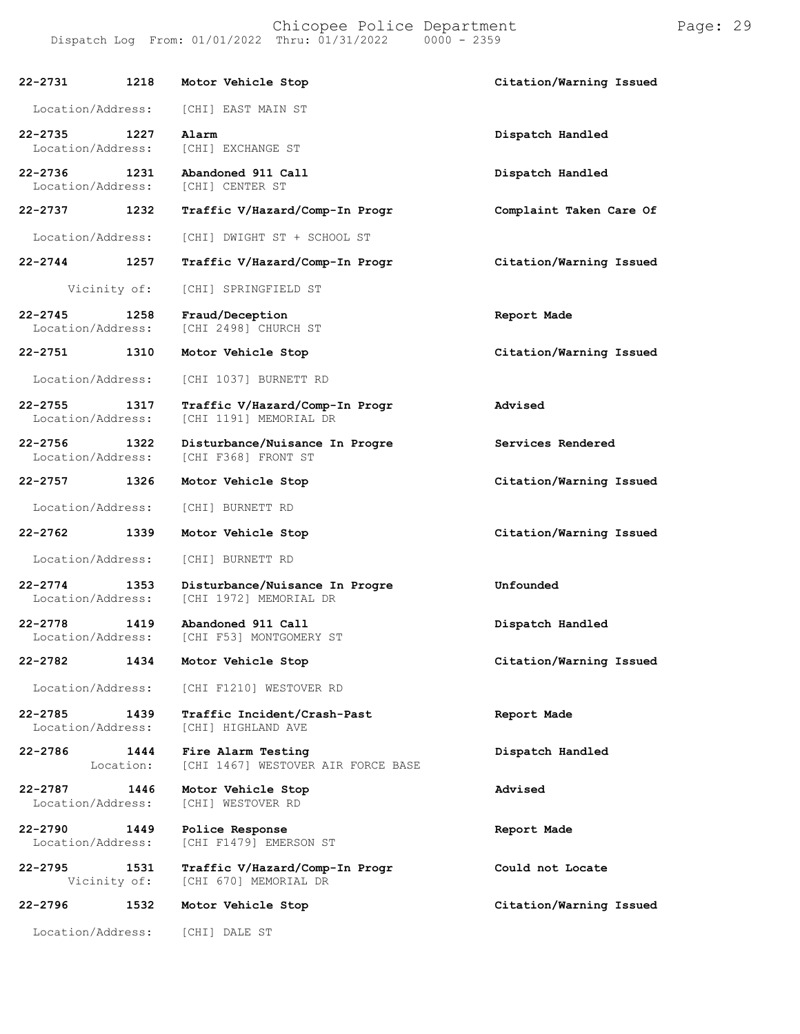| Call # | Time | Call Type | Disposition |
|---|---|---|---|
| 22-2731 | 1218 | Motor Vehicle Stop | Citation/Warning Issued |
| Location/Address: | | [CHI] EAST MAIN ST | |
| 22-2735 | 1227 | Alarm | Dispatch Handled |
| Location/Address: | | [CHI] EXCHANGE ST | |
| 22-2736 | 1231 | Abandoned 911 Call | Dispatch Handled |
| Location/Address: | | [CHI] CENTER ST | |
| 22-2737 | 1232 | Traffic V/Hazard/Comp-In Progr | Complaint Taken Care Of |
| Location/Address: | | [CHI] DWIGHT ST + SCHOOL ST | |
| 22-2744 | 1257 | Traffic V/Hazard/Comp-In Progr | Citation/Warning Issued |
| Vicinity of: | | [CHI] SPRINGFIELD ST | |
| 22-2745 | 1258 | Fraud/Deception | Report Made |
| Location/Address: | | [CHI 2498] CHURCH ST | |
| 22-2751 | 1310 | Motor Vehicle Stop | Citation/Warning Issued |
| Location/Address: | | [CHI 1037] BURNETT RD | |
| 22-2755 | 1317 | Traffic V/Hazard/Comp-In Progr | Advised |
| Location/Address: | | [CHI 1191] MEMORIAL DR | |
| 22-2756 | 1322 | Disturbance/Nuisance In Progre | Services Rendered |
| Location/Address: | | [CHI F368] FRONT ST | |
| 22-2757 | 1326 | Motor Vehicle Stop | Citation/Warning Issued |
| Location/Address: | | [CHI] BURNETT RD | |
| 22-2762 | 1339 | Motor Vehicle Stop | Citation/Warning Issued |
| Location/Address: | | [CHI] BURNETT RD | |
| 22-2774 | 1353 | Disturbance/Nuisance In Progre | Unfounded |
| Location/Address: | | [CHI 1972] MEMORIAL DR | |
| 22-2778 | 1419 | Abandoned 911 Call | Dispatch Handled |
| Location/Address: | | [CHI F53] MONTGOMERY ST | |
| 22-2782 | 1434 | Motor Vehicle Stop | Citation/Warning Issued |
| Location/Address: | | [CHI F1210] WESTOVER RD | |
| 22-2785 | 1439 | Traffic Incident/Crash-Past | Report Made |
| Location/Address: | | [CHI] HIGHLAND AVE | |
| 22-2786 | 1444 | Fire Alarm Testing | Dispatch Handled |
| Location: | | [CHI 1467] WESTOVER AIR FORCE BASE | |
| 22-2787 | 1446 | Motor Vehicle Stop | Advised |
| Location/Address: | | [CHI] WESTOVER RD | |
| 22-2790 | 1449 | Police Response | Report Made |
| Location/Address: | | [CHI F1479] EMERSON ST | |
| 22-2795 | 1531 | Traffic V/Hazard/Comp-In Progr | Could not Locate |
| Vicinity of: | | [CHI 670] MEMORIAL DR | |
| 22-2796 | 1532 | Motor Vehicle Stop | Citation/Warning Issued |
| Location/Address: | | [CHI] DALE ST | |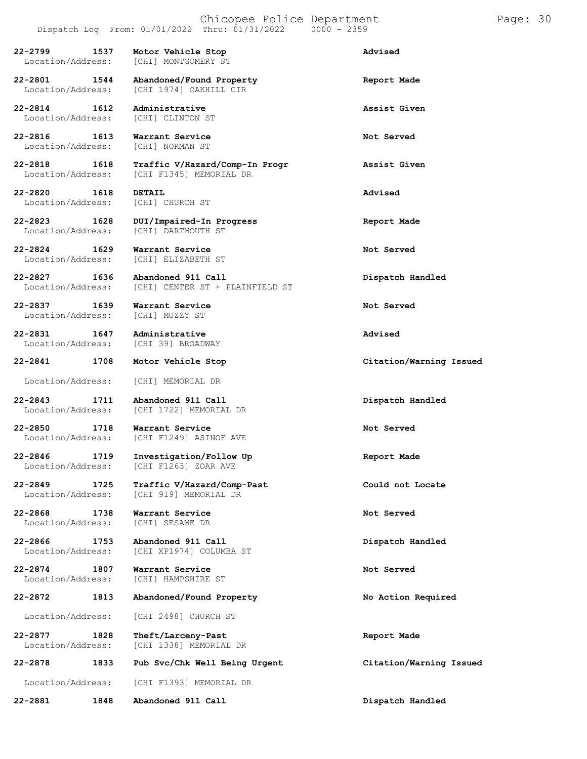| Call Number | Time | Call Reason | Action |
|---|---|---|---|
| 22-2799 | 1537 | Motor Vehicle Stop | Advised |
| Location/Address: | | [CHI] MONTGOMERY ST | |
| 22-2801 | 1544 | Abandoned/Found Property | Report Made |
| Location/Address: | | [CHI 1974] OAKHILL CIR | |
| 22-2814 | 1612 | Administrative | Assist Given |
| Location/Address: | | [CHI] CLINTON ST | |
| 22-2816 | 1613 | Warrant Service | Not Served |
| Location/Address: | | [CHI] NORMAN ST | |
| 22-2818 | 1618 | Traffic V/Hazard/Comp-In Progr | Assist Given |
| Location/Address: | | [CHI F1345] MEMORIAL DR | |
| 22-2820 | 1618 | DETAIL | Advised |
| Location/Address: | | [CHI] CHURCH ST | |
| 22-2823 | 1628 | DUI/Impaired-In Progress | Report Made |
| Location/Address: | | [CHI] DARTMOUTH ST | |
| 22-2824 | 1629 | Warrant Service | Not Served |
| Location/Address: | | [CHI] ELIZABETH ST | |
| 22-2827 | 1636 | Abandoned 911 Call | Dispatch Handled |
| Location/Address: | | [CHI] CENTER ST + PLAINFIELD ST | |
| 22-2837 | 1639 | Warrant Service | Not Served |
| Location/Address: | | [CHI] MUZZY ST | |
| 22-2831 | 1647 | Administrative | Advised |
| Location/Address: | | [CHI 39] BROADWAY | |
| 22-2841 | 1708 | Motor Vehicle Stop | Citation/Warning Issued |
| Location/Address: | | [CHI] MEMORIAL DR | |
| 22-2843 | 1711 | Abandoned 911 Call | Dispatch Handled |
| Location/Address: | | [CHI 1722] MEMORIAL DR | |
| 22-2850 | 1718 | Warrant Service | Not Served |
| Location/Address: | | [CHI F1249] ASINOF AVE | |
| 22-2846 | 1719 | Investigation/Follow Up | Report Made |
| Location/Address: | | [CHI F1263] ZOAR AVE | |
| 22-2849 | 1725 | Traffic V/Hazard/Comp-Past | Could not Locate |
| Location/Address: | | [CHI 919] MEMORIAL DR | |
| 22-2868 | 1738 | Warrant Service | Not Served |
| Location/Address: | | [CHI] SESAME DR | |
| 22-2866 | 1753 | Abandoned 911 Call | Dispatch Handled |
| Location/Address: | | [CHI XP1974] COLUMBA ST | |
| 22-2874 | 1807 | Warrant Service | Not Served |
| Location/Address: | | [CHI] HAMPSHIRE ST | |
| 22-2872 | 1813 | Abandoned/Found Property | No Action Required |
| Location/Address: | | [CHI 2498] CHURCH ST | |
| 22-2877 | 1828 | Theft/Larceny-Past | Report Made |
| Location/Address: | | [CHI 1338] MEMORIAL DR | |
| 22-2878 | 1833 | Pub Svc/Chk Well Being Urgent | Citation/Warning Issued |
| Location/Address: | | [CHI F1393] MEMORIAL DR | |
| 22-2881 | 1848 | Abandoned 911 Call | Dispatch Handled |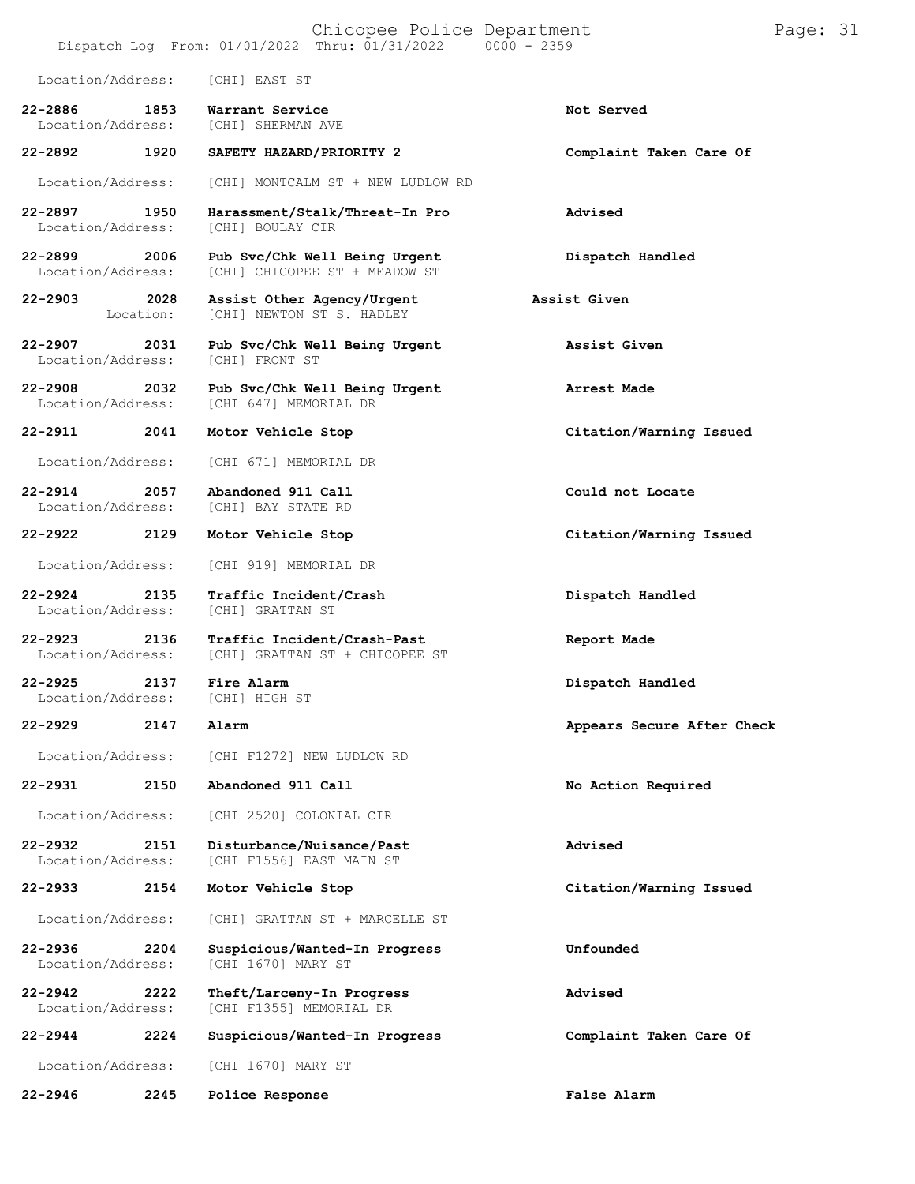Location/Address: [CHI] EAST ST

| Call # | Time | Call Reason | Action |
|---|---|---|---|
| 22-2886 | 1853 | Warrant Service | Not Served |
| Location/Address: | | [CHI] SHERMAN AVE | |
| 22-2892 | 1920 | SAFETY HAZARD/PRIORITY 2 | Complaint Taken Care Of |
| Location/Address: | | [CHI] MONTCALM ST + NEW LUDLOW RD | |
| 22-2897 | 1950 | Harassment/Stalk/Threat-In Pro | Advised |
| Location/Address: | | [CHI] BOULAY CIR | |
| 22-2899 | 2006 | Pub Svc/Chk Well Being Urgent | Dispatch Handled |
| Location/Address: | | [CHI] CHICOPEE ST + MEADOW ST | |
| 22-2903 | 2028 | Assist Other Agency/Urgent | Assist Given |
| Location: | | [CHI] NEWTON ST S. HADLEY | |
| 22-2907 | 2031 | Pub Svc/Chk Well Being Urgent | Assist Given |
| Location/Address: | | [CHI] FRONT ST | |
| 22-2908 | 2032 | Pub Svc/Chk Well Being Urgent | Arrest Made |
| Location/Address: | | [CHI 647] MEMORIAL DR | |
| 22-2911 | 2041 | Motor Vehicle Stop | Citation/Warning Issued |
| Location/Address: | | [CHI 671] MEMORIAL DR | |
| 22-2914 | 2057 | Abandoned 911 Call | Could not Locate |
| Location/Address: | | [CHI] BAY STATE RD | |
| 22-2922 | 2129 | Motor Vehicle Stop | Citation/Warning Issued |
| Location/Address: | | [CHI 919] MEMORIAL DR | |
| 22-2924 | 2135 | Traffic Incident/Crash | Dispatch Handled |
| Location/Address: | | [CHI] GRATTAN ST | |
| 22-2923 | 2136 | Traffic Incident/Crash-Past | Report Made |
| Location/Address: | | [CHI] GRATTAN ST + CHICOPEE ST | |
| 22-2925 | 2137 | Fire Alarm | Dispatch Handled |
| Location/Address: | | [CHI] HIGH ST | |
| 22-2929 | 2147 | Alarm | Appears Secure After Check |
| Location/Address: | | [CHI F1272] NEW LUDLOW RD | |
| 22-2931 | 2150 | Abandoned 911 Call | No Action Required |
| Location/Address: | | [CHI 2520] COLONIAL CIR | |
| 22-2932 | 2151 | Disturbance/Nuisance/Past | Advised |
| Location/Address: | | [CHI F1556] EAST MAIN ST | |
| 22-2933 | 2154 | Motor Vehicle Stop | Citation/Warning Issued |
| Location/Address: | | [CHI] GRATTAN ST + MARCELLE ST | |
| 22-2936 | 2204 | Suspicious/Wanted-In Progress | Unfounded |
| Location/Address: | | [CHI 1670] MARY ST | |
| 22-2942 | 2222 | Theft/Larceny-In Progress | Advised |
| Location/Address: | | [CHI F1355] MEMORIAL DR | |
| 22-2944 | 2224 | Suspicious/Wanted-In Progress | Complaint Taken Care Of |
| Location/Address: | | [CHI 1670] MARY ST | |
| 22-2946 | 2245 | Police Response | False Alarm |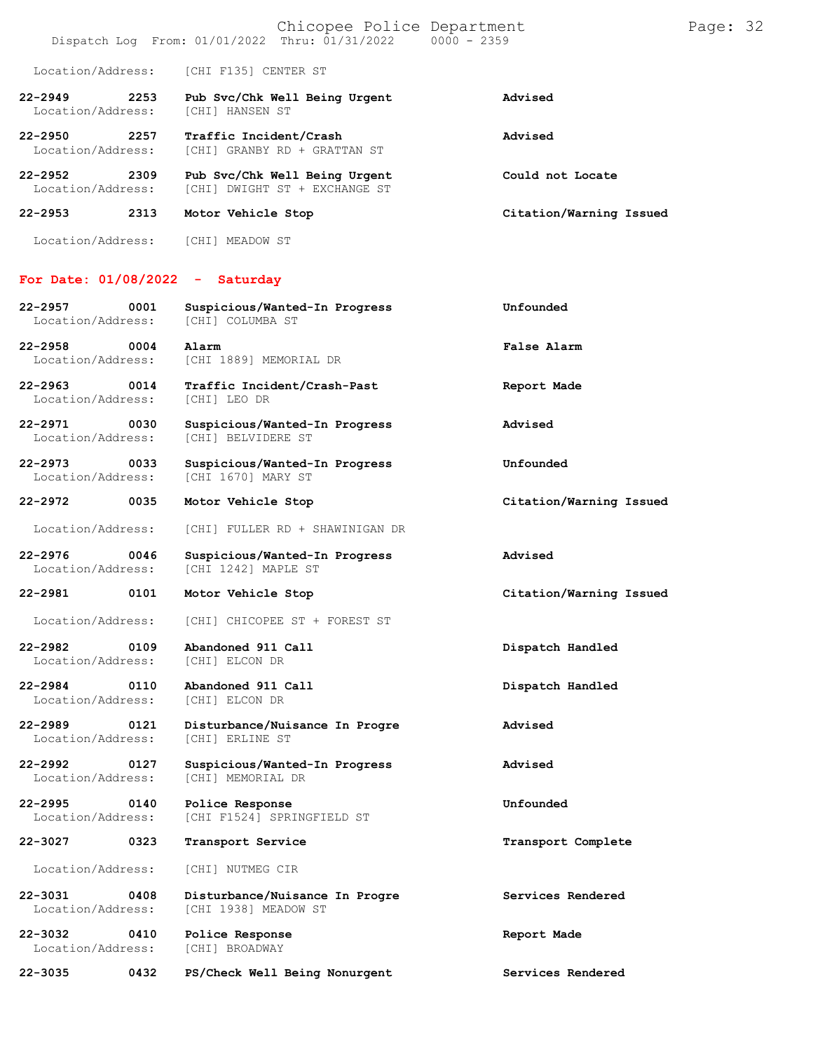Location/Address: [CHI F135] CENTER ST

| | | | |
|---|---|---|---|
| 22-2949 | 2253 | **Pub Svc/Chk Well Being Urgent** | **Advised** |
| Location/Address: | | [CHI] HANSEN ST | |
| 22-2950 | 2257 | **Traffic Incident/Crash** | **Advised** |
| Location/Address: | | [CHI] GRANBY RD + GRATTAN ST | |
| 22-2952 | 2309 | **Pub Svc/Chk Well Being Urgent** | **Could not Locate** |
| Location/Address: | | [CHI] DWIGHT ST + EXCHANGE ST | |
| 22-2953 | 2313 | **Motor Vehicle Stop** | **Citation/Warning Issued** |
| Location/Address: | | [CHI] MEADOW ST | |

## For Date: 01/08/2022 - Saturday

| | | | |
|---|---|---|---|
| 22-2957 | 0001 | **Suspicious/Wanted-In Progress** | **Unfounded** |
| Location/Address: | | [CHI] COLUMBA ST | |
| 22-2958 | 0004 | **Alarm** | **False Alarm** |
| Location/Address: | | [CHI 1889] MEMORIAL DR | |
| 22-2963 | 0014 | **Traffic Incident/Crash-Past** | **Report Made** |
| Location/Address: | | [CHI] LEO DR | |
| 22-2971 | 0030 | **Suspicious/Wanted-In Progress** | **Advised** |
| Location/Address: | | [CHI] BELVIDERE ST | |
| 22-2973 | 0033 | **Suspicious/Wanted-In Progress** | **Unfounded** |
| Location/Address: | | [CHI 1670] MARY ST | |
| 22-2972 | 0035 | **Motor Vehicle Stop** | **Citation/Warning Issued** |
| Location/Address: | | [CHI] FULLER RD + SHAWINIGAN DR | |
| 22-2976 | 0046 | **Suspicious/Wanted-In Progress** | **Advised** |
| Location/Address: | | [CHI 1242] MAPLE ST | |
| 22-2981 | 0101 | **Motor Vehicle Stop** | **Citation/Warning Issued** |
| Location/Address: | | [CHI] CHICOPEE ST + FOREST ST | |
| 22-2982 | 0109 | **Abandoned 911 Call** | **Dispatch Handled** |
| Location/Address: | | [CHI] ELCON DR | |
| 22-2984 | 0110 | **Abandoned 911 Call** | **Dispatch Handled** |
| Location/Address: | | [CHI] ELCON DR | |
| 22-2989 | 0121 | **Disturbance/Nuisance In Progre** | **Advised** |
| Location/Address: | | [CHI] ERLINE ST | |
| 22-2992 | 0127 | **Suspicious/Wanted-In Progress** | **Advised** |
| Location/Address: | | [CHI] MEMORIAL DR | |
| 22-2995 | 0140 | **Police Response** | **Unfounded** |
| Location/Address: | | [CHI F1524] SPRINGFIELD ST | |
| 22-3027 | 0323 | **Transport Service** | **Transport Complete** |
| Location/Address: | | [CHI] NUTMEG CIR | |
| 22-3031 | 0408 | **Disturbance/Nuisance In Progre** | **Services Rendered** |
| Location/Address: | | [CHI 1938] MEADOW ST | |
| 22-3032 | 0410 | **Police Response** | **Report Made** |
| Location/Address: | | [CHI] BROADWAY | |
| 22-3035 | 0432 | **PS/Check Well Being Nonurgent** | **Services Rendered** |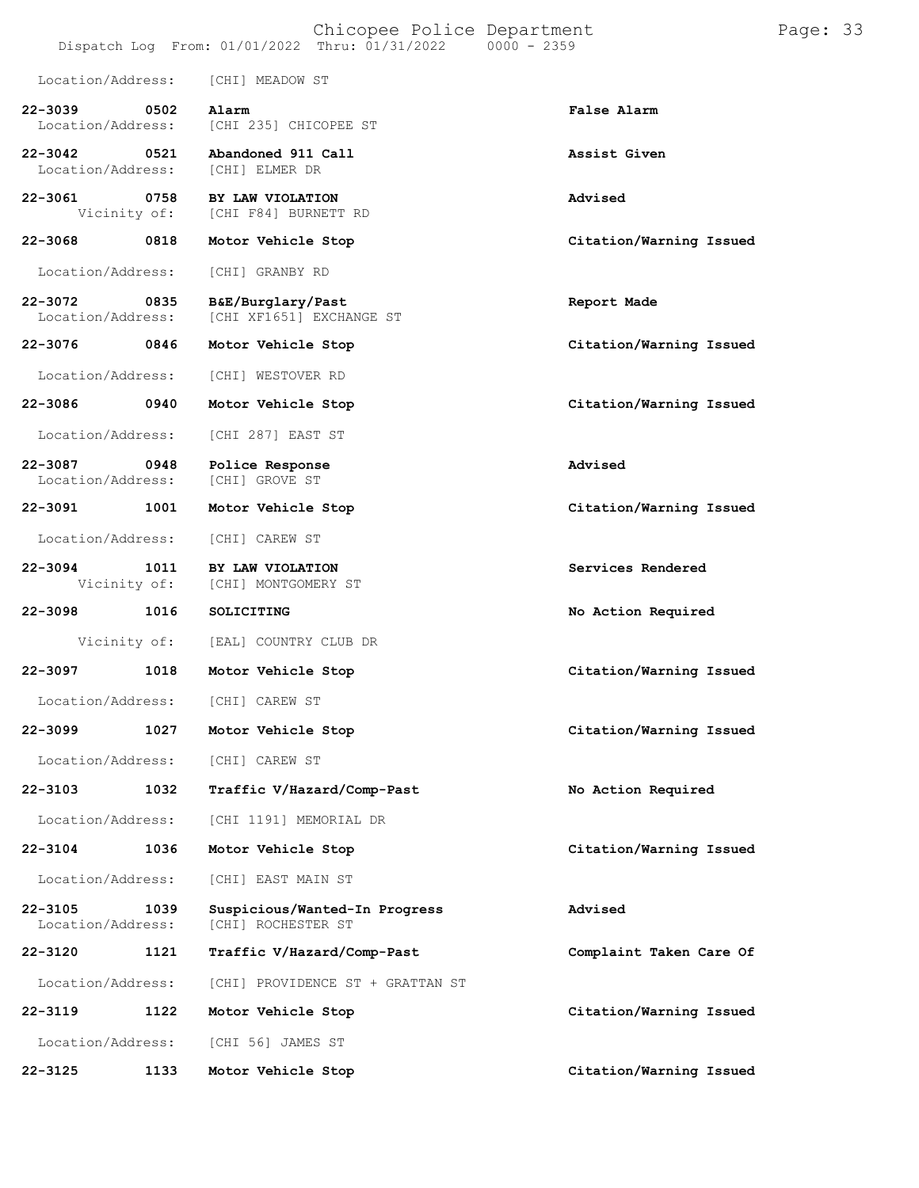Location/Address: [CHI] MEADOW ST

| Call # | Time | Call Reason | Action |
|---|---|---|---|
| 22-3039 | 0502 | **Alarm** | **False Alarm** |
| Location/Address: | | [CHI 235] CHICOPEE ST | |
| 22-3042 | 0521 | **Abandoned 911 Call** | **Assist Given** |
| Location/Address: | | [CHI] ELMER DR | |
| 22-3061 | 0758 | **BY LAW VIOLATION** | **Advised** |
| Vicinity of: | | [CHI F84] BURNETT RD | |
| 22-3068 | 0818 | **Motor Vehicle Stop** | **Citation/Warning Issued** |
| Location/Address: | | [CHI] GRANBY RD | |
| 22-3072 | 0835 | **B&E/Burglary/Past** | **Report Made** |
| Location/Address: | | [CHI XF1651] EXCHANGE ST | |
| 22-3076 | 0846 | **Motor Vehicle Stop** | **Citation/Warning Issued** |
| Location/Address: | | [CHI] WESTOVER RD | |
| 22-3086 | 0940 | **Motor Vehicle Stop** | **Citation/Warning Issued** |
| Location/Address: | | [CHI 287] EAST ST | |
| 22-3087 | 0948 | **Police Response** | **Advised** |
| Location/Address: | | [CHI] GROVE ST | |
| 22-3091 | 1001 | **Motor Vehicle Stop** | **Citation/Warning Issued** |
| Location/Address: | | [CHI] CAREW ST | |
| 22-3094 | 1011 | **BY LAW VIOLATION** | **Services Rendered** |
| Vicinity of: | | [CHI] MONTGOMERY ST | |
| 22-3098 | 1016 | **SOLICITING** | **No Action Required** |
| Vicinity of: | | [EAL] COUNTRY CLUB DR | |
| 22-3097 | 1018 | **Motor Vehicle Stop** | **Citation/Warning Issued** |
| Location/Address: | | [CHI] CAREW ST | |
| 22-3099 | 1027 | **Motor Vehicle Stop** | **Citation/Warning Issued** |
| Location/Address: | | [CHI] CAREW ST | |
| 22-3103 | 1032 | **Traffic V/Hazard/Comp-Past** | **No Action Required** |
| Location/Address: | | [CHI 1191] MEMORIAL DR | |
| 22-3104 | 1036 | **Motor Vehicle Stop** | **Citation/Warning Issued** |
| Location/Address: | | [CHI] EAST MAIN ST | |
| 22-3105 | 1039 | **Suspicious/Wanted-In Progress** | **Advised** |
| Location/Address: | | [CHI] ROCHESTER ST | |
| 22-3120 | 1121 | **Traffic V/Hazard/Comp-Past** | **Complaint Taken Care Of** |
| Location/Address: | | [CHI] PROVIDENCE ST + GRATTAN ST | |
| 22-3119 | 1122 | **Motor Vehicle Stop** | **Citation/Warning Issued** |
| Location/Address: | | [CHI 56] JAMES ST | |
| 22-3125 | 1133 | **Motor Vehicle Stop** | **Citation/Warning Issued** |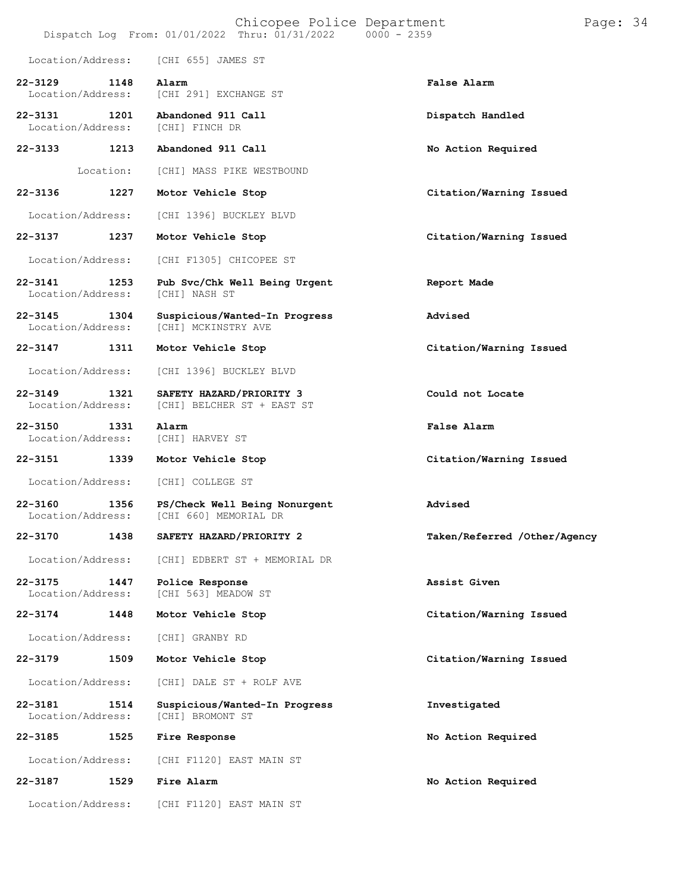Location/Address: [CHI 655] JAMES ST

| Call Number | Time | Call Reason | Action |
|---|---|---|---|
| 22-3129 | 1148 | Alarm | False Alarm |
| | | Location/Address: [CHI 291] EXCHANGE ST | |
| 22-3131 | 1201 | Abandoned 911 Call | Dispatch Handled |
| | | Location/Address: [CHI] FINCH DR | |
| 22-3133 | 1213 | Abandoned 911 Call | No Action Required |
| | | Location: [CHI] MASS PIKE WESTBOUND | |
| 22-3136 | 1227 | Motor Vehicle Stop | Citation/Warning Issued |
| | | Location/Address: [CHI 1396] BUCKLEY BLVD | |
| 22-3137 | 1237 | Motor Vehicle Stop | Citation/Warning Issued |
| | | Location/Address: [CHI F1305] CHICOPEE ST | |
| 22-3141 | 1253 | Pub Svc/Chk Well Being Urgent | Report Made |
| | | Location/Address: [CHI] NASH ST | |
| 22-3145 | 1304 | Suspicious/Wanted-In Progress | Advised |
| | | Location/Address: [CHI] MCKINSTRY AVE | |
| 22-3147 | 1311 | Motor Vehicle Stop | Citation/Warning Issued |
| | | Location/Address: [CHI 1396] BUCKLEY BLVD | |
| 22-3149 | 1321 | SAFETY HAZARD/PRIORITY 3 | Could not Locate |
| | | Location/Address: [CHI] BELCHER ST + EAST ST | |
| 22-3150 | 1331 | Alarm | False Alarm |
| | | Location/Address: [CHI] HARVEY ST | |
| 22-3151 | 1339 | Motor Vehicle Stop | Citation/Warning Issued |
| | | Location/Address: [CHI] COLLEGE ST | |
| 22-3160 | 1356 | PS/Check Well Being Nonurgent | Advised |
| | | Location/Address: [CHI 660] MEMORIAL DR | |
| 22-3170 | 1438 | SAFETY HAZARD/PRIORITY 2 | Taken/Referred /Other/Agency |
| | | Location/Address: [CHI] EDBERT ST + MEMORIAL DR | |
| 22-3175 | 1447 | Police Response | Assist Given |
| | | Location/Address: [CHI 563] MEADOW ST | |
| 22-3174 | 1448 | Motor Vehicle Stop | Citation/Warning Issued |
| | | Location/Address: [CHI] GRANBY RD | |
| 22-3179 | 1509 | Motor Vehicle Stop | Citation/Warning Issued |
| | | Location/Address: [CHI] DALE ST + ROLF AVE | |
| 22-3181 | 1514 | Suspicious/Wanted-In Progress | Investigated |
| | | Location/Address: [CHI] BROMONT ST | |
| 22-3185 | 1525 | Fire Response | No Action Required |
| | | Location/Address: [CHI F1120] EAST MAIN ST | |
| 22-3187 | 1529 | Fire Alarm | No Action Required |
| | | Location/Address: [CHI F1120] EAST MAIN ST | |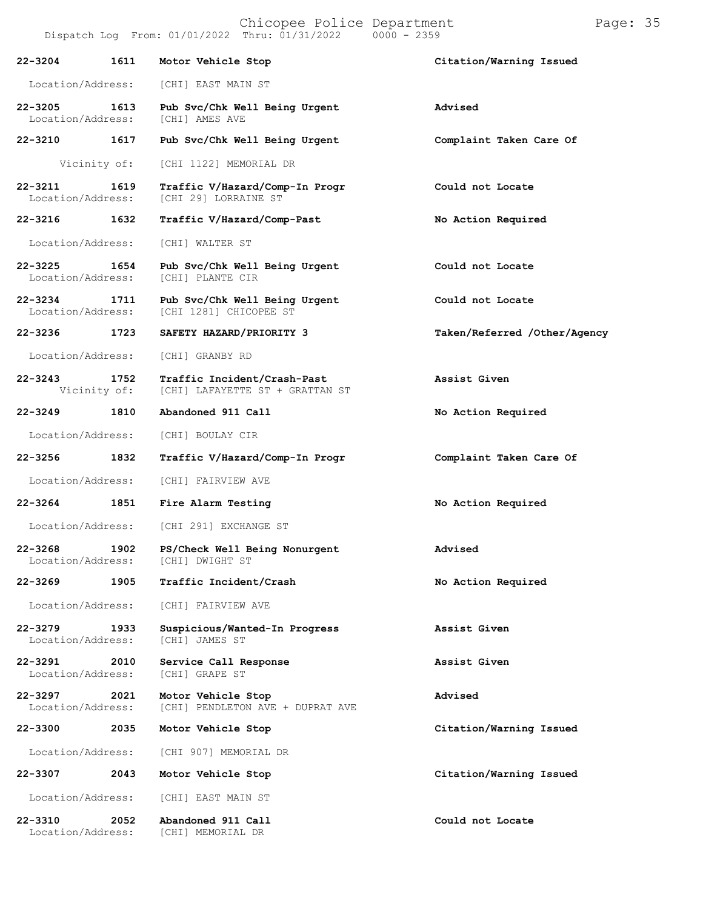| Call # | Time | Call Type | Disposition |
|---|---|---|---|
| 22-3204 | 1611 | Motor Vehicle Stop | Citation/Warning Issued |
| | | Location/Address: [CHI] EAST MAIN ST | |
| 22-3205 | 1613 | Pub Svc/Chk Well Being Urgent | Advised |
| | | Location/Address: [CHI] AMES AVE | |
| 22-3210 | 1617 | Pub Svc/Chk Well Being Urgent | Complaint Taken Care Of |
| | | Vicinity of: [CHI 1122] MEMORIAL DR | |
| 22-3211 | 1619 | Traffic V/Hazard/Comp-In Progr | Could not Locate |
| | | Location/Address: [CHI 29] LORRAINE ST | |
| 22-3216 | 1632 | Traffic V/Hazard/Comp-Past | No Action Required |
| | | Location/Address: [CHI] WALTER ST | |
| 22-3225 | 1654 | Pub Svc/Chk Well Being Urgent | Could not Locate |
| | | Location/Address: [CHI] PLANTE CIR | |
| 22-3234 | 1711 | Pub Svc/Chk Well Being Urgent | Could not Locate |
| | | Location/Address: [CHI 1281] CHICOPEE ST | |
| 22-3236 | 1723 | SAFETY HAZARD/PRIORITY 3 | Taken/Referred /Other/Agency |
| | | Location/Address: [CHI] GRANBY RD | |
| 22-3243 | 1752 | Traffic Incident/Crash-Past | Assist Given |
| | | Vicinity of: [CHI] LAFAYETTE ST + GRATTAN ST | |
| 22-3249 | 1810 | Abandoned 911 Call | No Action Required |
| | | Location/Address: [CHI] BOULAY CIR | |
| 22-3256 | 1832 | Traffic V/Hazard/Comp-In Progr | Complaint Taken Care Of |
| | | Location/Address: [CHI] FAIRVIEW AVE | |
| 22-3264 | 1851 | Fire Alarm Testing | No Action Required |
| | | Location/Address: [CHI 291] EXCHANGE ST | |
| 22-3268 | 1902 | PS/Check Well Being Nonurgent | Advised |
| | | Location/Address: [CHI] DWIGHT ST | |
| 22-3269 | 1905 | Traffic Incident/Crash | No Action Required |
| | | Location/Address: [CHI] FAIRVIEW AVE | |
| 22-3279 | 1933 | Suspicious/Wanted-In Progress | Assist Given |
| | | Location/Address: [CHI] JAMES ST | |
| 22-3291 | 2010 | Service Call Response | Assist Given |
| | | Location/Address: [CHI] GRAPE ST | |
| 22-3297 | 2021 | Motor Vehicle Stop | Advised |
| | | Location/Address: [CHI] PENDLETON AVE + DUPRAT AVE | |
| 22-3300 | 2035 | Motor Vehicle Stop | Citation/Warning Issued |
| | | Location/Address: [CHI 907] MEMORIAL DR | |
| 22-3307 | 2043 | Motor Vehicle Stop | Citation/Warning Issued |
| | | Location/Address: [CHI] EAST MAIN ST | |
| 22-3310 | 2052 | Abandoned 911 Call | Could not Locate |
| | | Location/Address: [CHI] MEMORIAL DR | |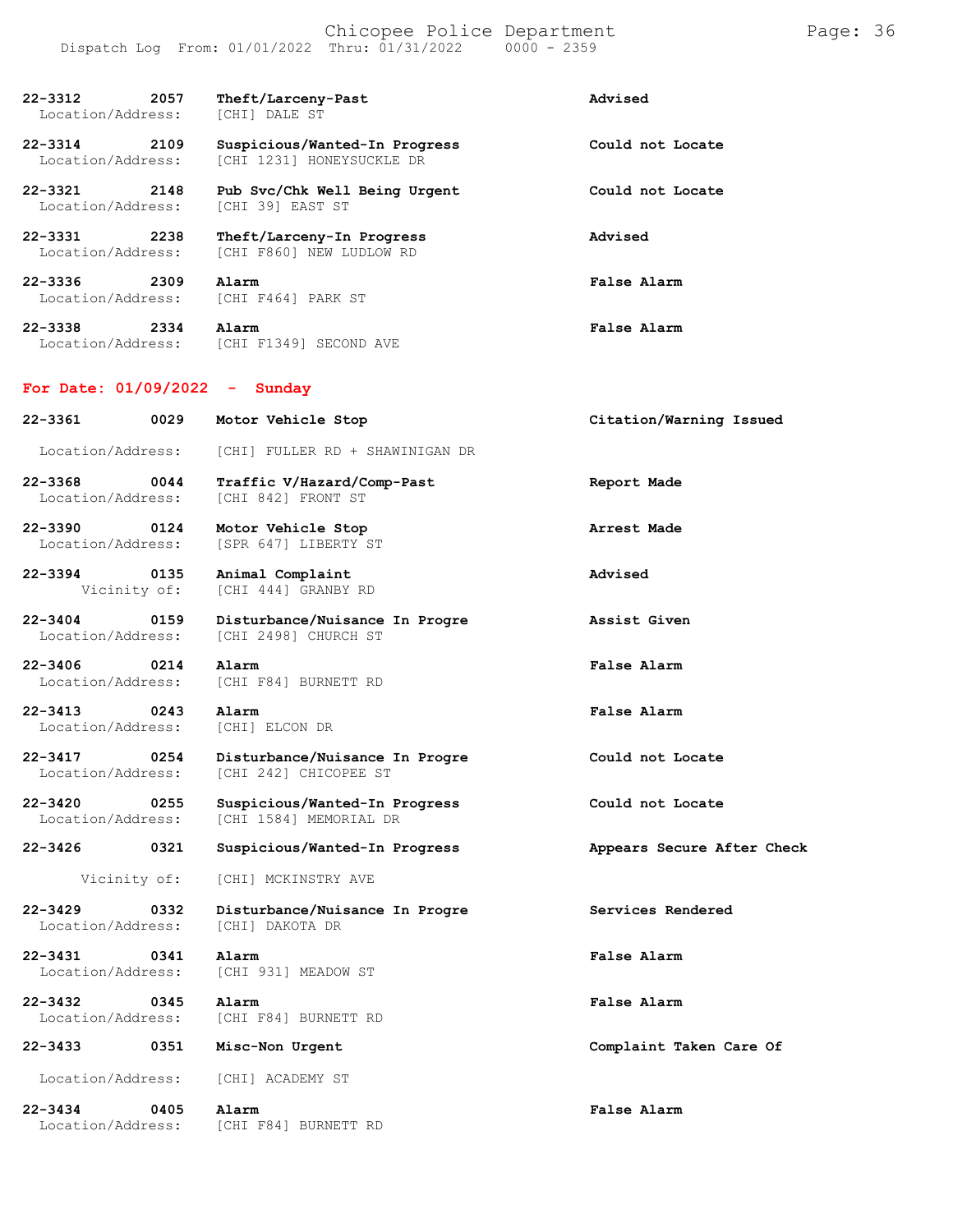| | | | |
|---|---|---|---|
| 22-3312 | 2057 | Theft/Larceny-Past | Advised |
| Location/Address: | | [CHI] DALE ST | |
| 22-3314 | 2109 | Suspicious/Wanted-In Progress | Could not Locate |
| Location/Address: | | [CHI 1231] HONEYSUCKLE DR | |
| 22-3321 | 2148 | Pub Svc/Chk Well Being Urgent | Could not Locate |
| Location/Address: | | [CHI 39] EAST ST | |
| 22-3331 | 2238 | Theft/Larceny-In Progress | Advised |
| Location/Address: | | [CHI F860] NEW LUDLOW RD | |
| 22-3336 | 2309 | Alarm | False Alarm |
| Location/Address: | | [CHI F464] PARK ST | |
| 22-3338 | 2334 | Alarm | False Alarm |
| Location/Address: | | [CHI F1349] SECOND AVE | |

**For Date: 01/09/2022 - Sunday**

| | | | |
|---|---|---|---|
| 22-3361 | 0029 | Motor Vehicle Stop | Citation/Warning Issued |
| Location/Address: | | [CHI] FULLER RD + SHAWINIGAN DR | |
| 22-3368 | 0044 | Traffic V/Hazard/Comp-Past | Report Made |
| Location/Address: | | [CHI 842] FRONT ST | |
| 22-3390 | 0124 | Motor Vehicle Stop | Arrest Made |
| Location/Address: | | [SPR 647] LIBERTY ST | |
| 22-3394 | 0135 | Animal Complaint | Advised |
| Vicinity of: | | [CHI 444] GRANBY RD | |
| 22-3404 | 0159 | Disturbance/Nuisance In Progre | Assist Given |
| Location/Address: | | [CHI 2498] CHURCH ST | |
| 22-3406 | 0214 | Alarm | False Alarm |
| Location/Address: | | [CHI F84] BURNETT RD | |
| 22-3413 | 0243 | Alarm | False Alarm |
| Location/Address: | | [CHI] ELCON DR | |
| 22-3417 | 0254 | Disturbance/Nuisance In Progre | Could not Locate |
| Location/Address: | | [CHI 242] CHICOPEE ST | |
| 22-3420 | 0255 | Suspicious/Wanted-In Progress | Could not Locate |
| Location/Address: | | [CHI 1584] MEMORIAL DR | |
| 22-3426 | 0321 | Suspicious/Wanted-In Progress | Appears Secure After Check |
| Vicinity of: | | [CHI] MCKINSTRY AVE | |
| 22-3429 | 0332 | Disturbance/Nuisance In Progre | Services Rendered |
| Location/Address: | | [CHI] DAKOTA DR | |
| 22-3431 | 0341 | Alarm | False Alarm |
| Location/Address: | | [CHI 931] MEADOW ST | |
| 22-3432 | 0345 | Alarm | False Alarm |
| Location/Address: | | [CHI F84] BURNETT RD | |
| 22-3433 | 0351 | Misc-Non Urgent | Complaint Taken Care Of |
| Location/Address: | | [CHI] ACADEMY ST | |
| 22-3434 | 0405 | Alarm | False Alarm |
| Location/Address: | | [CHI F84] BURNETT RD | |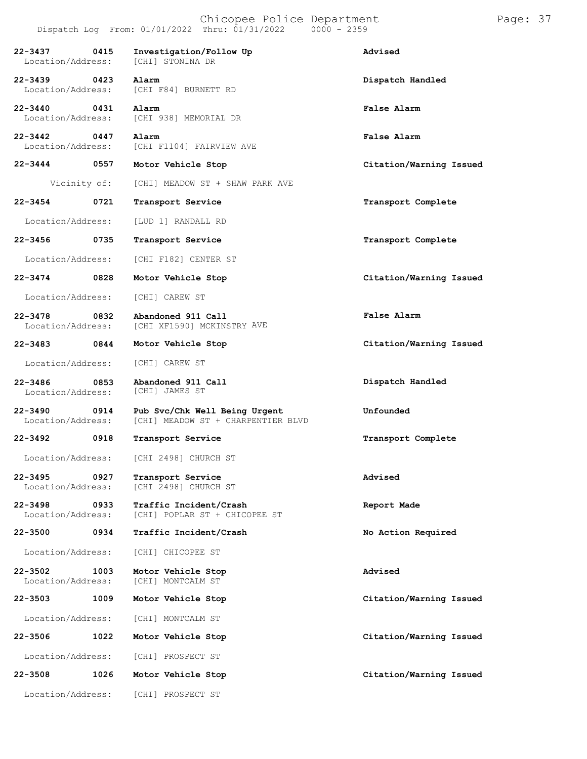| Call # | Time | Call Type | Disposition |
|---|---|---|---|
| 22-3437 | 0415 | Investigation/Follow Up | Advised |
| Location/Address: | | [CHI] STONINA DR | |
| 22-3439 | 0423 | Alarm | Dispatch Handled |
| Location/Address: | | [CHI F84] BURNETT RD | |
| 22-3440 | 0431 | Alarm | False Alarm |
| Location/Address: | | [CHI 938] MEMORIAL DR | |
| 22-3442 | 0447 | Alarm | False Alarm |
| Location/Address: | | [CHI F1104] FAIRVIEW AVE | |
| 22-3444 | 0557 | Motor Vehicle Stop | Citation/Warning Issued |
| Vicinity of: | | [CHI] MEADOW ST + SHAW PARK AVE | |
| 22-3454 | 0721 | Transport Service | Transport Complete |
| Location/Address: | | [LUD 1] RANDALL RD | |
| 22-3456 | 0735 | Transport Service | Transport Complete |
| Location/Address: | | [CHI F182] CENTER ST | |
| 22-3474 | 0828 | Motor Vehicle Stop | Citation/Warning Issued |
| Location/Address: | | [CHI] CAREW ST | |
| 22-3478 | 0832 | Abandoned 911 Call | False Alarm |
| Location/Address: | | [CHI XF1590] MCKINSTRY AVE | |
| 22-3483 | 0844 | Motor Vehicle Stop | Citation/Warning Issued |
| Location/Address: | | [CHI] CAREW ST | |
| 22-3486 | 0853 | Abandoned 911 Call | Dispatch Handled |
| Location/Address: | | [CHI] JAMES ST | |
| 22-3490 | 0914 | Pub Svc/Chk Well Being Urgent | Unfounded |
| Location/Address: | | [CHI] MEADOW ST + CHARPENTIER BLVD | |
| 22-3492 | 0918 | Transport Service | Transport Complete |
| Location/Address: | | [CHI 2498] CHURCH ST | |
| 22-3495 | 0927 | Transport Service | Advised |
| Location/Address: | | [CHI 2498] CHURCH ST | |
| 22-3498 | 0933 | Traffic Incident/Crash | Report Made |
| Location/Address: | | [CHI] POPLAR ST + CHICOPEE ST | |
| 22-3500 | 0934 | Traffic Incident/Crash | No Action Required |
| Location/Address: | | [CHI] CHICOPEE ST | |
| 22-3502 | 1003 | Motor Vehicle Stop | Advised |
| Location/Address: | | [CHI] MONTCALM ST | |
| 22-3503 | 1009 | Motor Vehicle Stop | Citation/Warning Issued |
| Location/Address: | | [CHI] MONTCALM ST | |
| 22-3506 | 1022 | Motor Vehicle Stop | Citation/Warning Issued |
| Location/Address: | | [CHI] PROSPECT ST | |
| 22-3508 | 1026 | Motor Vehicle Stop | Citation/Warning Issued |
| Location/Address: | | [CHI] PROSPECT ST | |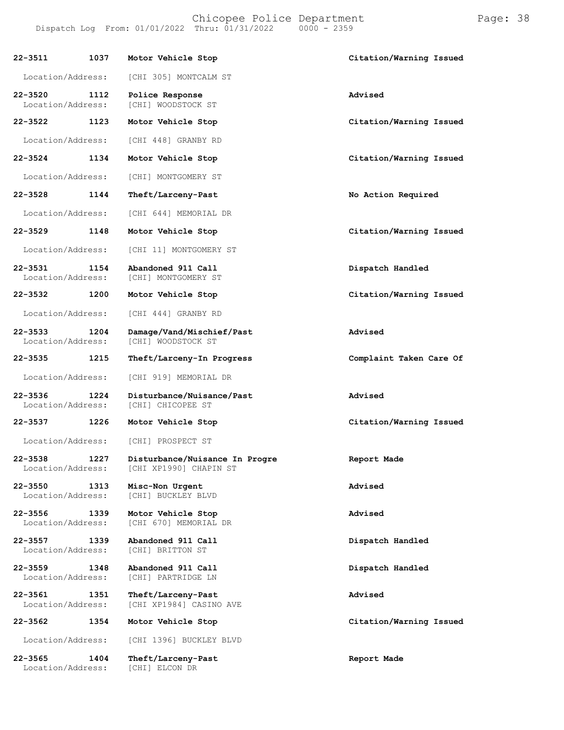**22-3511** **1037** **Motor Vehicle Stop** **Citation/Warning Issued**

Location/Address: [CHI 305] MONTCALM ST

**22-3520** **1112** **Police Response** **Advised**
Location/Address: [CHI] WOODSTOCK ST

**22-3522** **1123** **Motor Vehicle Stop** **Citation/Warning Issued**

Location/Address: [CHI 448] GRANBY RD

**22-3524** **1134** **Motor Vehicle Stop** **Citation/Warning Issued**

Location/Address: [CHI] MONTGOMERY ST

**22-3528** **1144** **Theft/Larceny-Past** **No Action Required**

Location/Address: [CHI 644] MEMORIAL DR

**22-3529** **1148** **Motor Vehicle Stop** **Citation/Warning Issued**

Location/Address: [CHI 11] MONTGOMERY ST

**22-3531** **1154** **Abandoned 911 Call** **Dispatch Handled**
Location/Address: [CHI] MONTGOMERY ST

**22-3532** **1200** **Motor Vehicle Stop** **Citation/Warning Issued**

Location/Address: [CHI 444] GRANBY RD

**22-3533** **1204** **Damage/Vand/Mischief/Past** **Advised**
Location/Address: [CHI] WOODSTOCK ST

**22-3535** **1215** **Theft/Larceny-In Progress** **Complaint Taken Care Of**

Location/Address: [CHI 919] MEMORIAL DR

**22-3536** **1224** **Disturbance/Nuisance/Past** **Advised**
Location/Address: [CHI] CHICOPEE ST

**22-3537** **1226** **Motor Vehicle Stop** **Citation/Warning Issued**

Location/Address: [CHI] PROSPECT ST

**22-3538** **1227** **Disturbance/Nuisance In Progre** **Report Made**
Location/Address: [CHI XP1990] CHAPIN ST

**22-3550** **1313** **Misc-Non Urgent** **Advised**
Location/Address: [CHI] BUCKLEY BLVD

**22-3556** **1339** **Motor Vehicle Stop** **Advised**
Location/Address: [CHI 670] MEMORIAL DR

**22-3557** **1339** **Abandoned 911 Call** **Dispatch Handled**
Location/Address: [CHI] BRITTON ST

**22-3559** **1348** **Abandoned 911 Call** **Dispatch Handled**
Location/Address: [CHI] PARTRIDGE LN

**22-3561** **1351** **Theft/Larceny-Past** **Advised**
Location/Address: [CHI XP1984] CASINO AVE

**22-3562** **1354** **Motor Vehicle Stop** **Citation/Warning Issued**

Location/Address: [CHI 1396] BUCKLEY BLVD

**22-3565** **1404** **Theft/Larceny-Past** **Report Made**
Location/Address: [CHI] ELCON DR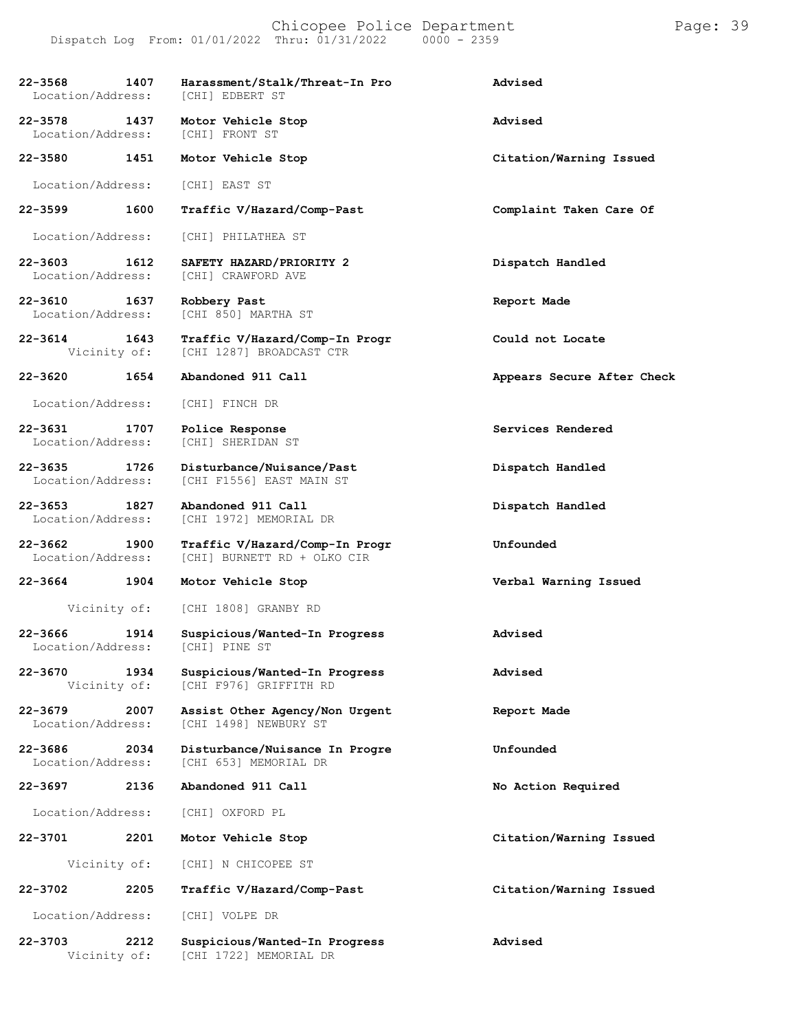Dispatch Log From: 01/01/2022 Thru: 01/31/2022 0000 - 2359

| Call Number | Time | Call Type | Disposition |
|---|---|---|---|
| 22-3568 | 1407 | Harassment/Stalk/Threat-In Pro | Advised |
| Location/Address: | | [CHI] EDBERT ST | |
| 22-3578 | 1437 | Motor Vehicle Stop | Advised |
| Location/Address: | | [CHI] FRONT ST | |
| 22-3580 | 1451 | Motor Vehicle Stop | Citation/Warning Issued |
| Location/Address: | | [CHI] EAST ST | |
| 22-3599 | 1600 | Traffic V/Hazard/Comp-Past | Complaint Taken Care Of |
| Location/Address: | | [CHI] PHILATHEA ST | |
| 22-3603 | 1612 | SAFETY HAZARD/PRIORITY 2 | Dispatch Handled |
| Location/Address: | | [CHI] CRAWFORD AVE | |
| 22-3610 | 1637 | Robbery Past | Report Made |
| Location/Address: | | [CHI 850] MARTHA ST | |
| 22-3614 | 1643 | Traffic V/Hazard/Comp-In Progr | Could not Locate |
| Vicinity of: | | [CHI 1287] BROADCAST CTR | |
| 22-3620 | 1654 | Abandoned 911 Call | Appears Secure After Check |
| Location/Address: | | [CHI] FINCH DR | |
| 22-3631 | 1707 | Police Response | Services Rendered |
| Location/Address: | | [CHI] SHERIDAN ST | |
| 22-3635 | 1726 | Disturbance/Nuisance/Past | Dispatch Handled |
| Location/Address: | | [CHI F1556] EAST MAIN ST | |
| 22-3653 | 1827 | Abandoned 911 Call | Dispatch Handled |
| Location/Address: | | [CHI 1972] MEMORIAL DR | |
| 22-3662 | 1900 | Traffic V/Hazard/Comp-In Progr | Unfounded |
| Location/Address: | | [CHI] BURNETT RD + OLKO CIR | |
| 22-3664 | 1904 | Motor Vehicle Stop | Verbal Warning Issued |
| Vicinity of: | | [CHI 1808] GRANBY RD | |
| 22-3666 | 1914 | Suspicious/Wanted-In Progress | Advised |
| Location/Address: | | [CHI] PINE ST | |
| 22-3670 | 1934 | Suspicious/Wanted-In Progress | Advised |
| Vicinity of: | | [CHI F976] GRIFFITH RD | |
| 22-3679 | 2007 | Assist Other Agency/Non Urgent | Report Made |
| Location/Address: | | [CHI 1498] NEWBURY ST | |
| 22-3686 | 2034 | Disturbance/Nuisance In Progre | Unfounded |
| Location/Address: | | [CHI 653] MEMORIAL DR | |
| 22-3697 | 2136 | Abandoned 911 Call | No Action Required |
| Location/Address: | | [CHI] OXFORD PL | |
| 22-3701 | 2201 | Motor Vehicle Stop | Citation/Warning Issued |
| Vicinity of: | | [CHI] N CHICOPEE ST | |
| 22-3702 | 2205 | Traffic V/Hazard/Comp-Past | Citation/Warning Issued |
| Location/Address: | | [CHI] VOLPE DR | |
| 22-3703 | 2212 | Suspicious/Wanted-In Progress | Advised |
| Vicinity of: | | [CHI 1722] MEMORIAL DR | |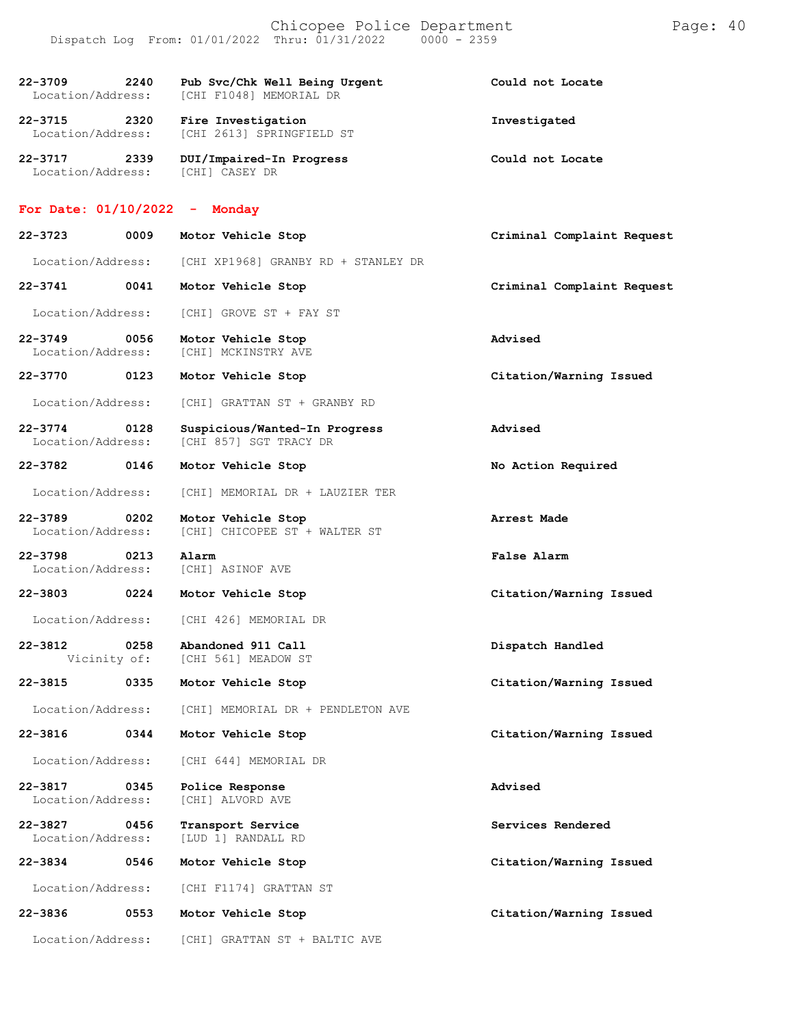| | | | |
|---|---|---|---|
| 22-3709 | 2240 | Pub Svc/Chk Well Being Urgent | Could not Locate |
| Location/Address: | | [CHI F1048] MEMORIAL DR | |
| 22-3715 | 2320 | Fire Investigation | Investigated |
| Location/Address: | | [CHI 2613] SPRINGFIELD ST | |
| 22-3717 | 2339 | DUI/Impaired-In Progress | Could not Locate |
| Location/Address: | | [CHI] CASEY DR | |

## For Date: 01/10/2022 - Monday

| | | | |
|---|---|---|---|
| 22-3723 | 0009 | Motor Vehicle Stop | Criminal Complaint Request |
| Location/Address: | | [CHI XP1968] GRANBY RD + STANLEY DR | |
| 22-3741 | 0041 | Motor Vehicle Stop | Criminal Complaint Request |
| Location/Address: | | [CHI] GROVE ST + FAY ST | |
| 22-3749 | 0056 | Motor Vehicle Stop | Advised |
| Location/Address: | | [CHI] MCKINSTRY AVE | |
| 22-3770 | 0123 | Motor Vehicle Stop | Citation/Warning Issued |
| Location/Address: | | [CHI] GRATTAN ST + GRANBY RD | |
| 22-3774 | 0128 | Suspicious/Wanted-In Progress | Advised |
| Location/Address: | | [CHI 857] SGT TRACY DR | |
| 22-3782 | 0146 | Motor Vehicle Stop | No Action Required |
| Location/Address: | | [CHI] MEMORIAL DR + LAUZIER TER | |
| 22-3789 | 0202 | Motor Vehicle Stop | Arrest Made |
| Location/Address: | | [CHI] CHICOPEE ST + WALTER ST | |
| 22-3798 | 0213 | Alarm | False Alarm |
| Location/Address: | | [CHI] ASINOF AVE | |
| 22-3803 | 0224 | Motor Vehicle Stop | Citation/Warning Issued |
| Location/Address: | | [CHI 426] MEMORIAL DR | |
| 22-3812 | 0258 | Abandoned 911 Call | Dispatch Handled |
| Vicinity of: | | [CHI 561] MEADOW ST | |
| 22-3815 | 0335 | Motor Vehicle Stop | Citation/Warning Issued |
| Location/Address: | | [CHI] MEMORIAL DR + PENDLETON AVE | |
| 22-3816 | 0344 | Motor Vehicle Stop | Citation/Warning Issued |
| Location/Address: | | [CHI 644] MEMORIAL DR | |
| 22-3817 | 0345 | Police Response | Advised |
| Location/Address: | | [CHI] ALVORD AVE | |
| 22-3827 | 0456 | Transport Service | Services Rendered |
| Location/Address: | | [LUD 1] RANDALL RD | |
| 22-3834 | 0546 | Motor Vehicle Stop | Citation/Warning Issued |
| Location/Address: | | [CHI F1174] GRATTAN ST | |
| 22-3836 | 0553 | Motor Vehicle Stop | Citation/Warning Issued |
| Location/Address: | | [CHI] GRATTAN ST + BALTIC AVE | |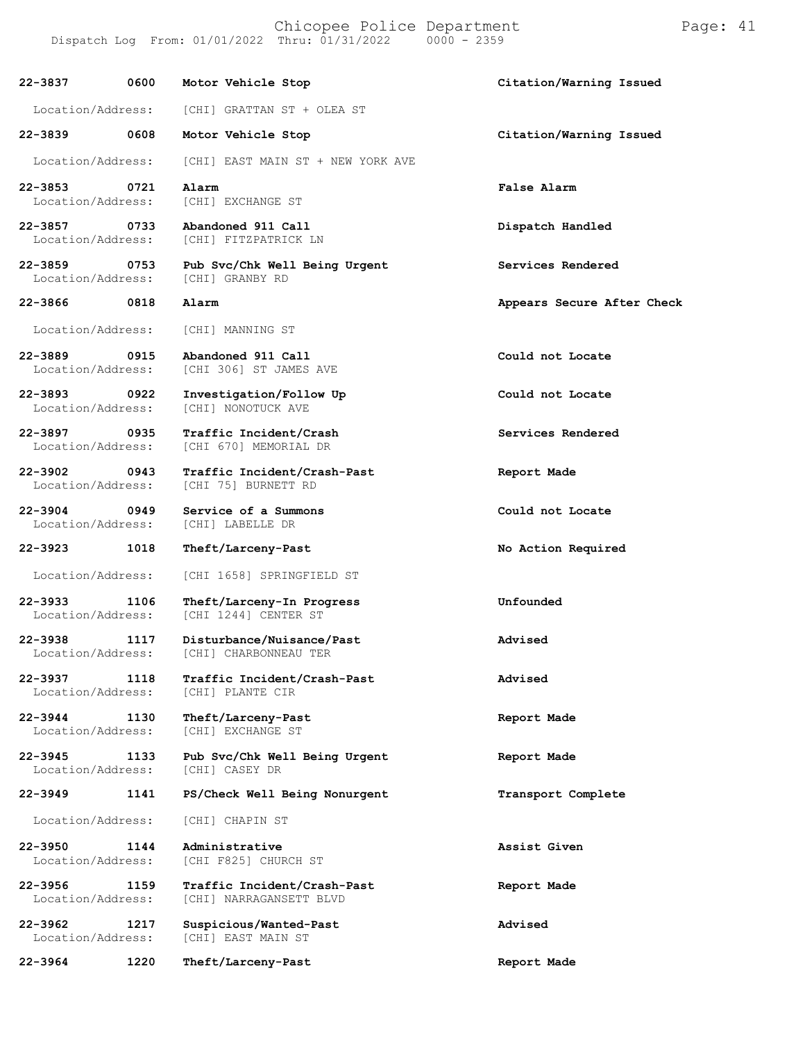| Call # | Time | Call Type | Disposition |
|---|---|---|---|
| 22-3837 | 0600 | Motor Vehicle Stop | Citation/Warning Issued |
| Location/Address: | | [CHI] GRATTAN ST + OLEA ST | |
| 22-3839 | 0608 | Motor Vehicle Stop | Citation/Warning Issued |
| Location/Address: | | [CHI] EAST MAIN ST + NEW YORK AVE | |
| 22-3853 | 0721 | Alarm | False Alarm |
| Location/Address: | | [CHI] EXCHANGE ST | |
| 22-3857 | 0733 | Abandoned 911 Call | Dispatch Handled |
| Location/Address: | | [CHI] FITZPATRICK LN | |
| 22-3859 | 0753 | Pub Svc/Chk Well Being Urgent | Services Rendered |
| Location/Address: | | [CHI] GRANBY RD | |
| 22-3866 | 0818 | Alarm | Appears Secure After Check |
| Location/Address: | | [CHI] MANNING ST | |
| 22-3889 | 0915 | Abandoned 911 Call | Could not Locate |
| Location/Address: | | [CHI 306] ST JAMES AVE | |
| 22-3893 | 0922 | Investigation/Follow Up | Could not Locate |
| Location/Address: | | [CHI] NONOTUCK AVE | |
| 22-3897 | 0935 | Traffic Incident/Crash | Services Rendered |
| Location/Address: | | [CHI 670] MEMORIAL DR | |
| 22-3902 | 0943 | Traffic Incident/Crash-Past | Report Made |
| Location/Address: | | [CHI 75] BURNETT RD | |
| 22-3904 | 0949 | Service of a Summons | Could not Locate |
| Location/Address: | | [CHI] LABELLE DR | |
| 22-3923 | 1018 | Theft/Larceny-Past | No Action Required |
| Location/Address: | | [CHI 1658] SPRINGFIELD ST | |
| 22-3933 | 1106 | Theft/Larceny-In Progress | Unfounded |
| Location/Address: | | [CHI 1244] CENTER ST | |
| 22-3938 | 1117 | Disturbance/Nuisance/Past | Advised |
| Location/Address: | | [CHI] CHARBONNEAU TER | |
| 22-3937 | 1118 | Traffic Incident/Crash-Past | Advised |
| Location/Address: | | [CHI] PLANTE CIR | |
| 22-3944 | 1130 | Theft/Larceny-Past | Report Made |
| Location/Address: | | [CHI] EXCHANGE ST | |
| 22-3945 | 1133 | Pub Svc/Chk Well Being Urgent | Report Made |
| Location/Address: | | [CHI] CASEY DR | |
| 22-3949 | 1141 | PS/Check Well Being Nonurgent | Transport Complete |
| Location/Address: | | [CHI] CHAPIN ST | |
| 22-3950 | 1144 | Administrative | Assist Given |
| Location/Address: | | [CHI F825] CHURCH ST | |
| 22-3956 | 1159 | Traffic Incident/Crash-Past | Report Made |
| Location/Address: | | [CHI] NARRAGANSETT BLVD | |
| 22-3962 | 1217 | Suspicious/Wanted-Past | Advised |
| Location/Address: | | [CHI] EAST MAIN ST | |
| 22-3964 | 1220 | Theft/Larceny-Past | Report Made |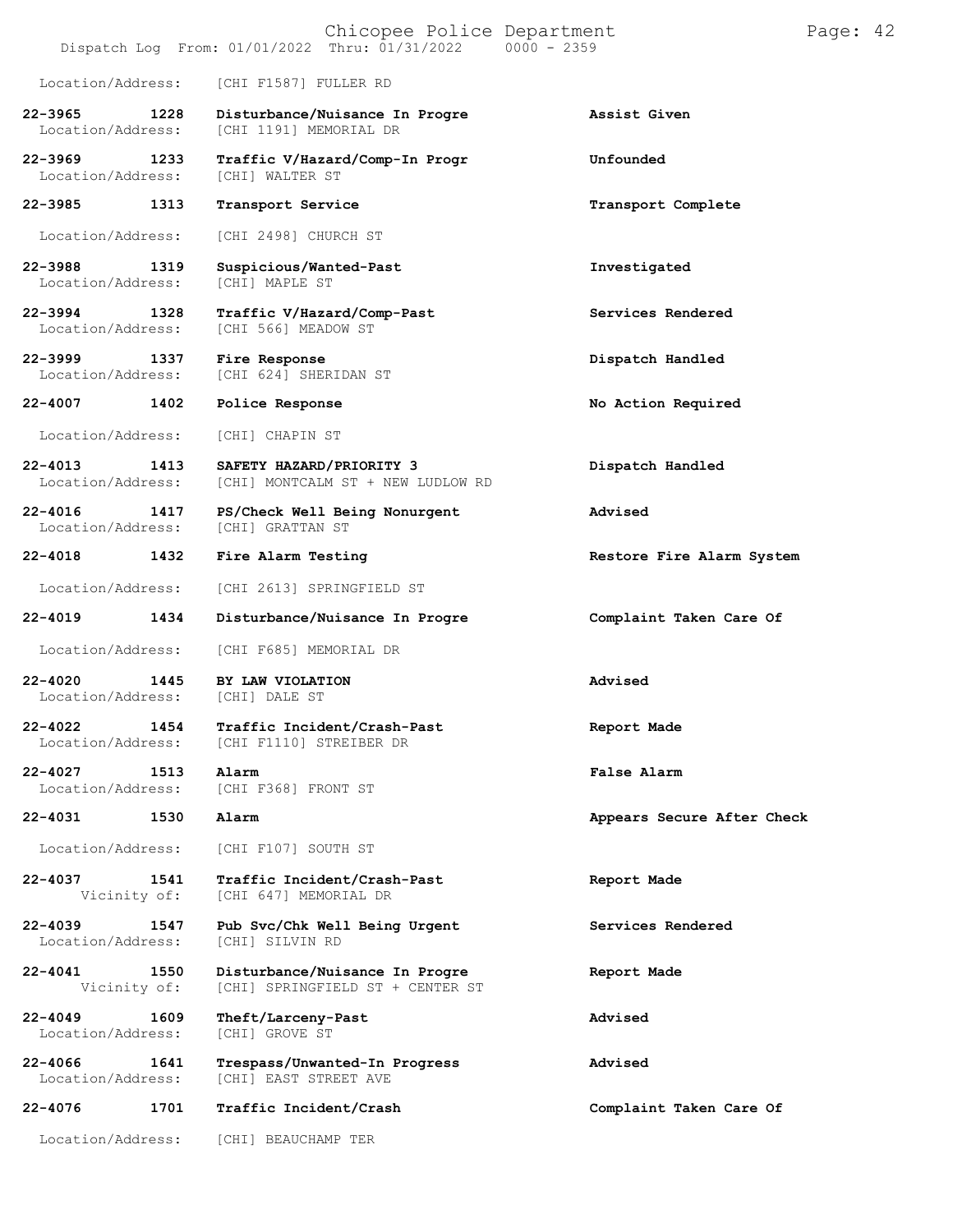Location/Address: [CHI F1587] FULLER RD

| Call # | Time | Call Type | Action |
|---|---|---|---|
| 22-3965 | 1228 | Disturbance/Nuisance In Progre | Assist Given |
| Location/Address: | | [CHI 1191] MEMORIAL DR | |
| 22-3969 | 1233 | Traffic V/Hazard/Comp-In Progr | Unfounded |
| Location/Address: | | [CHI] WALTER ST | |
| 22-3985 | 1313 | Transport Service | Transport Complete |
| Location/Address: | | [CHI 2498] CHURCH ST | |
| 22-3988 | 1319 | Suspicious/Wanted-Past | Investigated |
| Location/Address: | | [CHI] MAPLE ST | |
| 22-3994 | 1328 | Traffic V/Hazard/Comp-Past | Services Rendered |
| Location/Address: | | [CHI 566] MEADOW ST | |
| 22-3999 | 1337 | Fire Response | Dispatch Handled |
| Location/Address: | | [CHI 624] SHERIDAN ST | |
| 22-4007 | 1402 | Police Response | No Action Required |
| Location/Address: | | [CHI] CHAPIN ST | |
| 22-4013 | 1413 | SAFETY HAZARD/PRIORITY 3 | Dispatch Handled |
| Location/Address: | | [CHI] MONTCALM ST + NEW LUDLOW RD | |
| 22-4016 | 1417 | PS/Check Well Being Nonurgent | Advised |
| Location/Address: | | [CHI] GRATTAN ST | |
| 22-4018 | 1432 | Fire Alarm Testing | Restore Fire Alarm System |
| Location/Address: | | [CHI 2613] SPRINGFIELD ST | |
| 22-4019 | 1434 | Disturbance/Nuisance In Progre | Complaint Taken Care Of |
| Location/Address: | | [CHI F685] MEMORIAL DR | |
| 22-4020 | 1445 | BY LAW VIOLATION | Advised |
| Location/Address: | | [CHI] DALE ST | |
| 22-4022 | 1454 | Traffic Incident/Crash-Past | Report Made |
| Location/Address: | | [CHI F1110] STREIBER DR | |
| 22-4027 | 1513 | Alarm | False Alarm |
| Location/Address: | | [CHI F368] FRONT ST | |
| 22-4031 | 1530 | Alarm | Appears Secure After Check |
| Location/Address: | | [CHI F107] SOUTH ST | |
| 22-4037 | 1541 | Traffic Incident/Crash-Past | Report Made |
| Vicinity of: | | [CHI 647] MEMORIAL DR | |
| 22-4039 | 1547 | Pub Svc/Chk Well Being Urgent | Services Rendered |
| Location/Address: | | [CHI] SILVIN RD | |
| 22-4041 | 1550 | Disturbance/Nuisance In Progre | Report Made |
| Vicinity of: | | [CHI] SPRINGFIELD ST + CENTER ST | |
| 22-4049 | 1609 | Theft/Larceny-Past | Advised |
| Location/Address: | | [CHI] GROVE ST | |
| 22-4066 | 1641 | Trespass/Unwanted-In Progress | Advised |
| Location/Address: | | [CHI] EAST STREET AVE | |
| 22-4076 | 1701 | Traffic Incident/Crash | Complaint Taken Care Of |
| Location/Address: | | [CHI] BEAUCHAMP TER | |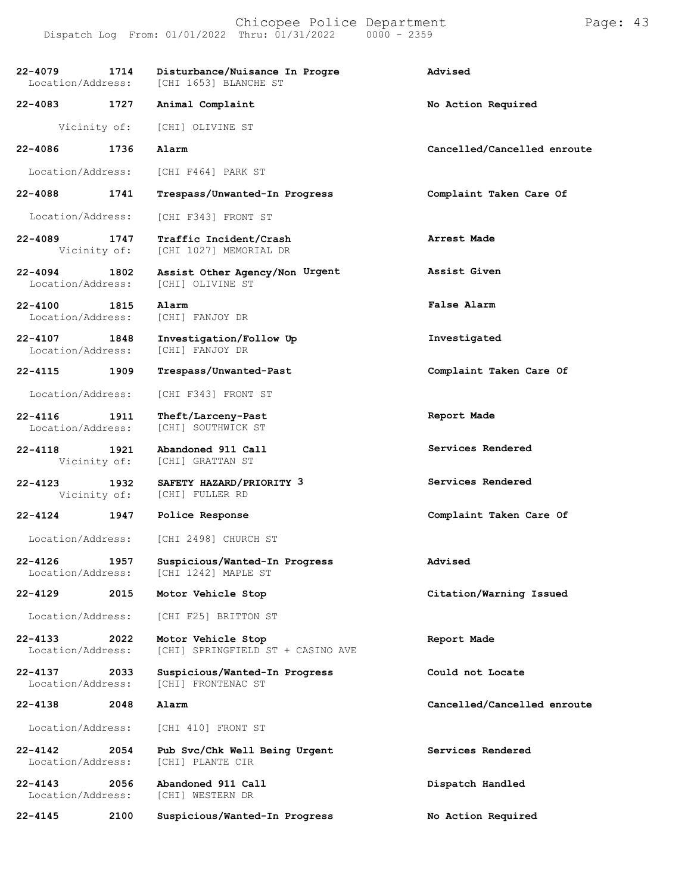| Call # | Time | Call Reason | Action |
|---|---|---|---|
| 22-4079 | 1714 | Disturbance/Nuisance In Progre | Advised |
| Location/Address: | | [CHI 1653] BLANCHE ST | |
| 22-4083 | 1727 | Animal Complaint | No Action Required |
| Vicinity of: | | [CHI] OLIVINE ST | |
| 22-4086 | 1736 | Alarm | Cancelled/Cancelled enroute |
| Location/Address: | | [CHI F464] PARK ST | |
| 22-4088 | 1741 | Trespass/Unwanted-In Progress | Complaint Taken Care Of |
| Location/Address: | | [CHI F343] FRONT ST | |
| 22-4089 | 1747 | Traffic Incident/Crash | Arrest Made |
| Vicinity of: | | [CHI 1027] MEMORIAL DR | |
| 22-4094 | 1802 | Assist Other Agency/Non Urgent | Assist Given |
| Location/Address: | | [CHI] OLIVINE ST | |
| 22-4100 | 1815 | Alarm | False Alarm |
| Location/Address: | | [CHI] FANJOY DR | |
| 22-4107 | 1848 | Investigation/Follow Up | Investigated |
| Location/Address: | | [CHI] FANJOY DR | |
| 22-4115 | 1909 | Trespass/Unwanted-Past | Complaint Taken Care Of |
| Location/Address: | | [CHI F343] FRONT ST | |
| 22-4116 | 1911 | Theft/Larceny-Past | Report Made |
| Location/Address: | | [CHI] SOUTHWICK ST | |
| 22-4118 | 1921 | Abandoned 911 Call | Services Rendered |
| Vicinity of: | | [CHI] GRATTAN ST | |
| 22-4123 | 1932 | SAFETY HAZARD/PRIORITY 3 | Services Rendered |
| Vicinity of: | | [CHI] FULLER RD | |
| 22-4124 | 1947 | Police Response | Complaint Taken Care Of |
| Location/Address: | | [CHI 2498] CHURCH ST | |
| 22-4126 | 1957 | Suspicious/Wanted-In Progress | Advised |
| Location/Address: | | [CHI 1242] MAPLE ST | |
| 22-4129 | 2015 | Motor Vehicle Stop | Citation/Warning Issued |
| Location/Address: | | [CHI F25] BRITTON ST | |
| 22-4133 | 2022 | Motor Vehicle Stop | Report Made |
| Location/Address: | | [CHI] SPRINGFIELD ST + CASINO AVE | |
| 22-4137 | 2033 | Suspicious/Wanted-In Progress | Could not Locate |
| Location/Address: | | [CHI] FRONTENAC ST | |
| 22-4138 | 2048 | Alarm | Cancelled/Cancelled enroute |
| Location/Address: | | [CHI 410] FRONT ST | |
| 22-4142 | 2054 | Pub Svc/Chk Well Being Urgent | Services Rendered |
| Location/Address: | | [CHI] PLANTE CIR | |
| 22-4143 | 2056 | Abandoned 911 Call | Dispatch Handled |
| Location/Address: | | [CHI] WESTERN DR | |
| 22-4145 | 2100 | Suspicious/Wanted-In Progress | No Action Required |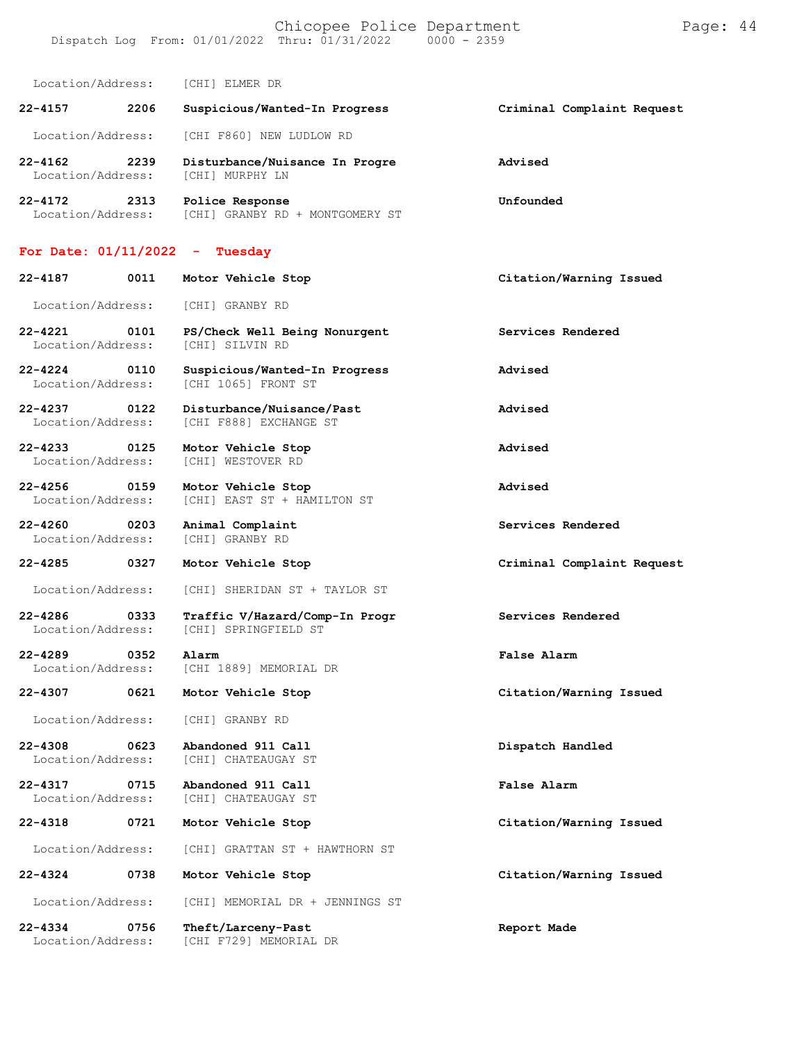Location/Address: [CHI] ELMER DR

**22-4157** **2206** **Suspicious/Wanted-In Progress** **Criminal Complaint Request**
Location/Address: [CHI F860] NEW LUDLOW RD

**22-4162** **2239** **Disturbance/Nuisance In Progre** **Advised**
Location/Address: [CHI] MURPHY LN

**22-4172** **2313** **Police Response** **Unfounded**
Location/Address: [CHI] GRANBY RD + MONTGOMERY ST

## For Date: 01/11/2022 - Tuesday

**22-4187** **0011** **Motor Vehicle Stop** **Citation/Warning Issued**
Location/Address: [CHI] GRANBY RD

**22-4221** **0101** **PS/Check Well Being Nonurgent** **Services Rendered**
Location/Address: [CHI] SILVIN RD

**22-4224** **0110** **Suspicious/Wanted-In Progress** **Advised**
Location/Address: [CHI 1065] FRONT ST

**22-4237** **0122** **Disturbance/Nuisance/Past** **Advised**
Location/Address: [CHI F888] EXCHANGE ST

**22-4233** **0125** **Motor Vehicle Stop** **Advised**
Location/Address: [CHI] WESTOVER RD

**22-4256** **0159** **Motor Vehicle Stop** **Advised**
Location/Address: [CHI] EAST ST + HAMILTON ST

**22-4260** **0203** **Animal Complaint** **Services Rendered**
Location/Address: [CHI] GRANBY RD

**22-4285** **0327** **Motor Vehicle Stop** **Criminal Complaint Request**
Location/Address: [CHI] SHERIDAN ST + TAYLOR ST

**22-4286** **0333** **Traffic V/Hazard/Comp-In Progr** **Services Rendered**
Location/Address: [CHI] SPRINGFIELD ST

**22-4289** **0352** **Alarm** **False Alarm**
Location/Address: [CHI 1889] MEMORIAL DR

**22-4307** **0621** **Motor Vehicle Stop** **Citation/Warning Issued**
Location/Address: [CHI] GRANBY RD

**22-4308** **0623** **Abandoned 911 Call** **Dispatch Handled**
Location/Address: [CHI] CHATEAUGAY ST

**22-4317** **0715** **Abandoned 911 Call** **False Alarm**
Location/Address: [CHI] CHATEAUGAY ST

**22-4318** **0721** **Motor Vehicle Stop** **Citation/Warning Issued**
Location/Address: [CHI] GRATTAN ST + HAWTHORN ST

**22-4324** **0738** **Motor Vehicle Stop** **Citation/Warning Issued**
Location/Address: [CHI] MEMORIAL DR + JENNINGS ST

**22-4334** **0756** **Theft/Larceny-Past** **Report Made**
Location/Address: [CHI F729] MEMORIAL DR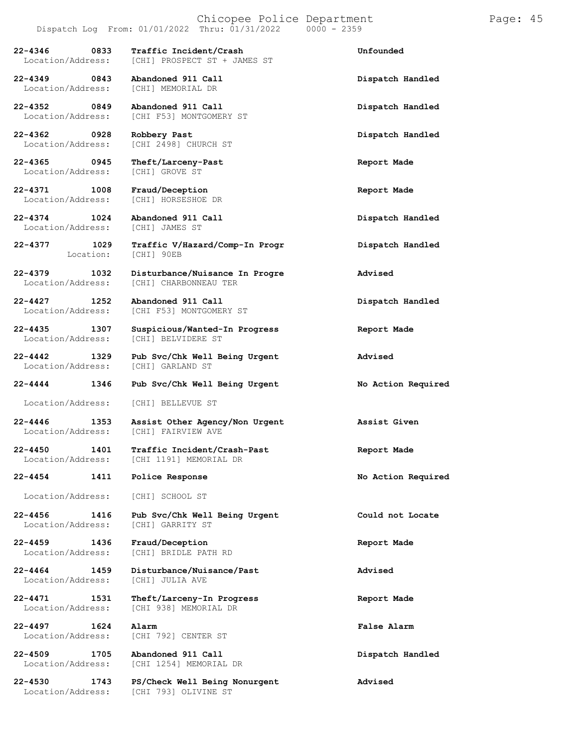| Call Number | Time | Call Reason | Action |
|---|---|---|---|
| 22-4346 | 0833 | Traffic Incident/Crash | Unfounded |
| Location/Address: | | [CHI] PROSPECT ST + JAMES ST | |
| 22-4349 | 0843 | Abandoned 911 Call | Dispatch Handled |
| Location/Address: | | [CHI] MEMORIAL DR | |
| 22-4352 | 0849 | Abandoned 911 Call | Dispatch Handled |
| Location/Address: | | [CHI F53] MONTGOMERY ST | |
| 22-4362 | 0928 | Robbery Past | Dispatch Handled |
| Location/Address: | | [CHI 2498] CHURCH ST | |
| 22-4365 | 0945 | Theft/Larceny-Past | Report Made |
| Location/Address: | | [CHI] GROVE ST | |
| 22-4371 | 1008 | Fraud/Deception | Report Made |
| Location/Address: | | [CHI] HORSESHOE DR | |
| 22-4374 | 1024 | Abandoned 911 Call | Dispatch Handled |
| Location/Address: | | [CHI] JAMES ST | |
| 22-4377 | 1029 | Traffic V/Hazard/Comp-In Progr | Dispatch Handled |
| Location: | | [CHI] 90EB | |
| 22-4379 | 1032 | Disturbance/Nuisance In Progre | Advised |
| Location/Address: | | [CHI] CHARBONNEAU TER | |
| 22-4427 | 1252 | Abandoned 911 Call | Dispatch Handled |
| Location/Address: | | [CHI F53] MONTGOMERY ST | |
| 22-4435 | 1307 | Suspicious/Wanted-In Progress | Report Made |
| Location/Address: | | [CHI] BELVIDERE ST | |
| 22-4442 | 1329 | Pub Svc/Chk Well Being Urgent | Advised |
| Location/Address: | | [CHI] GARLAND ST | |
| 22-4444 | 1346 | Pub Svc/Chk Well Being Urgent | No Action Required |
| Location/Address: | | [CHI] BELLEVUE ST | |
| 22-4446 | 1353 | Assist Other Agency/Non Urgent | Assist Given |
| Location/Address: | | [CHI] FAIRVIEW AVE | |
| 22-4450 | 1401 | Traffic Incident/Crash-Past | Report Made |
| Location/Address: | | [CHI 1191] MEMORIAL DR | |
| 22-4454 | 1411 | Police Response | No Action Required |
| Location/Address: | | [CHI] SCHOOL ST | |
| 22-4456 | 1416 | Pub Svc/Chk Well Being Urgent | Could not Locate |
| Location/Address: | | [CHI] GARRITY ST | |
| 22-4459 | 1436 | Fraud/Deception | Report Made |
| Location/Address: | | [CHI] BRIDLE PATH RD | |
| 22-4464 | 1459 | Disturbance/Nuisance/Past | Advised |
| Location/Address: | | [CHI] JULIA AVE | |
| 22-4471 | 1531 | Theft/Larceny-In Progress | Report Made |
| Location/Address: | | [CHI 938] MEMORIAL DR | |
| 22-4497 | 1624 | Alarm | False Alarm |
| Location/Address: | | [CHI 792] CENTER ST | |
| 22-4509 | 1705 | Abandoned 911 Call | Dispatch Handled |
| Location/Address: | | [CHI 1254] MEMORIAL DR | |
| 22-4530 | 1743 | PS/Check Well Being Nonurgent | Advised |
| Location/Address: | | [CHI 793] OLIVINE ST | |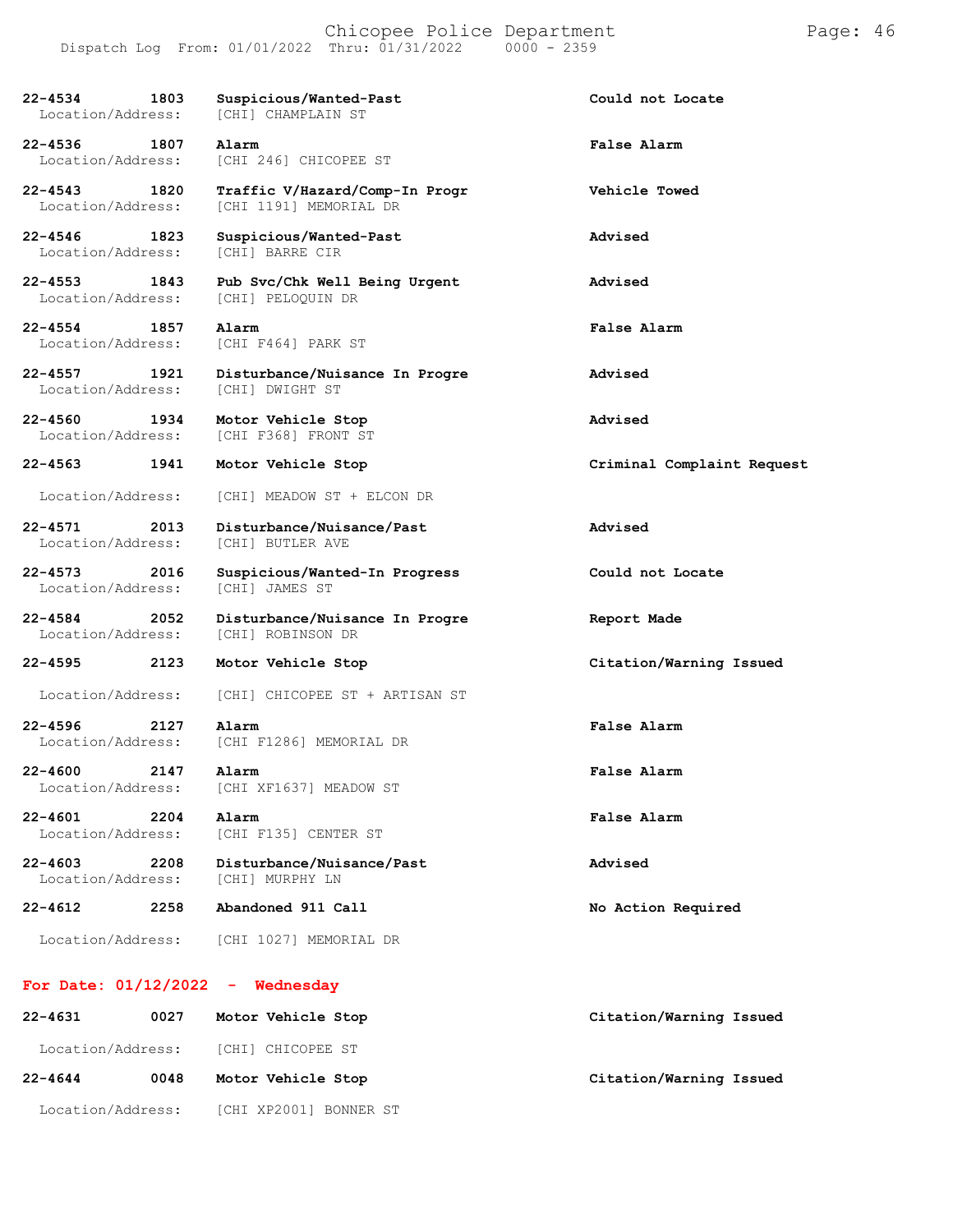| Call # | Time | Call Reason | Action |
|---|---|---|---|
| 22-4534 | 1803 | Suspicious/Wanted-Past | Could not Locate |
| Location/Address: | | [CHI] CHAMPLAIN ST | |
| 22-4536 | 1807 | Alarm | False Alarm |
| Location/Address: | | [CHI 246] CHICOPEE ST | |
| 22-4543 | 1820 | Traffic V/Hazard/Comp-In Progr | Vehicle Towed |
| Location/Address: | | [CHI 1191] MEMORIAL DR | |
| 22-4546 | 1823 | Suspicious/Wanted-Past | Advised |
| Location/Address: | | [CHI] BARRE CIR | |
| 22-4553 | 1843 | Pub Svc/Chk Well Being Urgent | Advised |
| Location/Address: | | [CHI] PELOQUIN DR | |
| 22-4554 | 1857 | Alarm | False Alarm |
| Location/Address: | | [CHI F464] PARK ST | |
| 22-4557 | 1921 | Disturbance/Nuisance In Progre | Advised |
| Location/Address: | | [CHI] DWIGHT ST | |
| 22-4560 | 1934 | Motor Vehicle Stop | Advised |
| Location/Address: | | [CHI F368] FRONT ST | |
| 22-4563 | 1941 | Motor Vehicle Stop | Criminal Complaint Request |
| Location/Address: | | [CHI] MEADOW ST + ELCON DR | |
| 22-4571 | 2013 | Disturbance/Nuisance/Past | Advised |
| Location/Address: | | [CHI] BUTLER AVE | |
| 22-4573 | 2016 | Suspicious/Wanted-In Progress | Could not Locate |
| Location/Address: | | [CHI] JAMES ST | |
| 22-4584 | 2052 | Disturbance/Nuisance In Progre | Report Made |
| Location/Address: | | [CHI] ROBINSON DR | |
| 22-4595 | 2123 | Motor Vehicle Stop | Citation/Warning Issued |
| Location/Address: | | [CHI] CHICOPEE ST + ARTISAN ST | |
| 22-4596 | 2127 | Alarm | False Alarm |
| Location/Address: | | [CHI F1286] MEMORIAL DR | |
| 22-4600 | 2147 | Alarm | False Alarm |
| Location/Address: | | [CHI XF1637] MEADOW ST | |
| 22-4601 | 2204 | Alarm | False Alarm |
| Location/Address: | | [CHI F135] CENTER ST | |
| 22-4603 | 2208 | Disturbance/Nuisance/Past | Advised |
| Location/Address: | | [CHI] MURPHY LN | |
| 22-4612 | 2258 | Abandoned 911 Call | No Action Required |
| Location/Address: | | [CHI 1027] MEMORIAL DR | |

## For Date: 01/12/2022 - Wednesday

| Call # | Time | Call Reason | Action |
|---|---|---|---|
| 22-4631 | 0027 | Motor Vehicle Stop | Citation/Warning Issued |
| Location/Address: | | [CHI] CHICOPEE ST | |
| 22-4644 | 0048 | Motor Vehicle Stop | Citation/Warning Issued |
| Location/Address: | | [CHI XP2001] BONNER ST | |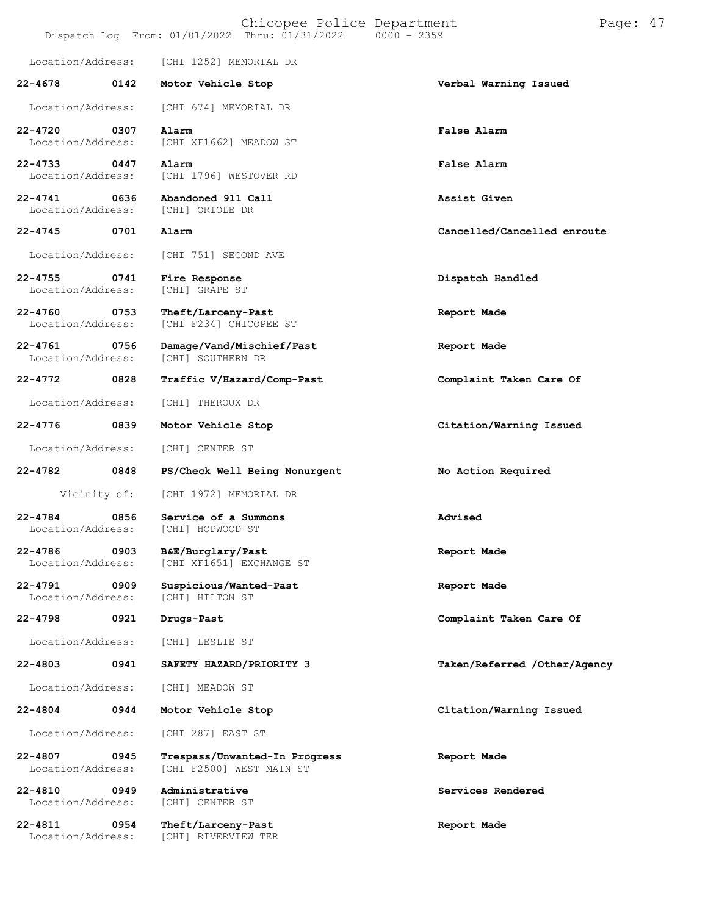Location/Address: [CHI 1252] MEMORIAL DR

**22-4678 0142 Motor Vehicle Stop** **Verbal Warning Issued**

Location/Address: [CHI 674] MEMORIAL DR

**22-4720 0307 Alarm** **False Alarm**
Location/Address: [CHI XF1662] MEADOW ST

**22-4733 0447 Alarm** **False Alarm**
Location/Address: [CHI 1796] WESTOVER RD

**22-4741 0636 Abandoned 911 Call** **Assist Given**
Location/Address: [CHI] ORIOLE DR

**22-4745 0701 Alarm** **Cancelled/Cancelled enroute**

Location/Address: [CHI 751] SECOND AVE

**22-4755 0741 Fire Response** **Dispatch Handled**
Location/Address: [CHI] GRAPE ST

**22-4760 0753 Theft/Larceny-Past** **Report Made**
Location/Address: [CHI F234] CHICOPEE ST

**22-4761 0756 Damage/Vand/Mischief/Past** **Report Made**
Location/Address: [CHI] SOUTHERN DR

**22-4772 0828 Traffic V/Hazard/Comp-Past** **Complaint Taken Care Of**

Location/Address: [CHI] THEROUX DR

**22-4776 0839 Motor Vehicle Stop** **Citation/Warning Issued**

Location/Address: [CHI] CENTER ST

**22-4782 0848 PS/Check Well Being Nonurgent** **No Action Required**

Vicinity of: [CHI 1972] MEMORIAL DR

**22-4784 0856 Service of a Summons** **Advised**
Location/Address: [CHI] HOPWOOD ST

**22-4786 0903 B&E/Burglary/Past** **Report Made**
Location/Address: [CHI XF1651] EXCHANGE ST

**22-4791 0909 Suspicious/Wanted-Past** **Report Made**
Location/Address: [CHI] HILTON ST

**22-4798 0921 Drugs-Past** **Complaint Taken Care Of**

Location/Address: [CHI] LESLIE ST

**22-4803 0941 SAFETY HAZARD/PRIORITY 3** **Taken/Referred /Other/Agency**

Location/Address: [CHI] MEADOW ST

**22-4804 0944 Motor Vehicle Stop** **Citation/Warning Issued**

Location/Address: [CHI 287] EAST ST

**22-4807 0945 Trespass/Unwanted-In Progress** **Report Made**
Location/Address: [CHI F2500] WEST MAIN ST

**22-4810 0949 Administrative** **Services Rendered**
Location/Address: [CHI] CENTER ST

**22-4811 0954 Theft/Larceny-Past** **Report Made**
Location/Address: [CHI] RIVERVIEW TER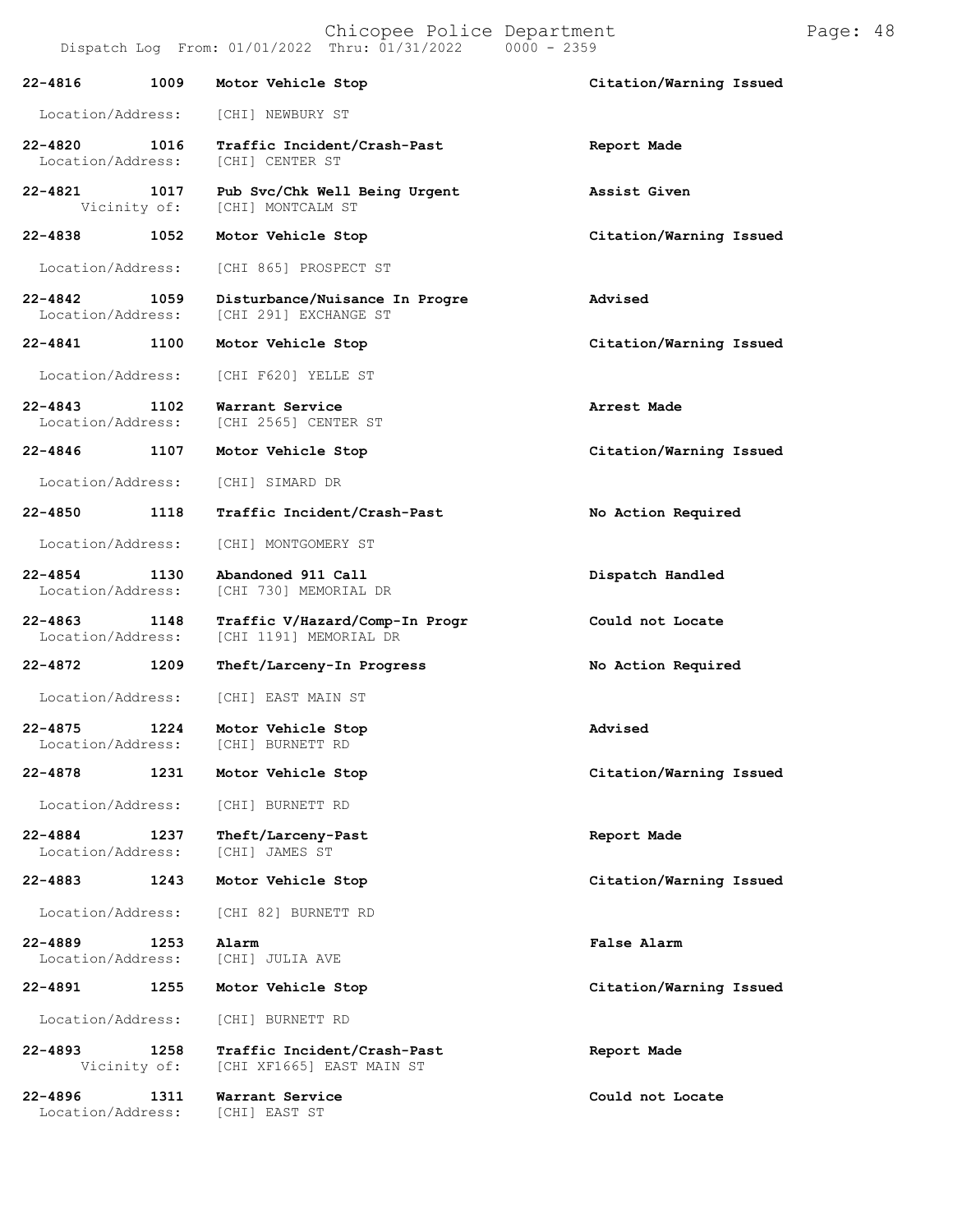| Call Number | Time | Call Reason | Action |
|---|---|---|---|
| 22-4816 | 1009 | Motor Vehicle Stop | Citation/Warning Issued |
| Location/Address: | | [CHI] NEWBURY ST | |
| 22-4820 | 1016 | Traffic Incident/Crash-Past | Report Made |
| Location/Address: | | [CHI] CENTER ST | |
| 22-4821 | 1017 | Pub Svc/Chk Well Being Urgent | Assist Given |
| Vicinity of: | | [CHI] MONTCALM ST | |
| 22-4838 | 1052 | Motor Vehicle Stop | Citation/Warning Issued |
| Location/Address: | | [CHI 865] PROSPECT ST | |
| 22-4842 | 1059 | Disturbance/Nuisance In Progre | Advised |
| Location/Address: | | [CHI 291] EXCHANGE ST | |
| 22-4841 | 1100 | Motor Vehicle Stop | Citation/Warning Issued |
| Location/Address: | | [CHI F620] YELLE ST | |
| 22-4843 | 1102 | Warrant Service | Arrest Made |
| Location/Address: | | [CHI 2565] CENTER ST | |
| 22-4846 | 1107 | Motor Vehicle Stop | Citation/Warning Issued |
| Location/Address: | | [CHI] SIMARD DR | |
| 22-4850 | 1118 | Traffic Incident/Crash-Past | No Action Required |
| Location/Address: | | [CHI] MONTGOMERY ST | |
| 22-4854 | 1130 | Abandoned 911 Call | Dispatch Handled |
| Location/Address: | | [CHI 730] MEMORIAL DR | |
| 22-4863 | 1148 | Traffic V/Hazard/Comp-In Progr | Could not Locate |
| Location/Address: | | [CHI 1191] MEMORIAL DR | |
| 22-4872 | 1209 | Theft/Larceny-In Progress | No Action Required |
| Location/Address: | | [CHI] EAST MAIN ST | |
| 22-4875 | 1224 | Motor Vehicle Stop | Advised |
| Location/Address: | | [CHI] BURNETT RD | |
| 22-4878 | 1231 | Motor Vehicle Stop | Citation/Warning Issued |
| Location/Address: | | [CHI] BURNETT RD | |
| 22-4884 | 1237 | Theft/Larceny-Past | Report Made |
| Location/Address: | | [CHI] JAMES ST | |
| 22-4883 | 1243 | Motor Vehicle Stop | Citation/Warning Issued |
| Location/Address: | | [CHI 82] BURNETT RD | |
| 22-4889 | 1253 | Alarm | False Alarm |
| Location/Address: | | [CHI] JULIA AVE | |
| 22-4891 | 1255 | Motor Vehicle Stop | Citation/Warning Issued |
| Location/Address: | | [CHI] BURNETT RD | |
| 22-4893 | 1258 | Traffic Incident/Crash-Past | Report Made |
| Vicinity of: | | [CHI XF1665] EAST MAIN ST | |
| 22-4896 | 1311 | Warrant Service | Could not Locate |
| Location/Address: | | [CHI] EAST ST | |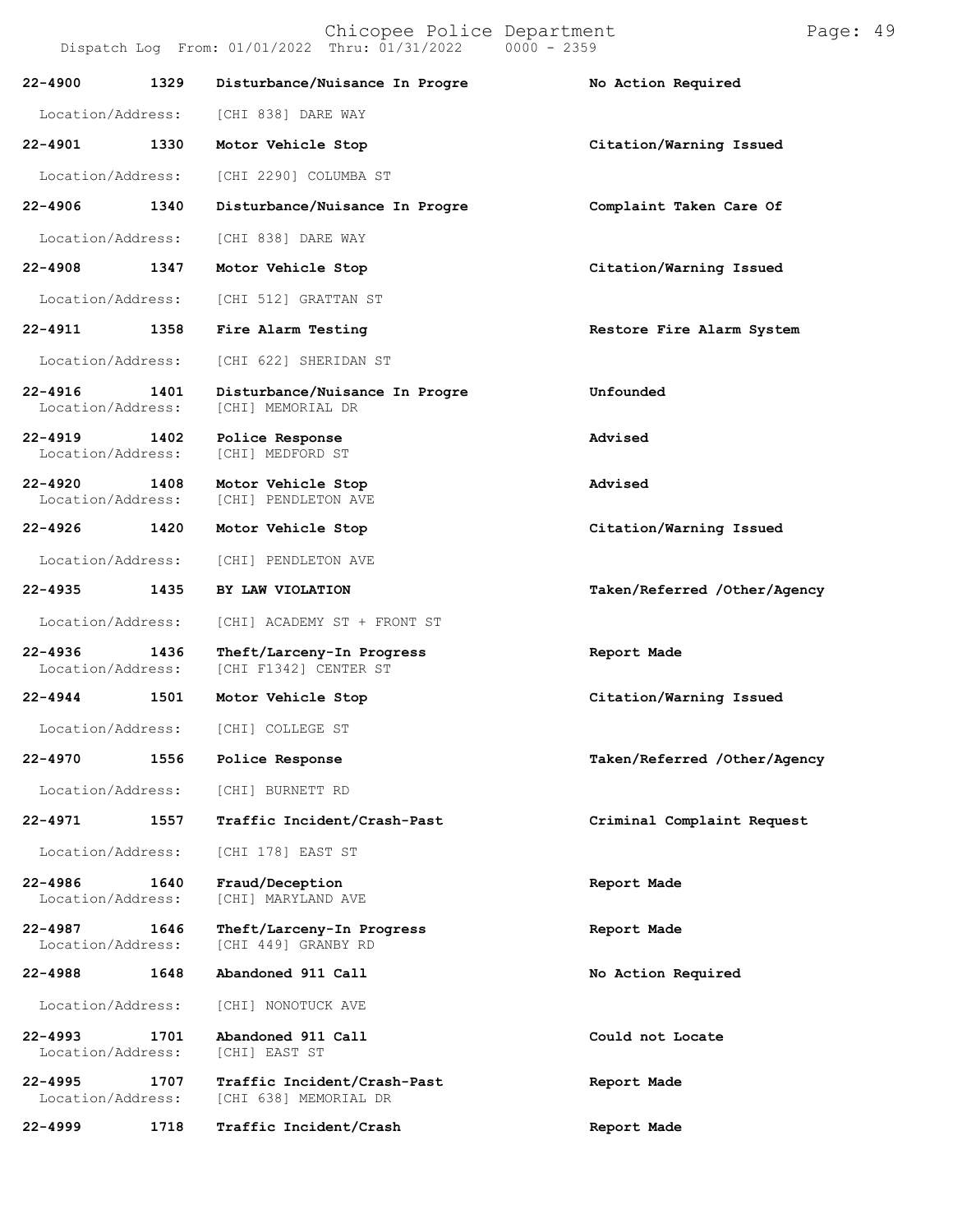| Call Number | Time | Call Type | Action |
|---|---|---|---|
| 22-4900 | 1329 | Disturbance/Nuisance In Progre | No Action Required |
| Location/Address: | | [CHI 838] DARE WAY | |
| 22-4901 | 1330 | Motor Vehicle Stop | Citation/Warning Issued |
| Location/Address: | | [CHI 2290] COLUMBA ST | |
| 22-4906 | 1340 | Disturbance/Nuisance In Progre | Complaint Taken Care Of |
| Location/Address: | | [CHI 838] DARE WAY | |
| 22-4908 | 1347 | Motor Vehicle Stop | Citation/Warning Issued |
| Location/Address: | | [CHI 512] GRATTAN ST | |
| 22-4911 | 1358 | Fire Alarm Testing | Restore Fire Alarm System |
| Location/Address: | | [CHI 622] SHERIDAN ST | |
| 22-4916 | 1401 | Disturbance/Nuisance In Progre | Unfounded |
| Location/Address: | | [CHI] MEMORIAL DR | |
| 22-4919 | 1402 | Police Response | Advised |
| Location/Address: | | [CHI] MEDFORD ST | |
| 22-4920 | 1408 | Motor Vehicle Stop | Advised |
| Location/Address: | | [CHI] PENDLETON AVE | |
| 22-4926 | 1420 | Motor Vehicle Stop | Citation/Warning Issued |
| Location/Address: | | [CHI] PENDLETON AVE | |
| 22-4935 | 1435 | BY LAW VIOLATION | Taken/Referred /Other/Agency |
| Location/Address: | | [CHI] ACADEMY ST + FRONT ST | |
| 22-4936 | 1436 | Theft/Larceny-In Progress | Report Made |
| Location/Address: | | [CHI F1342] CENTER ST | |
| 22-4944 | 1501 | Motor Vehicle Stop | Citation/Warning Issued |
| Location/Address: | | [CHI] COLLEGE ST | |
| 22-4970 | 1556 | Police Response | Taken/Referred /Other/Agency |
| Location/Address: | | [CHI] BURNETT RD | |
| 22-4971 | 1557 | Traffic Incident/Crash-Past | Criminal Complaint Request |
| Location/Address: | | [CHI 178] EAST ST | |
| 22-4986 | 1640 | Fraud/Deception | Report Made |
| Location/Address: | | [CHI] MARYLAND AVE | |
| 22-4987 | 1646 | Theft/Larceny-In Progress | Report Made |
| Location/Address: | | [CHI 449] GRANBY RD | |
| 22-4988 | 1648 | Abandoned 911 Call | No Action Required |
| Location/Address: | | [CHI] NONOTUCK AVE | |
| 22-4993 | 1701 | Abandoned 911 Call | Could not Locate |
| Location/Address: | | [CHI] EAST ST | |
| 22-4995 | 1707 | Traffic Incident/Crash-Past | Report Made |
| Location/Address: | | [CHI 638] MEMORIAL DR | |
| 22-4999 | 1718 | Traffic Incident/Crash | Report Made |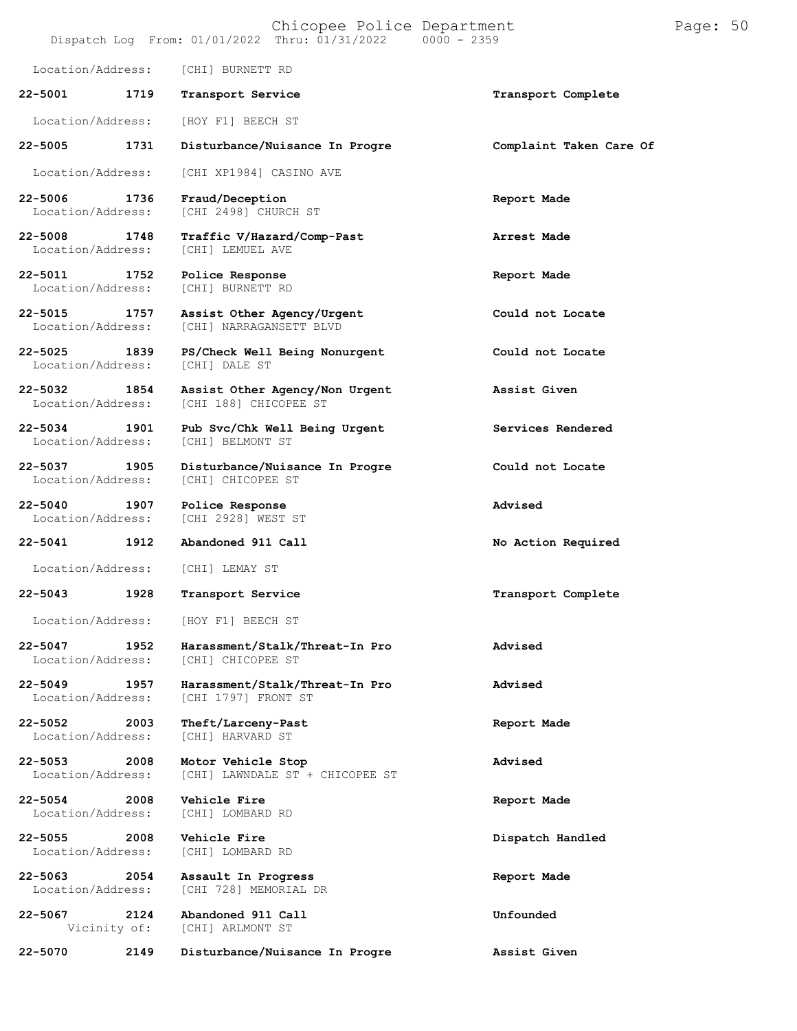Location/Address: [CHI] BURNETT RD

| Call # | Time | Call Reason | Action |
|---|---|---|---|
| **22-5001** | **1719** | **Transport Service** | **Transport Complete** |
| Location/Address: | | [HOY F1] BEECH ST | |
| **22-5005** | **1731** | **Disturbance/Nuisance In Progre** | **Complaint Taken Care Of** |
| Location/Address: | | [CHI XP1984] CASINO AVE | |
| **22-5006** | **1736** | **Fraud/Deception** | **Report Made** |
| Location/Address: | | [CHI 2498] CHURCH ST | |
| **22-5008** | **1748** | **Traffic V/Hazard/Comp-Past** | **Arrest Made** |
| Location/Address: | | [CHI] LEMUEL AVE | |
| **22-5011** | **1752** | **Police Response** | **Report Made** |
| Location/Address: | | [CHI] BURNETT RD | |
| **22-5015** | **1757** | **Assist Other Agency/Urgent** | **Could not Locate** |
| Location/Address: | | [CHI] NARRAGANSETT BLVD | |
| **22-5025** | **1839** | **PS/Check Well Being Nonurgent** | **Could not Locate** |
| Location/Address: | | [CHI] DALE ST | |
| **22-5032** | **1854** | **Assist Other Agency/Non Urgent** | **Assist Given** |
| Location/Address: | | [CHI 188] CHICOPEE ST | |
| **22-5034** | **1901** | **Pub Svc/Chk Well Being Urgent** | **Services Rendered** |
| Location/Address: | | [CHI] BELMONT ST | |
| **22-5037** | **1905** | **Disturbance/Nuisance In Progre** | **Could not Locate** |
| Location/Address: | | [CHI] CHICOPEE ST | |
| **22-5040** | **1907** | **Police Response** | **Advised** |
| Location/Address: | | [CHI 2928] WEST ST | |
| **22-5041** | **1912** | **Abandoned 911 Call** | **No Action Required** |
| Location/Address: | | [CHI] LEMAY ST | |
| **22-5043** | **1928** | **Transport Service** | **Transport Complete** |
| Location/Address: | | [HOY F1] BEECH ST | |
| **22-5047** | **1952** | **Harassment/Stalk/Threat-In Pro** | **Advised** |
| Location/Address: | | [CHI] CHICOPEE ST | |
| **22-5049** | **1957** | **Harassment/Stalk/Threat-In Pro** | **Advised** |
| Location/Address: | | [CHI 1797] FRONT ST | |
| **22-5052** | **2003** | **Theft/Larceny-Past** | **Report Made** |
| Location/Address: | | [CHI] HARVARD ST | |
| **22-5053** | **2008** | **Motor Vehicle Stop** | **Advised** |
| Location/Address: | | [CHI] LAWNDALE ST + CHICOPEE ST | |
| **22-5054** | **2008** | **Vehicle Fire** | **Report Made** |
| Location/Address: | | [CHI] LOMBARD RD | |
| **22-5055** | **2008** | **Vehicle Fire** | **Dispatch Handled** |
| Location/Address: | | [CHI] LOMBARD RD | |
| **22-5063** | **2054** | **Assault In Progress** | **Report Made** |
| Location/Address: | | [CHI 728] MEMORIAL DR | |
| **22-5067** | **2124** | **Abandoned 911 Call** | **Unfounded** |
| Vicinity of: | | [CHI] ARLMONT ST | |
| **22-5070** | **2149** | **Disturbance/Nuisance In Progre** | **Assist Given** |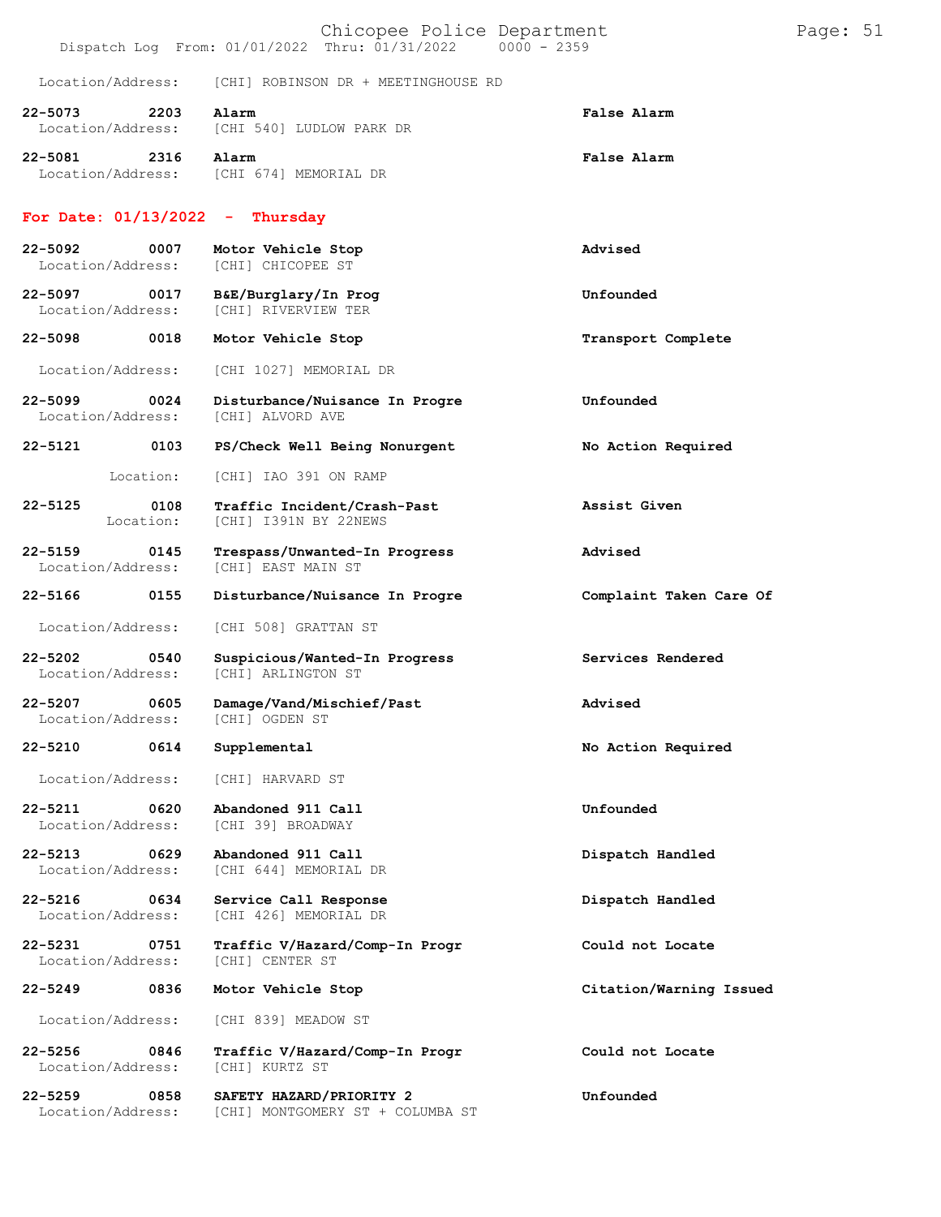Location/Address: [CHI] ROBINSON DR + MEETINGHOUSE RD

**22-5073 2203 Alarm** **False Alarm**
Location/Address: [CHI 540] LUDLOW PARK DR

**22-5081 2316 Alarm** **False Alarm**
Location/Address: [CHI 674] MEMORIAL DR

## For Date: 01/13/2022 - Thursday

**22-5092 0007 Motor Vehicle Stop** **Advised**
Location/Address: [CHI] CHICOPEE ST

**22-5097 0017 B&E/Burglary/In Prog** **Unfounded**
Location/Address: [CHI] RIVERVIEW TER

**22-5098 0018 Motor Vehicle Stop** **Transport Complete**
Location/Address: [CHI 1027] MEMORIAL DR

**22-5099 0024 Disturbance/Nuisance In Progre** **Unfounded**
Location/Address: [CHI] ALVORD AVE

**22-5121 0103 PS/Check Well Being Nonurgent** **No Action Required**
Location: [CHI] IAO 391 ON RAMP

**22-5125 0108 Traffic Incident/Crash-Past** **Assist Given**
Location: [CHI] I391N BY 22NEWS

**22-5159 0145 Trespass/Unwanted-In Progress** **Advised**
Location/Address: [CHI] EAST MAIN ST

**22-5166 0155 Disturbance/Nuisance In Progre** **Complaint Taken Care Of**
Location/Address: [CHI 508] GRATTAN ST

**22-5202 0540 Suspicious/Wanted-In Progress** **Services Rendered**
Location/Address: [CHI] ARLINGTON ST

**22-5207 0605 Damage/Vand/Mischief/Past** **Advised**
Location/Address: [CHI] OGDEN ST

**22-5210 0614 Supplemental** **No Action Required**
Location/Address: [CHI] HARVARD ST

**22-5211 0620 Abandoned 911 Call** **Unfounded**
Location/Address: [CHI 39] BROADWAY

**22-5213 0629 Abandoned 911 Call** **Dispatch Handled**
Location/Address: [CHI 644] MEMORIAL DR

**22-5216 0634 Service Call Response** **Dispatch Handled**
Location/Address: [CHI 426] MEMORIAL DR

**22-5231 0751 Traffic V/Hazard/Comp-In Progr** **Could not Locate**
Location/Address: [CHI] CENTER ST

**22-5249 0836 Motor Vehicle Stop** **Citation/Warning Issued**
Location/Address: [CHI 839] MEADOW ST

**22-5256 0846 Traffic V/Hazard/Comp-In Progr** **Could not Locate**
Location/Address: [CHI] KURTZ ST

**22-5259 0858 SAFETY HAZARD/PRIORITY 2** **Unfounded**
Location/Address: [CHI] MONTGOMERY ST + COLUMBA ST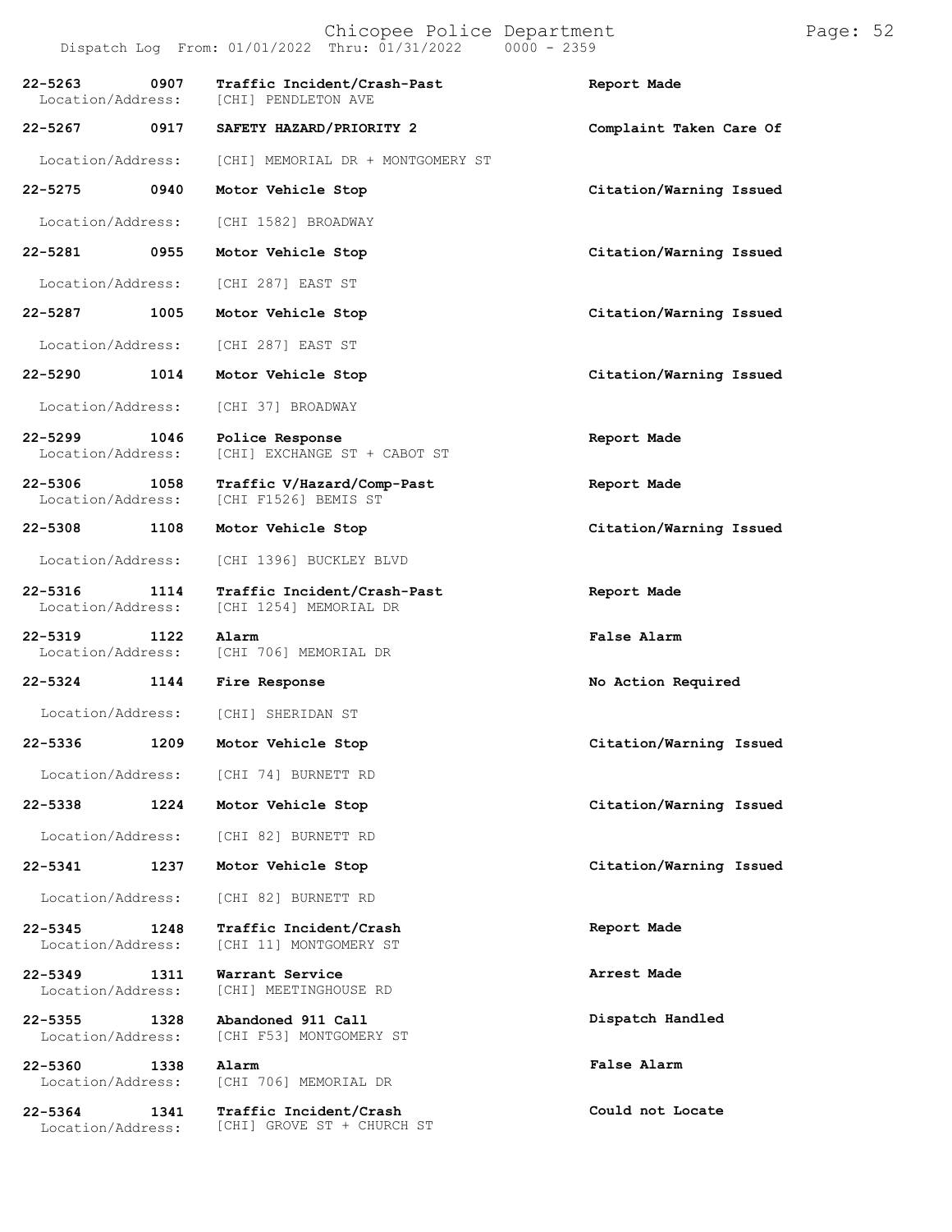| Call # | Time | Call Type | Action |
|---|---|---|---|
| 22-5263 | 0907 | Traffic Incident/Crash-Past | Report Made |
| Location/Address: | | [CHI] PENDLETON AVE | |
| 22-5267 | 0917 | SAFETY HAZARD/PRIORITY 2 | Complaint Taken Care Of |
| Location/Address: | | [CHI] MEMORIAL DR + MONTGOMERY ST | |
| 22-5275 | 0940 | Motor Vehicle Stop | Citation/Warning Issued |
| Location/Address: | | [CHI 1582] BROADWAY | |
| 22-5281 | 0955 | Motor Vehicle Stop | Citation/Warning Issued |
| Location/Address: | | [CHI 287] EAST ST | |
| 22-5287 | 1005 | Motor Vehicle Stop | Citation/Warning Issued |
| Location/Address: | | [CHI 287] EAST ST | |
| 22-5290 | 1014 | Motor Vehicle Stop | Citation/Warning Issued |
| Location/Address: | | [CHI 37] BROADWAY | |
| 22-5299 | 1046 | Police Response | Report Made |
| Location/Address: | | [CHI] EXCHANGE ST + CABOT ST | |
| 22-5306 | 1058 | Traffic V/Hazard/Comp-Past | Report Made |
| Location/Address: | | [CHI F1526] BEMIS ST | |
| 22-5308 | 1108 | Motor Vehicle Stop | Citation/Warning Issued |
| Location/Address: | | [CHI 1396] BUCKLEY BLVD | |
| 22-5316 | 1114 | Traffic Incident/Crash-Past | Report Made |
| Location/Address: | | [CHI 1254] MEMORIAL DR | |
| 22-5319 | 1122 | Alarm | False Alarm |
| Location/Address: | | [CHI 706] MEMORIAL DR | |
| 22-5324 | 1144 | Fire Response | No Action Required |
| Location/Address: | | [CHI] SHERIDAN ST | |
| 22-5336 | 1209 | Motor Vehicle Stop | Citation/Warning Issued |
| Location/Address: | | [CHI 74] BURNETT RD | |
| 22-5338 | 1224 | Motor Vehicle Stop | Citation/Warning Issued |
| Location/Address: | | [CHI 82] BURNETT RD | |
| 22-5341 | 1237 | Motor Vehicle Stop | Citation/Warning Issued |
| Location/Address: | | [CHI 82] BURNETT RD | |
| 22-5345 | 1248 | Traffic Incident/Crash | Report Made |
| Location/Address: | | [CHI 11] MONTGOMERY ST | |
| 22-5349 | 1311 | Warrant Service | Arrest Made |
| Location/Address: | | [CHI] MEETINGHOUSE RD | |
| 22-5355 | 1328 | Abandoned 911 Call | Dispatch Handled |
| Location/Address: | | [CHI F53] MONTGOMERY ST | |
| 22-5360 | 1338 | Alarm | False Alarm |
| Location/Address: | | [CHI 706] MEMORIAL DR | |
| 22-5364 | 1341 | Traffic Incident/Crash | Could not Locate |
| Location/Address: | | [CHI] GROVE ST + CHURCH ST | |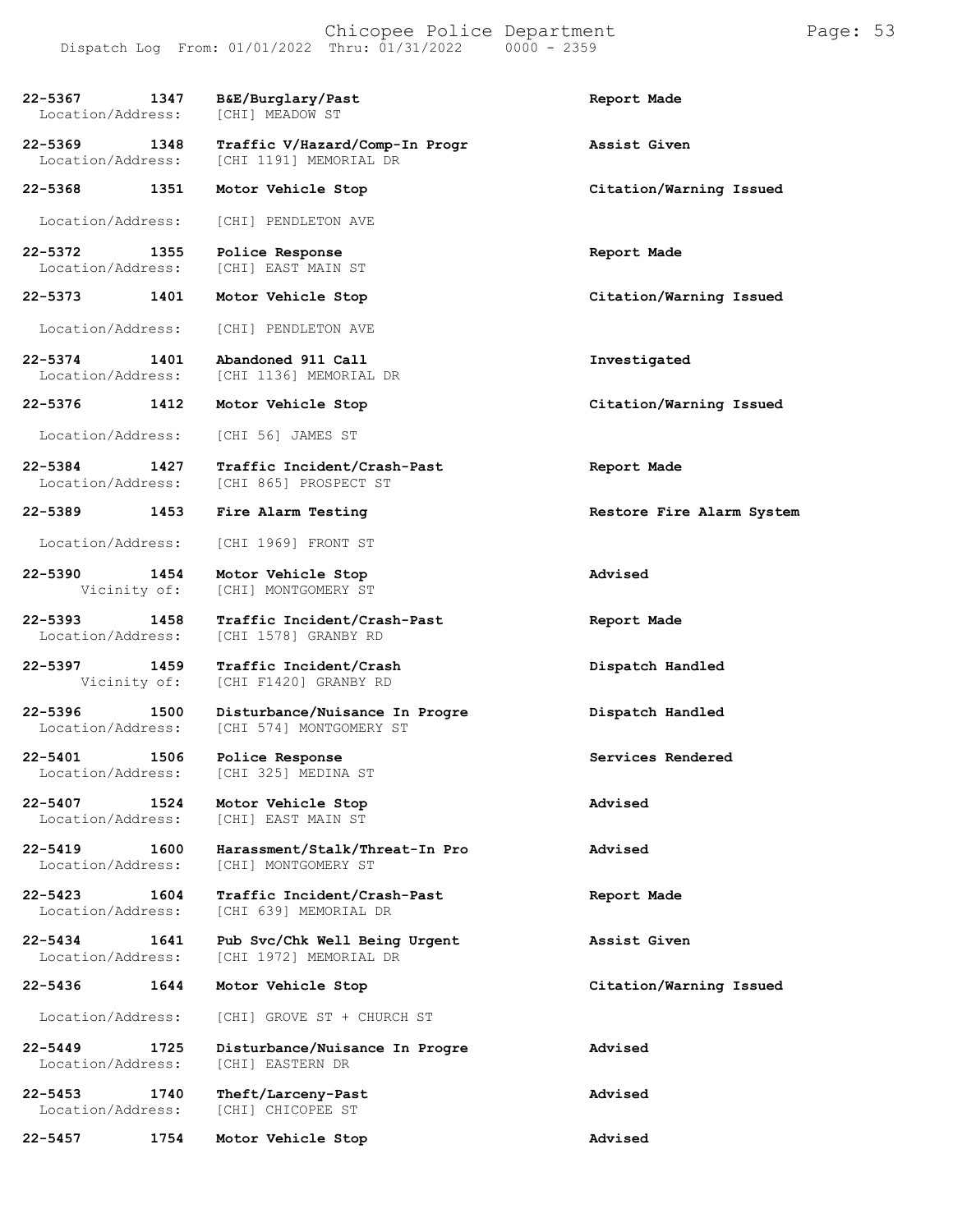**22-5367 1347 B&E/Burglary/Past** **Report Made**
Location/Address: [CHI] MEADOW ST

**22-5369 1348 Traffic V/Hazard/Comp-In Progr** **Assist Given**
Location/Address: [CHI 1191] MEMORIAL DR

**22-5368 1351 Motor Vehicle Stop** **Citation/Warning Issued**
Location/Address: [CHI] PENDLETON AVE

**22-5372 1355 Police Response** **Report Made**
Location/Address: [CHI] EAST MAIN ST

**22-5373 1401 Motor Vehicle Stop** **Citation/Warning Issued**
Location/Address: [CHI] PENDLETON AVE

**22-5374 1401 Abandoned 911 Call** **Investigated**
Location/Address: [CHI 1136] MEMORIAL DR

**22-5376 1412 Motor Vehicle Stop** **Citation/Warning Issued**
Location/Address: [CHI 56] JAMES ST

**22-5384 1427 Traffic Incident/Crash-Past** **Report Made**
Location/Address: [CHI 865] PROSPECT ST

**22-5389 1453 Fire Alarm Testing** **Restore Fire Alarm System**
Location/Address: [CHI 1969] FRONT ST

**22-5390 1454 Motor Vehicle Stop** **Advised**
Vicinity of: [CHI] MONTGOMERY ST

**22-5393 1458 Traffic Incident/Crash-Past** **Report Made**
Location/Address: [CHI 1578] GRANBY RD

**22-5397 1459 Traffic Incident/Crash** **Dispatch Handled**
Vicinity of: [CHI F1420] GRANBY RD

**22-5396 1500 Disturbance/Nuisance In Progre** **Dispatch Handled**
Location/Address: [CHI 574] MONTGOMERY ST

**22-5401 1506 Police Response** **Services Rendered**
Location/Address: [CHI 325] MEDINA ST

**22-5407 1524 Motor Vehicle Stop** **Advised**
Location/Address: [CHI] EAST MAIN ST

**22-5419 1600 Harassment/Stalk/Threat-In Pro** **Advised**
Location/Address: [CHI] MONTGOMERY ST

**22-5423 1604 Traffic Incident/Crash-Past** **Report Made**
Location/Address: [CHI 639] MEMORIAL DR

**22-5434 1641 Pub Svc/Chk Well Being Urgent** **Assist Given**
Location/Address: [CHI 1972] MEMORIAL DR

**22-5436 1644 Motor Vehicle Stop** **Citation/Warning Issued**
Location/Address: [CHI] GROVE ST + CHURCH ST

**22-5449 1725 Disturbance/Nuisance In Progre** **Advised**
Location/Address: [CHI] EASTERN DR

**22-5453 1740 Theft/Larceny-Past** **Advised**
Location/Address: [CHI] CHICOPEE ST

**22-5457 1754 Motor Vehicle Stop** **Advised**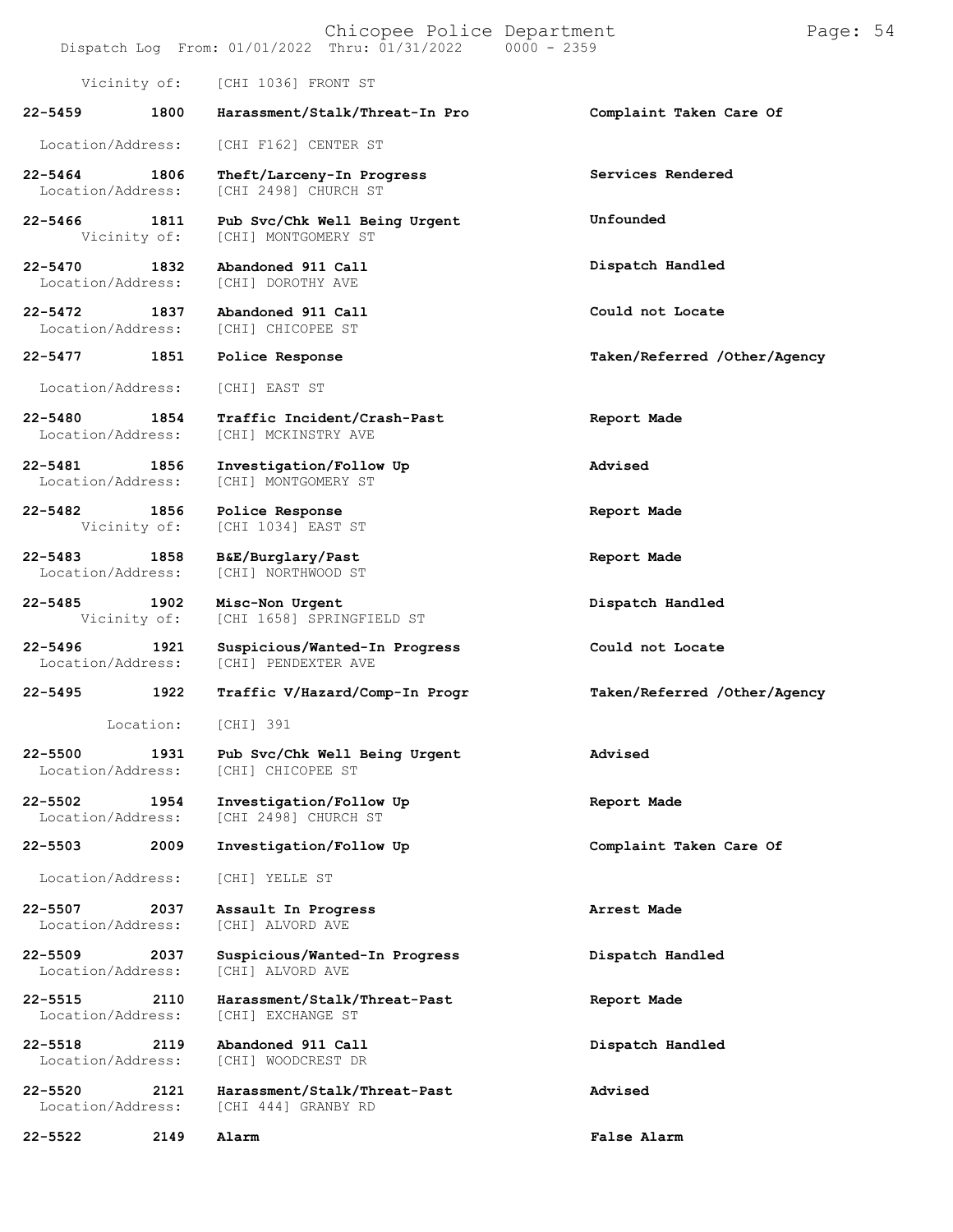Vicinity of: [CHI 1036] FRONT ST

| Call # | Time | Call Reason | Action |
|---|---|---|---|
| **22-5459** | **1800** | **Harassment/Stalk/Threat-In Pro** | **Complaint Taken Care Of** |
| Location/Address: | | [CHI F162] CENTER ST | |
| **22-5464** | **1806** | **Theft/Larceny-In Progress** | **Services Rendered** |
| Location/Address: | | [CHI 2498] CHURCH ST | |
| **22-5466** | **1811** | **Pub Svc/Chk Well Being Urgent** | **Unfounded** |
| Vicinity of: | | [CHI] MONTGOMERY ST | |
| **22-5470** | **1832** | **Abandoned 911 Call** | **Dispatch Handled** |
| Location/Address: | | [CHI] DOROTHY AVE | |
| **22-5472** | **1837** | **Abandoned 911 Call** | **Could not Locate** |
| Location/Address: | | [CHI] CHICOPEE ST | |
| **22-5477** | **1851** | **Police Response** | **Taken/Referred /Other/Agency** |
| Location/Address: | | [CHI] EAST ST | |
| **22-5480** | **1854** | **Traffic Incident/Crash-Past** | **Report Made** |
| Location/Address: | | [CHI] MCKINSTRY AVE | |
| **22-5481** | **1856** | **Investigation/Follow Up** | **Advised** |
| Location/Address: | | [CHI] MONTGOMERY ST | |
| **22-5482** | **1856** | **Police Response** | **Report Made** |
| Vicinity of: | | [CHI 1034] EAST ST | |
| **22-5483** | **1858** | **B&E/Burglary/Past** | **Report Made** |
| Location/Address: | | [CHI] NORTHWOOD ST | |
| **22-5485** | **1902** | **Misc-Non Urgent** | **Dispatch Handled** |
| Vicinity of: | | [CHI 1658] SPRINGFIELD ST | |
| **22-5496** | **1921** | **Suspicious/Wanted-In Progress** | **Could not Locate** |
| Location/Address: | | [CHI] PENDEXTER AVE | |
| **22-5495** | **1922** | **Traffic V/Hazard/Comp-In Progr** | **Taken/Referred /Other/Agency** |
| Location: | | [CHI] 391 | |
| **22-5500** | **1931** | **Pub Svc/Chk Well Being Urgent** | **Advised** |
| Location/Address: | | [CHI] CHICOPEE ST | |
| **22-5502** | **1954** | **Investigation/Follow Up** | **Report Made** |
| Location/Address: | | [CHI 2498] CHURCH ST | |
| **22-5503** | **2009** | **Investigation/Follow Up** | **Complaint Taken Care Of** |
| Location/Address: | | [CHI] YELLE ST | |
| **22-5507** | **2037** | **Assault In Progress** | **Arrest Made** |
| Location/Address: | | [CHI] ALVORD AVE | |
| **22-5509** | **2037** | **Suspicious/Wanted-In Progress** | **Dispatch Handled** |
| Location/Address: | | [CHI] ALVORD AVE | |
| **22-5515** | **2110** | **Harassment/Stalk/Threat-Past** | **Report Made** |
| Location/Address: | | [CHI] EXCHANGE ST | |
| **22-5518** | **2119** | **Abandoned 911 Call** | **Dispatch Handled** |
| Location/Address: | | [CHI] WOODCREST DR | |
| **22-5520** | **2121** | **Harassment/Stalk/Threat-Past** | **Advised** |
| Location/Address: | | [CHI 444] GRANBY RD | |
| **22-5522** | **2149** | **Alarm** | **False Alarm** |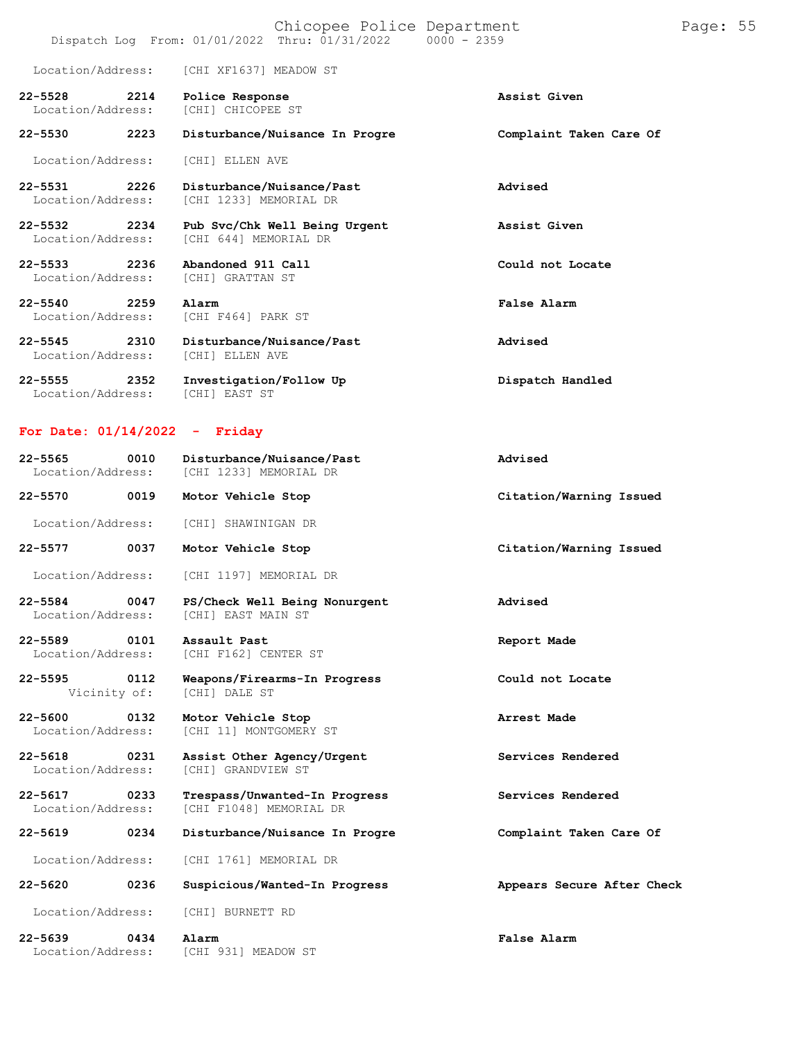Location/Address: [CHI XF1637] MEADOW ST

| Call # | Time | Call Type | Disposition |
|---|---|---|---|
| 22-5528 | 2214 | Police Response | Assist Given |
| | | Location/Address: [CHI] CHICOPEE ST | |
| 22-5530 | 2223 | Disturbance/Nuisance In Progre | Complaint Taken Care Of |
| | | Location/Address: [CHI] ELLEN AVE | |
| 22-5531 | 2226 | Disturbance/Nuisance/Past | Advised |
| | | Location/Address: [CHI 1233] MEMORIAL DR | |
| 22-5532 | 2234 | Pub Svc/Chk Well Being Urgent | Assist Given |
| | | Location/Address: [CHI 644] MEMORIAL DR | |
| 22-5533 | 2236 | Abandoned 911 Call | Could not Locate |
| | | Location/Address: [CHI] GRATTAN ST | |
| 22-5540 | 2259 | Alarm | False Alarm |
| | | Location/Address: [CHI F464] PARK ST | |
| 22-5545 | 2310 | Disturbance/Nuisance/Past | Advised |
| | | Location/Address: [CHI] ELLEN AVE | |
| 22-5555 | 2352 | Investigation/Follow Up | Dispatch Handled |
| | | Location/Address: [CHI] EAST ST | |

## For Date: 01/14/2022 - Friday

| Call # | Time | Call Type | Disposition |
|---|---|---|---|
| 22-5565 | 0010 | Disturbance/Nuisance/Past | Advised |
| | | Location/Address: [CHI 1233] MEMORIAL DR | |
| 22-5570 | 0019 | Motor Vehicle Stop | Citation/Warning Issued |
| | | Location/Address: [CHI] SHAWINIGAN DR | |
| 22-5577 | 0037 | Motor Vehicle Stop | Citation/Warning Issued |
| | | Location/Address: [CHI 1197] MEMORIAL DR | |
| 22-5584 | 0047 | PS/Check Well Being Nonurgent | Advised |
| | | Location/Address: [CHI] EAST MAIN ST | |
| 22-5589 | 0101 | Assault Past | Report Made |
| | | Location/Address: [CHI F162] CENTER ST | |
| 22-5595 | 0112 | Weapons/Firearms-In Progress | Could not Locate |
| | | Vicinity of: [CHI] DALE ST | |
| 22-5600 | 0132 | Motor Vehicle Stop | Arrest Made |
| | | Location/Address: [CHI 11] MONTGOMERY ST | |
| 22-5618 | 0231 | Assist Other Agency/Urgent | Services Rendered |
| | | Location/Address: [CHI] GRANDVIEW ST | |
| 22-5617 | 0233 | Trespass/Unwanted-In Progress | Services Rendered |
| | | Location/Address: [CHI F1048] MEMORIAL DR | |
| 22-5619 | 0234 | Disturbance/Nuisance In Progre | Complaint Taken Care Of |
| | | Location/Address: [CHI 1761] MEMORIAL DR | |
| 22-5620 | 0236 | Suspicious/Wanted-In Progress | Appears Secure After Check |
| | | Location/Address: [CHI] BURNETT RD | |
| 22-5639 | 0434 | Alarm | False Alarm |
| | | Location/Address: [CHI 931] MEADOW ST | |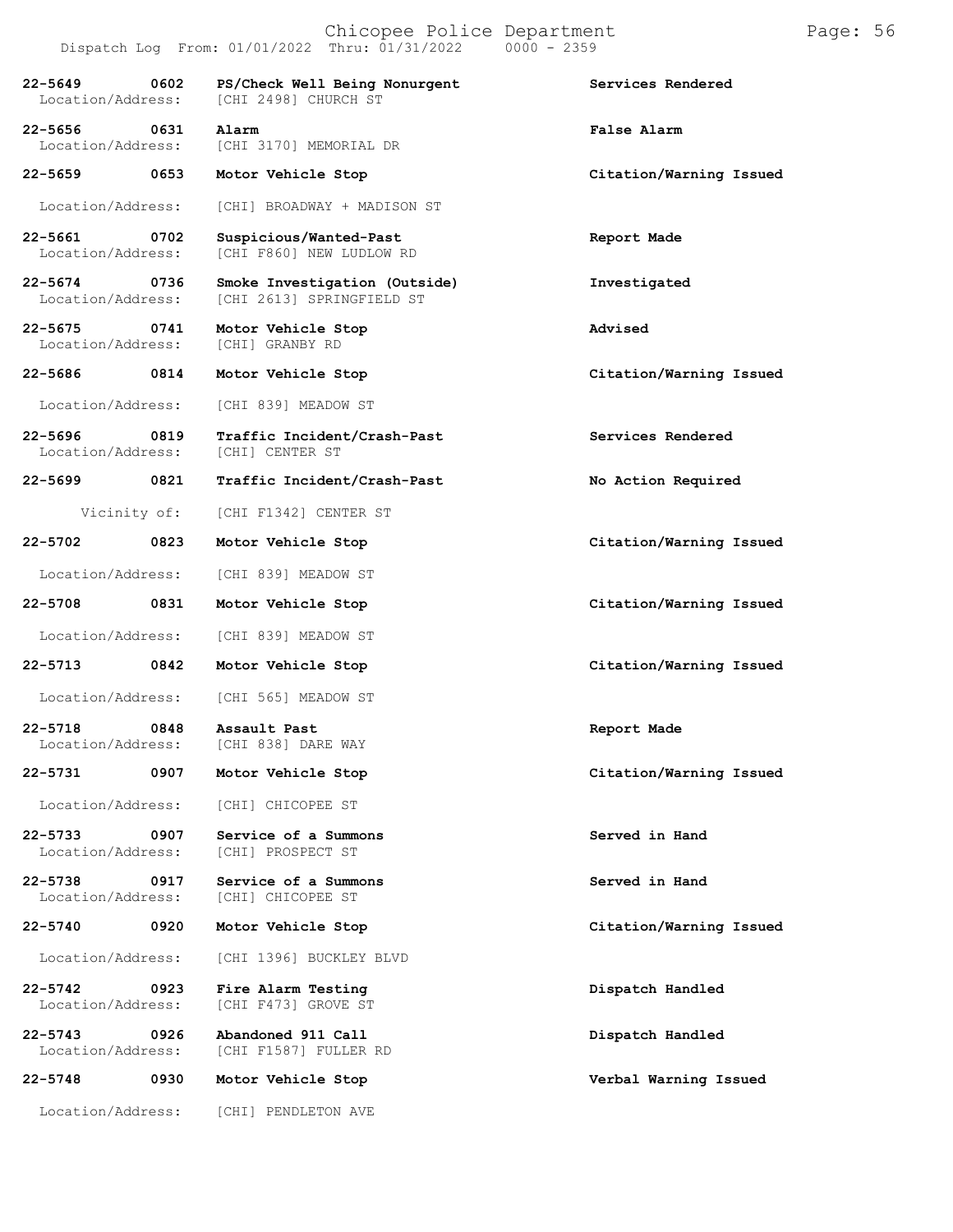Dispatch Log From: 01/01/2022 Thru: 01/31/2022 0000 - 2359

| Call Number | Time | Call Type | Disposition |
|---|---|---|---|
| 22-5649 | 0602 | PS/Check Well Being Nonurgent | Services Rendered |
| Location/Address: | | [CHI 2498] CHURCH ST | |
| 22-5656 | 0631 | Alarm | False Alarm |
| Location/Address: | | [CHI 3170] MEMORIAL DR | |
| 22-5659 | 0653 | Motor Vehicle Stop | Citation/Warning Issued |
| Location/Address: | | [CHI] BROADWAY + MADISON ST | |
| 22-5661 | 0702 | Suspicious/Wanted-Past | Report Made |
| Location/Address: | | [CHI F860] NEW LUDLOW RD | |
| 22-5674 | 0736 | Smoke Investigation (Outside) | Investigated |
| Location/Address: | | [CHI 2613] SPRINGFIELD ST | |
| 22-5675 | 0741 | Motor Vehicle Stop | Advised |
| Location/Address: | | [CHI] GRANBY RD | |
| 22-5686 | 0814 | Motor Vehicle Stop | Citation/Warning Issued |
| Location/Address: | | [CHI 839] MEADOW ST | |
| 22-5696 | 0819 | Traffic Incident/Crash-Past | Services Rendered |
| Location/Address: | | [CHI] CENTER ST | |
| 22-5699 | 0821 | Traffic Incident/Crash-Past | No Action Required |
| Vicinity of: | | [CHI F1342] CENTER ST | |
| 22-5702 | 0823 | Motor Vehicle Stop | Citation/Warning Issued |
| Location/Address: | | [CHI 839] MEADOW ST | |
| 22-5708 | 0831 | Motor Vehicle Stop | Citation/Warning Issued |
| Location/Address: | | [CHI 839] MEADOW ST | |
| 22-5713 | 0842 | Motor Vehicle Stop | Citation/Warning Issued |
| Location/Address: | | [CHI 565] MEADOW ST | |
| 22-5718 | 0848 | Assault Past | Report Made |
| Location/Address: | | [CHI 838] DARE WAY | |
| 22-5731 | 0907 | Motor Vehicle Stop | Citation/Warning Issued |
| Location/Address: | | [CHI] CHICOPEE ST | |
| 22-5733 | 0907 | Service of a Summons | Served in Hand |
| Location/Address: | | [CHI] PROSPECT ST | |
| 22-5738 | 0917 | Service of a Summons | Served in Hand |
| Location/Address: | | [CHI] CHICOPEE ST | |
| 22-5740 | 0920 | Motor Vehicle Stop | Citation/Warning Issued |
| Location/Address: | | [CHI 1396] BUCKLEY BLVD | |
| 22-5742 | 0923 | Fire Alarm Testing | Dispatch Handled |
| Location/Address: | | [CHI F473] GROVE ST | |
| 22-5743 | 0926 | Abandoned 911 Call | Dispatch Handled |
| Location/Address: | | [CHI F1587] FULLER RD | |
| 22-5748 | 0930 | Motor Vehicle Stop | Verbal Warning Issued |
| Location/Address: | | [CHI] PENDLETON AVE | |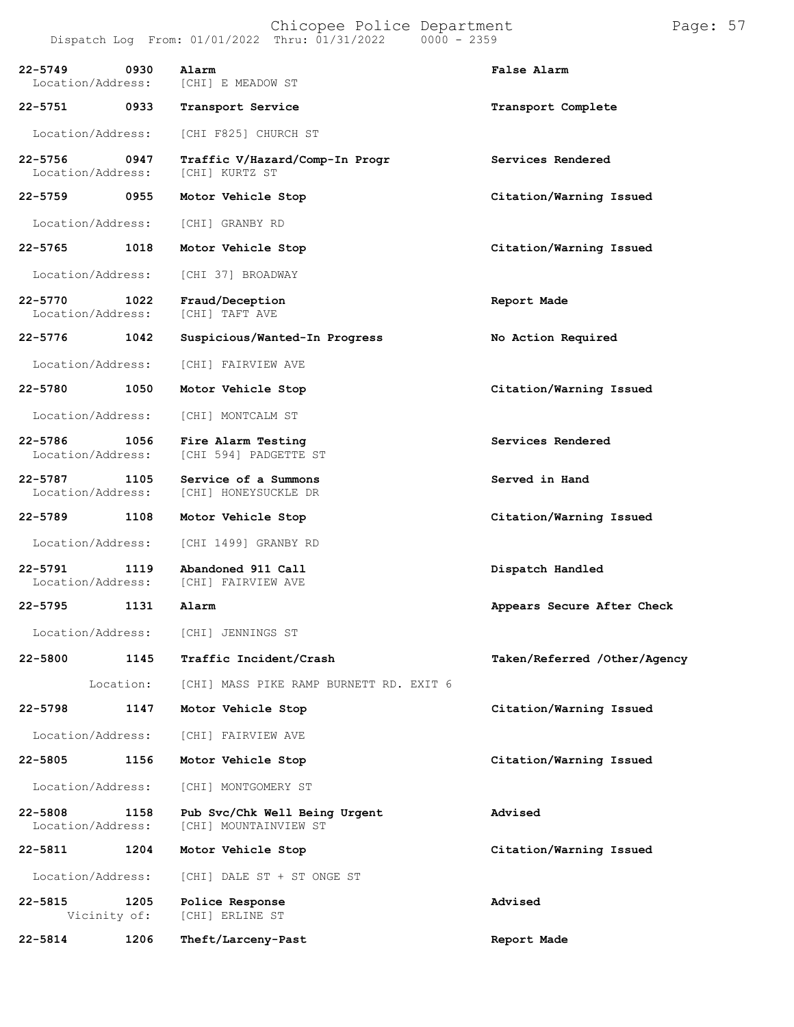Dispatch Log From: 01/01/2022 Thru: 01/31/2022 0000 - 2359

| Call Number | Time | Call Reason / Location | Action |
|---|---|---|---|
| 22-5749 | 0930 | **Alarm** | **False Alarm** |
| Location/Address: | | [CHI] E MEADOW ST | |
| 22-5751 | 0933 | **Transport Service** | **Transport Complete** |
| Location/Address: | | [CHI F825] CHURCH ST | |
| 22-5756 | 0947 | **Traffic V/Hazard/Comp-In Progr** | **Services Rendered** |
| Location/Address: | | [CHI] KURTZ ST | |
| 22-5759 | 0955 | **Motor Vehicle Stop** | **Citation/Warning Issued** |
| Location/Address: | | [CHI] GRANBY RD | |
| 22-5765 | 1018 | **Motor Vehicle Stop** | **Citation/Warning Issued** |
| Location/Address: | | [CHI 37] BROADWAY | |
| 22-5770 | 1022 | **Fraud/Deception** | **Report Made** |
| Location/Address: | | [CHI] TAFT AVE | |
| 22-5776 | 1042 | **Suspicious/Wanted-In Progress** | **No Action Required** |
| Location/Address: | | [CHI] FAIRVIEW AVE | |
| 22-5780 | 1050 | **Motor Vehicle Stop** | **Citation/Warning Issued** |
| Location/Address: | | [CHI] MONTCALM ST | |
| 22-5786 | 1056 | **Fire Alarm Testing** | **Services Rendered** |
| Location/Address: | | [CHI 594] PADGETTE ST | |
| 22-5787 | 1105 | **Service of a Summons** | **Served in Hand** |
| Location/Address: | | [CHI] HONEYSUCKLE DR | |
| 22-5789 | 1108 | **Motor Vehicle Stop** | **Citation/Warning Issued** |
| Location/Address: | | [CHI 1499] GRANBY RD | |
| 22-5791 | 1119 | **Abandoned 911 Call** | **Dispatch Handled** |
| Location/Address: | | [CHI] FAIRVIEW AVE | |
| 22-5795 | 1131 | **Alarm** | **Appears Secure After Check** |
| Location/Address: | | [CHI] JENNINGS ST | |
| 22-5800 | 1145 | **Traffic Incident/Crash** | **Taken/Referred /Other/Agency** |
| Location: | | [CHI] MASS PIKE RAMP BURNETT RD. EXIT 6 | |
| 22-5798 | 1147 | **Motor Vehicle Stop** | **Citation/Warning Issued** |
| Location/Address: | | [CHI] FAIRVIEW AVE | |
| 22-5805 | 1156 | **Motor Vehicle Stop** | **Citation/Warning Issued** |
| Location/Address: | | [CHI] MONTGOMERY ST | |
| 22-5808 | 1158 | **Pub Svc/Chk Well Being Urgent** | **Advised** |
| Location/Address: | | [CHI] MOUNTAINVIEW ST | |
| 22-5811 | 1204 | **Motor Vehicle Stop** | **Citation/Warning Issued** |
| Location/Address: | | [CHI] DALE ST + ST ONGE ST | |
| 22-5815 | 1205 | **Police Response** | **Advised** |
| Vicinity of: | | [CHI] ERLINE ST | |
| 22-5814 | 1206 | **Theft/Larceny-Past** | **Report Made** |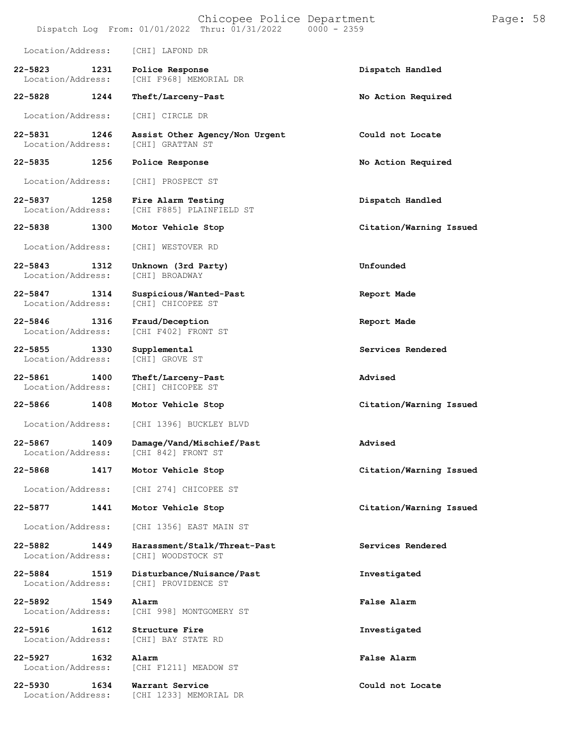Location/Address: [CHI] LAFOND DR

| Call # | Time | Call Type | Disposition |
|---|---|---|---|
| **22-5823** | **1231** | **Police Response** | **Dispatch Handled** |
| Location/Address: | | [CHI F968] MEMORIAL DR | |
| **22-5828** | **1244** | **Theft/Larceny-Past** | **No Action Required** |
| Location/Address: | | [CHI] CIRCLE DR | |
| **22-5831** | **1246** | **Assist Other Agency/Non Urgent** | **Could not Locate** |
| Location/Address: | | [CHI] GRATTAN ST | |
| **22-5835** | **1256** | **Police Response** | **No Action Required** |
| Location/Address: | | [CHI] PROSPECT ST | |
| **22-5837** | **1258** | **Fire Alarm Testing** | **Dispatch Handled** |
| Location/Address: | | [CHI F885] PLAINFIELD ST | |
| **22-5838** | **1300** | **Motor Vehicle Stop** | **Citation/Warning Issued** |
| Location/Address: | | [CHI] WESTOVER RD | |
| **22-5843** | **1312** | **Unknown (3rd Party)** | **Unfounded** |
| Location/Address: | | [CHI] BROADWAY | |
| **22-5847** | **1314** | **Suspicious/Wanted-Past** | **Report Made** |
| Location/Address: | | [CHI] CHICOPEE ST | |
| **22-5846** | **1316** | **Fraud/Deception** | **Report Made** |
| Location/Address: | | [CHI F402] FRONT ST | |
| **22-5855** | **1330** | **Supplemental** | **Services Rendered** |
| Location/Address: | | [CHI] GROVE ST | |
| **22-5861** | **1400** | **Theft/Larceny-Past** | **Advised** |
| Location/Address: | | [CHI] CHICOPEE ST | |
| **22-5866** | **1408** | **Motor Vehicle Stop** | **Citation/Warning Issued** |
| Location/Address: | | [CHI 1396] BUCKLEY BLVD | |
| **22-5867** | **1409** | **Damage/Vand/Mischief/Past** | **Advised** |
| Location/Address: | | [CHI 842] FRONT ST | |
| **22-5868** | **1417** | **Motor Vehicle Stop** | **Citation/Warning Issued** |
| Location/Address: | | [CHI 274] CHICOPEE ST | |
| **22-5877** | **1441** | **Motor Vehicle Stop** | **Citation/Warning Issued** |
| Location/Address: | | [CHI 1356] EAST MAIN ST | |
| **22-5882** | **1449** | **Harassment/Stalk/Threat-Past** | **Services Rendered** |
| Location/Address: | | [CHI] WOODSTOCK ST | |
| **22-5884** | **1519** | **Disturbance/Nuisance/Past** | **Investigated** |
| Location/Address: | | [CHI] PROVIDENCE ST | |
| **22-5892** | **1549** | **Alarm** | **False Alarm** |
| Location/Address: | | [CHI 998] MONTGOMERY ST | |
| **22-5916** | **1612** | **Structure Fire** | **Investigated** |
| Location/Address: | | [CHI] BAY STATE RD | |
| **22-5927** | **1632** | **Alarm** | **False Alarm** |
| Location/Address: | | [CHI F1211] MEADOW ST | |
| **22-5930** | **1634** | **Warrant Service** | **Could not Locate** |
| Location/Address: | | [CHI 1233] MEMORIAL DR | |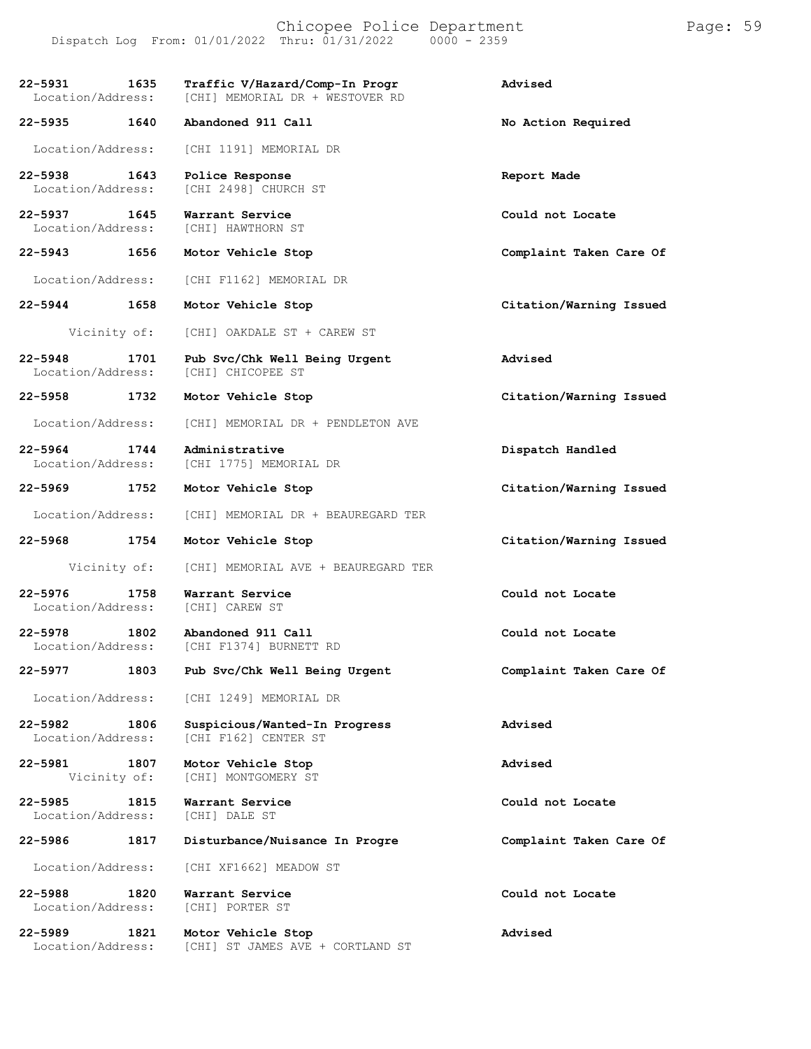| Call # | Time | Call Type / Location | Disposition |
| --- | --- | --- | --- |
| 22-5931 | 1635 | Traffic V/Hazard/Comp-In Progr | Advised |
| Location/Address: | | [CHI] MEMORIAL DR + WESTOVER RD | |
| 22-5935 | 1640 | Abandoned 911 Call | No Action Required |
| Location/Address: | | [CHI 1191] MEMORIAL DR | |
| 22-5938 | 1643 | Police Response | Report Made |
| Location/Address: | | [CHI 2498] CHURCH ST | |
| 22-5937 | 1645 | Warrant Service | Could not Locate |
| Location/Address: | | [CHI] HAWTHORN ST | |
| 22-5943 | 1656 | Motor Vehicle Stop | Complaint Taken Care Of |
| Location/Address: | | [CHI F1162] MEMORIAL DR | |
| 22-5944 | 1658 | Motor Vehicle Stop | Citation/Warning Issued |
| Vicinity of: | | [CHI] OAKDALE ST + CAREW ST | |
| 22-5948 | 1701 | Pub Svc/Chk Well Being Urgent | Advised |
| Location/Address: | | [CHI] CHICOPEE ST | |
| 22-5958 | 1732 | Motor Vehicle Stop | Citation/Warning Issued |
| Location/Address: | | [CHI] MEMORIAL DR + PENDLETON AVE | |
| 22-5964 | 1744 | Administrative | Dispatch Handled |
| Location/Address: | | [CHI 1775] MEMORIAL DR | |
| 22-5969 | 1752 | Motor Vehicle Stop | Citation/Warning Issued |
| Location/Address: | | [CHI] MEMORIAL DR + BEAUREGARD TER | |
| 22-5968 | 1754 | Motor Vehicle Stop | Citation/Warning Issued |
| Vicinity of: | | [CHI] MEMORIAL AVE + BEAUREGARD TER | |
| 22-5976 | 1758 | Warrant Service | Could not Locate |
| Location/Address: | | [CHI] CAREW ST | |
| 22-5978 | 1802 | Abandoned 911 Call | Could not Locate |
| Location/Address: | | [CHI F1374] BURNETT RD | |
| 22-5977 | 1803 | Pub Svc/Chk Well Being Urgent | Complaint Taken Care Of |
| Location/Address: | | [CHI 1249] MEMORIAL DR | |
| 22-5982 | 1806 | Suspicious/Wanted-In Progress | Advised |
| Location/Address: | | [CHI F162] CENTER ST | |
| 22-5981 | 1807 | Motor Vehicle Stop | Advised |
| Vicinity of: | | [CHI] MONTGOMERY ST | |
| 22-5985 | 1815 | Warrant Service | Could not Locate |
| Location/Address: | | [CHI] DALE ST | |
| 22-5986 | 1817 | Disturbance/Nuisance In Progre | Complaint Taken Care Of |
| Location/Address: | | [CHI XF1662] MEADOW ST | |
| 22-5988 | 1820 | Warrant Service | Could not Locate |
| Location/Address: | | [CHI] PORTER ST | |
| 22-5989 | 1821 | Motor Vehicle Stop | Advised |
| Location/Address: | | [CHI] ST JAMES AVE + CORTLAND ST | |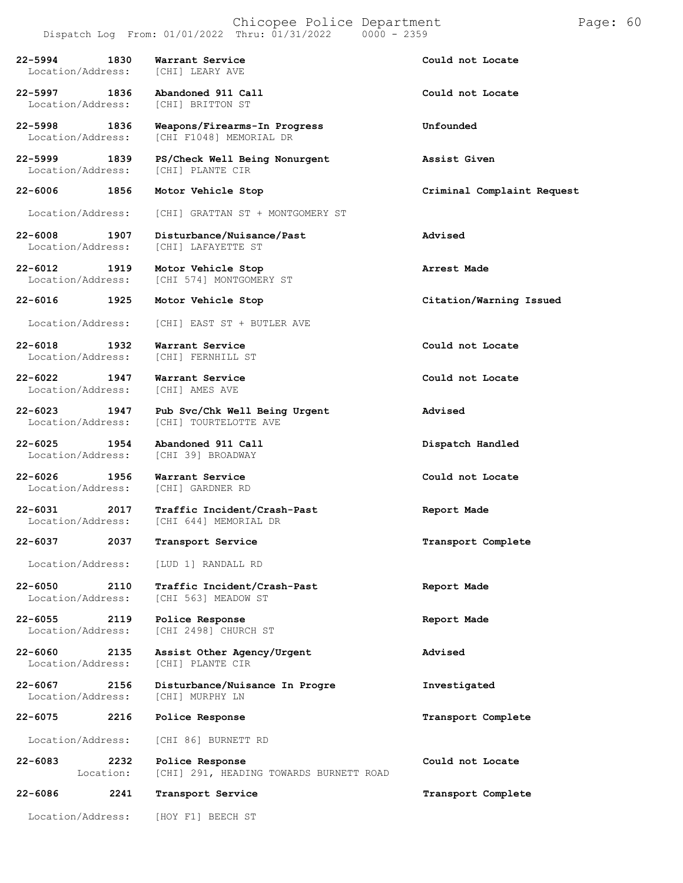| Call Number | Time | Call Reason | Action |
|---|---|---|---|
| 22-5994 | 1830 | Warrant Service | Could not Locate |
| Location/Address: | | [CHI] LEARY AVE | |
| 22-5997 | 1836 | Abandoned 911 Call | Could not Locate |
| Location/Address: | | [CHI] BRITTON ST | |
| 22-5998 | 1836 | Weapons/Firearms-In Progress | Unfounded |
| Location/Address: | | [CHI F1048] MEMORIAL DR | |
| 22-5999 | 1839 | PS/Check Well Being Nonurgent | Assist Given |
| Location/Address: | | [CHI] PLANTE CIR | |
| 22-6006 | 1856 | Motor Vehicle Stop | Criminal Complaint Request |
| Location/Address: | | [CHI] GRATTAN ST + MONTGOMERY ST | |
| 22-6008 | 1907 | Disturbance/Nuisance/Past | Advised |
| Location/Address: | | [CHI] LAFAYETTE ST | |
| 22-6012 | 1919 | Motor Vehicle Stop | Arrest Made |
| Location/Address: | | [CHI 574] MONTGOMERY ST | |
| 22-6016 | 1925 | Motor Vehicle Stop | Citation/Warning Issued |
| Location/Address: | | [CHI] EAST ST + BUTLER AVE | |
| 22-6018 | 1932 | Warrant Service | Could not Locate |
| Location/Address: | | [CHI] FERNHILL ST | |
| 22-6022 | 1947 | Warrant Service | Could not Locate |
| Location/Address: | | [CHI] AMES AVE | |
| 22-6023 | 1947 | Pub Svc/Chk Well Being Urgent | Advised |
| Location/Address: | | [CHI] TOURTELOTTE AVE | |
| 22-6025 | 1954 | Abandoned 911 Call | Dispatch Handled |
| Location/Address: | | [CHI 39] BROADWAY | |
| 22-6026 | 1956 | Warrant Service | Could not Locate |
| Location/Address: | | [CHI] GARDNER RD | |
| 22-6031 | 2017 | Traffic Incident/Crash-Past | Report Made |
| Location/Address: | | [CHI 644] MEMORIAL DR | |
| 22-6037 | 2037 | Transport Service | Transport Complete |
| Location/Address: | | [LUD 1] RANDALL RD | |
| 22-6050 | 2110 | Traffic Incident/Crash-Past | Report Made |
| Location/Address: | | [CHI 563] MEADOW ST | |
| 22-6055 | 2119 | Police Response | Report Made |
| Location/Address: | | [CHI 2498] CHURCH ST | |
| 22-6060 | 2135 | Assist Other Agency/Urgent | Advised |
| Location/Address: | | [CHI] PLANTE CIR | |
| 22-6067 | 2156 | Disturbance/Nuisance In Progre | Investigated |
| Location/Address: | | [CHI] MURPHY LN | |
| 22-6075 | 2216 | Police Response | Transport Complete |
| Location/Address: | | [CHI 86] BURNETT RD | |
| 22-6083 | 2232 | Police Response | Could not Locate |
| Location: | | [CHI] 291, HEADING TOWARDS BURNETT ROAD | |
| 22-6086 | 2241 | Transport Service | Transport Complete |
| Location/Address: | | [HOY F1] BEECH ST | |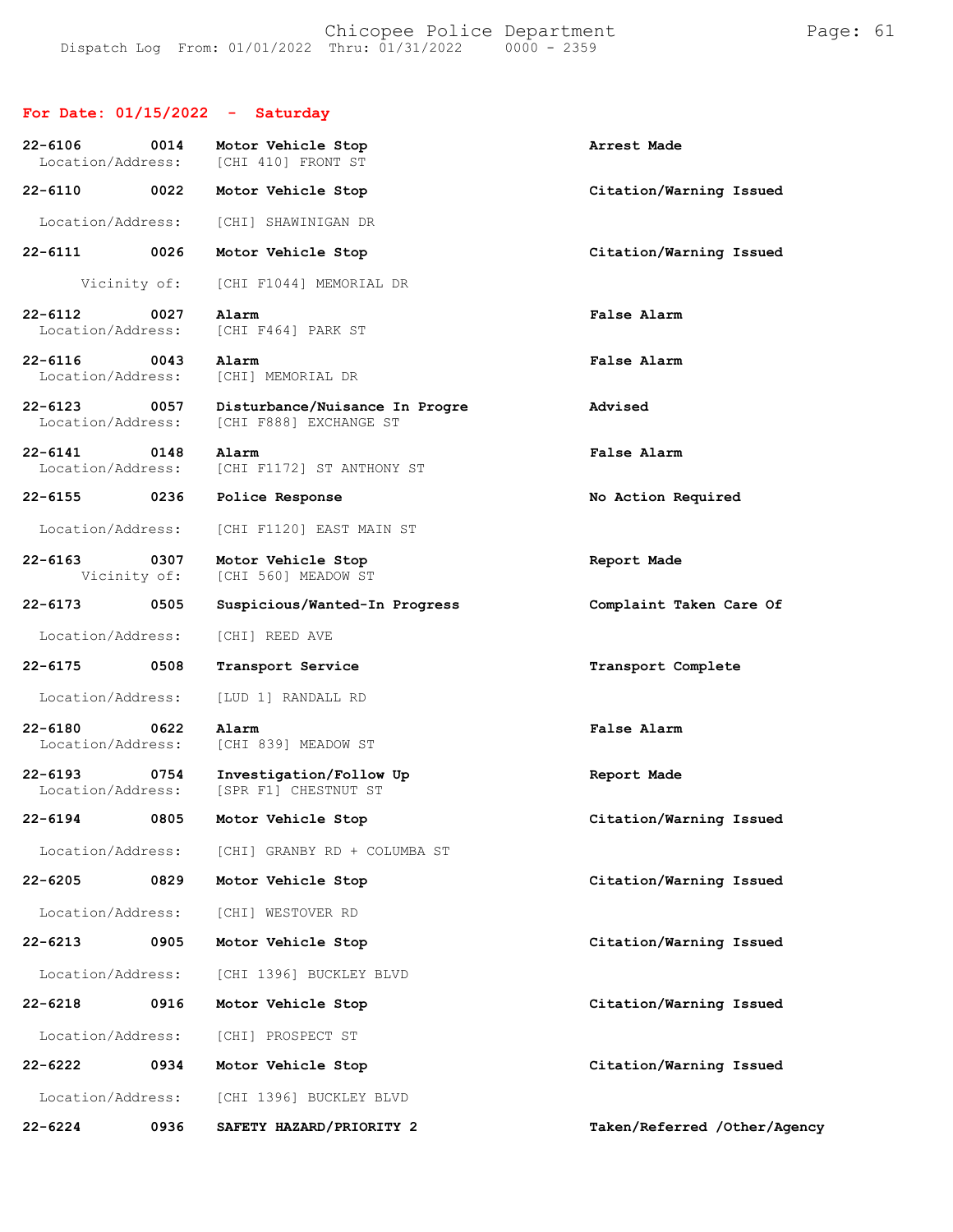**For Date: 01/15/2022 - Saturday**

**22-6106 0014 Motor Vehicle Stop** — **Arrest Made**
Location/Address: [CHI 410] FRONT ST

**22-6110 0022 Motor Vehicle Stop** — **Citation/Warning Issued**
Location/Address: [CHI] SHAWINIGAN DR

**22-6111 0026 Motor Vehicle Stop** — **Citation/Warning Issued**
Vicinity of: [CHI F1044] MEMORIAL DR

**22-6112 0027 Alarm** — **False Alarm**
Location/Address: [CHI F464] PARK ST

**22-6116 0043 Alarm** — **False Alarm**
Location/Address: [CHI] MEMORIAL DR

**22-6123 0057 Disturbance/Nuisance In Progre** — **Advised**
Location/Address: [CHI F888] EXCHANGE ST

**22-6141 0148 Alarm** — **False Alarm**
Location/Address: [CHI F1172] ST ANTHONY ST

**22-6155 0236 Police Response** — **No Action Required**
Location/Address: [CHI F1120] EAST MAIN ST

**22-6163 0307 Motor Vehicle Stop** — **Report Made**
Vicinity of: [CHI 560] MEADOW ST

**22-6173 0505 Suspicious/Wanted-In Progress** — **Complaint Taken Care Of**
Location/Address: [CHI] REED AVE

**22-6175 0508 Transport Service** — **Transport Complete**
Location/Address: [LUD 1] RANDALL RD

**22-6180 0622 Alarm** — **False Alarm**
Location/Address: [CHI 839] MEADOW ST

**22-6193 0754 Investigation/Follow Up** — **Report Made**
Location/Address: [SPR F1] CHESTNUT ST

**22-6194 0805 Motor Vehicle Stop** — **Citation/Warning Issued**
Location/Address: [CHI] GRANBY RD + COLUMBA ST

**22-6205 0829 Motor Vehicle Stop** — **Citation/Warning Issued**
Location/Address: [CHI] WESTOVER RD

**22-6213 0905 Motor Vehicle Stop** — **Citation/Warning Issued**
Location/Address: [CHI 1396] BUCKLEY BLVD

**22-6218 0916 Motor Vehicle Stop** — **Citation/Warning Issued**
Location/Address: [CHI] PROSPECT ST

**22-6222 0934 Motor Vehicle Stop** — **Citation/Warning Issued**
Location/Address: [CHI 1396] BUCKLEY BLVD

**22-6224 0936 SAFETY HAZARD/PRIORITY 2** — **Taken/Referred /Other/Agency**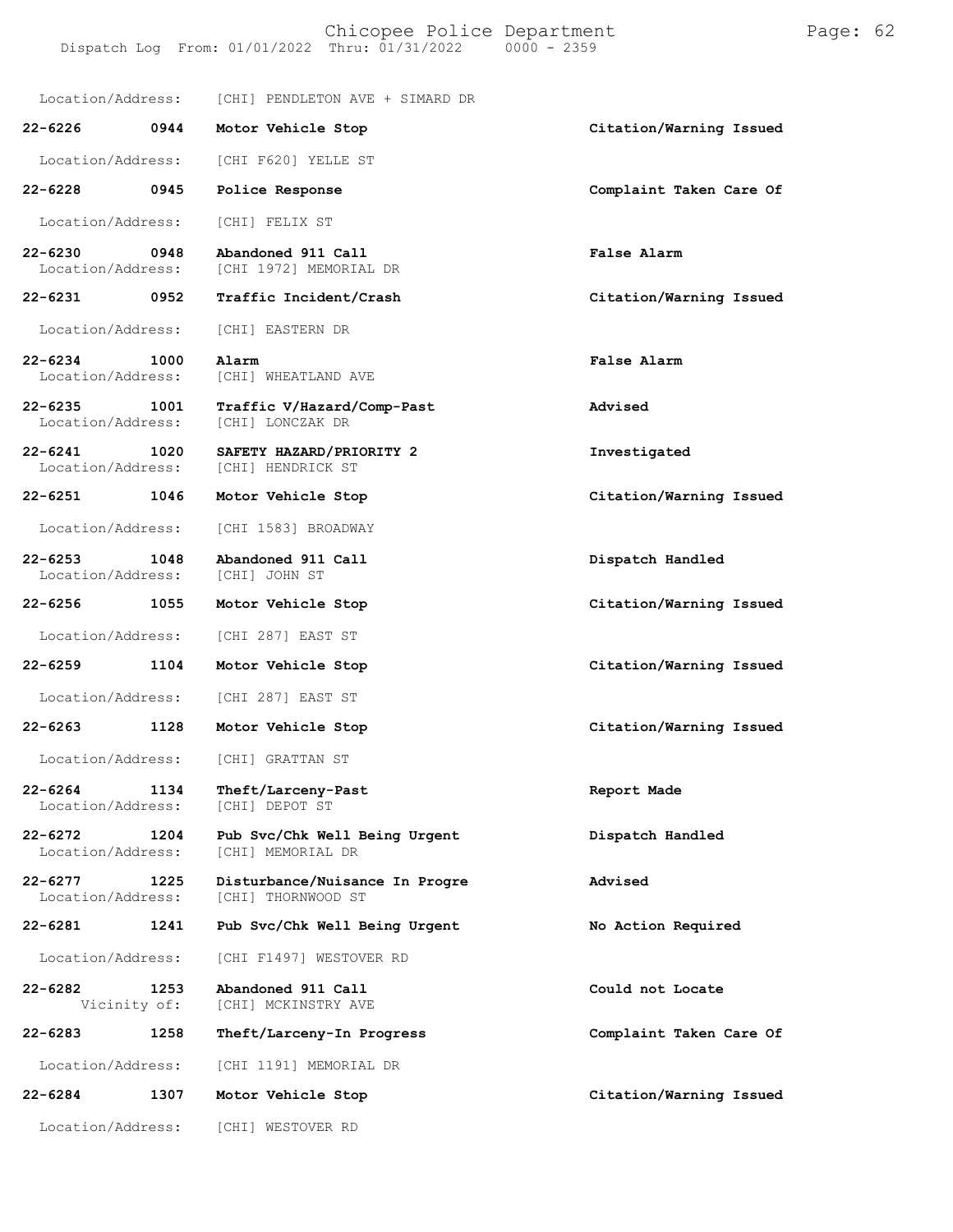Location/Address: [CHI] PENDLETON AVE + SIMARD DR

| | | | |
|---|---|---|---|
| 22-6226 | 0944 | Motor Vehicle Stop | Citation/Warning Issued |
| Location/Address: | | [CHI F620] YELLE ST | |
| 22-6228 | 0945 | Police Response | Complaint Taken Care Of |
| Location/Address: | | [CHI] FELIX ST | |
| 22-6230 | 0948 | Abandoned 911 Call | False Alarm |
| Location/Address: | | [CHI 1972] MEMORIAL DR | |
| 22-6231 | 0952 | Traffic Incident/Crash | Citation/Warning Issued |
| Location/Address: | | [CHI] EASTERN DR | |
| 22-6234 | 1000 | Alarm | False Alarm |
| Location/Address: | | [CHI] WHEATLAND AVE | |
| 22-6235 | 1001 | Traffic V/Hazard/Comp-Past | Advised |
| Location/Address: | | [CHI] LONCZAK DR | |
| 22-6241 | 1020 | SAFETY HAZARD/PRIORITY 2 | Investigated |
| Location/Address: | | [CHI] HENDRICK ST | |
| 22-6251 | 1046 | Motor Vehicle Stop | Citation/Warning Issued |
| Location/Address: | | [CHI 1583] BROADWAY | |
| 22-6253 | 1048 | Abandoned 911 Call | Dispatch Handled |
| Location/Address: | | [CHI] JOHN ST | |
| 22-6256 | 1055 | Motor Vehicle Stop | Citation/Warning Issued |
| Location/Address: | | [CHI 287] EAST ST | |
| 22-6259 | 1104 | Motor Vehicle Stop | Citation/Warning Issued |
| Location/Address: | | [CHI 287] EAST ST | |
| 22-6263 | 1128 | Motor Vehicle Stop | Citation/Warning Issued |
| Location/Address: | | [CHI] GRATTAN ST | |
| 22-6264 | 1134 | Theft/Larceny-Past | Report Made |
| Location/Address: | | [CHI] DEPOT ST | |
| 22-6272 | 1204 | Pub Svc/Chk Well Being Urgent | Dispatch Handled |
| Location/Address: | | [CHI] MEMORIAL DR | |
| 22-6277 | 1225 | Disturbance/Nuisance In Progre | Advised |
| Location/Address: | | [CHI] THORNWOOD ST | |
| 22-6281 | 1241 | Pub Svc/Chk Well Being Urgent | No Action Required |
| Location/Address: | | [CHI F1497] WESTOVER RD | |
| 22-6282 | 1253 | Abandoned 911 Call | Could not Locate |
| Vicinity of: | | [CHI] MCKINSTRY AVE | |
| 22-6283 | 1258 | Theft/Larceny-In Progress | Complaint Taken Care Of |
| Location/Address: | | [CHI 1191] MEMORIAL DR | |
| 22-6284 | 1307 | Motor Vehicle Stop | Citation/Warning Issued |
| Location/Address: | | [CHI] WESTOVER RD | |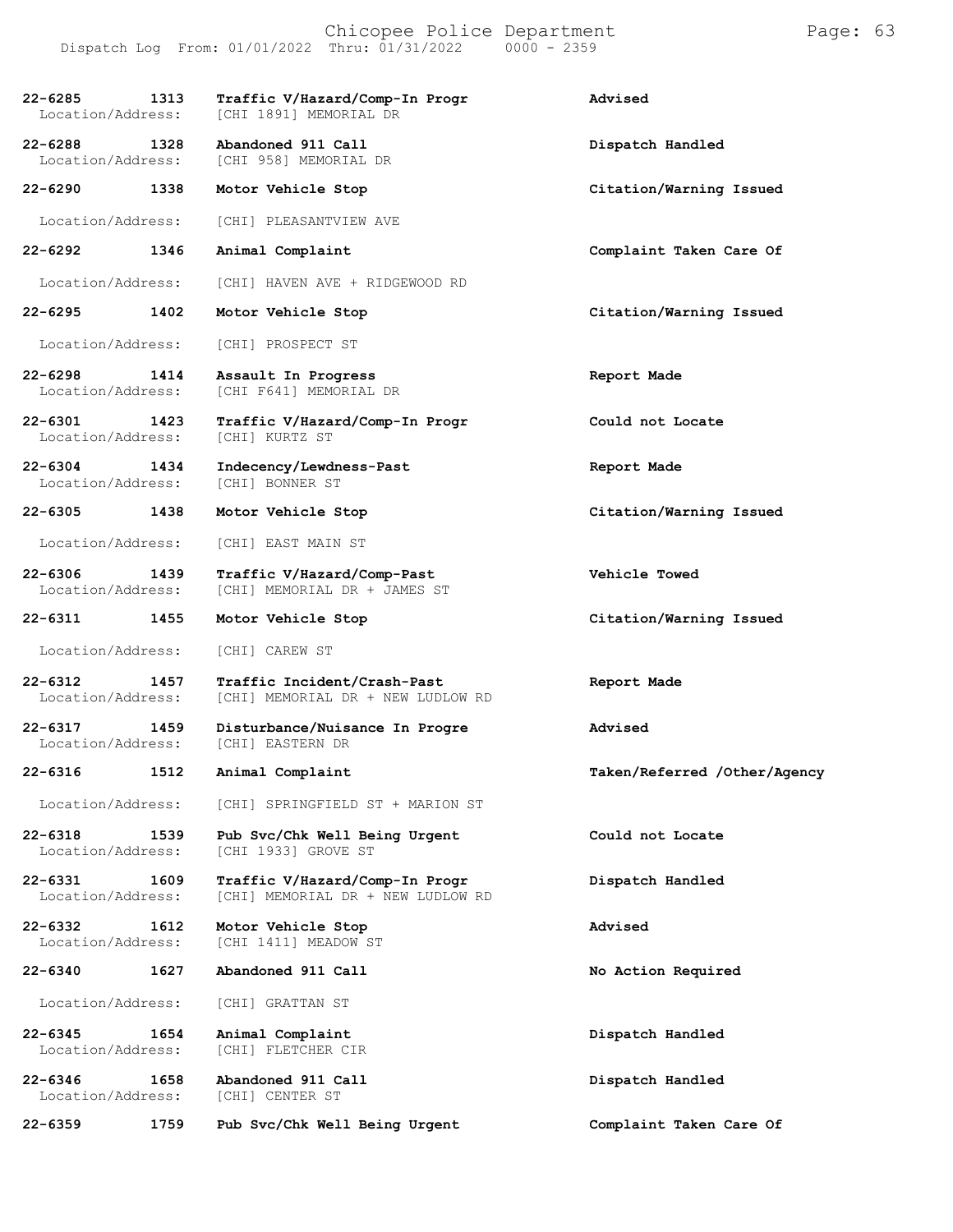| Call Number | Time | Call Reason | Action |
|---|---|---|---|
| 22-6285 | 1313 | Traffic V/Hazard/Comp-In Progr | Advised |
| Location/Address: | | [CHI 1891] MEMORIAL DR | |
| 22-6288 | 1328 | Abandoned 911 Call | Dispatch Handled |
| Location/Address: | | [CHI 958] MEMORIAL DR | |
| 22-6290 | 1338 | Motor Vehicle Stop | Citation/Warning Issued |
| Location/Address: | | [CHI] PLEASANTVIEW AVE | |
| 22-6292 | 1346 | Animal Complaint | Complaint Taken Care Of |
| Location/Address: | | [CHI] HAVEN AVE + RIDGEWOOD RD | |
| 22-6295 | 1402 | Motor Vehicle Stop | Citation/Warning Issued |
| Location/Address: | | [CHI] PROSPECT ST | |
| 22-6298 | 1414 | Assault In Progress | Report Made |
| Location/Address: | | [CHI F641] MEMORIAL DR | |
| 22-6301 | 1423 | Traffic V/Hazard/Comp-In Progr | Could not Locate |
| Location/Address: | | [CHI] KURTZ ST | |
| 22-6304 | 1434 | Indecency/Lewdness-Past | Report Made |
| Location/Address: | | [CHI] BONNER ST | |
| 22-6305 | 1438 | Motor Vehicle Stop | Citation/Warning Issued |
| Location/Address: | | [CHI] EAST MAIN ST | |
| 22-6306 | 1439 | Traffic V/Hazard/Comp-Past | Vehicle Towed |
| Location/Address: | | [CHI] MEMORIAL DR + JAMES ST | |
| 22-6311 | 1455 | Motor Vehicle Stop | Citation/Warning Issued |
| Location/Address: | | [CHI] CAREW ST | |
| 22-6312 | 1457 | Traffic Incident/Crash-Past | Report Made |
| Location/Address: | | [CHI] MEMORIAL DR + NEW LUDLOW RD | |
| 22-6317 | 1459 | Disturbance/Nuisance In Progre | Advised |
| Location/Address: | | [CHI] EASTERN DR | |
| 22-6316 | 1512 | Animal Complaint | Taken/Referred /Other/Agency |
| Location/Address: | | [CHI] SPRINGFIELD ST + MARION ST | |
| 22-6318 | 1539 | Pub Svc/Chk Well Being Urgent | Could not Locate |
| Location/Address: | | [CHI 1933] GROVE ST | |
| 22-6331 | 1609 | Traffic V/Hazard/Comp-In Progr | Dispatch Handled |
| Location/Address: | | [CHI] MEMORIAL DR + NEW LUDLOW RD | |
| 22-6332 | 1612 | Motor Vehicle Stop | Advised |
| Location/Address: | | [CHI 1411] MEADOW ST | |
| 22-6340 | 1627 | Abandoned 911 Call | No Action Required |
| Location/Address: | | [CHI] GRATTAN ST | |
| 22-6345 | 1654 | Animal Complaint | Dispatch Handled |
| Location/Address: | | [CHI] FLETCHER CIR | |
| 22-6346 | 1658 | Abandoned 911 Call | Dispatch Handled |
| Location/Address: | | [CHI] CENTER ST | |
| 22-6359 | 1759 | Pub Svc/Chk Well Being Urgent | Complaint Taken Care Of |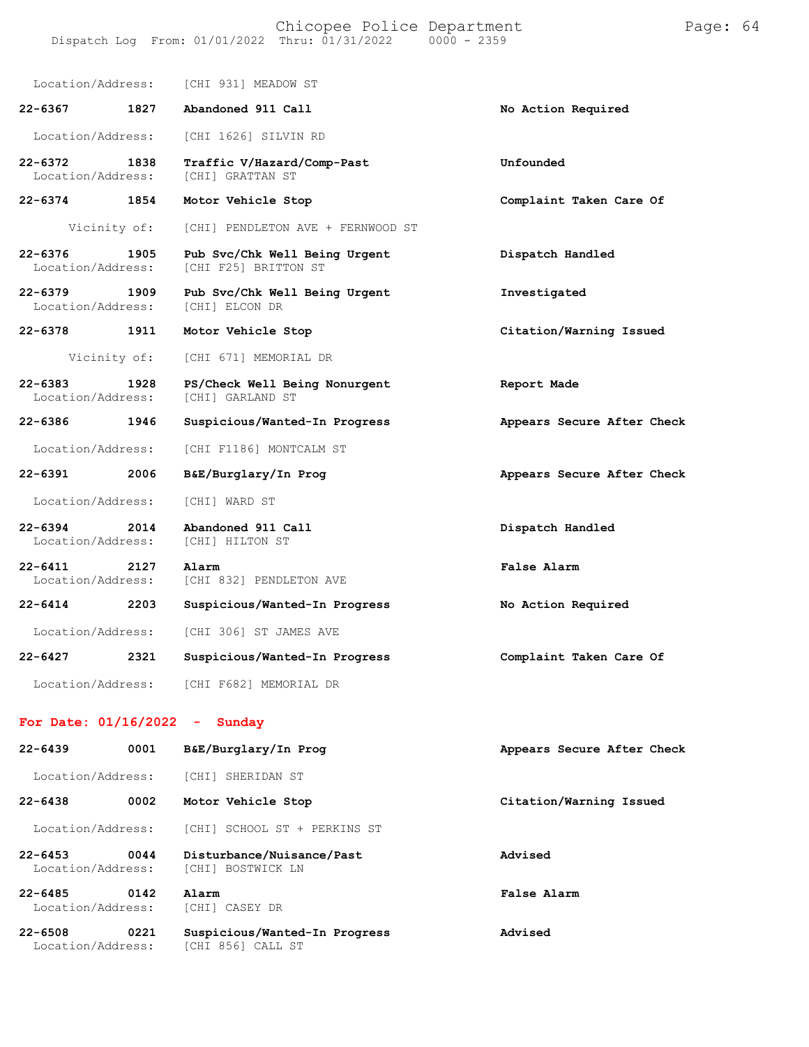Location/Address: [CHI 931] MEADOW ST

**22-6367 1827 Abandoned 911 Call** — **No Action Required**
Location/Address: [CHI 1626] SILVIN RD

**22-6372 1838 Traffic V/Hazard/Comp-Past** — **Unfounded**
Location/Address: [CHI] GRATTAN ST

**22-6374 1854 Motor Vehicle Stop** — **Complaint Taken Care Of**
Vicinity of: [CHI] PENDLETON AVE + FERNWOOD ST

**22-6376 1905 Pub Svc/Chk Well Being Urgent** — **Dispatch Handled**
Location/Address: [CHI F25] BRITTON ST

**22-6379 1909 Pub Svc/Chk Well Being Urgent** — **Investigated**
Location/Address: [CHI] ELCON DR

**22-6378 1911 Motor Vehicle Stop** — **Citation/Warning Issued**
Vicinity of: [CHI 671] MEMORIAL DR

**22-6383 1928 PS/Check Well Being Nonurgent** — **Report Made**
Location/Address: [CHI] GARLAND ST

**22-6386 1946 Suspicious/Wanted-In Progress** — **Appears Secure After Check**
Location/Address: [CHI F1186] MONTCALM ST

**22-6391 2006 B&E/Burglary/In Prog** — **Appears Secure After Check**
Location/Address: [CHI] WARD ST

**22-6394 2014 Abandoned 911 Call** — **Dispatch Handled**
Location/Address: [CHI] HILTON ST

**22-6411 2127 Alarm** — **False Alarm**
Location/Address: [CHI 832] PENDLETON AVE

**22-6414 2203 Suspicious/Wanted-In Progress** — **No Action Required**
Location/Address: [CHI 306] ST JAMES AVE

**22-6427 2321 Suspicious/Wanted-In Progress** — **Complaint Taken Care Of**
Location/Address: [CHI F682] MEMORIAL DR

## For Date: 01/16/2022 - Sunday

**22-6439 0001 B&E/Burglary/In Prog** — **Appears Secure After Check**
Location/Address: [CHI] SHERIDAN ST

**22-6438 0002 Motor Vehicle Stop** — **Citation/Warning Issued**
Location/Address: [CHI] SCHOOL ST + PERKINS ST

**22-6453 0044 Disturbance/Nuisance/Past** — **Advised**
Location/Address: [CHI] BOSTWICK LN

**22-6485 0142 Alarm** — **False Alarm**
Location/Address: [CHI] CASEY DR

**22-6508 0221 Suspicious/Wanted-In Progress** — **Advised**
Location/Address: [CHI 856] CALL ST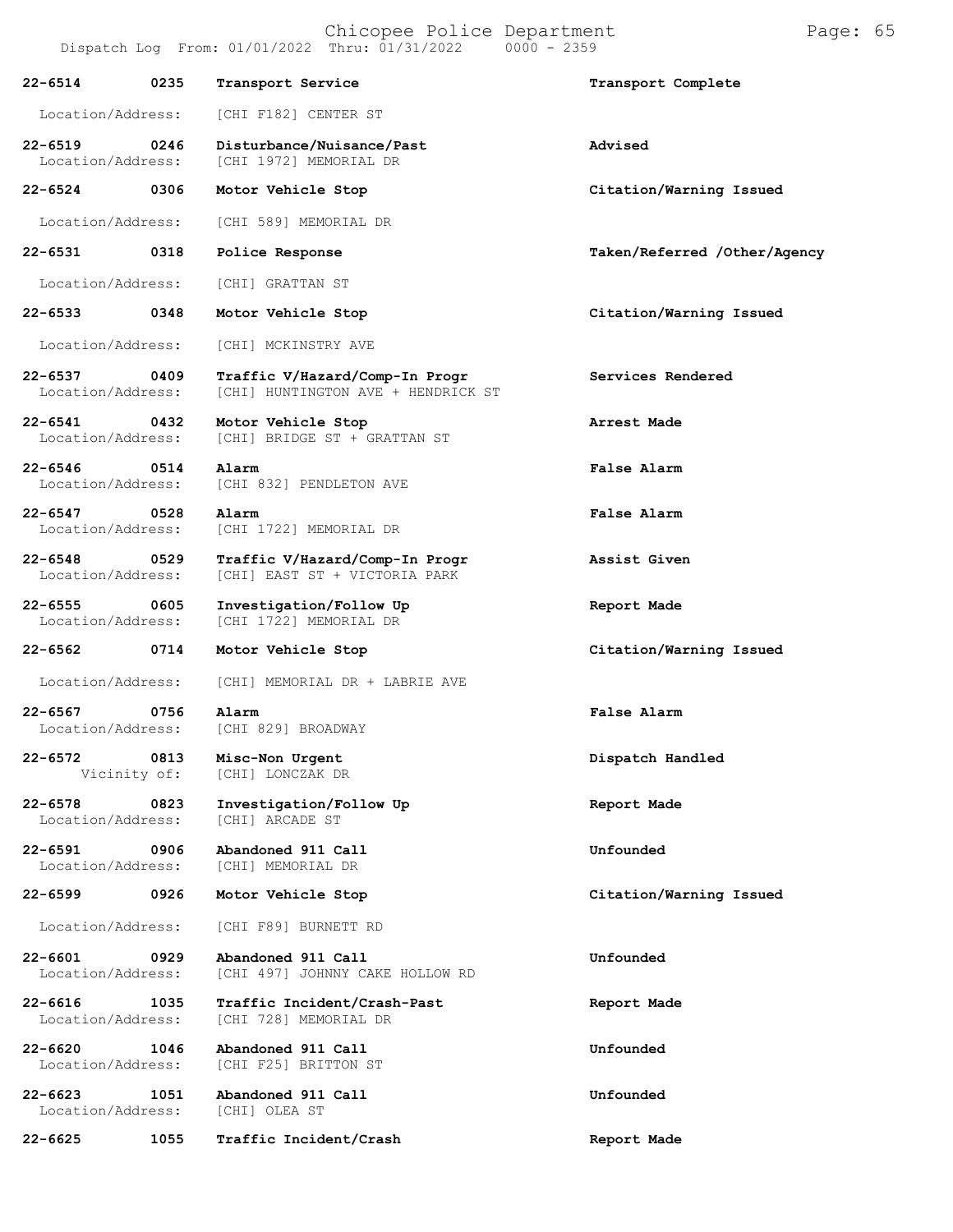| Call # | Time | Call Type | Action |
| --- | --- | --- | --- |
| 22-6514 | 0235 | **Transport Service** | **Transport Complete** |
| Location/Address: | | [CHI F182] CENTER ST | |
| 22-6519 | 0246 | **Disturbance/Nuisance/Past** | **Advised** |
| Location/Address: | | [CHI 1972] MEMORIAL DR | |
| 22-6524 | 0306 | **Motor Vehicle Stop** | **Citation/Warning Issued** |
| Location/Address: | | [CHI 589] MEMORIAL DR | |
| 22-6531 | 0318 | **Police Response** | **Taken/Referred /Other/Agency** |
| Location/Address: | | [CHI] GRATTAN ST | |
| 22-6533 | 0348 | **Motor Vehicle Stop** | **Citation/Warning Issued** |
| Location/Address: | | [CHI] MCKINSTRY AVE | |
| 22-6537 | 0409 | **Traffic V/Hazard/Comp-In Progr** | **Services Rendered** |
| Location/Address: | | [CHI] HUNTINGTON AVE + HENDRICK ST | |
| 22-6541 | 0432 | **Motor Vehicle Stop** | **Arrest Made** |
| Location/Address: | | [CHI] BRIDGE ST + GRATTAN ST | |
| 22-6546 | 0514 | **Alarm** | **False Alarm** |
| Location/Address: | | [CHI 832] PENDLETON AVE | |
| 22-6547 | 0528 | **Alarm** | **False Alarm** |
| Location/Address: | | [CHI 1722] MEMORIAL DR | |
| 22-6548 | 0529 | **Traffic V/Hazard/Comp-In Progr** | **Assist Given** |
| Location/Address: | | [CHI] EAST ST + VICTORIA PARK | |
| 22-6555 | 0605 | **Investigation/Follow Up** | **Report Made** |
| Location/Address: | | [CHI 1722] MEMORIAL DR | |
| 22-6562 | 0714 | **Motor Vehicle Stop** | **Citation/Warning Issued** |
| Location/Address: | | [CHI] MEMORIAL DR + LABRIE AVE | |
| 22-6567 | 0756 | **Alarm** | **False Alarm** |
| Location/Address: | | [CHI 829] BROADWAY | |
| 22-6572 | 0813 | **Misc-Non Urgent** | **Dispatch Handled** |
| Vicinity of: | | [CHI] LONCZAK DR | |
| 22-6578 | 0823 | **Investigation/Follow Up** | **Report Made** |
| Location/Address: | | [CHI] ARCADE ST | |
| 22-6591 | 0906 | **Abandoned 911 Call** | **Unfounded** |
| Location/Address: | | [CHI] MEMORIAL DR | |
| 22-6599 | 0926 | **Motor Vehicle Stop** | **Citation/Warning Issued** |
| Location/Address: | | [CHI F89] BURNETT RD | |
| 22-6601 | 0929 | **Abandoned 911 Call** | **Unfounded** |
| Location/Address: | | [CHI 497] JOHNNY CAKE HOLLOW RD | |
| 22-6616 | 1035 | **Traffic Incident/Crash-Past** | **Report Made** |
| Location/Address: | | [CHI 728] MEMORIAL DR | |
| 22-6620 | 1046 | **Abandoned 911 Call** | **Unfounded** |
| Location/Address: | | [CHI F25] BRITTON ST | |
| 22-6623 | 1051 | **Abandoned 911 Call** | **Unfounded** |
| Location/Address: | | [CHI] OLEA ST | |
| 22-6625 | 1055 | **Traffic Incident/Crash** | **Report Made** |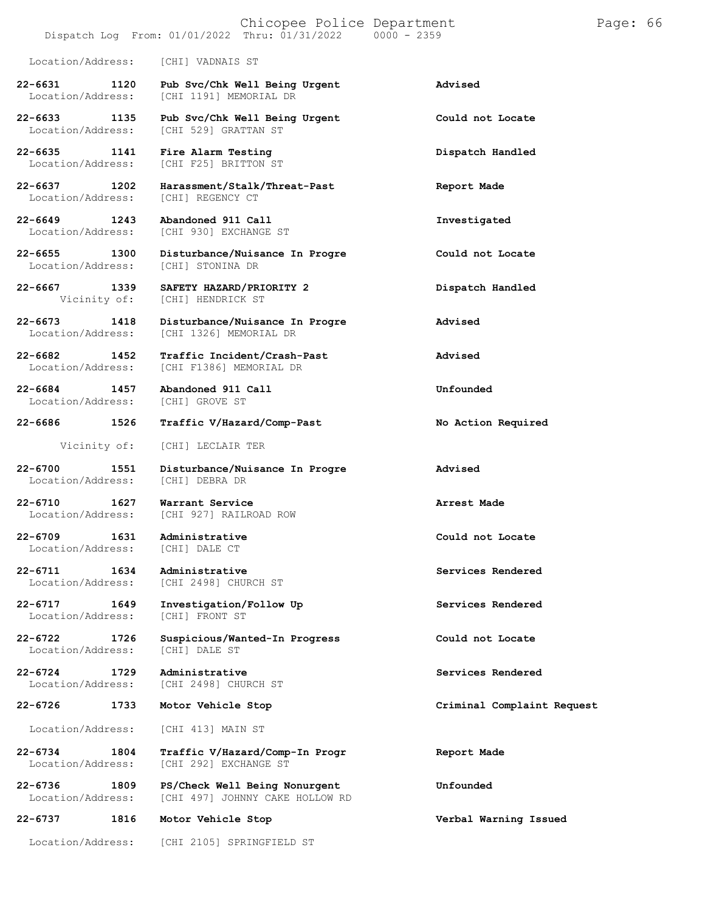Location/Address: [CHI] VADNAIS ST

| Call Number | Time | Call Reason | Action |
|---|---|---|---|
| 22-6631 | 1120 | Pub Svc/Chk Well Being Urgent | Advised |
| Location/Address: | | [CHI 1191] MEMORIAL DR | |
| 22-6633 | 1135 | Pub Svc/Chk Well Being Urgent | Could not Locate |
| Location/Address: | | [CHI 529] GRATTAN ST | |
| 22-6635 | 1141 | Fire Alarm Testing | Dispatch Handled |
| Location/Address: | | [CHI F25] BRITTON ST | |
| 22-6637 | 1202 | Harassment/Stalk/Threat-Past | Report Made |
| Location/Address: | | [CHI] REGENCY CT | |
| 22-6649 | 1243 | Abandoned 911 Call | Investigated |
| Location/Address: | | [CHI 930] EXCHANGE ST | |
| 22-6655 | 1300 | Disturbance/Nuisance In Progre | Could not Locate |
| Location/Address: | | [CHI] STONINA DR | |
| 22-6667 | 1339 | SAFETY HAZARD/PRIORITY 2 | Dispatch Handled |
| Vicinity of: | | [CHI] HENDRICK ST | |
| 22-6673 | 1418 | Disturbance/Nuisance In Progre | Advised |
| Location/Address: | | [CHI 1326] MEMORIAL DR | |
| 22-6682 | 1452 | Traffic Incident/Crash-Past | Advised |
| Location/Address: | | [CHI F1386] MEMORIAL DR | |
| 22-6684 | 1457 | Abandoned 911 Call | Unfounded |
| Location/Address: | | [CHI] GROVE ST | |
| 22-6686 | 1526 | Traffic V/Hazard/Comp-Past | No Action Required |
| Vicinity of: | | [CHI] LECLAIR TER | |
| 22-6700 | 1551 | Disturbance/Nuisance In Progre | Advised |
| Location/Address: | | [CHI] DEBRA DR | |
| 22-6710 | 1627 | Warrant Service | Arrest Made |
| Location/Address: | | [CHI 927] RAILROAD ROW | |
| 22-6709 | 1631 | Administrative | Could not Locate |
| Location/Address: | | [CHI] DALE CT | |
| 22-6711 | 1634 | Administrative | Services Rendered |
| Location/Address: | | [CHI 2498] CHURCH ST | |
| 22-6717 | 1649 | Investigation/Follow Up | Services Rendered |
| Location/Address: | | [CHI] FRONT ST | |
| 22-6722 | 1726 | Suspicious/Wanted-In Progress | Could not Locate |
| Location/Address: | | [CHI] DALE ST | |
| 22-6724 | 1729 | Administrative | Services Rendered |
| Location/Address: | | [CHI 2498] CHURCH ST | |
| 22-6726 | 1733 | Motor Vehicle Stop | Criminal Complaint Request |
| Location/Address: | | [CHI 413] MAIN ST | |
| 22-6734 | 1804 | Traffic V/Hazard/Comp-In Progr | Report Made |
| Location/Address: | | [CHI 292] EXCHANGE ST | |
| 22-6736 | 1809 | PS/Check Well Being Nonurgent | Unfounded |
| Location/Address: | | [CHI 497] JOHNNY CAKE HOLLOW RD | |
| 22-6737 | 1816 | Motor Vehicle Stop | Verbal Warning Issued |
| Location/Address: | | [CHI 2105] SPRINGFIELD ST | |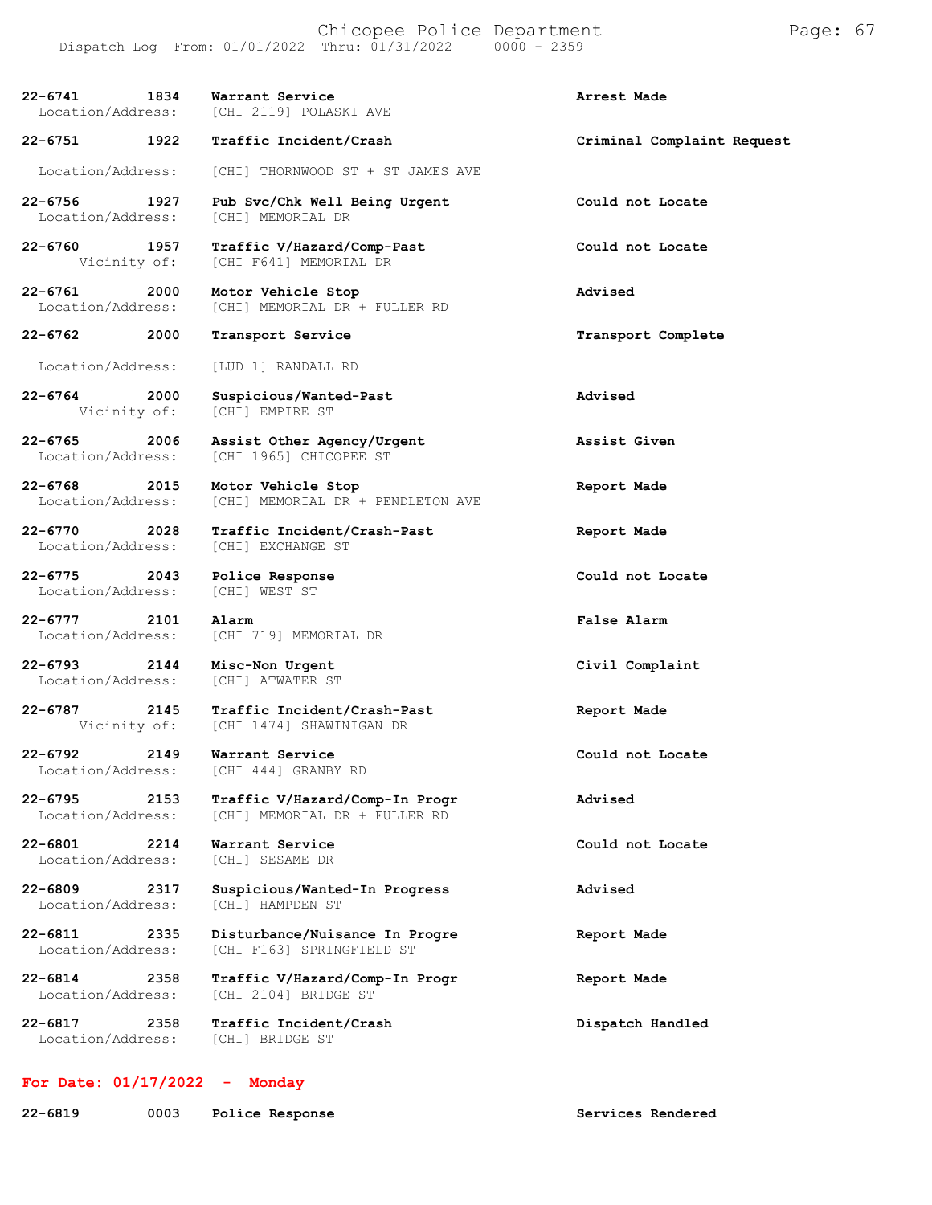**22-6741 1834 Warrant Service** — **Arrest Made**
Location/Address: [CHI 2119] POLASKI AVE

**22-6751 1922 Traffic Incident/Crash** — **Criminal Complaint Request**
Location/Address: [CHI] THORNWOOD ST + ST JAMES AVE

**22-6756 1927 Pub Svc/Chk Well Being Urgent** — **Could not Locate**
Location/Address: [CHI] MEMORIAL DR

**22-6760 1957 Traffic V/Hazard/Comp-Past** — **Could not Locate**
Vicinity of: [CHI F641] MEMORIAL DR

**22-6761 2000 Motor Vehicle Stop** — **Advised**
Location/Address: [CHI] MEMORIAL DR + FULLER RD

**22-6762 2000 Transport Service** — **Transport Complete**
Location/Address: [LUD 1] RANDALL RD

**22-6764 2000 Suspicious/Wanted-Past** — **Advised**
Vicinity of: [CHI] EMPIRE ST

**22-6765 2006 Assist Other Agency/Urgent** — **Assist Given**
Location/Address: [CHI 1965] CHICOPEE ST

**22-6768 2015 Motor Vehicle Stop** — **Report Made**
Location/Address: [CHI] MEMORIAL DR + PENDLETON AVE

**22-6770 2028 Traffic Incident/Crash-Past** — **Report Made**
Location/Address: [CHI] EXCHANGE ST

**22-6775 2043 Police Response** — **Could not Locate**
Location/Address: [CHI] WEST ST

**22-6777 2101 Alarm** — **False Alarm**
Location/Address: [CHI 719] MEMORIAL DR

**22-6793 2144 Misc-Non Urgent** — **Civil Complaint**
Location/Address: [CHI] ATWATER ST

**22-6787 2145 Traffic Incident/Crash-Past** — **Report Made**
Vicinity of: [CHI 1474] SHAWINIGAN DR

**22-6792 2149 Warrant Service** — **Could not Locate**
Location/Address: [CHI 444] GRANBY RD

**22-6795 2153 Traffic V/Hazard/Comp-In Progr** — **Advised**
Location/Address: [CHI] MEMORIAL DR + FULLER RD

**22-6801 2214 Warrant Service** — **Could not Locate**
Location/Address: [CHI] SESAME DR

**22-6809 2317 Suspicious/Wanted-In Progress** — **Advised**
Location/Address: [CHI] HAMPDEN ST

**22-6811 2335 Disturbance/Nuisance In Progre** — **Report Made**
Location/Address: [CHI F163] SPRINGFIELD ST

**22-6814 2358 Traffic V/Hazard/Comp-In Progr** — **Report Made**
Location/Address: [CHI 2104] BRIDGE ST

**22-6817 2358 Traffic Incident/Crash** — **Dispatch Handled**
Location/Address: [CHI] BRIDGE ST

## For Date: 01/17/2022 - Monday

**22-6819 0003 Police Response** — **Services Rendered**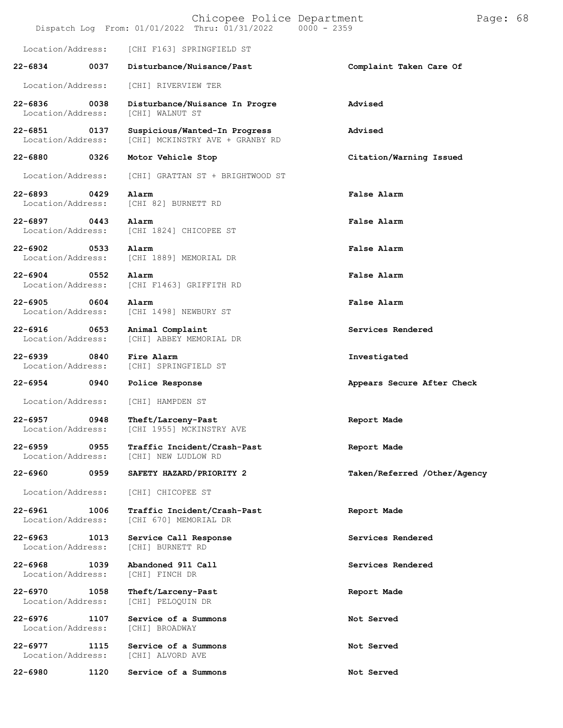Location/Address: [CHI F163] SPRINGFIELD ST

**22-6834 0037 Disturbance/Nuisance/Past** **Complaint Taken Care Of**

Location/Address: [CHI] RIVERVIEW TER

**22-6836 0038 Disturbance/Nuisance In Progre** **Advised**
Location/Address: [CHI] WALNUT ST

**22-6851 0137 Suspicious/Wanted-In Progress** **Advised**
Location/Address: [CHI] MCKINSTRY AVE + GRANBY RD

**22-6880 0326 Motor Vehicle Stop** **Citation/Warning Issued**

Location/Address: [CHI] GRATTAN ST + BRIGHTWOOD ST

**22-6893 0429 Alarm** **False Alarm**
Location/Address: [CHI 82] BURNETT RD

**22-6897 0443 Alarm** **False Alarm**
Location/Address: [CHI 1824] CHICOPEE ST

**22-6902 0533 Alarm** **False Alarm**
Location/Address: [CHI 1889] MEMORIAL DR

**22-6904 0552 Alarm** **False Alarm**
Location/Address: [CHI F1463] GRIFFITH RD

**22-6905 0604 Alarm** **False Alarm**
Location/Address: [CHI 1498] NEWBURY ST

**22-6916 0653 Animal Complaint** **Services Rendered**
Location/Address: [CHI] ABBEY MEMORIAL DR

**22-6939 0840 Fire Alarm** **Investigated**
Location/Address: [CHI] SPRINGFIELD ST

**22-6954 0940 Police Response** **Appears Secure After Check**

Location/Address: [CHI] HAMPDEN ST

**22-6957 0948 Theft/Larceny-Past** **Report Made**
Location/Address: [CHI 1955] MCKINSTRY AVE

**22-6959 0955 Traffic Incident/Crash-Past** **Report Made**
Location/Address: [CHI] NEW LUDLOW RD

**22-6960 0959 SAFETY HAZARD/PRIORITY 2** **Taken/Referred /Other/Agency**

Location/Address: [CHI] CHICOPEE ST

**22-6961 1006 Traffic Incident/Crash-Past** **Report Made**
Location/Address: [CHI 670] MEMORIAL DR

**22-6963 1013 Service Call Response** **Services Rendered**
Location/Address: [CHI] BURNETT RD

**22-6968 1039 Abandoned 911 Call** **Services Rendered**
Location/Address: [CHI] FINCH DR

**22-6970 1058 Theft/Larceny-Past** **Report Made**
Location/Address: [CHI] PELOQUIN DR

**22-6976 1107 Service of a Summons** **Not Served**
Location/Address: [CHI] BROADWAY

**22-6977 1115 Service of a Summons** **Not Served**
Location/Address: [CHI] ALVORD AVE

**22-6980 1120 Service of a Summons** **Not Served**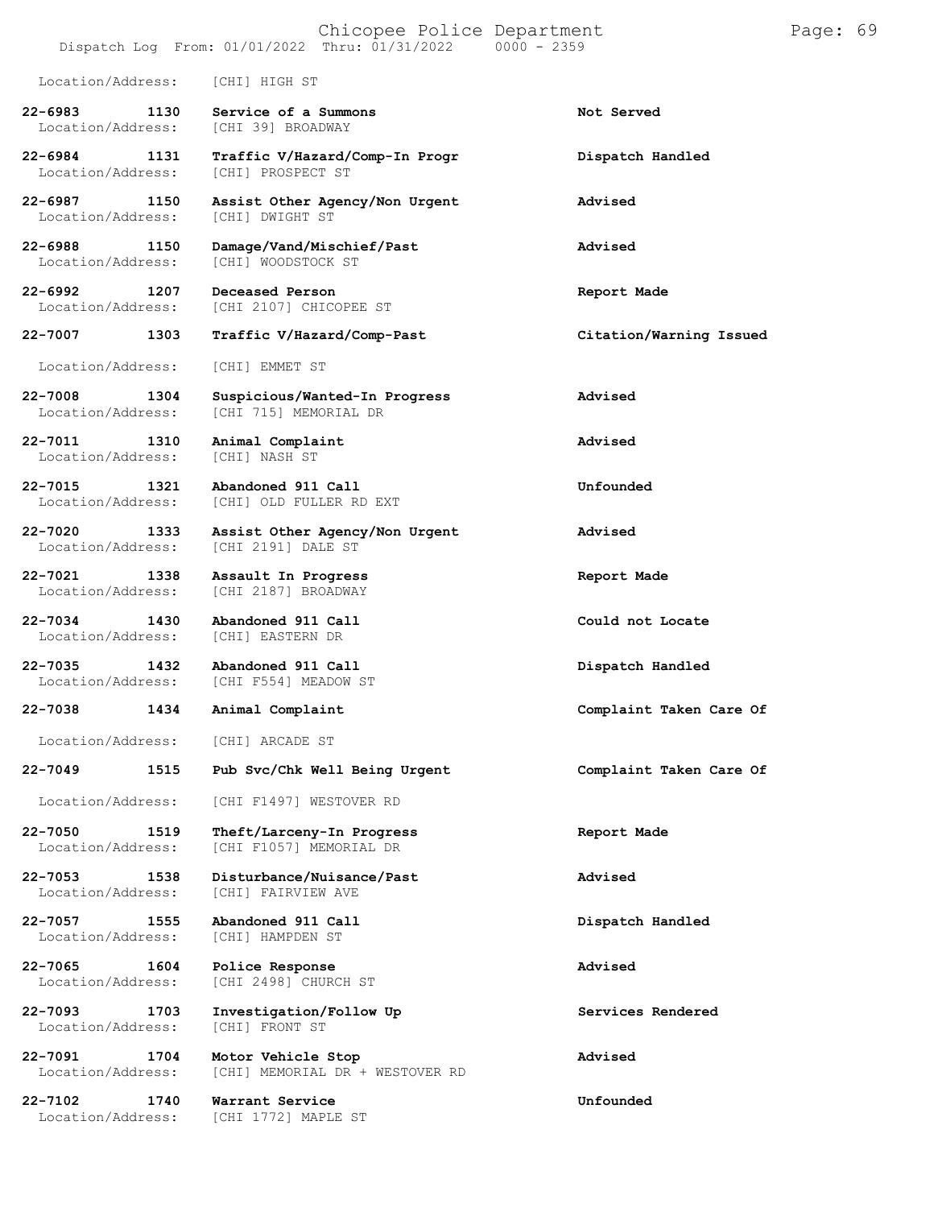Location/Address: [CHI] HIGH ST

| Call # | Time | Call Type | Disposition |
|---|---|---|---|
| 22-6983 | 1130 | Service of a Summons | Not Served |
| Location/Address: | | [CHI 39] BROADWAY | |
| 22-6984 | 1131 | Traffic V/Hazard/Comp-In Progr | Dispatch Handled |
| Location/Address: | | [CHI] PROSPECT ST | |
| 22-6987 | 1150 | Assist Other Agency/Non Urgent | Advised |
| Location/Address: | | [CHI] DWIGHT ST | |
| 22-6988 | 1150 | Damage/Vand/Mischief/Past | Advised |
| Location/Address: | | [CHI] WOODSTOCK ST | |
| 22-6992 | 1207 | Deceased Person | Report Made |
| Location/Address: | | [CHI 2107] CHICOPEE ST | |
| 22-7007 | 1303 | Traffic V/Hazard/Comp-Past | Citation/Warning Issued |
| Location/Address: | | [CHI] EMMET ST | |
| 22-7008 | 1304 | Suspicious/Wanted-In Progress | Advised |
| Location/Address: | | [CHI 715] MEMORIAL DR | |
| 22-7011 | 1310 | Animal Complaint | Advised |
| Location/Address: | | [CHI] NASH ST | |
| 22-7015 | 1321 | Abandoned 911 Call | Unfounded |
| Location/Address: | | [CHI] OLD FULLER RD EXT | |
| 22-7020 | 1333 | Assist Other Agency/Non Urgent | Advised |
| Location/Address: | | [CHI 2191] DALE ST | |
| 22-7021 | 1338 | Assault In Progress | Report Made |
| Location/Address: | | [CHI 2187] BROADWAY | |
| 22-7034 | 1430 | Abandoned 911 Call | Could not Locate |
| Location/Address: | | [CHI] EASTERN DR | |
| 22-7035 | 1432 | Abandoned 911 Call | Dispatch Handled |
| Location/Address: | | [CHI F554] MEADOW ST | |
| 22-7038 | 1434 | Animal Complaint | Complaint Taken Care Of |
| Location/Address: | | [CHI] ARCADE ST | |
| 22-7049 | 1515 | Pub Svc/Chk Well Being Urgent | Complaint Taken Care Of |
| Location/Address: | | [CHI F1497] WESTOVER RD | |
| 22-7050 | 1519 | Theft/Larceny-In Progress | Report Made |
| Location/Address: | | [CHI F1057] MEMORIAL DR | |
| 22-7053 | 1538 | Disturbance/Nuisance/Past | Advised |
| Location/Address: | | [CHI] FAIRVIEW AVE | |
| 22-7057 | 1555 | Abandoned 911 Call | Dispatch Handled |
| Location/Address: | | [CHI] HAMPDEN ST | |
| 22-7065 | 1604 | Police Response | Advised |
| Location/Address: | | [CHI 2498] CHURCH ST | |
| 22-7093 | 1703 | Investigation/Follow Up | Services Rendered |
| Location/Address: | | [CHI] FRONT ST | |
| 22-7091 | 1704 | Motor Vehicle Stop | Advised |
| Location/Address: | | [CHI] MEMORIAL DR + WESTOVER RD | |
| 22-7102 | 1740 | Warrant Service | Unfounded |
| Location/Address: | | [CHI 1772] MAPLE ST | |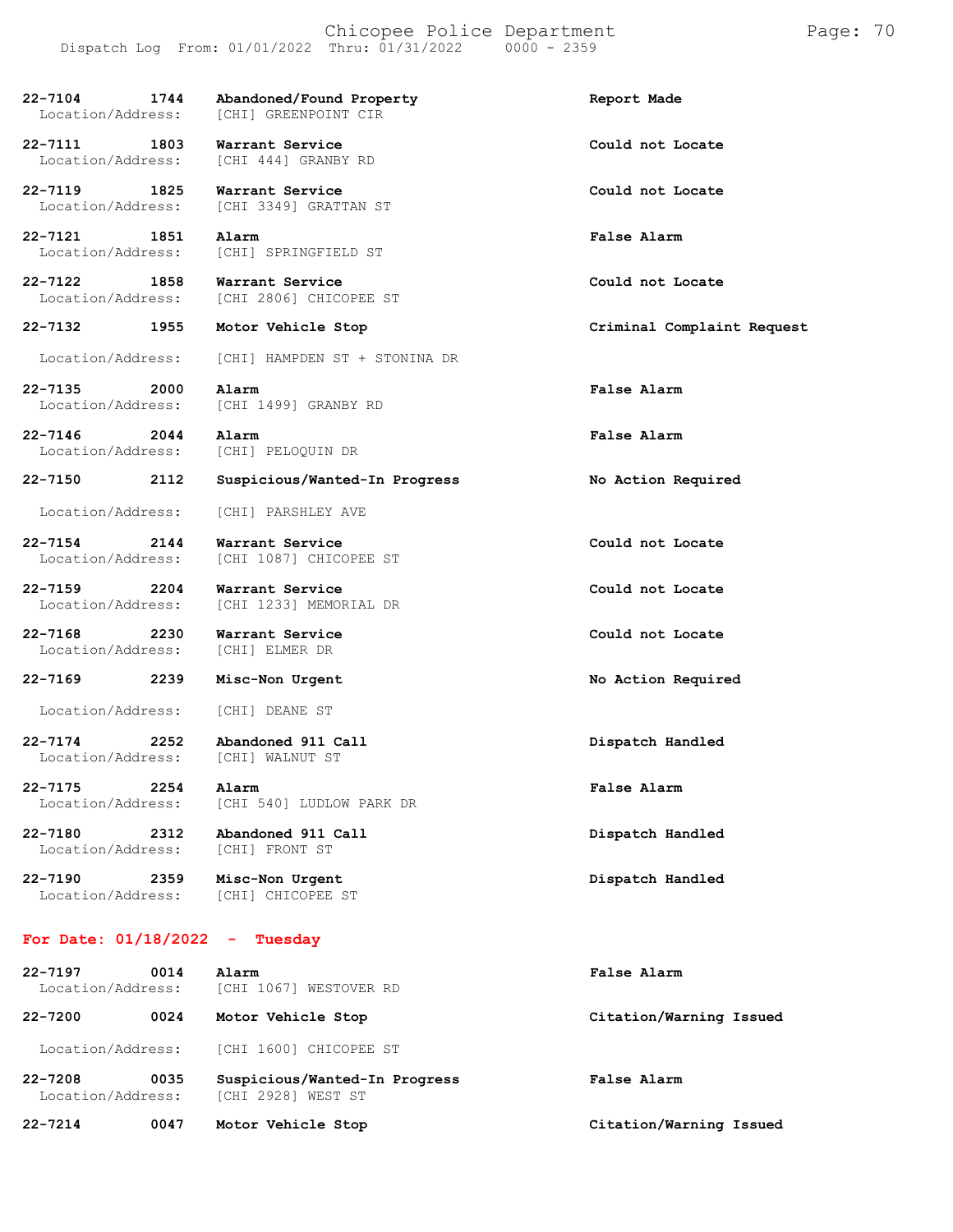22-7104 1744 **Abandoned/Found Property** **Report Made**
Location/Address: [CHI] GREENPOINT CIR

22-7111 1803 **Warrant Service** **Could not Locate**
Location/Address: [CHI 444] GRANBY RD

22-7119 1825 **Warrant Service** **Could not Locate**
Location/Address: [CHI 3349] GRATTAN ST

22-7121 1851 **Alarm** **False Alarm**
Location/Address: [CHI] SPRINGFIELD ST

22-7122 1858 **Warrant Service** **Could not Locate**
Location/Address: [CHI 2806] CHICOPEE ST

22-7132 1955 **Motor Vehicle Stop** **Criminal Complaint Request**
Location/Address: [CHI] HAMPDEN ST + STONINA DR

22-7135 2000 **Alarm** **False Alarm**
Location/Address: [CHI 1499] GRANBY RD

22-7146 2044 **Alarm** **False Alarm**
Location/Address: [CHI] PELOQUIN DR

22-7150 2112 **Suspicious/Wanted-In Progress** **No Action Required**
Location/Address: [CHI] PARSHLEY AVE

22-7154 2144 **Warrant Service** **Could not Locate**
Location/Address: [CHI 1087] CHICOPEE ST

22-7159 2204 **Warrant Service** **Could not Locate**
Location/Address: [CHI 1233] MEMORIAL DR

22-7168 2230 **Warrant Service** **Could not Locate**
Location/Address: [CHI] ELMER DR

22-7169 2239 **Misc-Non Urgent** **No Action Required**
Location/Address: [CHI] DEANE ST

22-7174 2252 **Abandoned 911 Call** **Dispatch Handled**
Location/Address: [CHI] WALNUT ST

22-7175 2254 **Alarm** **False Alarm**
Location/Address: [CHI 540] LUDLOW PARK DR

22-7180 2312 **Abandoned 911 Call** **Dispatch Handled**
Location/Address: [CHI] FRONT ST

22-7190 2359 **Misc-Non Urgent** **Dispatch Handled**
Location/Address: [CHI] CHICOPEE ST

## For Date: 01/18/2022 - Tuesday

22-7197 0014 **Alarm** **False Alarm**
Location/Address: [CHI 1067] WESTOVER RD

22-7200 0024 **Motor Vehicle Stop** **Citation/Warning Issued**
Location/Address: [CHI 1600] CHICOPEE ST

22-7208 0035 **Suspicious/Wanted-In Progress** **False Alarm**
Location/Address: [CHI 2928] WEST ST

22-7214 0047 **Motor Vehicle Stop** **Citation/Warning Issued**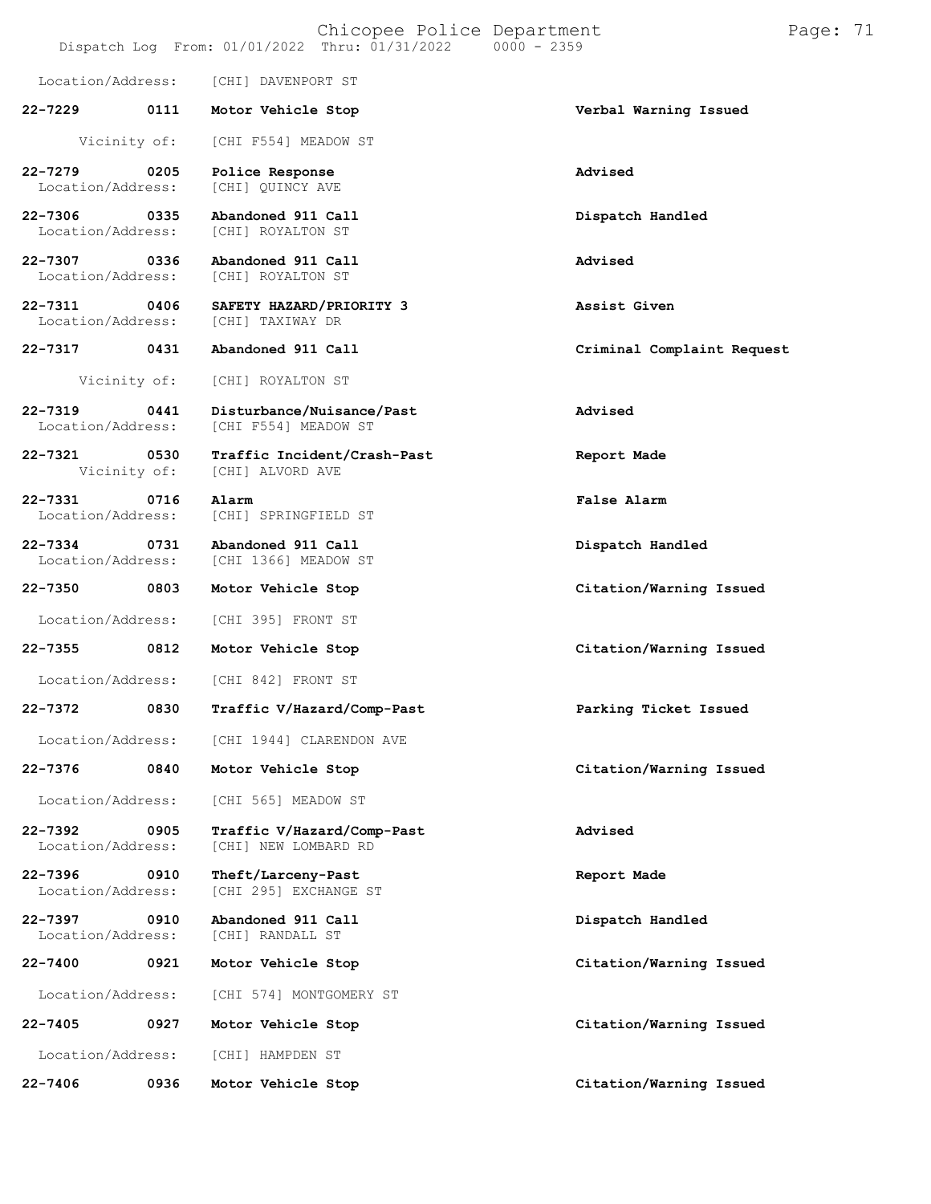Location/Address: [CHI] DAVENPORT ST

| Call # | Time | Call Type | Disposition |
|---|---|---|---|
| **22-7229** | **0111** | **Motor Vehicle Stop** | **Verbal Warning Issued** |
| Vicinity of: | | [CHI F554] MEADOW ST | |
| **22-7279** | **0205** | **Police Response** | **Advised** |
| Location/Address: | | [CHI] QUINCY AVE | |
| **22-7306** | **0335** | **Abandoned 911 Call** | **Dispatch Handled** |
| Location/Address: | | [CHI] ROYALTON ST | |
| **22-7307** | **0336** | **Abandoned 911 Call** | **Advised** |
| Location/Address: | | [CHI] ROYALTON ST | |
| **22-7311** | **0406** | **SAFETY HAZARD/PRIORITY 3** | **Assist Given** |
| Location/Address: | | [CHI] TAXIWAY DR | |
| **22-7317** | **0431** | **Abandoned 911 Call** | **Criminal Complaint Request** |
| Vicinity of: | | [CHI] ROYALTON ST | |
| **22-7319** | **0441** | **Disturbance/Nuisance/Past** | **Advised** |
| Location/Address: | | [CHI F554] MEADOW ST | |
| **22-7321** | **0530** | **Traffic Incident/Crash-Past** | **Report Made** |
| Vicinity of: | | [CHI] ALVORD AVE | |
| **22-7331** | **0716** | **Alarm** | **False Alarm** |
| Location/Address: | | [CHI] SPRINGFIELD ST | |
| **22-7334** | **0731** | **Abandoned 911 Call** | **Dispatch Handled** |
| Location/Address: | | [CHI 1366] MEADOW ST | |
| **22-7350** | **0803** | **Motor Vehicle Stop** | **Citation/Warning Issued** |
| Location/Address: | | [CHI 395] FRONT ST | |
| **22-7355** | **0812** | **Motor Vehicle Stop** | **Citation/Warning Issued** |
| Location/Address: | | [CHI 842] FRONT ST | |
| **22-7372** | **0830** | **Traffic V/Hazard/Comp-Past** | **Parking Ticket Issued** |
| Location/Address: | | [CHI 1944] CLARENDON AVE | |
| **22-7376** | **0840** | **Motor Vehicle Stop** | **Citation/Warning Issued** |
| Location/Address: | | [CHI 565] MEADOW ST | |
| **22-7392** | **0905** | **Traffic V/Hazard/Comp-Past** | **Advised** |
| Location/Address: | | [CHI] NEW LOMBARD RD | |
| **22-7396** | **0910** | **Theft/Larceny-Past** | **Report Made** |
| Location/Address: | | [CHI 295] EXCHANGE ST | |
| **22-7397** | **0910** | **Abandoned 911 Call** | **Dispatch Handled** |
| Location/Address: | | [CHI] RANDALL ST | |
| **22-7400** | **0921** | **Motor Vehicle Stop** | **Citation/Warning Issued** |
| Location/Address: | | [CHI 574] MONTGOMERY ST | |
| **22-7405** | **0927** | **Motor Vehicle Stop** | **Citation/Warning Issued** |
| Location/Address: | | [CHI] HAMPDEN ST | |
| **22-7406** | **0936** | **Motor Vehicle Stop** | **Citation/Warning Issued** |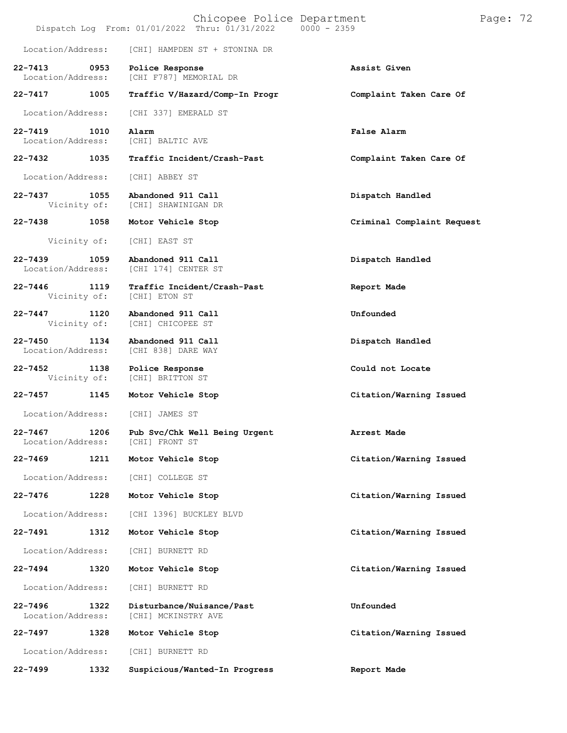Location/Address: [CHI] HAMPDEN ST + STONINA DR

**22-7413 0953 Police Response** **Assist Given**
Location/Address: [CHI F787] MEMORIAL DR

**22-7417 1005 Traffic V/Hazard/Comp-In Progr** **Complaint Taken Care Of**
Location/Address: [CHI 337] EMERALD ST

**22-7419 1010 Alarm** **False Alarm**
Location/Address: [CHI] BALTIC AVE

**22-7432 1035 Traffic Incident/Crash-Past** **Complaint Taken Care Of**
Location/Address: [CHI] ABBEY ST

**22-7437 1055 Abandoned 911 Call** **Dispatch Handled**
Vicinity of: [CHI] SHAWINIGAN DR

**22-7438 1058 Motor Vehicle Stop** **Criminal Complaint Request**
Vicinity of: [CHI] EAST ST

**22-7439 1059 Abandoned 911 Call** **Dispatch Handled**
Location/Address: [CHI 174] CENTER ST

**22-7446 1119 Traffic Incident/Crash-Past** **Report Made**
Vicinity of: [CHI] ETON ST

**22-7447 1120 Abandoned 911 Call** **Unfounded**
Vicinity of: [CHI] CHICOPEE ST

**22-7450 1134 Abandoned 911 Call** **Dispatch Handled**
Location/Address: [CHI 838] DARE WAY

**22-7452 1138 Police Response** **Could not Locate**
Vicinity of: [CHI] BRITTON ST

**22-7457 1145 Motor Vehicle Stop** **Citation/Warning Issued**
Location/Address: [CHI] JAMES ST

**22-7467 1206 Pub Svc/Chk Well Being Urgent** **Arrest Made**
Location/Address: [CHI] FRONT ST

**22-7469 1211 Motor Vehicle Stop** **Citation/Warning Issued**
Location/Address: [CHI] COLLEGE ST

**22-7476 1228 Motor Vehicle Stop** **Citation/Warning Issued**
Location/Address: [CHI 1396] BUCKLEY BLVD

**22-7491 1312 Motor Vehicle Stop** **Citation/Warning Issued**
Location/Address: [CHI] BURNETT RD

**22-7494 1320 Motor Vehicle Stop** **Citation/Warning Issued**
Location/Address: [CHI] BURNETT RD

**22-7496 1322 Disturbance/Nuisance/Past** **Unfounded**
Location/Address: [CHI] MCKINSTRY AVE

**22-7497 1328 Motor Vehicle Stop** **Citation/Warning Issued**
Location/Address: [CHI] BURNETT RD

**22-7499 1332 Suspicious/Wanted-In Progress** **Report Made**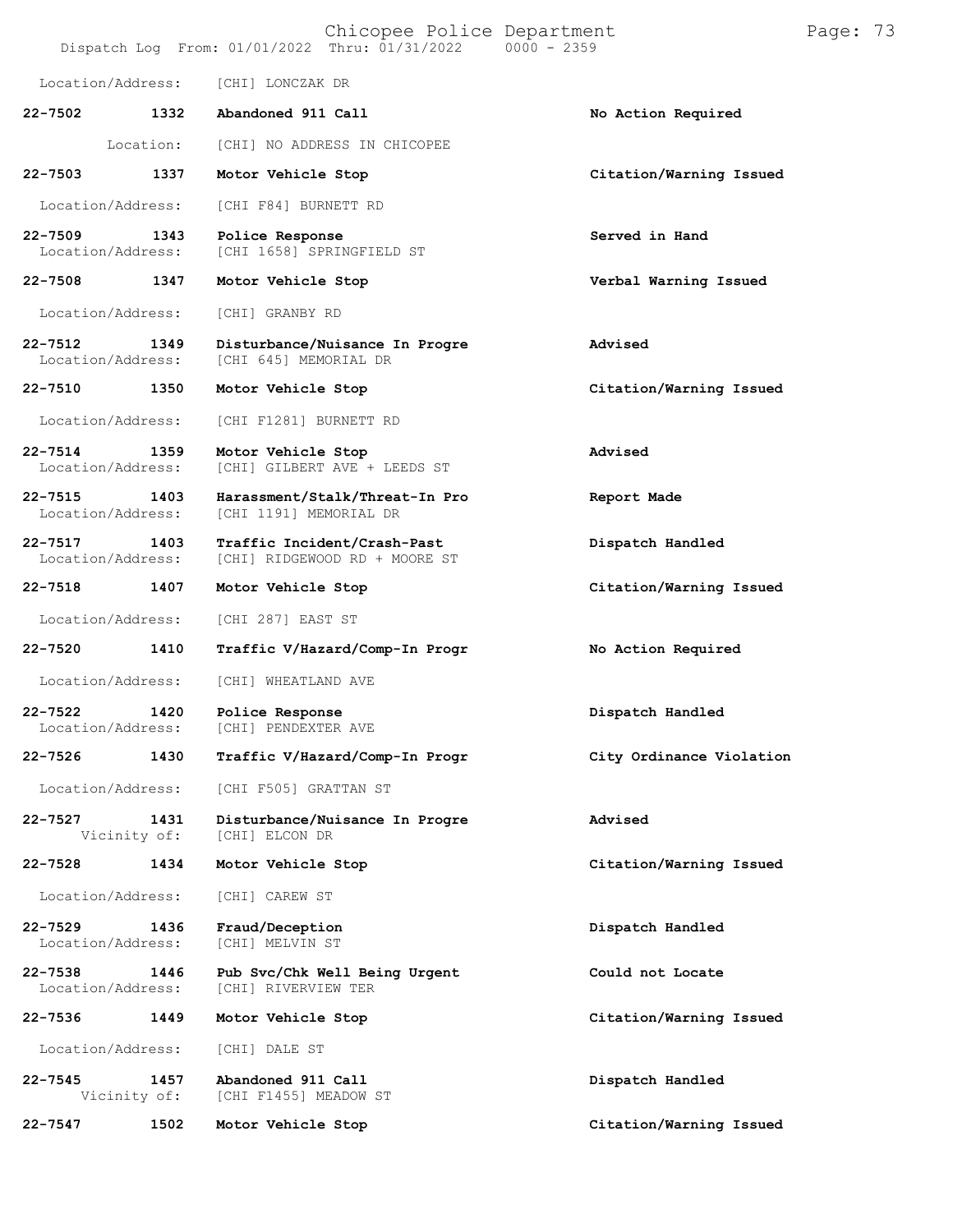Location/Address: [CHI] LONCZAK DR

| Call # | Time | Call Type | Disposition |
|---|---|---|---|
| **22-7502** | **1332** | **Abandoned 911 Call** | **No Action Required** |
| Location: | | [CHI] NO ADDRESS IN CHICOPEE | |
| **22-7503** | **1337** | **Motor Vehicle Stop** | **Citation/Warning Issued** |
| Location/Address: | | [CHI F84] BURNETT RD | |
| **22-7509** | **1343** | **Police Response** | **Served in Hand** |
| Location/Address: | | [CHI 1658] SPRINGFIELD ST | |
| **22-7508** | **1347** | **Motor Vehicle Stop** | **Verbal Warning Issued** |
| Location/Address: | | [CHI] GRANBY RD | |
| **22-7512** | **1349** | **Disturbance/Nuisance In Progre** | **Advised** |
| Location/Address: | | [CHI 645] MEMORIAL DR | |
| **22-7510** | **1350** | **Motor Vehicle Stop** | **Citation/Warning Issued** |
| Location/Address: | | [CHI F1281] BURNETT RD | |
| **22-7514** | **1359** | **Motor Vehicle Stop** | **Advised** |
| Location/Address: | | [CHI] GILBERT AVE + LEEDS ST | |
| **22-7515** | **1403** | **Harassment/Stalk/Threat-In Pro** | **Report Made** |
| Location/Address: | | [CHI 1191] MEMORIAL DR | |
| **22-7517** | **1403** | **Traffic Incident/Crash-Past** | **Dispatch Handled** |
| Location/Address: | | [CHI] RIDGEWOOD RD + MOORE ST | |
| **22-7518** | **1407** | **Motor Vehicle Stop** | **Citation/Warning Issued** |
| Location/Address: | | [CHI 287] EAST ST | |
| **22-7520** | **1410** | **Traffic V/Hazard/Comp-In Progr** | **No Action Required** |
| Location/Address: | | [CHI] WHEATLAND AVE | |
| **22-7522** | **1420** | **Police Response** | **Dispatch Handled** |
| Location/Address: | | [CHI] PENDEXTER AVE | |
| **22-7526** | **1430** | **Traffic V/Hazard/Comp-In Progr** | **City Ordinance Violation** |
| Location/Address: | | [CHI F505] GRATTAN ST | |
| **22-7527** | **1431** | **Disturbance/Nuisance In Progre** | **Advised** |
| Vicinity of: | | [CHI] ELCON DR | |
| **22-7528** | **1434** | **Motor Vehicle Stop** | **Citation/Warning Issued** |
| Location/Address: | | [CHI] CAREW ST | |
| **22-7529** | **1436** | **Fraud/Deception** | **Dispatch Handled** |
| Location/Address: | | [CHI] MELVIN ST | |
| **22-7538** | **1446** | **Pub Svc/Chk Well Being Urgent** | **Could not Locate** |
| Location/Address: | | [CHI] RIVERVIEW TER | |
| **22-7536** | **1449** | **Motor Vehicle Stop** | **Citation/Warning Issued** |
| Location/Address: | | [CHI] DALE ST | |
| **22-7545** | **1457** | **Abandoned 911 Call** | **Dispatch Handled** |
| Vicinity of: | | [CHI F1455] MEADOW ST | |
| **22-7547** | **1502** | **Motor Vehicle Stop** | **Citation/Warning Issued** |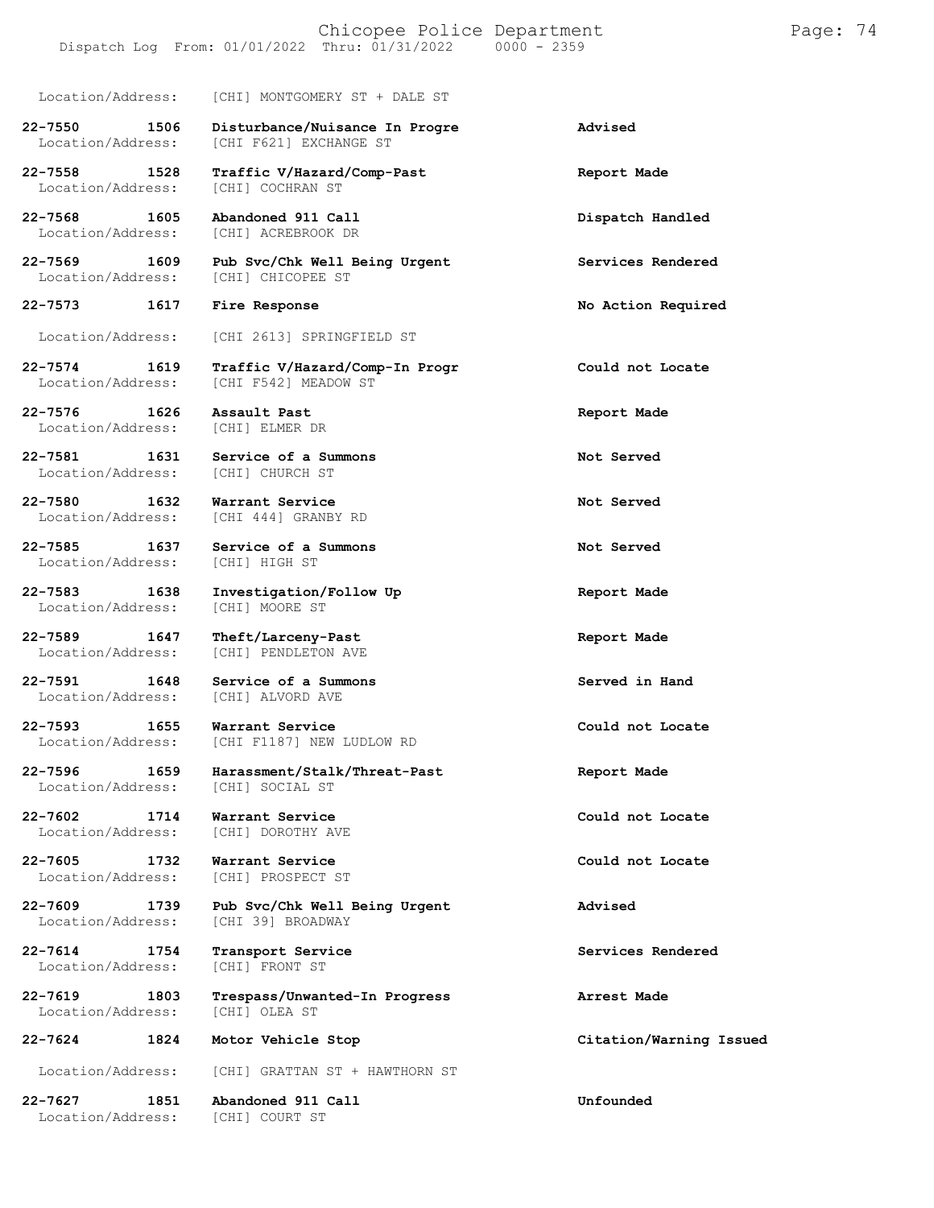Location/Address: [CHI] MONTGOMERY ST + DALE ST

| Call # | Time | Call Type | Action |
|---|---|---|---|
| **22-7550** | **1506** | **Disturbance/Nuisance In Progre** | **Advised** |
| Location/Address: | | [CHI F621] EXCHANGE ST | |
| **22-7558** | **1528** | **Traffic V/Hazard/Comp-Past** | **Report Made** |
| Location/Address: | | [CHI] COCHRAN ST | |
| **22-7568** | **1605** | **Abandoned 911 Call** | **Dispatch Handled** |
| Location/Address: | | [CHI] ACREBROOK DR | |
| **22-7569** | **1609** | **Pub Svc/Chk Well Being Urgent** | **Services Rendered** |
| Location/Address: | | [CHI] CHICOPEE ST | |
| **22-7573** | **1617** | **Fire Response** | **No Action Required** |
| Location/Address: | | [CHI 2613] SPRINGFIELD ST | |
| **22-7574** | **1619** | **Traffic V/Hazard/Comp-In Progr** | **Could not Locate** |
| Location/Address: | | [CHI F542] MEADOW ST | |
| **22-7576** | **1626** | **Assault Past** | **Report Made** |
| Location/Address: | | [CHI] ELMER DR | |
| **22-7581** | **1631** | **Service of a Summons** | **Not Served** |
| Location/Address: | | [CHI] CHURCH ST | |
| **22-7580** | **1632** | **Warrant Service** | **Not Served** |
| Location/Address: | | [CHI 444] GRANBY RD | |
| **22-7585** | **1637** | **Service of a Summons** | **Not Served** |
| Location/Address: | | [CHI] HIGH ST | |
| **22-7583** | **1638** | **Investigation/Follow Up** | **Report Made** |
| Location/Address: | | [CHI] MOORE ST | |
| **22-7589** | **1647** | **Theft/Larceny-Past** | **Report Made** |
| Location/Address: | | [CHI] PENDLETON AVE | |
| **22-7591** | **1648** | **Service of a Summons** | **Served in Hand** |
| Location/Address: | | [CHI] ALVORD AVE | |
| **22-7593** | **1655** | **Warrant Service** | **Could not Locate** |
| Location/Address: | | [CHI F1187] NEW LUDLOW RD | |
| **22-7596** | **1659** | **Harassment/Stalk/Threat-Past** | **Report Made** |
| Location/Address: | | [CHI] SOCIAL ST | |
| **22-7602** | **1714** | **Warrant Service** | **Could not Locate** |
| Location/Address: | | [CHI] DOROTHY AVE | |
| **22-7605** | **1732** | **Warrant Service** | **Could not Locate** |
| Location/Address: | | [CHI] PROSPECT ST | |
| **22-7609** | **1739** | **Pub Svc/Chk Well Being Urgent** | **Advised** |
| Location/Address: | | [CHI 39] BROADWAY | |
| **22-7614** | **1754** | **Transport Service** | **Services Rendered** |
| Location/Address: | | [CHI] FRONT ST | |
| **22-7619** | **1803** | **Trespass/Unwanted-In Progress** | **Arrest Made** |
| Location/Address: | | [CHI] OLEA ST | |
| **22-7624** | **1824** | **Motor Vehicle Stop** | **Citation/Warning Issued** |
| Location/Address: | | [CHI] GRATTAN ST + HAWTHORN ST | |
| **22-7627** | **1851** | **Abandoned 911 Call** | **Unfounded** |
| Location/Address: | | [CHI] COURT ST | |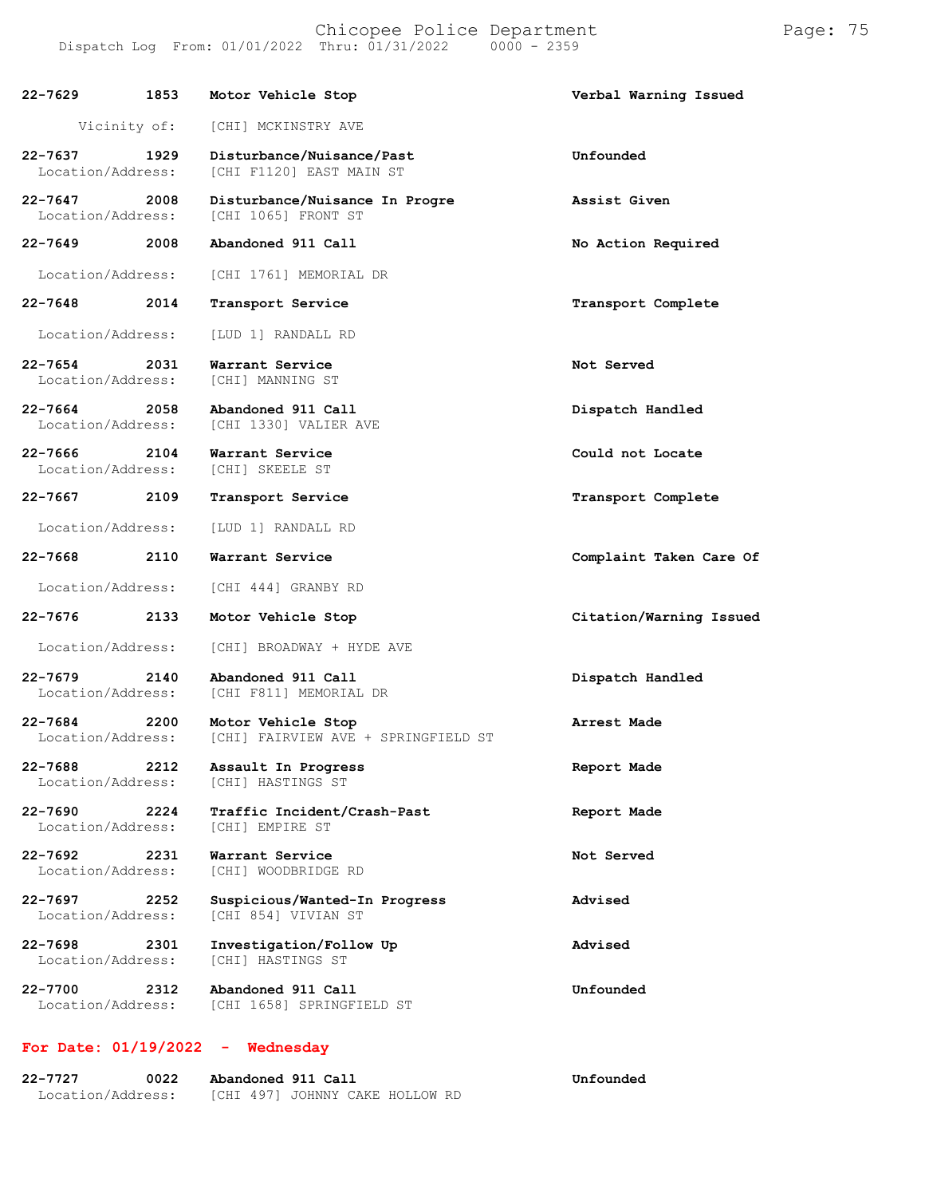| | | | |
|---|---|---|---|
| **22-7629** | **1853** | **Motor Vehicle Stop** | **Verbal Warning Issued** |
| Vicinity of: | | [CHI] MCKINSTRY AVE | |
| **22-7637** | **1929** | **Disturbance/Nuisance/Past** | **Unfounded** |
| Location/Address: | | [CHI F1120] EAST MAIN ST | |
| **22-7647** | **2008** | **Disturbance/Nuisance In Progre** | **Assist Given** |
| Location/Address: | | [CHI 1065] FRONT ST | |
| **22-7649** | **2008** | **Abandoned 911 Call** | **No Action Required** |
| Location/Address: | | [CHI 1761] MEMORIAL DR | |
| **22-7648** | **2014** | **Transport Service** | **Transport Complete** |
| Location/Address: | | [LUD 1] RANDALL RD | |
| **22-7654** | **2031** | **Warrant Service** | **Not Served** |
| Location/Address: | | [CHI] MANNING ST | |
| **22-7664** | **2058** | **Abandoned 911 Call** | **Dispatch Handled** |
| Location/Address: | | [CHI 1330] VALIER AVE | |
| **22-7666** | **2104** | **Warrant Service** | **Could not Locate** |
| Location/Address: | | [CHI] SKEELE ST | |
| **22-7667** | **2109** | **Transport Service** | **Transport Complete** |
| Location/Address: | | [LUD 1] RANDALL RD | |
| **22-7668** | **2110** | **Warrant Service** | **Complaint Taken Care Of** |
| Location/Address: | | [CHI 444] GRANBY RD | |
| **22-7676** | **2133** | **Motor Vehicle Stop** | **Citation/Warning Issued** |
| Location/Address: | | [CHI] BROADWAY + HYDE AVE | |
| **22-7679** | **2140** | **Abandoned 911 Call** | **Dispatch Handled** |
| Location/Address: | | [CHI F811] MEMORIAL DR | |
| **22-7684** | **2200** | **Motor Vehicle Stop** | **Arrest Made** |
| Location/Address: | | [CHI] FAIRVIEW AVE + SPRINGFIELD ST | |
| **22-7688** | **2212** | **Assault In Progress** | **Report Made** |
| Location/Address: | | [CHI] HASTINGS ST | |
| **22-7690** | **2224** | **Traffic Incident/Crash-Past** | **Report Made** |
| Location/Address: | | [CHI] EMPIRE ST | |
| **22-7692** | **2231** | **Warrant Service** | **Not Served** |
| Location/Address: | | [CHI] WOODBRIDGE RD | |
| **22-7697** | **2252** | **Suspicious/Wanted-In Progress** | **Advised** |
| Location/Address: | | [CHI 854] VIVIAN ST | |
| **22-7698** | **2301** | **Investigation/Follow Up** | **Advised** |
| Location/Address: | | [CHI] HASTINGS ST | |
| **22-7700** | **2312** | **Abandoned 911 Call** | **Unfounded** |
| Location/Address: | | [CHI 1658] SPRINGFIELD ST | |

## For Date: 01/19/2022 - Wednesday

| | | | |
|---|---|---|---|
| **22-7727** | **0022** | **Abandoned 911 Call** | **Unfounded** |
| Location/Address: | | [CHI 497] JOHNNY CAKE HOLLOW RD | |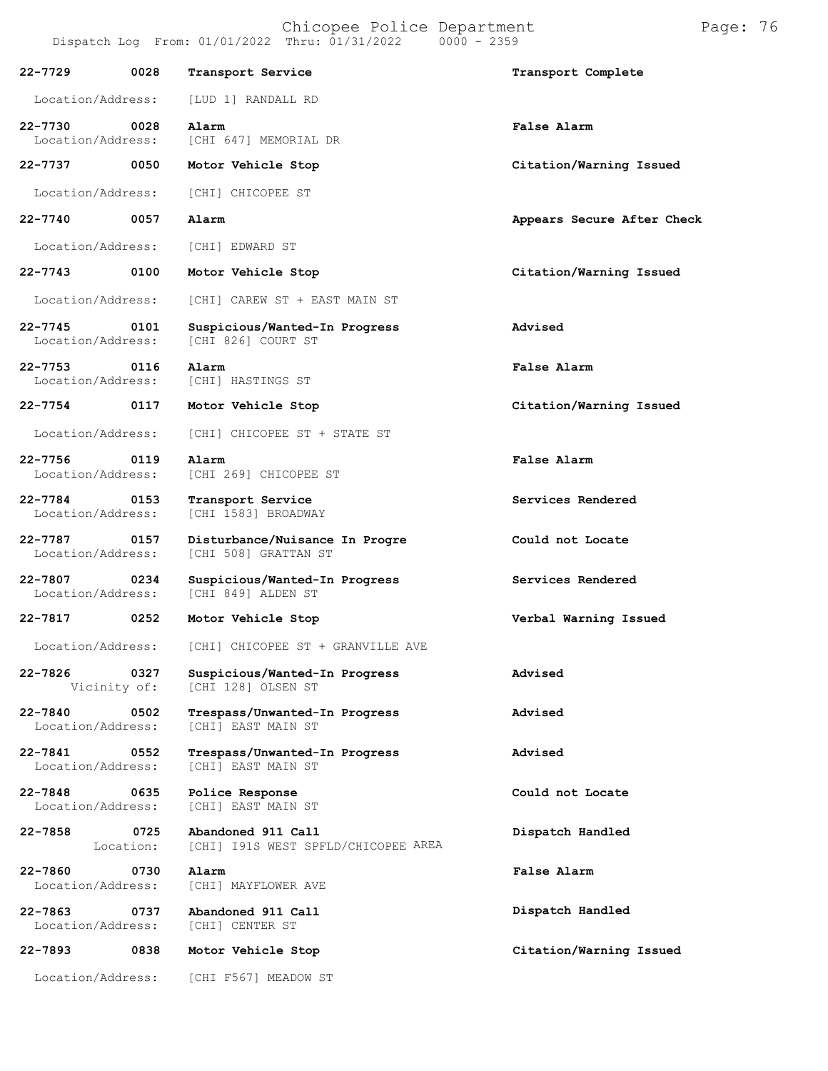Dispatch Log From: 01/01/2022 Thru: 01/31/2022 0000 - 2359

| Call Number | Time | Call Reason | Action |
|---|---|---|---|
| 22-7729 | 0028 | Transport Service | Transport Complete |
| Location/Address: | | [LUD 1] RANDALL RD | |
| 22-7730 | 0028 | Alarm | False Alarm |
| Location/Address: | | [CHI 647] MEMORIAL DR | |
| 22-7737 | 0050 | Motor Vehicle Stop | Citation/Warning Issued |
| Location/Address: | | [CHI] CHICOPEE ST | |
| 22-7740 | 0057 | Alarm | Appears Secure After Check |
| Location/Address: | | [CHI] EDWARD ST | |
| 22-7743 | 0100 | Motor Vehicle Stop | Citation/Warning Issued |
| Location/Address: | | [CHI] CAREW ST + EAST MAIN ST | |
| 22-7745 | 0101 | Suspicious/Wanted-In Progress | Advised |
| Location/Address: | | [CHI 826] COURT ST | |
| 22-7753 | 0116 | Alarm | False Alarm |
| Location/Address: | | [CHI] HASTINGS ST | |
| 22-7754 | 0117 | Motor Vehicle Stop | Citation/Warning Issued |
| Location/Address: | | [CHI] CHICOPEE ST + STATE ST | |
| 22-7756 | 0119 | Alarm | False Alarm |
| Location/Address: | | [CHI 269] CHICOPEE ST | |
| 22-7784 | 0153 | Transport Service | Services Rendered |
| Location/Address: | | [CHI 1583] BROADWAY | |
| 22-7787 | 0157 | Disturbance/Nuisance In Progre | Could not Locate |
| Location/Address: | | [CHI 508] GRATTAN ST | |
| 22-7807 | 0234 | Suspicious/Wanted-In Progress | Services Rendered |
| Location/Address: | | [CHI 849] ALDEN ST | |
| 22-7817 | 0252 | Motor Vehicle Stop | Verbal Warning Issued |
| Location/Address: | | [CHI] CHICOPEE ST + GRANVILLE AVE | |
| 22-7826 | 0327 | Suspicious/Wanted-In Progress | Advised |
| Vicinity of: | | [CHI 128] OLSEN ST | |
| 22-7840 | 0502 | Trespass/Unwanted-In Progress | Advised |
| Location/Address: | | [CHI] EAST MAIN ST | |
| 22-7841 | 0552 | Trespass/Unwanted-In Progress | Advised |
| Location/Address: | | [CHI] EAST MAIN ST | |
| 22-7848 | 0635 | Police Response | Could not Locate |
| Location/Address: | | [CHI] EAST MAIN ST | |
| 22-7858 | 0725 | Abandoned 911 Call | Dispatch Handled |
| Location: | | [CHI] I91S WEST SPFLD/CHICOPEE AREA | |
| 22-7860 | 0730 | Alarm | False Alarm |
| Location/Address: | | [CHI] MAYFLOWER AVE | |
| 22-7863 | 0737 | Abandoned 911 Call | Dispatch Handled |
| Location/Address: | | [CHI] CENTER ST | |
| 22-7893 | 0838 | Motor Vehicle Stop | Citation/Warning Issued |
| Location/Address: | | [CHI F567] MEADOW ST | |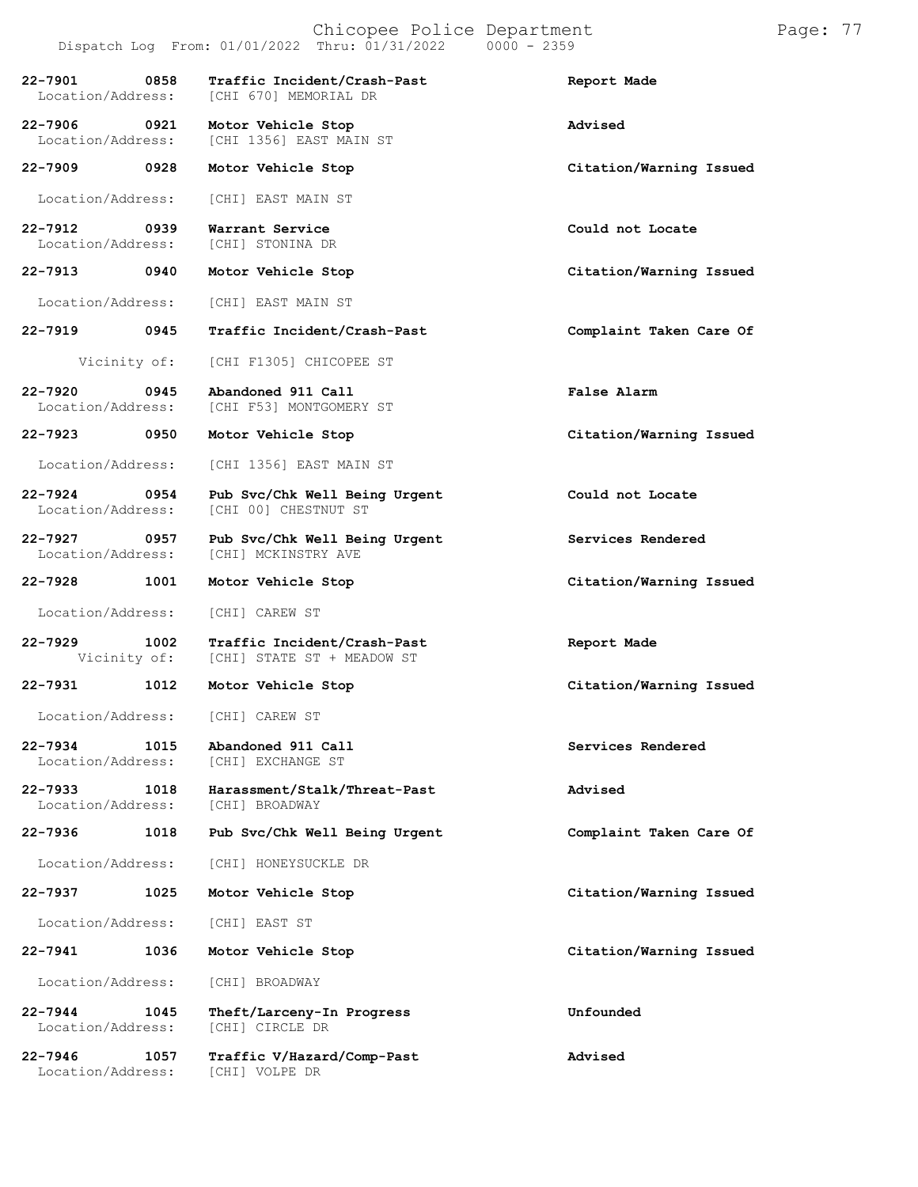| Call # | Time | Call Reason | Action |
|---|---|---|---|
| 22-7901 | 0858 | Traffic Incident/Crash-Past | Report Made |
| Location/Address: | | [CHI 670] MEMORIAL DR | |
| 22-7906 | 0921 | Motor Vehicle Stop | Advised |
| Location/Address: | | [CHI 1356] EAST MAIN ST | |
| 22-7909 | 0928 | Motor Vehicle Stop | Citation/Warning Issued |
| Location/Address: | | [CHI] EAST MAIN ST | |
| 22-7912 | 0939 | Warrant Service | Could not Locate |
| Location/Address: | | [CHI] STONINA DR | |
| 22-7913 | 0940 | Motor Vehicle Stop | Citation/Warning Issued |
| Location/Address: | | [CHI] EAST MAIN ST | |
| 22-7919 | 0945 | Traffic Incident/Crash-Past | Complaint Taken Care Of |
| Vicinity of: | | [CHI F1305] CHICOPEE ST | |
| 22-7920 | 0945 | Abandoned 911 Call | False Alarm |
| Location/Address: | | [CHI F53] MONTGOMERY ST | |
| 22-7923 | 0950 | Motor Vehicle Stop | Citation/Warning Issued |
| Location/Address: | | [CHI 1356] EAST MAIN ST | |
| 22-7924 | 0954 | Pub Svc/Chk Well Being Urgent | Could not Locate |
| Location/Address: | | [CHI 00] CHESTNUT ST | |
| 22-7927 | 0957 | Pub Svc/Chk Well Being Urgent | Services Rendered |
| Location/Address: | | [CHI] MCKINSTRY AVE | |
| 22-7928 | 1001 | Motor Vehicle Stop | Citation/Warning Issued |
| Location/Address: | | [CHI] CAREW ST | |
| 22-7929 | 1002 | Traffic Incident/Crash-Past | Report Made |
| Vicinity of: | | [CHI] STATE ST + MEADOW ST | |
| 22-7931 | 1012 | Motor Vehicle Stop | Citation/Warning Issued |
| Location/Address: | | [CHI] CAREW ST | |
| 22-7934 | 1015 | Abandoned 911 Call | Services Rendered |
| Location/Address: | | [CHI] EXCHANGE ST | |
| 22-7933 | 1018 | Harassment/Stalk/Threat-Past | Advised |
| Location/Address: | | [CHI] BROADWAY | |
| 22-7936 | 1018 | Pub Svc/Chk Well Being Urgent | Complaint Taken Care Of |
| Location/Address: | | [CHI] HONEYSUCKLE DR | |
| 22-7937 | 1025 | Motor Vehicle Stop | Citation/Warning Issued |
| Location/Address: | | [CHI] EAST ST | |
| 22-7941 | 1036 | Motor Vehicle Stop | Citation/Warning Issued |
| Location/Address: | | [CHI] BROADWAY | |
| 22-7944 | 1045 | Theft/Larceny-In Progress | Unfounded |
| Location/Address: | | [CHI] CIRCLE DR | |
| 22-7946 | 1057 | Traffic V/Hazard/Comp-Past | Advised |
| Location/Address: | | [CHI] VOLPE DR | |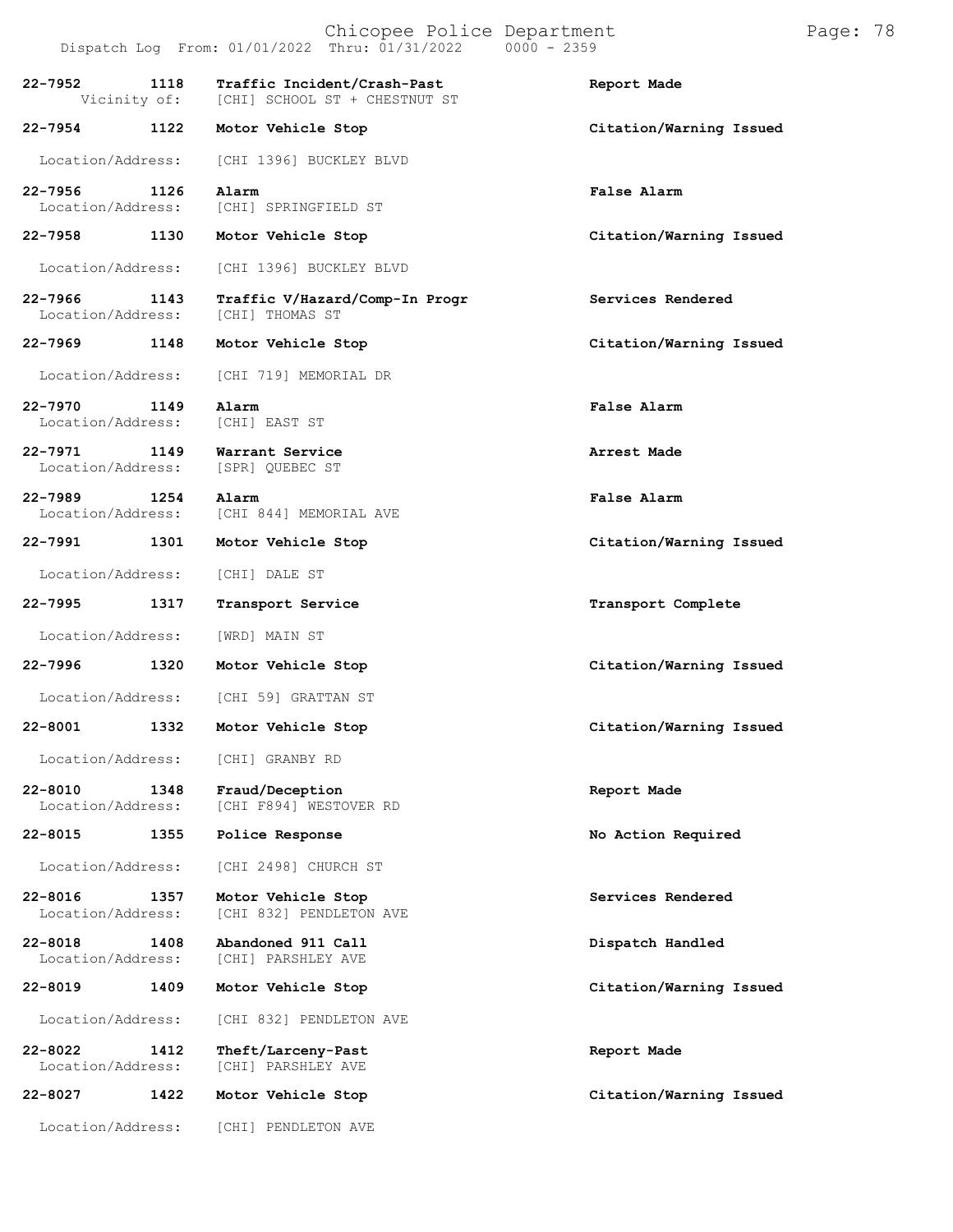| Call # | Time | Call Reason | Action |
| --- | --- | --- | --- |
| 22-7952 | 1118 | Traffic Incident/Crash-Past | Report Made |
| Vicinity of: | | [CHI] SCHOOL ST + CHESTNUT ST | |
| 22-7954 | 1122 | Motor Vehicle Stop | Citation/Warning Issued |
| Location/Address: | | [CHI 1396] BUCKLEY BLVD | |
| 22-7956 | 1126 | Alarm | False Alarm |
| Location/Address: | | [CHI] SPRINGFIELD ST | |
| 22-7958 | 1130 | Motor Vehicle Stop | Citation/Warning Issued |
| Location/Address: | | [CHI 1396] BUCKLEY BLVD | |
| 22-7966 | 1143 | Traffic V/Hazard/Comp-In Progr | Services Rendered |
| Location/Address: | | [CHI] THOMAS ST | |
| 22-7969 | 1148 | Motor Vehicle Stop | Citation/Warning Issued |
| Location/Address: | | [CHI 719] MEMORIAL DR | |
| 22-7970 | 1149 | Alarm | False Alarm |
| Location/Address: | | [CHI] EAST ST | |
| 22-7971 | 1149 | Warrant Service | Arrest Made |
| Location/Address: | | [SPR] QUEBEC ST | |
| 22-7989 | 1254 | Alarm | False Alarm |
| Location/Address: | | [CHI 844] MEMORIAL AVE | |
| 22-7991 | 1301 | Motor Vehicle Stop | Citation/Warning Issued |
| Location/Address: | | [CHI] DALE ST | |
| 22-7995 | 1317 | Transport Service | Transport Complete |
| Location/Address: | | [WRD] MAIN ST | |
| 22-7996 | 1320 | Motor Vehicle Stop | Citation/Warning Issued |
| Location/Address: | | [CHI 59] GRATTAN ST | |
| 22-8001 | 1332 | Motor Vehicle Stop | Citation/Warning Issued |
| Location/Address: | | [CHI] GRANBY RD | |
| 22-8010 | 1348 | Fraud/Deception | Report Made |
| Location/Address: | | [CHI F894] WESTOVER RD | |
| 22-8015 | 1355 | Police Response | No Action Required |
| Location/Address: | | [CHI 2498] CHURCH ST | |
| 22-8016 | 1357 | Motor Vehicle Stop | Services Rendered |
| Location/Address: | | [CHI 832] PENDLETON AVE | |
| 22-8018 | 1408 | Abandoned 911 Call | Dispatch Handled |
| Location/Address: | | [CHI] PARSHLEY AVE | |
| 22-8019 | 1409 | Motor Vehicle Stop | Citation/Warning Issued |
| Location/Address: | | [CHI 832] PENDLETON AVE | |
| 22-8022 | 1412 | Theft/Larceny-Past | Report Made |
| Location/Address: | | [CHI] PARSHLEY AVE | |
| 22-8027 | 1422 | Motor Vehicle Stop | Citation/Warning Issued |
| Location/Address: | | [CHI] PENDLETON AVE | |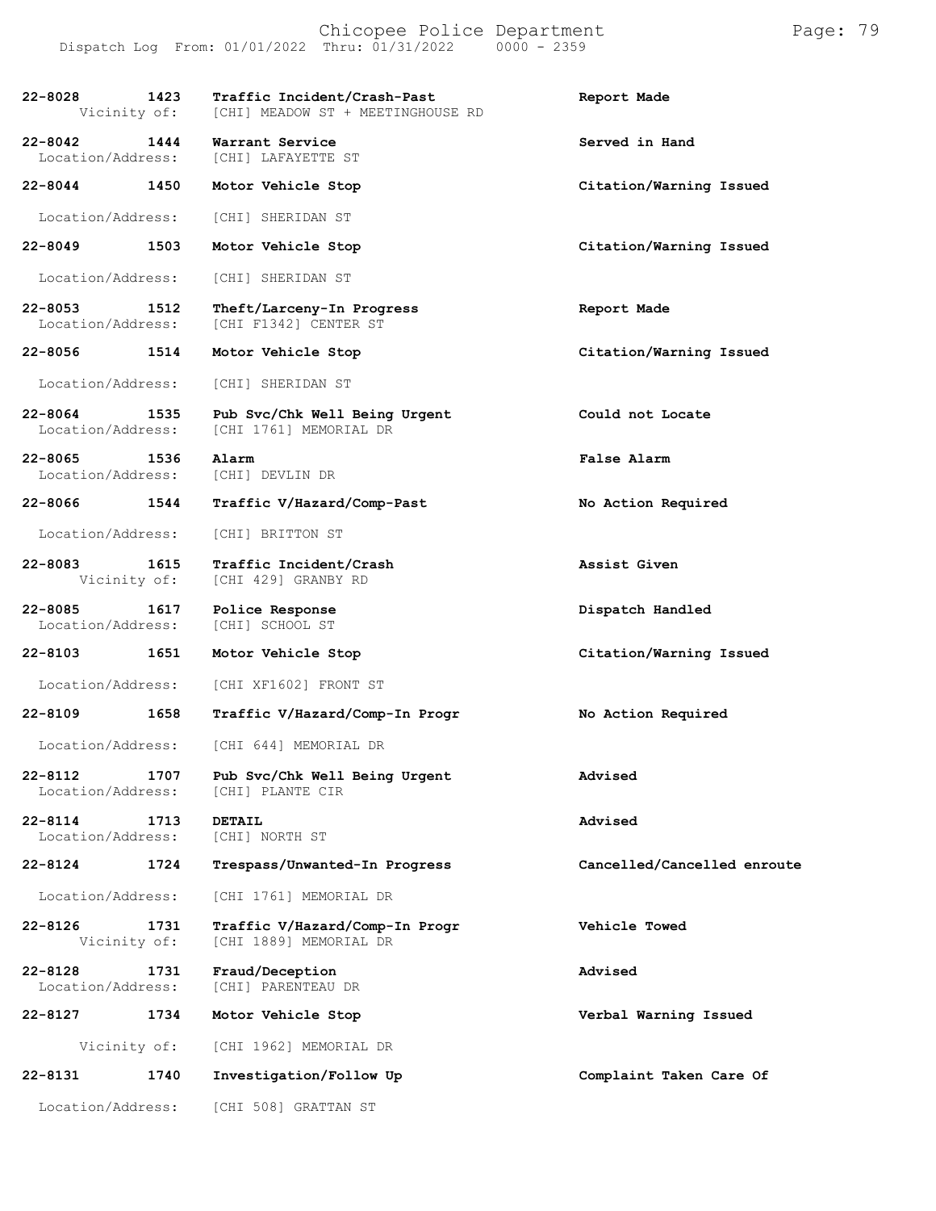| Call # | Time | Call Type / Location | Disposition |
|---|---|---|---|
| 22-8028 | 1423 | Traffic Incident/Crash-Past | Report Made |
| Vicinity of: | | [CHI] MEADOW ST + MEETINGHOUSE RD | |
| 22-8042 | 1444 | Warrant Service | Served in Hand |
| Location/Address: | | [CHI] LAFAYETTE ST | |
| 22-8044 | 1450 | Motor Vehicle Stop | Citation/Warning Issued |
| Location/Address: | | [CHI] SHERIDAN ST | |
| 22-8049 | 1503 | Motor Vehicle Stop | Citation/Warning Issued |
| Location/Address: | | [CHI] SHERIDAN ST | |
| 22-8053 | 1512 | Theft/Larceny-In Progress | Report Made |
| Location/Address: | | [CHI F1342] CENTER ST | |
| 22-8056 | 1514 | Motor Vehicle Stop | Citation/Warning Issued |
| Location/Address: | | [CHI] SHERIDAN ST | |
| 22-8064 | 1535 | Pub Svc/Chk Well Being Urgent | Could not Locate |
| Location/Address: | | [CHI 1761] MEMORIAL DR | |
| 22-8065 | 1536 | Alarm | False Alarm |
| Location/Address: | | [CHI] DEVLIN DR | |
| 22-8066 | 1544 | Traffic V/Hazard/Comp-Past | No Action Required |
| Location/Address: | | [CHI] BRITTON ST | |
| 22-8083 | 1615 | Traffic Incident/Crash | Assist Given |
| Vicinity of: | | [CHI 429] GRANBY RD | |
| 22-8085 | 1617 | Police Response | Dispatch Handled |
| Location/Address: | | [CHI] SCHOOL ST | |
| 22-8103 | 1651 | Motor Vehicle Stop | Citation/Warning Issued |
| Location/Address: | | [CHI XF1602] FRONT ST | |
| 22-8109 | 1658 | Traffic V/Hazard/Comp-In Progr | No Action Required |
| Location/Address: | | [CHI 644] MEMORIAL DR | |
| 22-8112 | 1707 | Pub Svc/Chk Well Being Urgent | Advised |
| Location/Address: | | [CHI] PLANTE CIR | |
| 22-8114 | 1713 | DETAIL | Advised |
| Location/Address: | | [CHI] NORTH ST | |
| 22-8124 | 1724 | Trespass/Unwanted-In Progress | Cancelled/Cancelled enroute |
| Location/Address: | | [CHI 1761] MEMORIAL DR | |
| 22-8126 | 1731 | Traffic V/Hazard/Comp-In Progr | Vehicle Towed |
| Vicinity of: | | [CHI 1889] MEMORIAL DR | |
| 22-8128 | 1731 | Fraud/Deception | Advised |
| Location/Address: | | [CHI] PARENTEAU DR | |
| 22-8127 | 1734 | Motor Vehicle Stop | Verbal Warning Issued |
| Vicinity of: | | [CHI 1962] MEMORIAL DR | |
| 22-8131 | 1740 | Investigation/Follow Up | Complaint Taken Care Of |
| Location/Address: | | [CHI 508] GRATTAN ST | |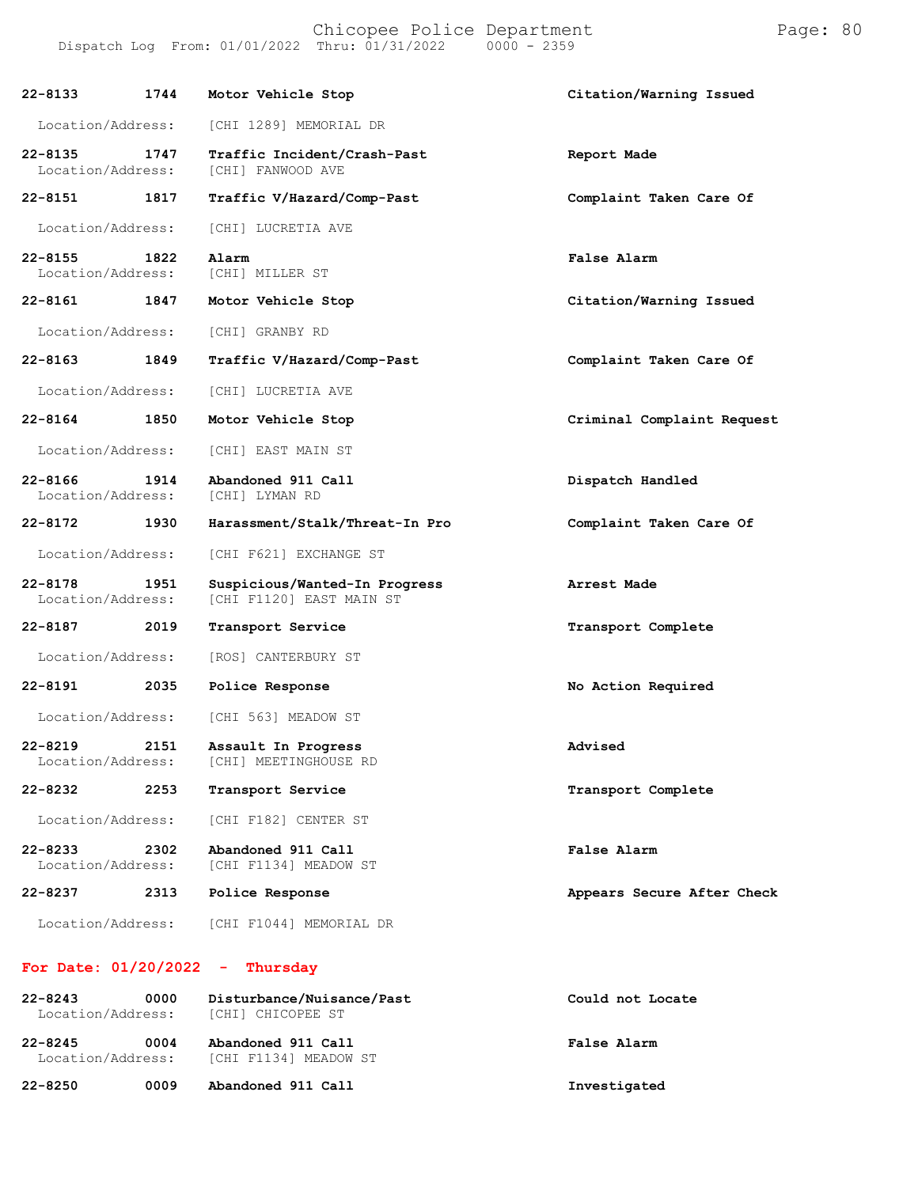| Call Number | Time | Call Reason | Action |
|---|---|---|---|
| **22-8133** | **1744** | **Motor Vehicle Stop** | **Citation/Warning Issued** |
| Location/Address: | | [CHI 1289] MEMORIAL DR | |
| **22-8135** | **1747** | **Traffic Incident/Crash-Past** | **Report Made** |
| Location/Address: | | [CHI] FANWOOD AVE | |
| **22-8151** | **1817** | **Traffic V/Hazard/Comp-Past** | **Complaint Taken Care Of** |
| Location/Address: | | [CHI] LUCRETIA AVE | |
| **22-8155** | **1822** | **Alarm** | **False Alarm** |
| Location/Address: | | [CHI] MILLER ST | |
| **22-8161** | **1847** | **Motor Vehicle Stop** | **Citation/Warning Issued** |
| Location/Address: | | [CHI] GRANBY RD | |
| **22-8163** | **1849** | **Traffic V/Hazard/Comp-Past** | **Complaint Taken Care Of** |
| Location/Address: | | [CHI] LUCRETIA AVE | |
| **22-8164** | **1850** | **Motor Vehicle Stop** | **Criminal Complaint Request** |
| Location/Address: | | [CHI] EAST MAIN ST | |
| **22-8166** | **1914** | **Abandoned 911 Call** | **Dispatch Handled** |
| Location/Address: | | [CHI] LYMAN RD | |
| **22-8172** | **1930** | **Harassment/Stalk/Threat-In Pro** | **Complaint Taken Care Of** |
| Location/Address: | | [CHI F621] EXCHANGE ST | |
| **22-8178** | **1951** | **Suspicious/Wanted-In Progress** | **Arrest Made** |
| Location/Address: | | [CHI F1120] EAST MAIN ST | |
| **22-8187** | **2019** | **Transport Service** | **Transport Complete** |
| Location/Address: | | [ROS] CANTERBURY ST | |
| **22-8191** | **2035** | **Police Response** | **No Action Required** |
| Location/Address: | | [CHI 563] MEADOW ST | |
| **22-8219** | **2151** | **Assault In Progress** | **Advised** |
| Location/Address: | | [CHI] MEETINGHOUSE RD | |
| **22-8232** | **2253** | **Transport Service** | **Transport Complete** |
| Location/Address: | | [CHI F182] CENTER ST | |
| **22-8233** | **2302** | **Abandoned 911 Call** | **False Alarm** |
| Location/Address: | | [CHI F1134] MEADOW ST | |
| **22-8237** | **2313** | **Police Response** | **Appears Secure After Check** |
| Location/Address: | | [CHI F1044] MEMORIAL DR | |

## For Date: 01/20/2022 - Thursday

| Call Number | Time | Call Reason | Action |
|---|---|---|---|
| **22-8243** | **0000** | **Disturbance/Nuisance/Past** | **Could not Locate** |
| Location/Address: | | [CHI] CHICOPEE ST | |
| **22-8245** | **0004** | **Abandoned 911 Call** | **False Alarm** |
| Location/Address: | | [CHI F1134] MEADOW ST | |
| **22-8250** | **0009** | **Abandoned 911 Call** | **Investigated** |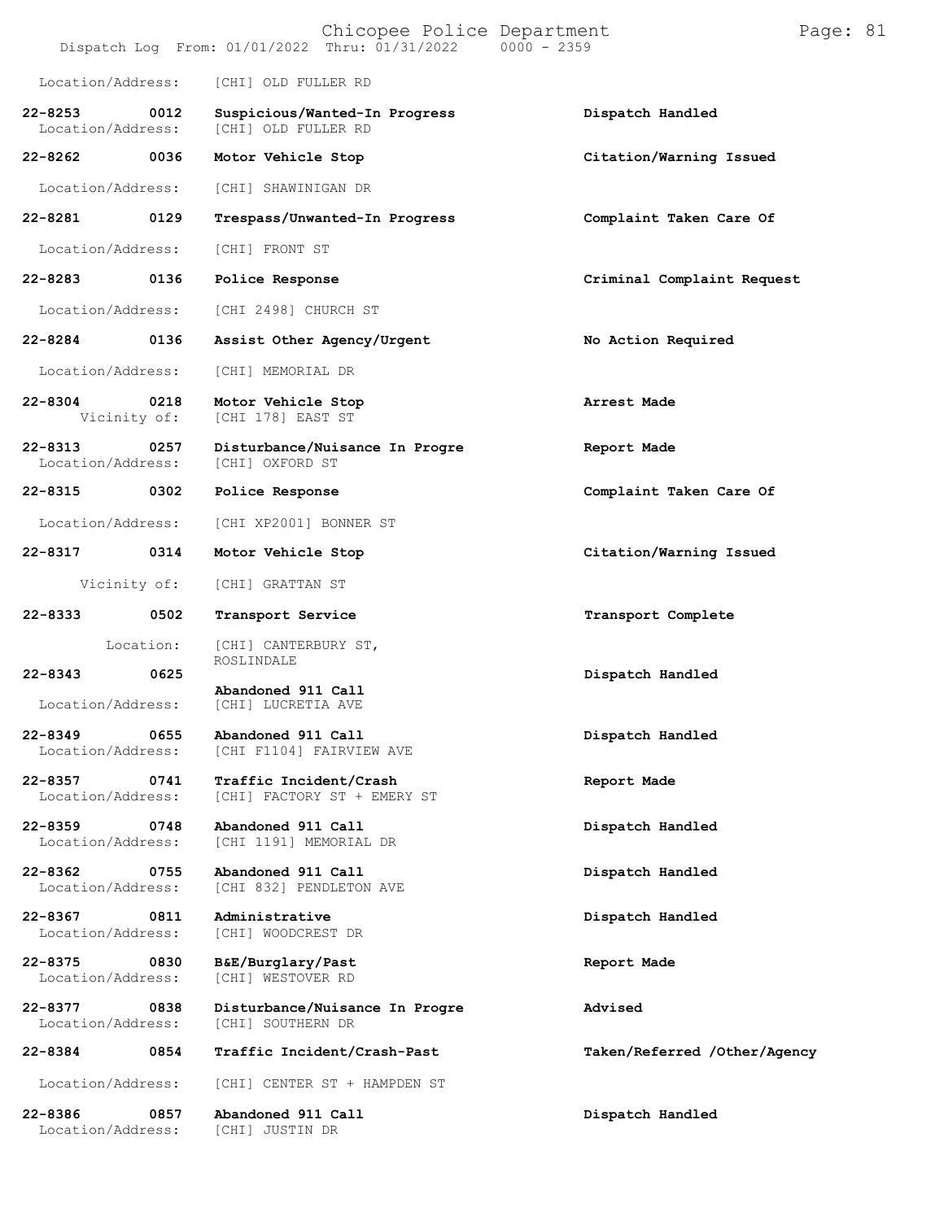Location/Address: [CHI] OLD FULLER RD

| Call # | Time | Call Reason | Action |
|---|---|---|---|
| 22-8253 | 0012 | Suspicious/Wanted-In Progress | Dispatch Handled |
| Location/Address: | | [CHI] OLD FULLER RD | |
| 22-8262 | 0036 | Motor Vehicle Stop | Citation/Warning Issued |
| Location/Address: | | [CHI] SHAWINIGAN DR | |
| 22-8281 | 0129 | Trespass/Unwanted-In Progress | Complaint Taken Care Of |
| Location/Address: | | [CHI] FRONT ST | |
| 22-8283 | 0136 | Police Response | Criminal Complaint Request |
| Location/Address: | | [CHI 2498] CHURCH ST | |
| 22-8284 | 0136 | Assist Other Agency/Urgent | No Action Required |
| Location/Address: | | [CHI] MEMORIAL DR | |
| 22-8304 | 0218 | Motor Vehicle Stop | Arrest Made |
| Vicinity of: | | [CHI 178] EAST ST | |
| 22-8313 | 0257 | Disturbance/Nuisance In Progre | Report Made |
| Location/Address: | | [CHI] OXFORD ST | |
| 22-8315 | 0302 | Police Response | Complaint Taken Care Of |
| Location/Address: | | [CHI XP2001] BONNER ST | |
| 22-8317 | 0314 | Motor Vehicle Stop | Citation/Warning Issued |
| Vicinity of: | | [CHI] GRATTAN ST | |
| 22-8333 | 0502 | Transport Service | Transport Complete |
| Location: | | [CHI] CANTERBURY ST, ROSLINDALE | |
| 22-8343 | 0625 | Abandoned 911 Call | Dispatch Handled |
| Location/Address: | | [CHI] LUCRETIA AVE | |
| 22-8349 | 0655 | Abandoned 911 Call | Dispatch Handled |
| Location/Address: | | [CHI F1104] FAIRVIEW AVE | |
| 22-8357 | 0741 | Traffic Incident/Crash | Report Made |
| Location/Address: | | [CHI] FACTORY ST + EMERY ST | |
| 22-8359 | 0748 | Abandoned 911 Call | Dispatch Handled |
| Location/Address: | | [CHI 1191] MEMORIAL DR | |
| 22-8362 | 0755 | Abandoned 911 Call | Dispatch Handled |
| Location/Address: | | [CHI 832] PENDLETON AVE | |
| 22-8367 | 0811 | Administrative | Dispatch Handled |
| Location/Address: | | [CHI] WOODCREST DR | |
| 22-8375 | 0830 | B&E/Burglary/Past | Report Made |
| Location/Address: | | [CHI] WESTOVER RD | |
| 22-8377 | 0838 | Disturbance/Nuisance In Progre | Advised |
| Location/Address: | | [CHI] SOUTHERN DR | |
| 22-8384 | 0854 | Traffic Incident/Crash-Past | Taken/Referred /Other/Agency |
| Location/Address: | | [CHI] CENTER ST + HAMPDEN ST | |
| 22-8386 | 0857 | Abandoned 911 Call | Dispatch Handled |
| Location/Address: | | [CHI] JUSTIN DR | |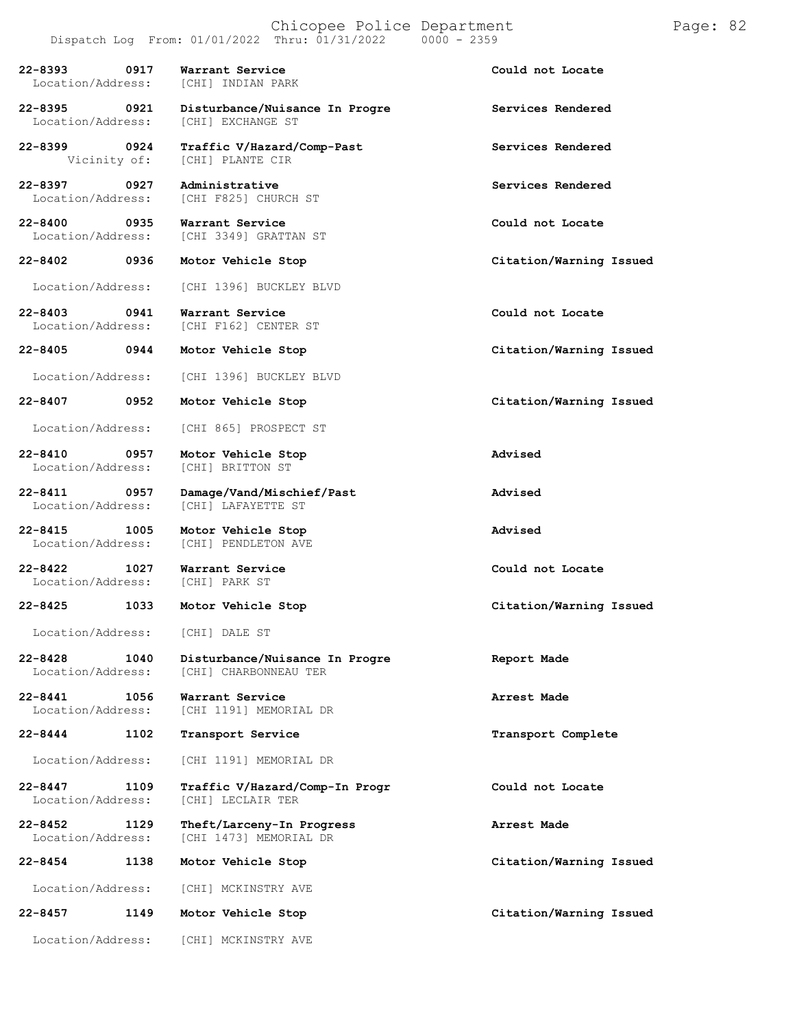# Chicopee Police Department

Dispatch Log From: 01/01/2022 Thru: 01/31/2022 0000 - 2359

| Call # | Time | Call Type / Location | Disposition |
|---|---|---|---|
| 22-8393 | 0917 | Warrant Service | Could not Locate |
| Location/Address: | | [CHI] INDIAN PARK | |
| 22-8395 | 0921 | Disturbance/Nuisance In Progre | Services Rendered |
| Location/Address: | | [CHI] EXCHANGE ST | |
| 22-8399 | 0924 | Traffic V/Hazard/Comp-Past | Services Rendered |
| Vicinity of: | | [CHI] PLANTE CIR | |
| 22-8397 | 0927 | Administrative | Services Rendered |
| Location/Address: | | [CHI F825] CHURCH ST | |
| 22-8400 | 0935 | Warrant Service | Could not Locate |
| Location/Address: | | [CHI 3349] GRATTAN ST | |
| 22-8402 | 0936 | Motor Vehicle Stop | Citation/Warning Issued |
| Location/Address: | | [CHI 1396] BUCKLEY BLVD | |
| 22-8403 | 0941 | Warrant Service | Could not Locate |
| Location/Address: | | [CHI F162] CENTER ST | |
| 22-8405 | 0944 | Motor Vehicle Stop | Citation/Warning Issued |
| Location/Address: | | [CHI 1396] BUCKLEY BLVD | |
| 22-8407 | 0952 | Motor Vehicle Stop | Citation/Warning Issued |
| Location/Address: | | [CHI 865] PROSPECT ST | |
| 22-8410 | 0957 | Motor Vehicle Stop | Advised |
| Location/Address: | | [CHI] BRITTON ST | |
| 22-8411 | 0957 | Damage/Vand/Mischief/Past | Advised |
| Location/Address: | | [CHI] LAFAYETTE ST | |
| 22-8415 | 1005 | Motor Vehicle Stop | Advised |
| Location/Address: | | [CHI] PENDLETON AVE | |
| 22-8422 | 1027 | Warrant Service | Could not Locate |
| Location/Address: | | [CHI] PARK ST | |
| 22-8425 | 1033 | Motor Vehicle Stop | Citation/Warning Issued |
| Location/Address: | | [CHI] DALE ST | |
| 22-8428 | 1040 | Disturbance/Nuisance In Progre | Report Made |
| Location/Address: | | [CHI] CHARBONNEAU TER | |
| 22-8441 | 1056 | Warrant Service | Arrest Made |
| Location/Address: | | [CHI 1191] MEMORIAL DR | |
| 22-8444 | 1102 | Transport Service | Transport Complete |
| Location/Address: | | [CHI 1191] MEMORIAL DR | |
| 22-8447 | 1109 | Traffic V/Hazard/Comp-In Progr | Could not Locate |
| Location/Address: | | [CHI] LECLAIR TER | |
| 22-8452 | 1129 | Theft/Larceny-In Progress | Arrest Made |
| Location/Address: | | [CHI 1473] MEMORIAL DR | |
| 22-8454 | 1138 | Motor Vehicle Stop | Citation/Warning Issued |
| Location/Address: | | [CHI] MCKINSTRY AVE | |
| 22-8457 | 1149 | Motor Vehicle Stop | Citation/Warning Issued |
| Location/Address: | | [CHI] MCKINSTRY AVE | |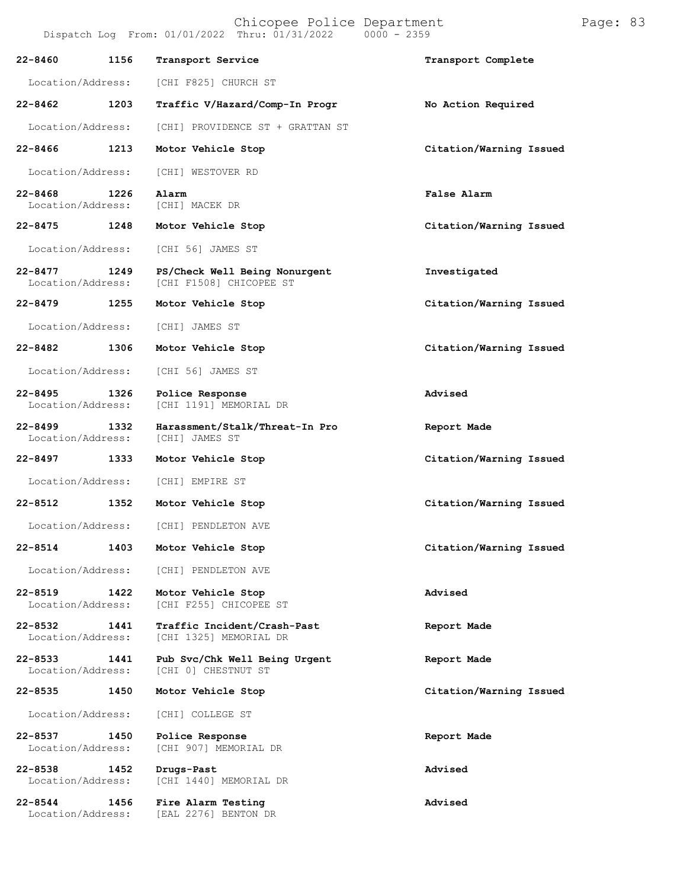| Call Number | Time | Call Reason | Action |
|---|---|---|---|
| 22-8460 | 1156 | Transport Service | Transport Complete |
| Location/Address: | | [CHI F825] CHURCH ST | |
| 22-8462 | 1203 | Traffic V/Hazard/Comp-In Progr | No Action Required |
| Location/Address: | | [CHI] PROVIDENCE ST + GRATTAN ST | |
| 22-8466 | 1213 | Motor Vehicle Stop | Citation/Warning Issued |
| Location/Address: | | [CHI] WESTOVER RD | |
| 22-8468 | 1226 | Alarm | False Alarm |
| Location/Address: | | [CHI] MACEK DR | |
| 22-8475 | 1248 | Motor Vehicle Stop | Citation/Warning Issued |
| Location/Address: | | [CHI 56] JAMES ST | |
| 22-8477 | 1249 | PS/Check Well Being Nonurgent | Investigated |
| Location/Address: | | [CHI F1508] CHICOPEE ST | |
| 22-8479 | 1255 | Motor Vehicle Stop | Citation/Warning Issued |
| Location/Address: | | [CHI] JAMES ST | |
| 22-8482 | 1306 | Motor Vehicle Stop | Citation/Warning Issued |
| Location/Address: | | [CHI 56] JAMES ST | |
| 22-8495 | 1326 | Police Response | Advised |
| Location/Address: | | [CHI 1191] MEMORIAL DR | |
| 22-8499 | 1332 | Harassment/Stalk/Threat-In Pro | Report Made |
| Location/Address: | | [CHI] JAMES ST | |
| 22-8497 | 1333 | Motor Vehicle Stop | Citation/Warning Issued |
| Location/Address: | | [CHI] EMPIRE ST | |
| 22-8512 | 1352 | Motor Vehicle Stop | Citation/Warning Issued |
| Location/Address: | | [CHI] PENDLETON AVE | |
| 22-8514 | 1403 | Motor Vehicle Stop | Citation/Warning Issued |
| Location/Address: | | [CHI] PENDLETON AVE | |
| 22-8519 | 1422 | Motor Vehicle Stop | Advised |
| Location/Address: | | [CHI F255] CHICOPEE ST | |
| 22-8532 | 1441 | Traffic Incident/Crash-Past | Report Made |
| Location/Address: | | [CHI 1325] MEMORIAL DR | |
| 22-8533 | 1441 | Pub Svc/Chk Well Being Urgent | Report Made |
| Location/Address: | | [CHI 0] CHESTNUT ST | |
| 22-8535 | 1450 | Motor Vehicle Stop | Citation/Warning Issued |
| Location/Address: | | [CHI] COLLEGE ST | |
| 22-8537 | 1450 | Police Response | Report Made |
| Location/Address: | | [CHI 907] MEMORIAL DR | |
| 22-8538 | 1452 | Drugs-Past | Advised |
| Location/Address: | | [CHI 1440] MEMORIAL DR | |
| 22-8544 | 1456 | Fire Alarm Testing | Advised |
| Location/Address: | | [EAL 2276] BENTON DR | |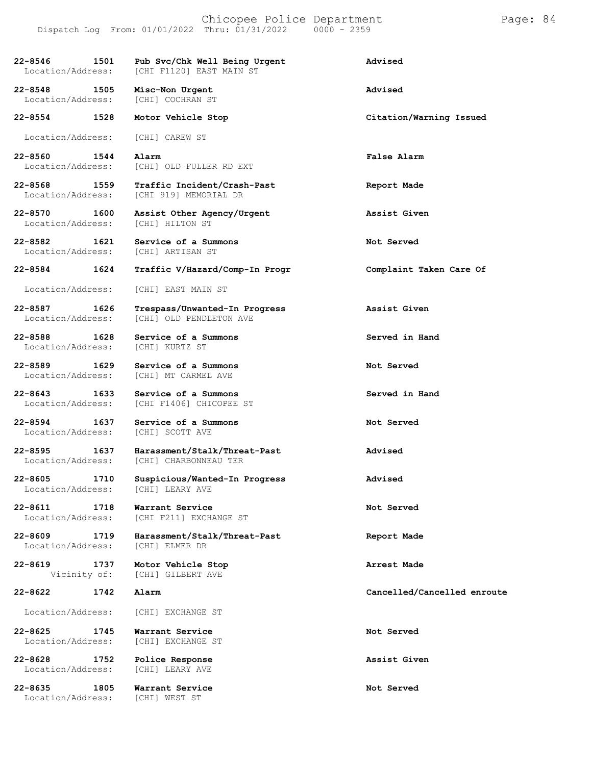22-8546 1501 **Pub Svc/Chk Well Being Urgent** **Advised**
Location/Address: [CHI F1120] EAST MAIN ST

22-8548 1505 **Misc-Non Urgent** **Advised**
Location/Address: [CHI] COCHRAN ST

22-8554 1528 **Motor Vehicle Stop** **Citation/Warning Issued**
Location/Address: [CHI] CAREW ST

22-8560 1544 **Alarm** **False Alarm**
Location/Address: [CHI] OLD FULLER RD EXT

22-8568 1559 **Traffic Incident/Crash-Past** **Report Made**
Location/Address: [CHI 919] MEMORIAL DR

22-8570 1600 **Assist Other Agency/Urgent** **Assist Given**
Location/Address: [CHI] HILTON ST

22-8582 1621 **Service of a Summons** **Not Served**
Location/Address: [CHI] ARTISAN ST

22-8584 1624 **Traffic V/Hazard/Comp-In Progr** **Complaint Taken Care Of**
Location/Address: [CHI] EAST MAIN ST

22-8587 1626 **Trespass/Unwanted-In Progress** **Assist Given**
Location/Address: [CHI] OLD PENDLETON AVE

22-8588 1628 **Service of a Summons** **Served in Hand**
Location/Address: [CHI] KURTZ ST

22-8589 1629 **Service of a Summons** **Not Served**
Location/Address: [CHI] MT CARMEL AVE

22-8643 1633 **Service of a Summons** **Served in Hand**
Location/Address: [CHI F1406] CHICOPEE ST

22-8594 1637 **Service of a Summons** **Not Served**
Location/Address: [CHI] SCOTT AVE

22-8595 1637 **Harassment/Stalk/Threat-Past** **Advised**
Location/Address: [CHI] CHARBONNEAU TER

22-8605 1710 **Suspicious/Wanted-In Progress** **Advised**
Location/Address: [CHI] LEARY AVE

22-8611 1718 **Warrant Service** **Not Served**
Location/Address: [CHI F211] EXCHANGE ST

22-8609 1719 **Harassment/Stalk/Threat-Past** **Report Made**
Location/Address: [CHI] ELMER DR

22-8619 1737 **Motor Vehicle Stop** **Arrest Made**
Vicinity of: [CHI] GILBERT AVE

22-8622 1742 **Alarm** **Cancelled/Cancelled enroute**
Location/Address: [CHI] EXCHANGE ST

22-8625 1745 **Warrant Service** **Not Served**
Location/Address: [CHI] EXCHANGE ST

22-8628 1752 **Police Response** **Assist Given**
Location/Address: [CHI] LEARY AVE

22-8635 1805 **Warrant Service** **Not Served**
Location/Address: [CHI] WEST ST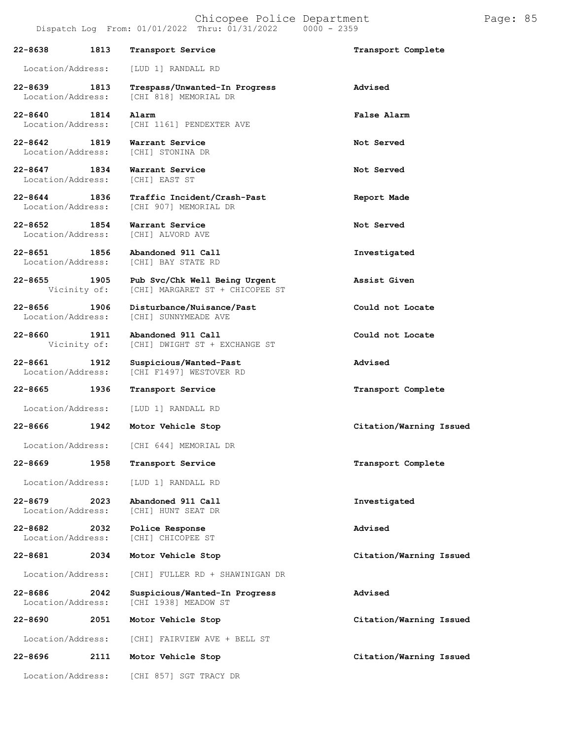| Call # | Time | Call Reason | Action |
| --- | --- | --- | --- |
| 22-8638 | 1813 | Transport Service | Transport Complete |
| Location/Address: | | [LUD 1] RANDALL RD | |
| 22-8639 | 1813 | Trespass/Unwanted-In Progress | Advised |
| Location/Address: | | [CHI 818] MEMORIAL DR | |
| 22-8640 | 1814 | Alarm | False Alarm |
| Location/Address: | | [CHI 1161] PENDEXTER AVE | |
| 22-8642 | 1819 | Warrant Service | Not Served |
| Location/Address: | | [CHI] STONINA DR | |
| 22-8647 | 1834 | Warrant Service | Not Served |
| Location/Address: | | [CHI] EAST ST | |
| 22-8644 | 1836 | Traffic Incident/Crash-Past | Report Made |
| Location/Address: | | [CHI 907] MEMORIAL DR | |
| 22-8652 | 1854 | Warrant Service | Not Served |
| Location/Address: | | [CHI] ALVORD AVE | |
| 22-8651 | 1856 | Abandoned 911 Call | Investigated |
| Location/Address: | | [CHI] BAY STATE RD | |
| 22-8655 | 1905 | Pub Svc/Chk Well Being Urgent | Assist Given |
| Vicinity of: | | [CHI] MARGARET ST + CHICOPEE ST | |
| 22-8656 | 1906 | Disturbance/Nuisance/Past | Could not Locate |
| Location/Address: | | [CHI] SUNNYMEADE AVE | |
| 22-8660 | 1911 | Abandoned 911 Call | Could not Locate |
| Vicinity of: | | [CHI] DWIGHT ST + EXCHANGE ST | |
| 22-8661 | 1912 | Suspicious/Wanted-Past | Advised |
| Location/Address: | | [CHI F1497] WESTOVER RD | |
| 22-8665 | 1936 | Transport Service | Transport Complete |
| Location/Address: | | [LUD 1] RANDALL RD | |
| 22-8666 | 1942 | Motor Vehicle Stop | Citation/Warning Issued |
| Location/Address: | | [CHI 644] MEMORIAL DR | |
| 22-8669 | 1958 | Transport Service | Transport Complete |
| Location/Address: | | [LUD 1] RANDALL RD | |
| 22-8679 | 2023 | Abandoned 911 Call | Investigated |
| Location/Address: | | [CHI] HUNT SEAT DR | |
| 22-8682 | 2032 | Police Response | Advised |
| Location/Address: | | [CHI] CHICOPEE ST | |
| 22-8681 | 2034 | Motor Vehicle Stop | Citation/Warning Issued |
| Location/Address: | | [CHI] FULLER RD + SHAWINIGAN DR | |
| 22-8686 | 2042 | Suspicious/Wanted-In Progress | Advised |
| Location/Address: | | [CHI 1938] MEADOW ST | |
| 22-8690 | 2051 | Motor Vehicle Stop | Citation/Warning Issued |
| Location/Address: | | [CHI] FAIRVIEW AVE + BELL ST | |
| 22-8696 | 2111 | Motor Vehicle Stop | Citation/Warning Issued |
| Location/Address: | | [CHI 857] SGT TRACY DR | |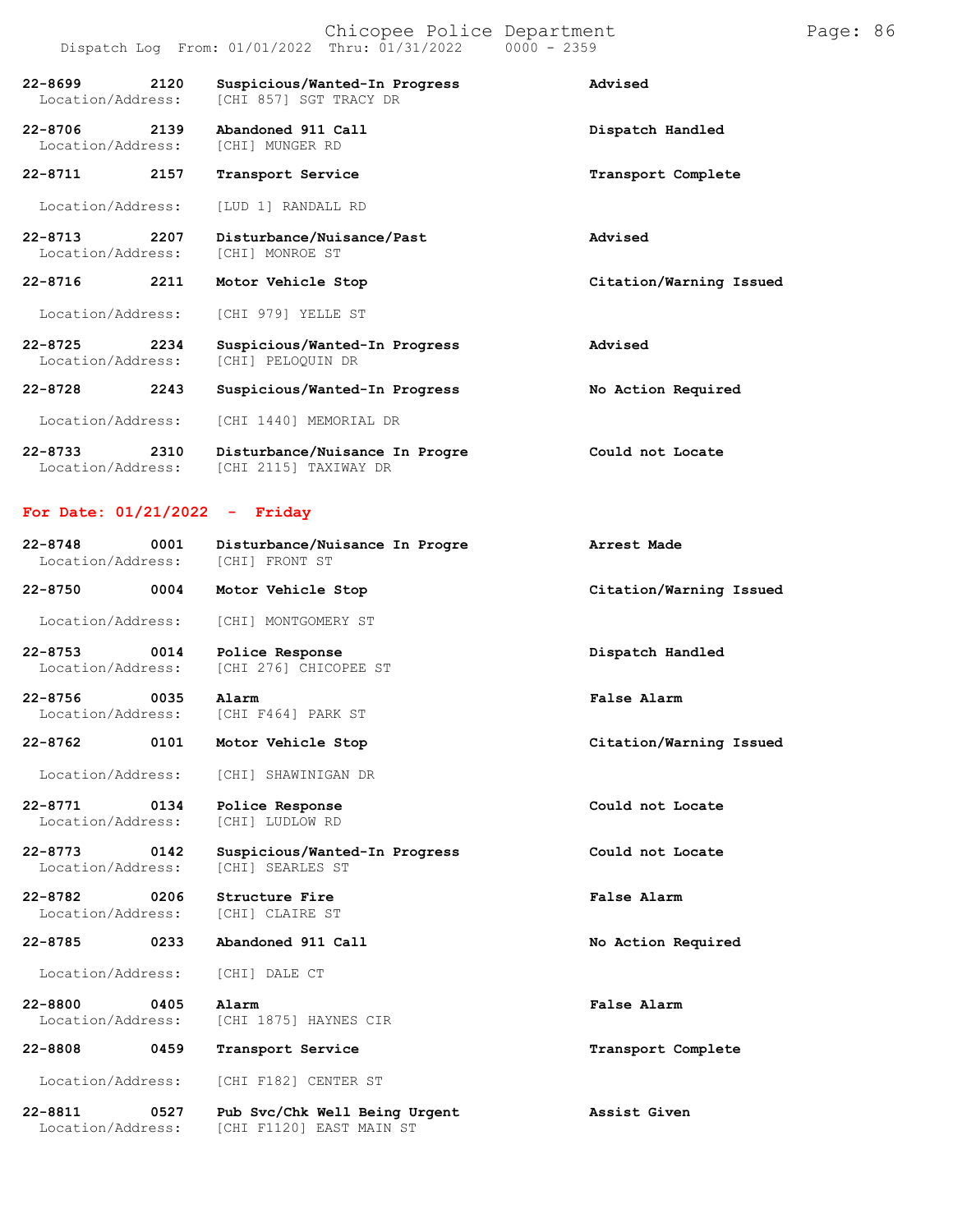| | | | |
|---|---|---|---|
| 22-8699 | 2120 | Suspicious/Wanted-In Progress | Advised |
| Location/Address: | | [CHI 857] SGT TRACY DR | |
| 22-8706 | 2139 | Abandoned 911 Call | Dispatch Handled |
| Location/Address: | | [CHI] MUNGER RD | |
| 22-8711 | 2157 | Transport Service | Transport Complete |
| Location/Address: | | [LUD 1] RANDALL RD | |
| 22-8713 | 2207 | Disturbance/Nuisance/Past | Advised |
| Location/Address: | | [CHI] MONROE ST | |
| 22-8716 | 2211 | Motor Vehicle Stop | Citation/Warning Issued |
| Location/Address: | | [CHI 979] YELLE ST | |
| 22-8725 | 2234 | Suspicious/Wanted-In Progress | Advised |
| Location/Address: | | [CHI] PELOQUIN DR | |
| 22-8728 | 2243 | Suspicious/Wanted-In Progress | No Action Required |
| Location/Address: | | [CHI 1440] MEMORIAL DR | |
| 22-8733 | 2310 | Disturbance/Nuisance In Progre | Could not Locate |
| Location/Address: | | [CHI 2115] TAXIWAY DR | |

## For Date: 01/21/2022 - Friday

| | | | |
|---|---|---|---|
| 22-8748 | 0001 | Disturbance/Nuisance In Progre | Arrest Made |
| Location/Address: | | [CHI] FRONT ST | |
| 22-8750 | 0004 | Motor Vehicle Stop | Citation/Warning Issued |
| Location/Address: | | [CHI] MONTGOMERY ST | |
| 22-8753 | 0014 | Police Response | Dispatch Handled |
| Location/Address: | | [CHI 276] CHICOPEE ST | |
| 22-8756 | 0035 | Alarm | False Alarm |
| Location/Address: | | [CHI F464] PARK ST | |
| 22-8762 | 0101 | Motor Vehicle Stop | Citation/Warning Issued |
| Location/Address: | | [CHI] SHAWINIGAN DR | |
| 22-8771 | 0134 | Police Response | Could not Locate |
| Location/Address: | | [CHI] LUDLOW RD | |
| 22-8773 | 0142 | Suspicious/Wanted-In Progress | Could not Locate |
| Location/Address: | | [CHI] SEARLES ST | |
| 22-8782 | 0206 | Structure Fire | False Alarm |
| Location/Address: | | [CHI] CLAIRE ST | |
| 22-8785 | 0233 | Abandoned 911 Call | No Action Required |
| Location/Address: | | [CHI] DALE CT | |
| 22-8800 | 0405 | Alarm | False Alarm |
| Location/Address: | | [CHI 1875] HAYNES CIR | |
| 22-8808 | 0459 | Transport Service | Transport Complete |
| Location/Address: | | [CHI F182] CENTER ST | |
| 22-8811 | 0527 | Pub Svc/Chk Well Being Urgent | Assist Given |
| Location/Address: | | [CHI F1120] EAST MAIN ST | |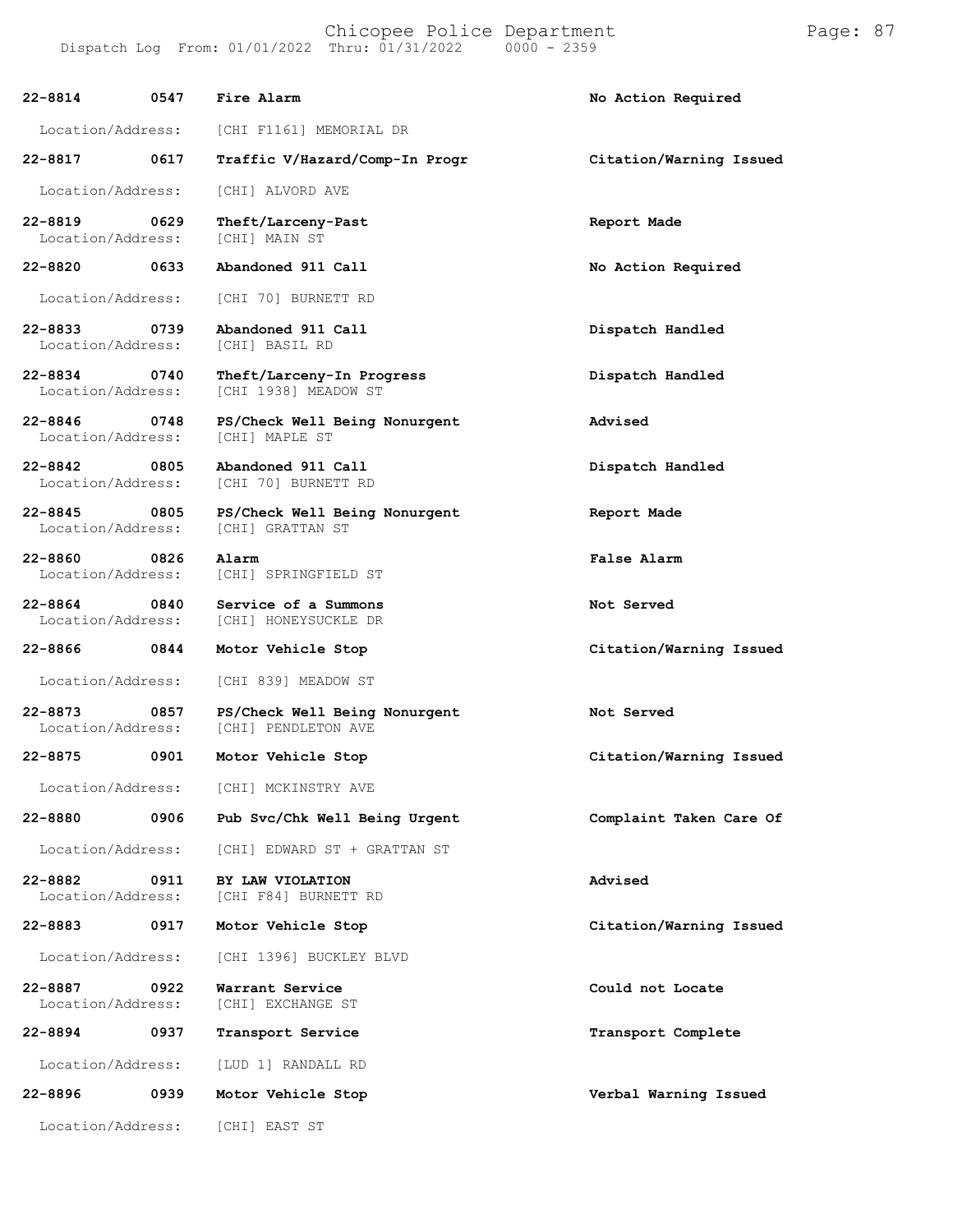| Call # | Time | Call Type | Action |
|---|---|---|---|
| **22-8814** | **0547** | **Fire Alarm** | **No Action Required** |
| Location/Address: | | [CHI F1161] MEMORIAL DR | |
| **22-8817** | **0617** | **Traffic V/Hazard/Comp-In Progr** | **Citation/Warning Issued** |
| Location/Address: | | [CHI] ALVORD AVE | |
| **22-8819** | **0629** | **Theft/Larceny-Past** | **Report Made** |
| Location/Address: | | [CHI] MAIN ST | |
| **22-8820** | **0633** | **Abandoned 911 Call** | **No Action Required** |
| Location/Address: | | [CHI 70] BURNETT RD | |
| **22-8833** | **0739** | **Abandoned 911 Call** | **Dispatch Handled** |
| Location/Address: | | [CHI] BASIL RD | |
| **22-8834** | **0740** | **Theft/Larceny-In Progress** | **Dispatch Handled** |
| Location/Address: | | [CHI 1938] MEADOW ST | |
| **22-8846** | **0748** | **PS/Check Well Being Nonurgent** | **Advised** |
| Location/Address: | | [CHI] MAPLE ST | |
| **22-8842** | **0805** | **Abandoned 911 Call** | **Dispatch Handled** |
| Location/Address: | | [CHI 70] BURNETT RD | |
| **22-8845** | **0805** | **PS/Check Well Being Nonurgent** | **Report Made** |
| Location/Address: | | [CHI] GRATTAN ST | |
| **22-8860** | **0826** | **Alarm** | **False Alarm** |
| Location/Address: | | [CHI] SPRINGFIELD ST | |
| **22-8864** | **0840** | **Service of a Summons** | **Not Served** |
| Location/Address: | | [CHI] HONEYSUCKLE DR | |
| **22-8866** | **0844** | **Motor Vehicle Stop** | **Citation/Warning Issued** |
| Location/Address: | | [CHI 839] MEADOW ST | |
| **22-8873** | **0857** | **PS/Check Well Being Nonurgent** | **Not Served** |
| Location/Address: | | [CHI] PENDLETON AVE | |
| **22-8875** | **0901** | **Motor Vehicle Stop** | **Citation/Warning Issued** |
| Location/Address: | | [CHI] MCKINSTRY AVE | |
| **22-8880** | **0906** | **Pub Svc/Chk Well Being Urgent** | **Complaint Taken Care Of** |
| Location/Address: | | [CHI] EDWARD ST + GRATTAN ST | |
| **22-8882** | **0911** | **BY LAW VIOLATION** | **Advised** |
| Location/Address: | | [CHI F84] BURNETT RD | |
| **22-8883** | **0917** | **Motor Vehicle Stop** | **Citation/Warning Issued** |
| Location/Address: | | [CHI 1396] BUCKLEY BLVD | |
| **22-8887** | **0922** | **Warrant Service** | **Could not Locate** |
| Location/Address: | | [CHI] EXCHANGE ST | |
| **22-8894** | **0937** | **Transport Service** | **Transport Complete** |
| Location/Address: | | [LUD 1] RANDALL RD | |
| **22-8896** | **0939** | **Motor Vehicle Stop** | **Verbal Warning Issued** |
| Location/Address: | | [CHI] EAST ST | |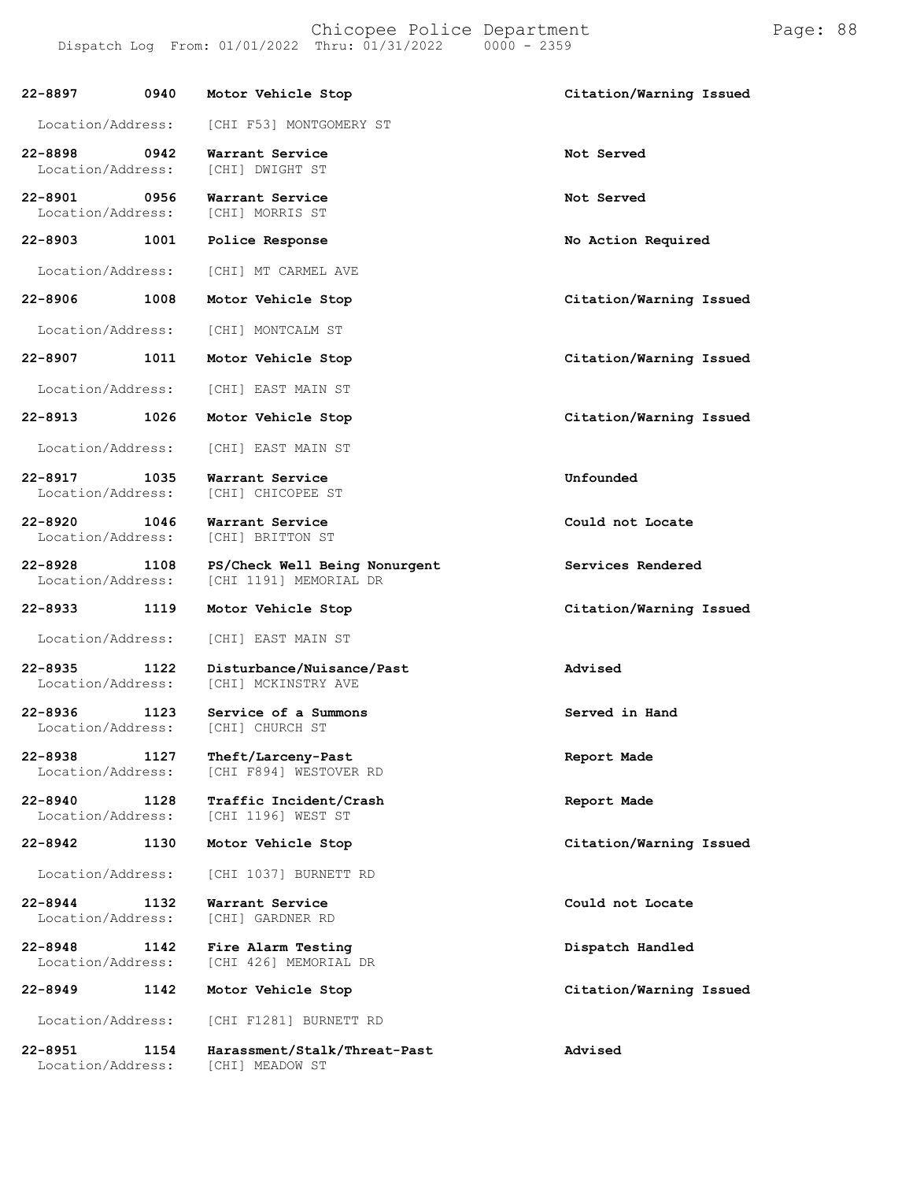| Call Number | Time | Call Reason | Action |
|---|---|---|---|
| 22-8897 | 0940 | Motor Vehicle Stop | Citation/Warning Issued |
| Location/Address: | | [CHI F53] MONTGOMERY ST | |
| 22-8898 | 0942 | Warrant Service | Not Served |
| Location/Address: | | [CHI] DWIGHT ST | |
| 22-8901 | 0956 | Warrant Service | Not Served |
| Location/Address: | | [CHI] MORRIS ST | |
| 22-8903 | 1001 | Police Response | No Action Required |
| Location/Address: | | [CHI] MT CARMEL AVE | |
| 22-8906 | 1008 | Motor Vehicle Stop | Citation/Warning Issued |
| Location/Address: | | [CHI] MONTCALM ST | |
| 22-8907 | 1011 | Motor Vehicle Stop | Citation/Warning Issued |
| Location/Address: | | [CHI] EAST MAIN ST | |
| 22-8913 | 1026 | Motor Vehicle Stop | Citation/Warning Issued |
| Location/Address: | | [CHI] EAST MAIN ST | |
| 22-8917 | 1035 | Warrant Service | Unfounded |
| Location/Address: | | [CHI] CHICOPEE ST | |
| 22-8920 | 1046 | Warrant Service | Could not Locate |
| Location/Address: | | [CHI] BRITTON ST | |
| 22-8928 | 1108 | PS/Check Well Being Nonurgent | Services Rendered |
| Location/Address: | | [CHI 1191] MEMORIAL DR | |
| 22-8933 | 1119 | Motor Vehicle Stop | Citation/Warning Issued |
| Location/Address: | | [CHI] EAST MAIN ST | |
| 22-8935 | 1122 | Disturbance/Nuisance/Past | Advised |
| Location/Address: | | [CHI] MCKINSTRY AVE | |
| 22-8936 | 1123 | Service of a Summons | Served in Hand |
| Location/Address: | | [CHI] CHURCH ST | |
| 22-8938 | 1127 | Theft/Larceny-Past | Report Made |
| Location/Address: | | [CHI F894] WESTOVER RD | |
| 22-8940 | 1128 | Traffic Incident/Crash | Report Made |
| Location/Address: | | [CHI 1196] WEST ST | |
| 22-8942 | 1130 | Motor Vehicle Stop | Citation/Warning Issued |
| Location/Address: | | [CHI 1037] BURNETT RD | |
| 22-8944 | 1132 | Warrant Service | Could not Locate |
| Location/Address: | | [CHI] GARDNER RD | |
| 22-8948 | 1142 | Fire Alarm Testing | Dispatch Handled |
| Location/Address: | | [CHI 426] MEMORIAL DR | |
| 22-8949 | 1142 | Motor Vehicle Stop | Citation/Warning Issued |
| Location/Address: | | [CHI F1281] BURNETT RD | |
| 22-8951 | 1154 | Harassment/Stalk/Threat-Past | Advised |
| Location/Address: | | [CHI] MEADOW ST | |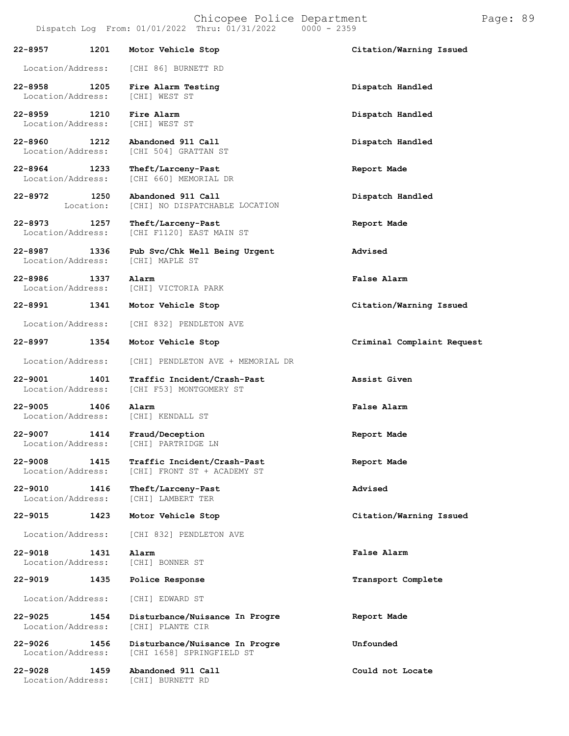| Call # | Time | Call Reason | Action |
|---|---|---|---|
| 22-8957 | 1201 | **Motor Vehicle Stop** | **Citation/Warning Issued** |
| Location/Address: | | [CHI 86] BURNETT RD | |
| 22-8958 | 1205 | **Fire Alarm Testing** | **Dispatch Handled** |
| Location/Address: | | [CHI] WEST ST | |
| 22-8959 | 1210 | **Fire Alarm** | **Dispatch Handled** |
| Location/Address: | | [CHI] WEST ST | |
| 22-8960 | 1212 | **Abandoned 911 Call** | **Dispatch Handled** |
| Location/Address: | | [CHI 504] GRATTAN ST | |
| 22-8964 | 1233 | **Theft/Larceny-Past** | **Report Made** |
| Location/Address: | | [CHI 660] MEMORIAL DR | |
| 22-8972 | 1250 | **Abandoned 911 Call** | **Dispatch Handled** |
| Location: | | [CHI] NO DISPATCHABLE LOCATION | |
| 22-8973 | 1257 | **Theft/Larceny-Past** | **Report Made** |
| Location/Address: | | [CHI F1120] EAST MAIN ST | |
| 22-8987 | 1336 | **Pub Svc/Chk Well Being Urgent** | **Advised** |
| Location/Address: | | [CHI] MAPLE ST | |
| 22-8986 | 1337 | **Alarm** | **False Alarm** |
| Location/Address: | | [CHI] VICTORIA PARK | |
| 22-8991 | 1341 | **Motor Vehicle Stop** | **Citation/Warning Issued** |
| Location/Address: | | [CHI 832] PENDLETON AVE | |
| 22-8997 | 1354 | **Motor Vehicle Stop** | **Criminal Complaint Request** |
| Location/Address: | | [CHI] PENDLETON AVE + MEMORIAL DR | |
| 22-9001 | 1401 | **Traffic Incident/Crash-Past** | **Assist Given** |
| Location/Address: | | [CHI F53] MONTGOMERY ST | |
| 22-9005 | 1406 | **Alarm** | **False Alarm** |
| Location/Address: | | [CHI] KENDALL ST | |
| 22-9007 | 1414 | **Fraud/Deception** | **Report Made** |
| Location/Address: | | [CHI] PARTRIDGE LN | |
| 22-9008 | 1415 | **Traffic Incident/Crash-Past** | **Report Made** |
| Location/Address: | | [CHI] FRONT ST + ACADEMY ST | |
| 22-9010 | 1416 | **Theft/Larceny-Past** | **Advised** |
| Location/Address: | | [CHI] LAMBERT TER | |
| 22-9015 | 1423 | **Motor Vehicle Stop** | **Citation/Warning Issued** |
| Location/Address: | | [CHI 832] PENDLETON AVE | |
| 22-9018 | 1431 | **Alarm** | **False Alarm** |
| Location/Address: | | [CHI] BONNER ST | |
| 22-9019 | 1435 | **Police Response** | **Transport Complete** |
| Location/Address: | | [CHI] EDWARD ST | |
| 22-9025 | 1454 | **Disturbance/Nuisance In Progre** | **Report Made** |
| Location/Address: | | [CHI] PLANTE CIR | |
| 22-9026 | 1456 | **Disturbance/Nuisance In Progre** | **Unfounded** |
| Location/Address: | | [CHI 1658] SPRINGFIELD ST | |
| 22-9028 | 1459 | **Abandoned 911 Call** | **Could not Locate** |
| Location/Address: | | [CHI] BURNETT RD | |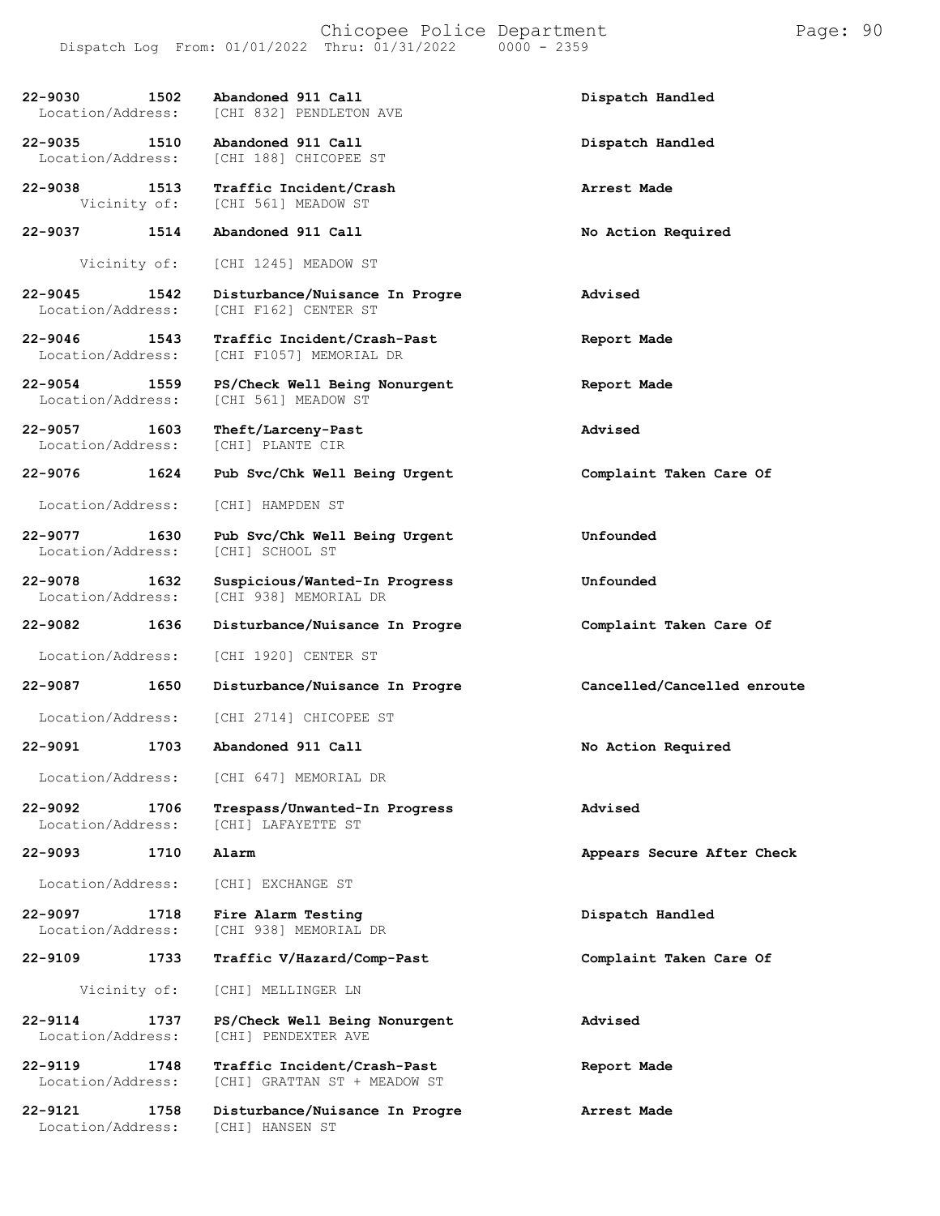| Call # | Time | Call Type | Disposition |
|---|---|---|---|
| 22-9030 | 1502 | Abandoned 911 Call | Dispatch Handled |
| Location/Address: | | [CHI 832] PENDLETON AVE | |
| 22-9035 | 1510 | Abandoned 911 Call | Dispatch Handled |
| Location/Address: | | [CHI 188] CHICOPEE ST | |
| 22-9038 | 1513 | Traffic Incident/Crash | Arrest Made |
| Vicinity of: | | [CHI 561] MEADOW ST | |
| 22-9037 | 1514 | Abandoned 911 Call | No Action Required |
| Vicinity of: | | [CHI 1245] MEADOW ST | |
| 22-9045 | 1542 | Disturbance/Nuisance In Progre | Advised |
| Location/Address: | | [CHI F162] CENTER ST | |
| 22-9046 | 1543 | Traffic Incident/Crash-Past | Report Made |
| Location/Address: | | [CHI F1057] MEMORIAL DR | |
| 22-9054 | 1559 | PS/Check Well Being Nonurgent | Report Made |
| Location/Address: | | [CHI 561] MEADOW ST | |
| 22-9057 | 1603 | Theft/Larceny-Past | Advised |
| Location/Address: | | [CHI] PLANTE CIR | |
| 22-9076 | 1624 | Pub Svc/Chk Well Being Urgent | Complaint Taken Care Of |
| Location/Address: | | [CHI] HAMPDEN ST | |
| 22-9077 | 1630 | Pub Svc/Chk Well Being Urgent | Unfounded |
| Location/Address: | | [CHI] SCHOOL ST | |
| 22-9078 | 1632 | Suspicious/Wanted-In Progress | Unfounded |
| Location/Address: | | [CHI 938] MEMORIAL DR | |
| 22-9082 | 1636 | Disturbance/Nuisance In Progre | Complaint Taken Care Of |
| Location/Address: | | [CHI 1920] CENTER ST | |
| 22-9087 | 1650 | Disturbance/Nuisance In Progre | Cancelled/Cancelled enroute |
| Location/Address: | | [CHI 2714] CHICOPEE ST | |
| 22-9091 | 1703 | Abandoned 911 Call | No Action Required |
| Location/Address: | | [CHI 647] MEMORIAL DR | |
| 22-9092 | 1706 | Trespass/Unwanted-In Progress | Advised |
| Location/Address: | | [CHI] LAFAYETTE ST | |
| 22-9093 | 1710 | Alarm | Appears Secure After Check |
| Location/Address: | | [CHI] EXCHANGE ST | |
| 22-9097 | 1718 | Fire Alarm Testing | Dispatch Handled |
| Location/Address: | | [CHI 938] MEMORIAL DR | |
| 22-9109 | 1733 | Traffic V/Hazard/Comp-Past | Complaint Taken Care Of |
| Vicinity of: | | [CHI] MELLINGER LN | |
| 22-9114 | 1737 | PS/Check Well Being Nonurgent | Advised |
| Location/Address: | | [CHI] PENDEXTER AVE | |
| 22-9119 | 1748 | Traffic Incident/Crash-Past | Report Made |
| Location/Address: | | [CHI] GRATTAN ST + MEADOW ST | |
| 22-9121 | 1758 | Disturbance/Nuisance In Progre | Arrest Made |
| Location/Address: | | [CHI] HANSEN ST | |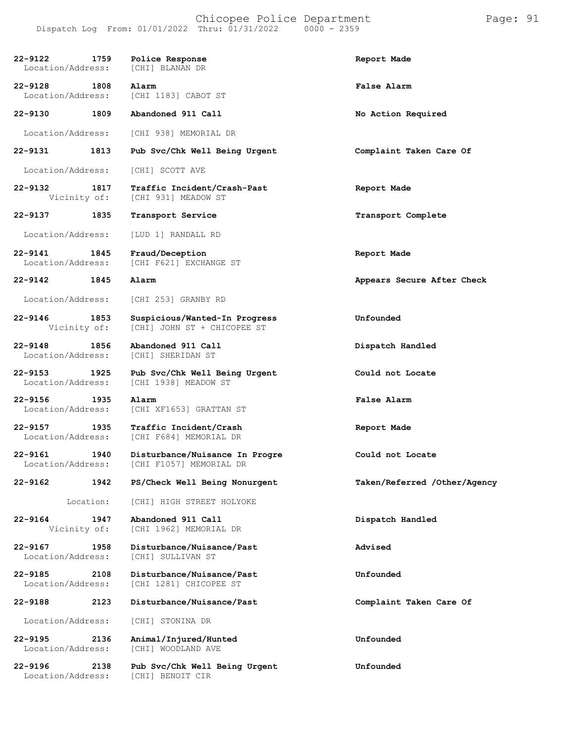| Call # | Time | Call Type | Disposition |
|---|---|---|---|
| 22-9122 | 1759 | Police Response | Report Made |
| Location/Address: | | [CHI] BLANAN DR | |
| 22-9128 | 1808 | Alarm | False Alarm |
| Location/Address: | | [CHI 1183] CABOT ST | |
| 22-9130 | 1809 | Abandoned 911 Call | No Action Required |
| Location/Address: | | [CHI 938] MEMORIAL DR | |
| 22-9131 | 1813 | Pub Svc/Chk Well Being Urgent | Complaint Taken Care Of |
| Location/Address: | | [CHI] SCOTT AVE | |
| 22-9132 | 1817 | Traffic Incident/Crash-Past | Report Made |
| Vicinity of: | | [CHI 931] MEADOW ST | |
| 22-9137 | 1835 | Transport Service | Transport Complete |
| Location/Address: | | [LUD 1] RANDALL RD | |
| 22-9141 | 1845 | Fraud/Deception | Report Made |
| Location/Address: | | [CHI F621] EXCHANGE ST | |
| 22-9142 | 1845 | Alarm | Appears Secure After Check |
| Location/Address: | | [CHI 253] GRANBY RD | |
| 22-9146 | 1853 | Suspicious/Wanted-In Progress | Unfounded |
| Vicinity of: | | [CHI] JOHN ST + CHICOPEE ST | |
| 22-9148 | 1856 | Abandoned 911 Call | Dispatch Handled |
| Location/Address: | | [CHI] SHERIDAN ST | |
| 22-9153 | 1925 | Pub Svc/Chk Well Being Urgent | Could not Locate |
| Location/Address: | | [CHI 1938] MEADOW ST | |
| 22-9156 | 1935 | Alarm | False Alarm |
| Location/Address: | | [CHI XF1653] GRATTAN ST | |
| 22-9157 | 1935 | Traffic Incident/Crash | Report Made |
| Location/Address: | | [CHI F684] MEMORIAL DR | |
| 22-9161 | 1940 | Disturbance/Nuisance In Progre | Could not Locate |
| Location/Address: | | [CHI F1057] MEMORIAL DR | |
| 22-9162 | 1942 | PS/Check Well Being Nonurgent | Taken/Referred /Other/Agency |
| Location: | | [CHI] HIGH STREET HOLYOKE | |
| 22-9164 | 1947 | Abandoned 911 Call | Dispatch Handled |
| Vicinity of: | | [CHI 1962] MEMORIAL DR | |
| 22-9167 | 1958 | Disturbance/Nuisance/Past | Advised |
| Location/Address: | | [CHI] SULLIVAN ST | |
| 22-9185 | 2108 | Disturbance/Nuisance/Past | Unfounded |
| Location/Address: | | [CHI 1281] CHICOPEE ST | |
| 22-9188 | 2123 | Disturbance/Nuisance/Past | Complaint Taken Care Of |
| Location/Address: | | [CHI] STONINA DR | |
| 22-9195 | 2136 | Animal/Injured/Hunted | Unfounded |
| Location/Address: | | [CHI] WOODLAND AVE | |
| 22-9196 | 2138 | Pub Svc/Chk Well Being Urgent | Unfounded |
| Location/Address: | | [CHI] BENOIT CIR | |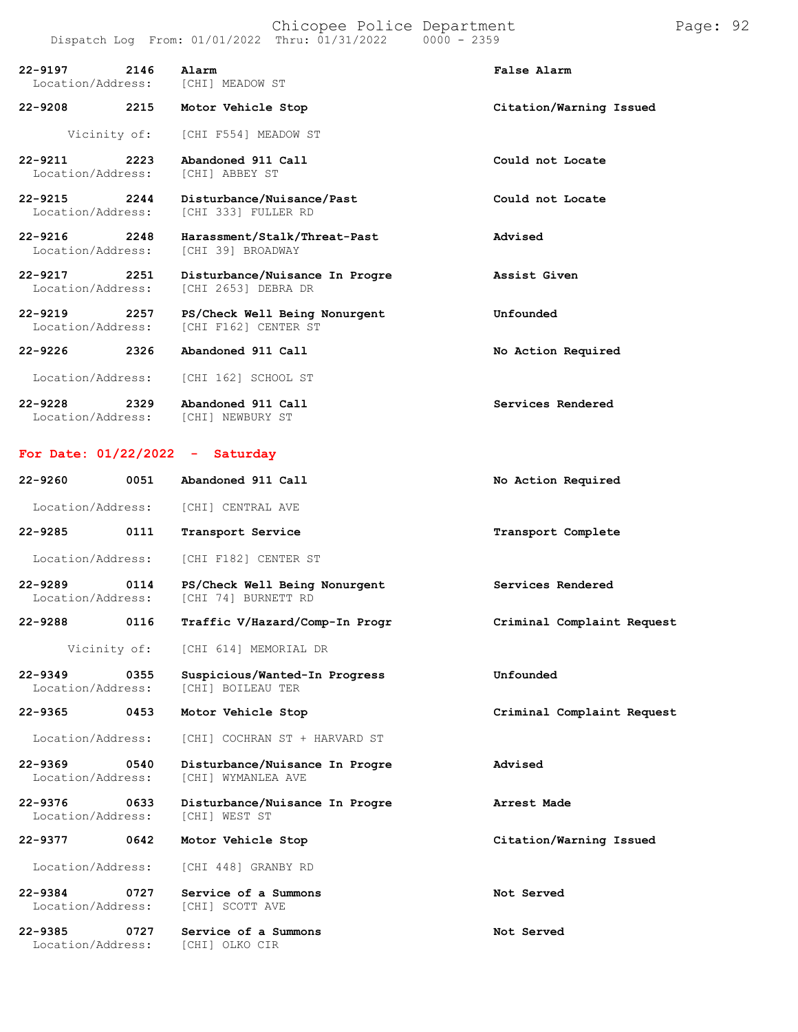| Call # | Time | Call Type | Disposition |
|---|---|---|---|
| 22-9197 | 2146 | Alarm | False Alarm |
| Location/Address: | | [CHI] MEADOW ST | |
| 22-9208 | 2215 | Motor Vehicle Stop | Citation/Warning Issued |
| Vicinity of: | | [CHI F554] MEADOW ST | |
| 22-9211 | 2223 | Abandoned 911 Call | Could not Locate |
| Location/Address: | | [CHI] ABBEY ST | |
| 22-9215 | 2244 | Disturbance/Nuisance/Past | Could not Locate |
| Location/Address: | | [CHI 333] FULLER RD | |
| 22-9216 | 2248 | Harassment/Stalk/Threat-Past | Advised |
| Location/Address: | | [CHI 39] BROADWAY | |
| 22-9217 | 2251 | Disturbance/Nuisance In Progre | Assist Given |
| Location/Address: | | [CHI 2653] DEBRA DR | |
| 22-9219 | 2257 | PS/Check Well Being Nonurgent | Unfounded |
| Location/Address: | | [CHI F162] CENTER ST | |
| 22-9226 | 2326 | Abandoned 911 Call | No Action Required |
| Location/Address: | | [CHI 162] SCHOOL ST | |
| 22-9228 | 2329 | Abandoned 911 Call | Services Rendered |
| Location/Address: | | [CHI] NEWBURY ST | |

**For Date: 01/22/2022 - Saturday**

| Call # | Time | Call Type | Disposition |
|---|---|---|---|
| 22-9260 | 0051 | Abandoned 911 Call | No Action Required |
| Location/Address: | | [CHI] CENTRAL AVE | |
| 22-9285 | 0111 | Transport Service | Transport Complete |
| Location/Address: | | [CHI F182] CENTER ST | |
| 22-9289 | 0114 | PS/Check Well Being Nonurgent | Services Rendered |
| Location/Address: | | [CHI 74] BURNETT RD | |
| 22-9288 | 0116 | Traffic V/Hazard/Comp-In Progr | Criminal Complaint Request |
| Vicinity of: | | [CHI 614] MEMORIAL DR | |
| 22-9349 | 0355 | Suspicious/Wanted-In Progress | Unfounded |
| Location/Address: | | [CHI] BOILEAU TER | |
| 22-9365 | 0453 | Motor Vehicle Stop | Criminal Complaint Request |
| Location/Address: | | [CHI] COCHRAN ST + HARVARD ST | |
| 22-9369 | 0540 | Disturbance/Nuisance In Progre | Advised |
| Location/Address: | | [CHI] WYMANLEA AVE | |
| 22-9376 | 0633 | Disturbance/Nuisance In Progre | Arrest Made |
| Location/Address: | | [CHI] WEST ST | |
| 22-9377 | 0642 | Motor Vehicle Stop | Citation/Warning Issued |
| Location/Address: | | [CHI 448] GRANBY RD | |
| 22-9384 | 0727 | Service of a Summons | Not Served |
| Location/Address: | | [CHI] SCOTT AVE | |
| 22-9385 | 0727 | Service of a Summons | Not Served |
| Location/Address: | | [CHI] OLKO CIR | |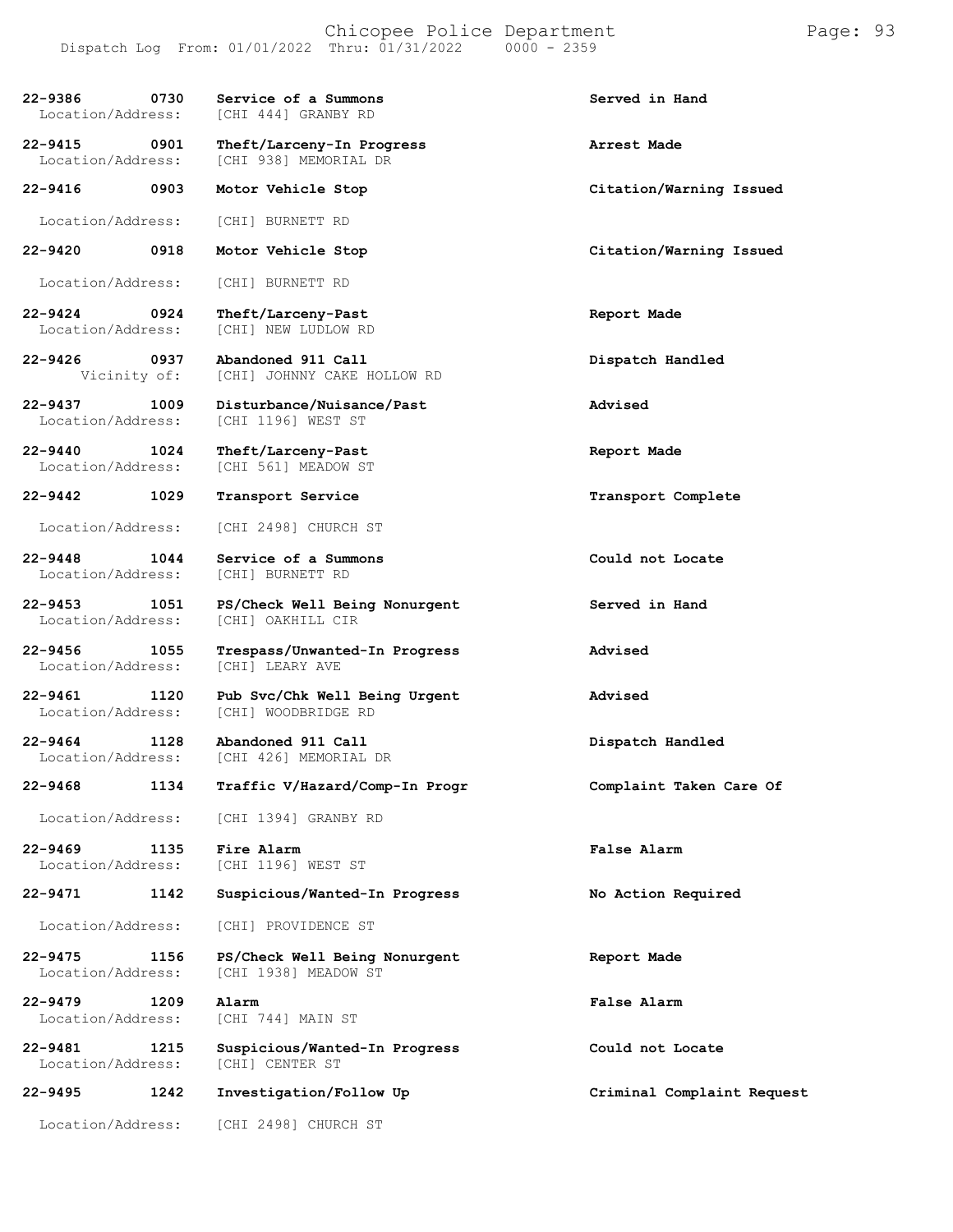| Call # | Time | Call Type | Location | Disposition |
|---|---|---|---|---|
| 22-9386 | 0730 | Service of a Summons | Location/Address: [CHI 444] GRANBY RD | Served in Hand |
| 22-9415 | 0901 | Theft/Larceny-In Progress | Location/Address: [CHI 938] MEMORIAL DR | Arrest Made |
| 22-9416 | 0903 | Motor Vehicle Stop | Location/Address: [CHI] BURNETT RD | Citation/Warning Issued |
| 22-9420 | 0918 | Motor Vehicle Stop | Location/Address: [CHI] BURNETT RD | Citation/Warning Issued |
| 22-9424 | 0924 | Theft/Larceny-Past | Location/Address: [CHI] NEW LUDLOW RD | Report Made |
| 22-9426 | 0937 | Abandoned 911 Call | Vicinity of: [CHI] JOHNNY CAKE HOLLOW RD | Dispatch Handled |
| 22-9437 | 1009 | Disturbance/Nuisance/Past | Location/Address: [CHI 1196] WEST ST | Advised |
| 22-9440 | 1024 | Theft/Larceny-Past | Location/Address: [CHI 561] MEADOW ST | Report Made |
| 22-9442 | 1029 | Transport Service | Location/Address: [CHI 2498] CHURCH ST | Transport Complete |
| 22-9448 | 1044 | Service of a Summons | Location/Address: [CHI] BURNETT RD | Could not Locate |
| 22-9453 | 1051 | PS/Check Well Being Nonurgent | Location/Address: [CHI] OAKHILL CIR | Served in Hand |
| 22-9456 | 1055 | Trespass/Unwanted-In Progress | Location/Address: [CHI] LEARY AVE | Advised |
| 22-9461 | 1120 | Pub Svc/Chk Well Being Urgent | Location/Address: [CHI] WOODBRIDGE RD | Advised |
| 22-9464 | 1128 | Abandoned 911 Call | Location/Address: [CHI 426] MEMORIAL DR | Dispatch Handled |
| 22-9468 | 1134 | Traffic V/Hazard/Comp-In Progr | Location/Address: [CHI 1394] GRANBY RD | Complaint Taken Care Of |
| 22-9469 | 1135 | Fire Alarm | Location/Address: [CHI 1196] WEST ST | False Alarm |
| 22-9471 | 1142 | Suspicious/Wanted-In Progress | Location/Address: [CHI] PROVIDENCE ST | No Action Required |
| 22-9475 | 1156 | PS/Check Well Being Nonurgent | Location/Address: [CHI 1938] MEADOW ST | Report Made |
| 22-9479 | 1209 | Alarm | Location/Address: [CHI 744] MAIN ST | False Alarm |
| 22-9481 | 1215 | Suspicious/Wanted-In Progress | Location/Address: [CHI] CENTER ST | Could not Locate |
| 22-9495 | 1242 | Investigation/Follow Up | Location/Address: [CHI 2498] CHURCH ST | Criminal Complaint Request |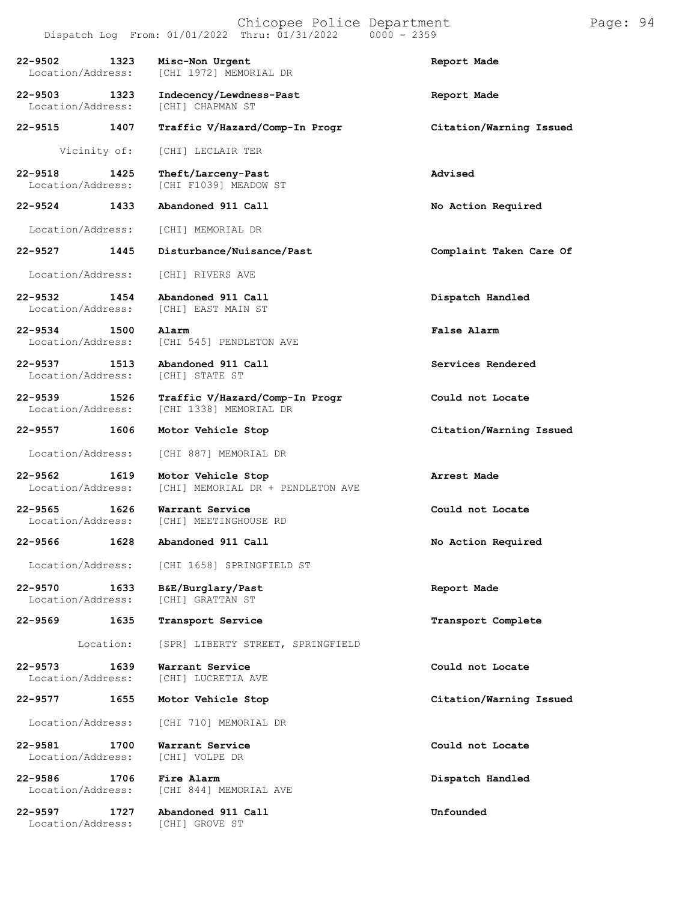| Call Number | Time | Call Type | Disposition |
|---|---|---|---|
| 22-9502 | 1323 | Misc-Non Urgent | Report Made |
| Location/Address: | | [CHI 1972] MEMORIAL DR | |
| 22-9503 | 1323 | Indecency/Lewdness-Past | Report Made |
| Location/Address: | | [CHI] CHAPMAN ST | |
| 22-9515 | 1407 | Traffic V/Hazard/Comp-In Progr | Citation/Warning Issued |
| Vicinity of: | | [CHI] LECLAIR TER | |
| 22-9518 | 1425 | Theft/Larceny-Past | Advised |
| Location/Address: | | [CHI F1039] MEADOW ST | |
| 22-9524 | 1433 | Abandoned 911 Call | No Action Required |
| Location/Address: | | [CHI] MEMORIAL DR | |
| 22-9527 | 1445 | Disturbance/Nuisance/Past | Complaint Taken Care Of |
| Location/Address: | | [CHI] RIVERS AVE | |
| 22-9532 | 1454 | Abandoned 911 Call | Dispatch Handled |
| Location/Address: | | [CHI] EAST MAIN ST | |
| 22-9534 | 1500 | Alarm | False Alarm |
| Location/Address: | | [CHI 545] PENDLETON AVE | |
| 22-9537 | 1513 | Abandoned 911 Call | Services Rendered |
| Location/Address: | | [CHI] STATE ST | |
| 22-9539 | 1526 | Traffic V/Hazard/Comp-In Progr | Could not Locate |
| Location/Address: | | [CHI 1338] MEMORIAL DR | |
| 22-9557 | 1606 | Motor Vehicle Stop | Citation/Warning Issued |
| Location/Address: | | [CHI 887] MEMORIAL DR | |
| 22-9562 | 1619 | Motor Vehicle Stop | Arrest Made |
| Location/Address: | | [CHI] MEMORIAL DR + PENDLETON AVE | |
| 22-9565 | 1626 | Warrant Service | Could not Locate |
| Location/Address: | | [CHI] MEETINGHOUSE RD | |
| 22-9566 | 1628 | Abandoned 911 Call | No Action Required |
| Location/Address: | | [CHI 1658] SPRINGFIELD ST | |
| 22-9570 | 1633 | B&E/Burglary/Past | Report Made |
| Location/Address: | | [CHI] GRATTAN ST | |
| 22-9569 | 1635 | Transport Service | Transport Complete |
| Location: | | [SPR] LIBERTY STREET, SPRINGFIELD | |
| 22-9573 | 1639 | Warrant Service | Could not Locate |
| Location/Address: | | [CHI] LUCRETIA AVE | |
| 22-9577 | 1655 | Motor Vehicle Stop | Citation/Warning Issued |
| Location/Address: | | [CHI 710] MEMORIAL DR | |
| 22-9581 | 1700 | Warrant Service | Could not Locate |
| Location/Address: | | [CHI] VOLPE DR | |
| 22-9586 | 1706 | Fire Alarm | Dispatch Handled |
| Location/Address: | | [CHI 844] MEMORIAL AVE | |
| 22-9597 | 1727 | Abandoned 911 Call | Unfounded |
| Location/Address: | | [CHI] GROVE ST | |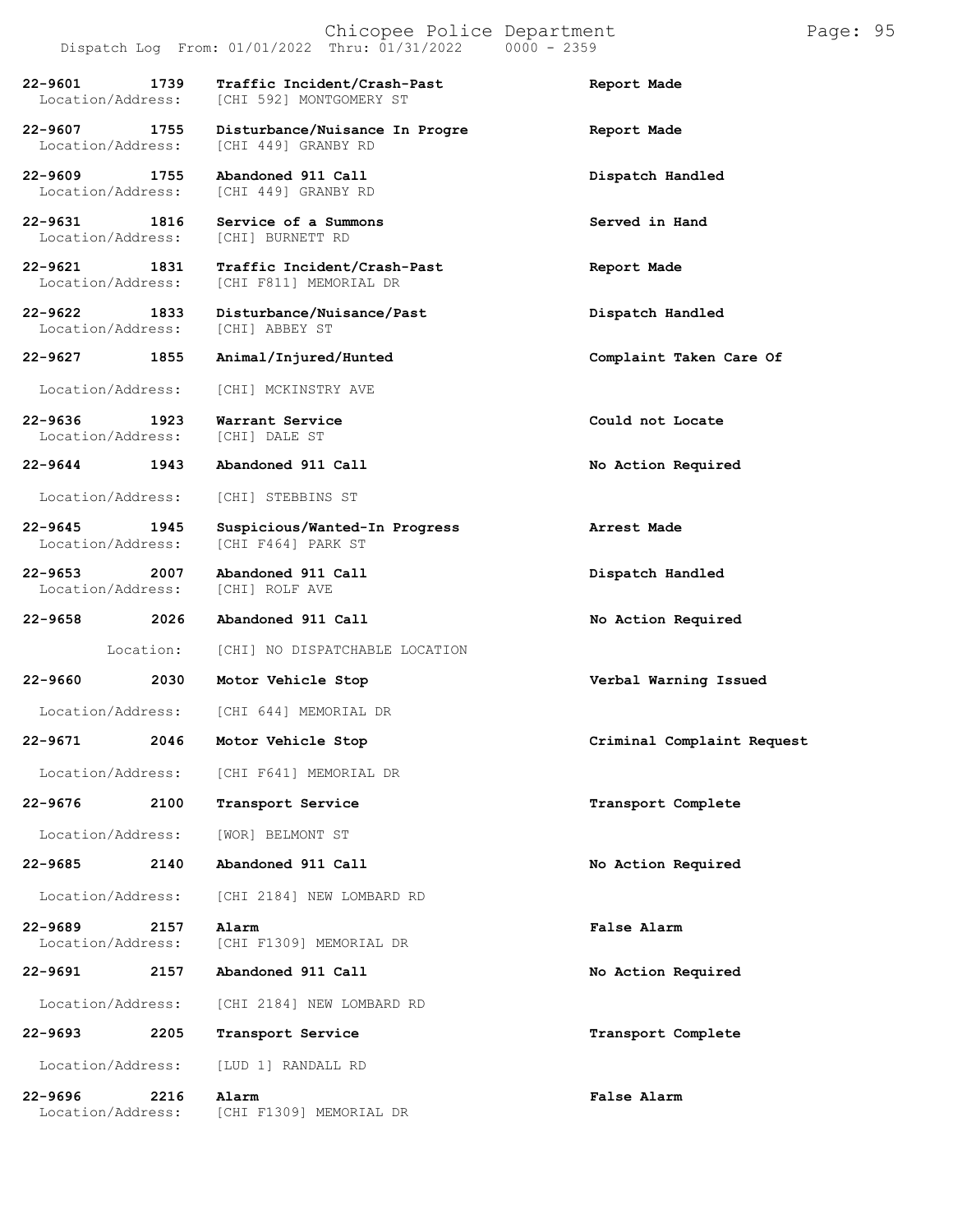| Call | Time | Type | Disposition |
| --- | --- | --- | --- |
| 22-9601 | 1739 | Traffic Incident/Crash-Past | Report Made |
| Location/Address: | | [CHI 592] MONTGOMERY ST | |
| 22-9607 | 1755 | Disturbance/Nuisance In Progre | Report Made |
| Location/Address: | | [CHI 449] GRANBY RD | |
| 22-9609 | 1755 | Abandoned 911 Call | Dispatch Handled |
| Location/Address: | | [CHI 449] GRANBY RD | |
| 22-9631 | 1816 | Service of a Summons | Served in Hand |
| Location/Address: | | [CHI] BURNETT RD | |
| 22-9621 | 1831 | Traffic Incident/Crash-Past | Report Made |
| Location/Address: | | [CHI F811] MEMORIAL DR | |
| 22-9622 | 1833 | Disturbance/Nuisance/Past | Dispatch Handled |
| Location/Address: | | [CHI] ABBEY ST | |
| 22-9627 | 1855 | Animal/Injured/Hunted | Complaint Taken Care Of |
| Location/Address: | | [CHI] MCKINSTRY AVE | |
| 22-9636 | 1923 | Warrant Service | Could not Locate |
| Location/Address: | | [CHI] DALE ST | |
| 22-9644 | 1943 | Abandoned 911 Call | No Action Required |
| Location/Address: | | [CHI] STEBBINS ST | |
| 22-9645 | 1945 | Suspicious/Wanted-In Progress | Arrest Made |
| Location/Address: | | [CHI F464] PARK ST | |
| 22-9653 | 2007 | Abandoned 911 Call | Dispatch Handled |
| Location/Address: | | [CHI] ROLF AVE | |
| 22-9658 | 2026 | Abandoned 911 Call | No Action Required |
| Location: | | [CHI] NO DISPATCHABLE LOCATION | |
| 22-9660 | 2030 | Motor Vehicle Stop | Verbal Warning Issued |
| Location/Address: | | [CHI 644] MEMORIAL DR | |
| 22-9671 | 2046 | Motor Vehicle Stop | Criminal Complaint Request |
| Location/Address: | | [CHI F641] MEMORIAL DR | |
| 22-9676 | 2100 | Transport Service | Transport Complete |
| Location/Address: | | [WOR] BELMONT ST | |
| 22-9685 | 2140 | Abandoned 911 Call | No Action Required |
| Location/Address: | | [CHI 2184] NEW LOMBARD RD | |
| 22-9689 | 2157 | Alarm | False Alarm |
| Location/Address: | | [CHI F1309] MEMORIAL DR | |
| 22-9691 | 2157 | Abandoned 911 Call | No Action Required |
| Location/Address: | | [CHI 2184] NEW LOMBARD RD | |
| 22-9693 | 2205 | Transport Service | Transport Complete |
| Location/Address: | | [LUD 1] RANDALL RD | |
| 22-9696 | 2216 | Alarm | False Alarm |
| Location/Address: | | [CHI F1309] MEMORIAL DR | |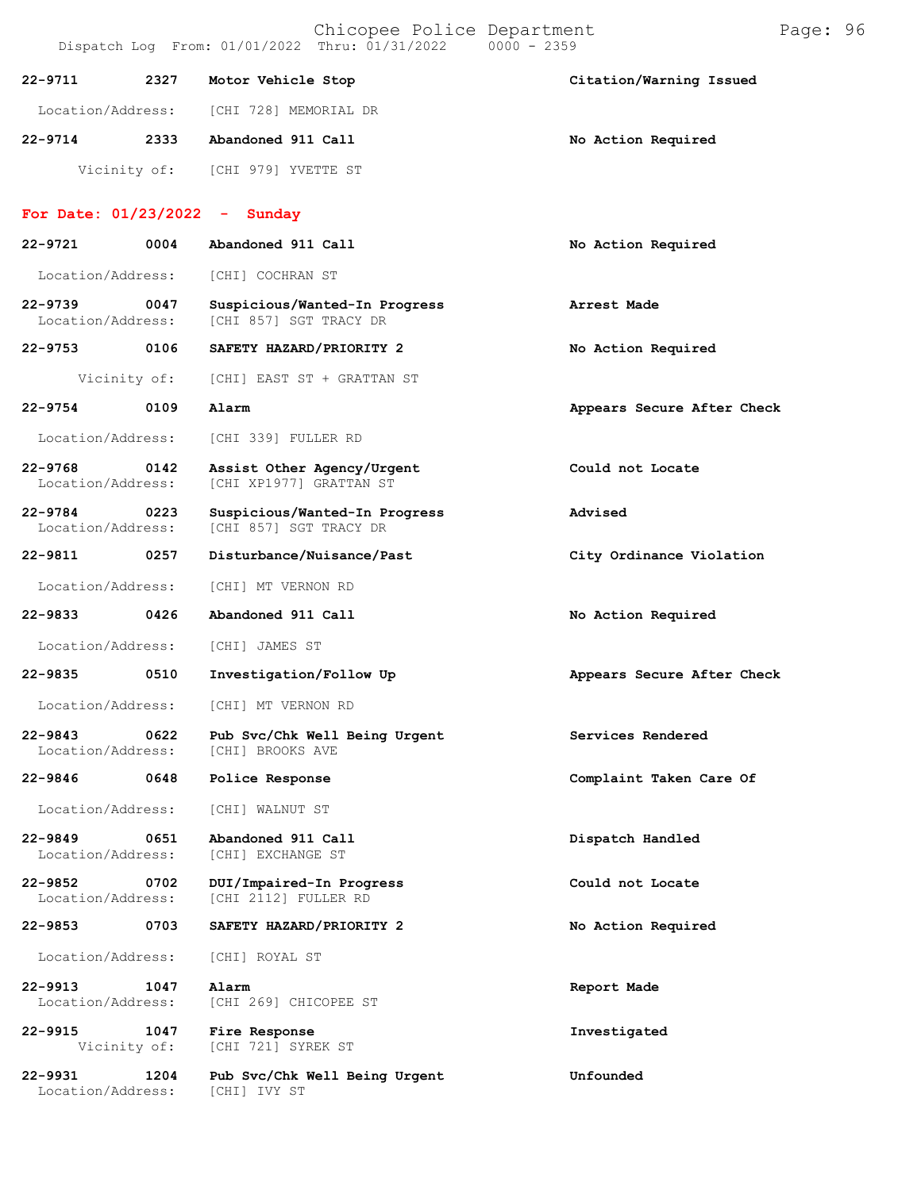| Call # | Time | Call Type | Action |
| --- | --- | --- | --- |
| 22-9711 | 2327 | **Motor Vehicle Stop** | **Citation/Warning Issued** |
| Location/Address: | | [CHI 728] MEMORIAL DR | |
| 22-9714 | 2333 | **Abandoned 911 Call** | **No Action Required** |
| Vicinity of: | | [CHI 979] YVETTE ST | |

**For Date: 01/23/2022 - Sunday**

| Call # | Time | Call Type | Action |
| --- | --- | --- | --- |
| 22-9721 | 0004 | **Abandoned 911 Call** | **No Action Required** |
| Location/Address: | | [CHI] COCHRAN ST | |
| 22-9739 | 0047 | **Suspicious/Wanted-In Progress** | **Arrest Made** |
| Location/Address: | | [CHI 857] SGT TRACY DR | |
| 22-9753 | 0106 | **SAFETY HAZARD/PRIORITY 2** | **No Action Required** |
| Vicinity of: | | [CHI] EAST ST + GRATTAN ST | |
| 22-9754 | 0109 | **Alarm** | **Appears Secure After Check** |
| Location/Address: | | [CHI 339] FULLER RD | |
| 22-9768 | 0142 | **Assist Other Agency/Urgent** | **Could not Locate** |
| Location/Address: | | [CHI XP1977] GRATTAN ST | |
| 22-9784 | 0223 | **Suspicious/Wanted-In Progress** | **Advised** |
| Location/Address: | | [CHI 857] SGT TRACY DR | |
| 22-9811 | 0257 | **Disturbance/Nuisance/Past** | **City Ordinance Violation** |
| Location/Address: | | [CHI] MT VERNON RD | |
| 22-9833 | 0426 | **Abandoned 911 Call** | **No Action Required** |
| Location/Address: | | [CHI] JAMES ST | |
| 22-9835 | 0510 | **Investigation/Follow Up** | **Appears Secure After Check** |
| Location/Address: | | [CHI] MT VERNON RD | |
| 22-9843 | 0622 | **Pub Svc/Chk Well Being Urgent** | **Services Rendered** |
| Location/Address: | | [CHI] BROOKS AVE | |
| 22-9846 | 0648 | **Police Response** | **Complaint Taken Care Of** |
| Location/Address: | | [CHI] WALNUT ST | |
| 22-9849 | 0651 | **Abandoned 911 Call** | **Dispatch Handled** |
| Location/Address: | | [CHI] EXCHANGE ST | |
| 22-9852 | 0702 | **DUI/Impaired-In Progress** | **Could not Locate** |
| Location/Address: | | [CHI 2112] FULLER RD | |
| 22-9853 | 0703 | **SAFETY HAZARD/PRIORITY 2** | **No Action Required** |
| Location/Address: | | [CHI] ROYAL ST | |
| 22-9913 | 1047 | **Alarm** | **Report Made** |
| Location/Address: | | [CHI 269] CHICOPEE ST | |
| 22-9915 | 1047 | **Fire Response** | **Investigated** |
| Vicinity of: | | [CHI 721] SYREK ST | |
| 22-9931 | 1204 | **Pub Svc/Chk Well Being Urgent** | **Unfounded** |
| Location/Address: | | [CHI] IVY ST | |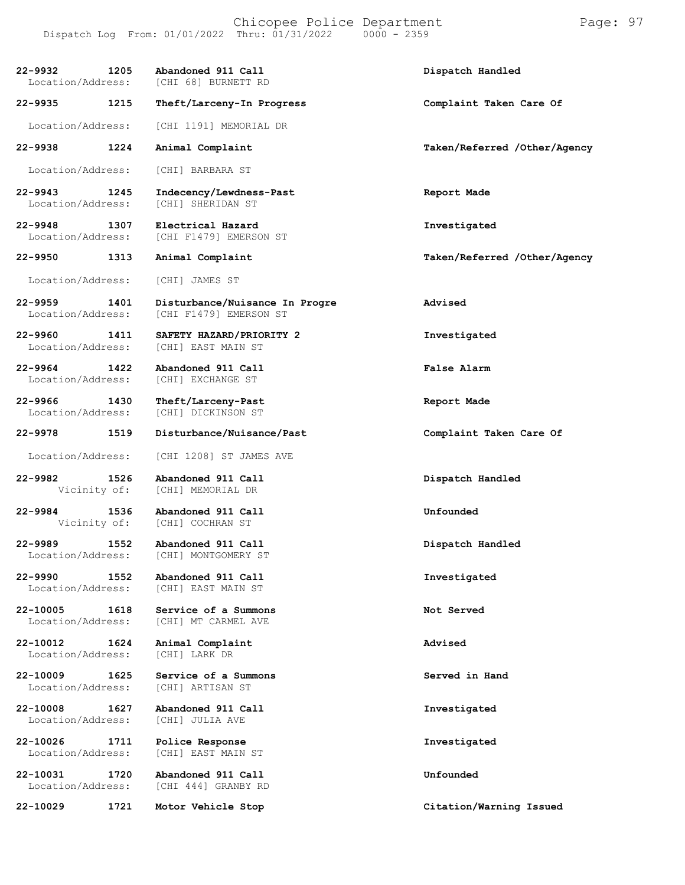| Call # | Time | Call Type | Disposition |
|---|---|---|---|
| 22-9932 | 1205 | Abandoned 911 Call | Dispatch Handled |
| Location/Address: | | [CHI 68] BURNETT RD | |
| 22-9935 | 1215 | Theft/Larceny-In Progress | Complaint Taken Care Of |
| Location/Address: | | [CHI 1191] MEMORIAL DR | |
| 22-9938 | 1224 | Animal Complaint | Taken/Referred /Other/Agency |
| Location/Address: | | [CHI] BARBARA ST | |
| 22-9943 | 1245 | Indecency/Lewdness-Past | Report Made |
| Location/Address: | | [CHI] SHERIDAN ST | |
| 22-9948 | 1307 | Electrical Hazard | Investigated |
| Location/Address: | | [CHI F1479] EMERSON ST | |
| 22-9950 | 1313 | Animal Complaint | Taken/Referred /Other/Agency |
| Location/Address: | | [CHI] JAMES ST | |
| 22-9959 | 1401 | Disturbance/Nuisance In Progre | Advised |
| Location/Address: | | [CHI F1479] EMERSON ST | |
| 22-9960 | 1411 | SAFETY HAZARD/PRIORITY 2 | Investigated |
| Location/Address: | | [CHI] EAST MAIN ST | |
| 22-9964 | 1422 | Abandoned 911 Call | False Alarm |
| Location/Address: | | [CHI] EXCHANGE ST | |
| 22-9966 | 1430 | Theft/Larceny-Past | Report Made |
| Location/Address: | | [CHI] DICKINSON ST | |
| 22-9978 | 1519 | Disturbance/Nuisance/Past | Complaint Taken Care Of |
| Location/Address: | | [CHI 1208] ST JAMES AVE | |
| 22-9982 | 1526 | Abandoned 911 Call | Dispatch Handled |
| Vicinity of: | | [CHI] MEMORIAL DR | |
| 22-9984 | 1536 | Abandoned 911 Call | Unfounded |
| Vicinity of: | | [CHI] COCHRAN ST | |
| 22-9989 | 1552 | Abandoned 911 Call | Dispatch Handled |
| Location/Address: | | [CHI] MONTGOMERY ST | |
| 22-9990 | 1552 | Abandoned 911 Call | Investigated |
| Location/Address: | | [CHI] EAST MAIN ST | |
| 22-10005 | 1618 | Service of a Summons | Not Served |
| Location/Address: | | [CHI] MT CARMEL AVE | |
| 22-10012 | 1624 | Animal Complaint | Advised |
| Location/Address: | | [CHI] LARK DR | |
| 22-10009 | 1625 | Service of a Summons | Served in Hand |
| Location/Address: | | [CHI] ARTISAN ST | |
| 22-10008 | 1627 | Abandoned 911 Call | Investigated |
| Location/Address: | | [CHI] JULIA AVE | |
| 22-10026 | 1711 | Police Response | Investigated |
| Location/Address: | | [CHI] EAST MAIN ST | |
| 22-10031 | 1720 | Abandoned 911 Call | Unfounded |
| Location/Address: | | [CHI 444] GRANBY RD | |
| 22-10029 | 1721 | Motor Vehicle Stop | Citation/Warning Issued |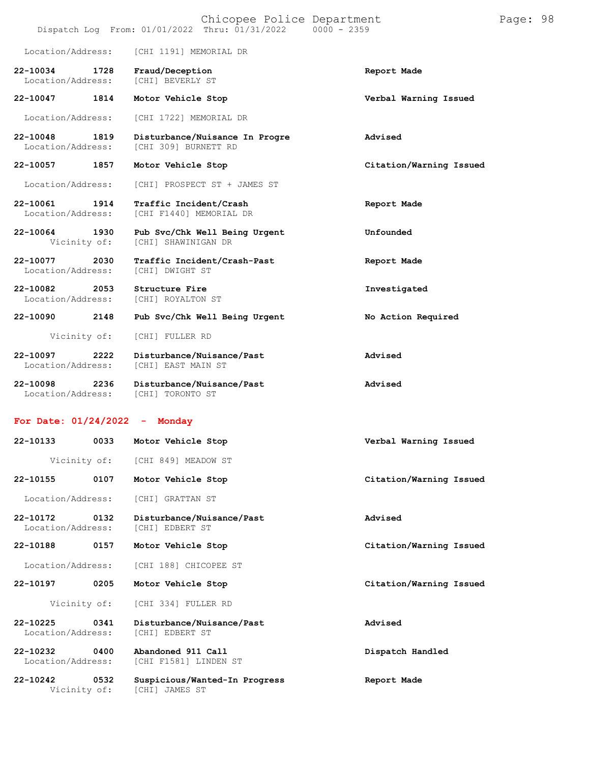Location/Address: [CHI 1191] MEMORIAL DR

**22-10034 1728 Fraud/Deception** **Report Made**
Location/Address: [CHI] BEVERLY ST

**22-10047 1814 Motor Vehicle Stop** **Verbal Warning Issued**
Location/Address: [CHI 1722] MEMORIAL DR

**22-10048 1819 Disturbance/Nuisance In Progre** **Advised**
Location/Address: [CHI 309] BURNETT RD

**22-10057 1857 Motor Vehicle Stop** **Citation/Warning Issued**
Location/Address: [CHI] PROSPECT ST + JAMES ST

**22-10061 1914 Traffic Incident/Crash** **Report Made**
Location/Address: [CHI F1440] MEMORIAL DR

**22-10064 1930 Pub Svc/Chk Well Being Urgent** **Unfounded**
Vicinity of: [CHI] SHAWINIGAN DR

**22-10077 2030 Traffic Incident/Crash-Past** **Report Made**
Location/Address: [CHI] DWIGHT ST

**22-10082 2053 Structure Fire** **Investigated**
Location/Address: [CHI] ROYALTON ST

**22-10090 2148 Pub Svc/Chk Well Being Urgent** **No Action Required**
Vicinity of: [CHI] FULLER RD

**22-10097 2222 Disturbance/Nuisance/Past** **Advised**
Location/Address: [CHI] EAST MAIN ST

**22-10098 2236 Disturbance/Nuisance/Past** **Advised**
Location/Address: [CHI] TORONTO ST

## For Date: 01/24/2022 - Monday

**22-10133 0033 Motor Vehicle Stop** **Verbal Warning Issued**
Vicinity of: [CHI 849] MEADOW ST

**22-10155 0107 Motor Vehicle Stop** **Citation/Warning Issued**
Location/Address: [CHI] GRATTAN ST

**22-10172 0132 Disturbance/Nuisance/Past** **Advised**
Location/Address: [CHI] EDBERT ST

**22-10188 0157 Motor Vehicle Stop** **Citation/Warning Issued**
Location/Address: [CHI 188] CHICOPEE ST

**22-10197 0205 Motor Vehicle Stop** **Citation/Warning Issued**
Vicinity of: [CHI 334] FULLER RD

**22-10225 0341 Disturbance/Nuisance/Past** **Advised**
Location/Address: [CHI] EDBERT ST

**22-10232 0400 Abandoned 911 Call** **Dispatch Handled**
Location/Address: [CHI F1581] LINDEN ST

**22-10242 0532 Suspicious/Wanted-In Progress** **Report Made**
Vicinity of: [CHI] JAMES ST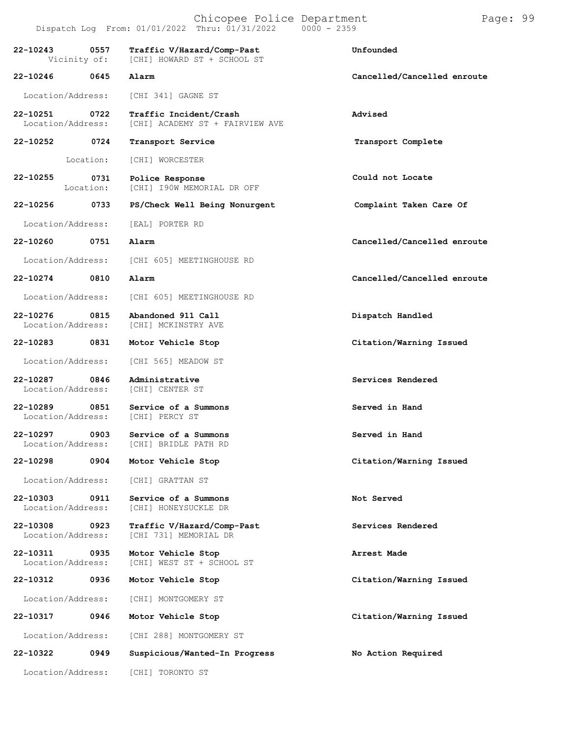# Chicopee Police Department

Dispatch Log From: 01/01/2022 Thru: 01/31/2022 0000 - 2359

| Call Number | Time | Call Reason | Action |
|---|---|---|---|
| 22-10243 | 0557 | Traffic V/Hazard/Comp-Past | Unfounded |
| Vicinity of: | | [CHI] HOWARD ST + SCHOOL ST | |
| 22-10246 | 0645 | Alarm | Cancelled/Cancelled enroute |
| Location/Address: | | [CHI 341] GAGNE ST | |
| 22-10251 | 0722 | Traffic Incident/Crash | Advised |
| Location/Address: | | [CHI] ACADEMY ST + FAIRVIEW AVE | |
| 22-10252 | 0724 | Transport Service | Transport Complete |
| Location: | | [CHI] WORCESTER | |
| 22-10255 | 0731 | Police Response | Could not Locate |
| Location: | | [CHI] I90W MEMORIAL DR OFF | |
| 22-10256 | 0733 | PS/Check Well Being Nonurgent | Complaint Taken Care Of |
| Location/Address: | | [EAL] PORTER RD | |
| 22-10260 | 0751 | Alarm | Cancelled/Cancelled enroute |
| Location/Address: | | [CHI 605] MEETINGHOUSE RD | |
| 22-10274 | 0810 | Alarm | Cancelled/Cancelled enroute |
| Location/Address: | | [CHI 605] MEETINGHOUSE RD | |
| 22-10276 | 0815 | Abandoned 911 Call | Dispatch Handled |
| Location/Address: | | [CHI] MCKINSTRY AVE | |
| 22-10283 | 0831 | Motor Vehicle Stop | Citation/Warning Issued |
| Location/Address: | | [CHI 565] MEADOW ST | |
| 22-10287 | 0846 | Administrative | Services Rendered |
| Location/Address: | | [CHI] CENTER ST | |
| 22-10289 | 0851 | Service of a Summons | Served in Hand |
| Location/Address: | | [CHI] PERCY ST | |
| 22-10297 | 0903 | Service of a Summons | Served in Hand |
| Location/Address: | | [CHI] BRIDLE PATH RD | |
| 22-10298 | 0904 | Motor Vehicle Stop | Citation/Warning Issued |
| Location/Address: | | [CHI] GRATTAN ST | |
| 22-10303 | 0911 | Service of a Summons | Not Served |
| Location/Address: | | [CHI] HONEYSUCKLE DR | |
| 22-10308 | 0923 | Traffic V/Hazard/Comp-Past | Services Rendered |
| Location/Address: | | [CHI 731] MEMORIAL DR | |
| 22-10311 | 0935 | Motor Vehicle Stop | Arrest Made |
| Location/Address: | | [CHI] WEST ST + SCHOOL ST | |
| 22-10312 | 0936 | Motor Vehicle Stop | Citation/Warning Issued |
| Location/Address: | | [CHI] MONTGOMERY ST | |
| 22-10317 | 0946 | Motor Vehicle Stop | Citation/Warning Issued |
| Location/Address: | | [CHI 288] MONTGOMERY ST | |
| 22-10322 | 0949 | Suspicious/Wanted-In Progress | No Action Required |
| Location/Address: | | [CHI] TORONTO ST | |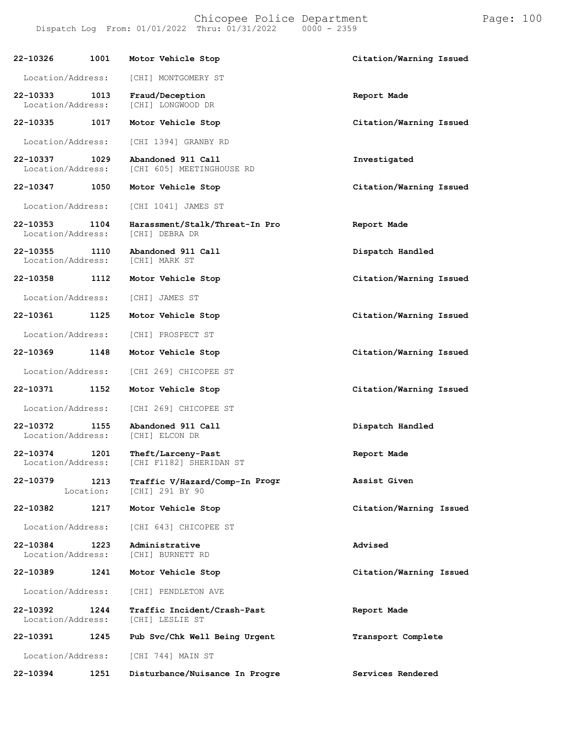22-10326 1001 **Motor Vehicle Stop** **Citation/Warning Issued**

Location/Address: [CHI] MONTGOMERY ST

22-10333 1013 **Fraud/Deception** **Report Made**
Location/Address: [CHI] LONGWOOD DR

22-10335 1017 **Motor Vehicle Stop** **Citation/Warning Issued**

Location/Address: [CHI 1394] GRANBY RD

22-10337 1029 **Abandoned 911 Call** **Investigated**
Location/Address: [CHI 605] MEETINGHOUSE RD

22-10347 1050 **Motor Vehicle Stop** **Citation/Warning Issued**

Location/Address: [CHI 1041] JAMES ST

22-10353 1104 **Harassment/Stalk/Threat-In Pro** **Report Made**
Location/Address: [CHI] DEBRA DR

22-10355 1110 **Abandoned 911 Call** **Dispatch Handled**
Location/Address: [CHI] MARK ST

22-10358 1112 **Motor Vehicle Stop** **Citation/Warning Issued**

Location/Address: [CHI] JAMES ST

22-10361 1125 **Motor Vehicle Stop** **Citation/Warning Issued**

Location/Address: [CHI] PROSPECT ST

22-10369 1148 **Motor Vehicle Stop** **Citation/Warning Issued**

Location/Address: [CHI 269] CHICOPEE ST

22-10371 1152 **Motor Vehicle Stop** **Citation/Warning Issued**

Location/Address: [CHI 269] CHICOPEE ST

22-10372 1155 **Abandoned 911 Call** **Dispatch Handled**
Location/Address: [CHI] ELCON DR

22-10374 1201 **Theft/Larceny-Past** **Report Made**
Location/Address: [CHI F1182] SHERIDAN ST

22-10379 1213 **Traffic V/Hazard/Comp-In Progr** **Assist Given**
Location: [CHI] 291 BY 90

22-10382 1217 **Motor Vehicle Stop** **Citation/Warning Issued**

Location/Address: [CHI 643] CHICOPEE ST

22-10384 1223 **Administrative** **Advised**
Location/Address: [CHI] BURNETT RD

22-10389 1241 **Motor Vehicle Stop** **Citation/Warning Issued**

Location/Address: [CHI] PENDLETON AVE

22-10392 1244 **Traffic Incident/Crash-Past** **Report Made**
Location/Address: [CHI] LESLIE ST

22-10391 1245 **Pub Svc/Chk Well Being Urgent** **Transport Complete**

Location/Address: [CHI 744] MAIN ST

22-10394 1251 **Disturbance/Nuisance In Progre** **Services Rendered**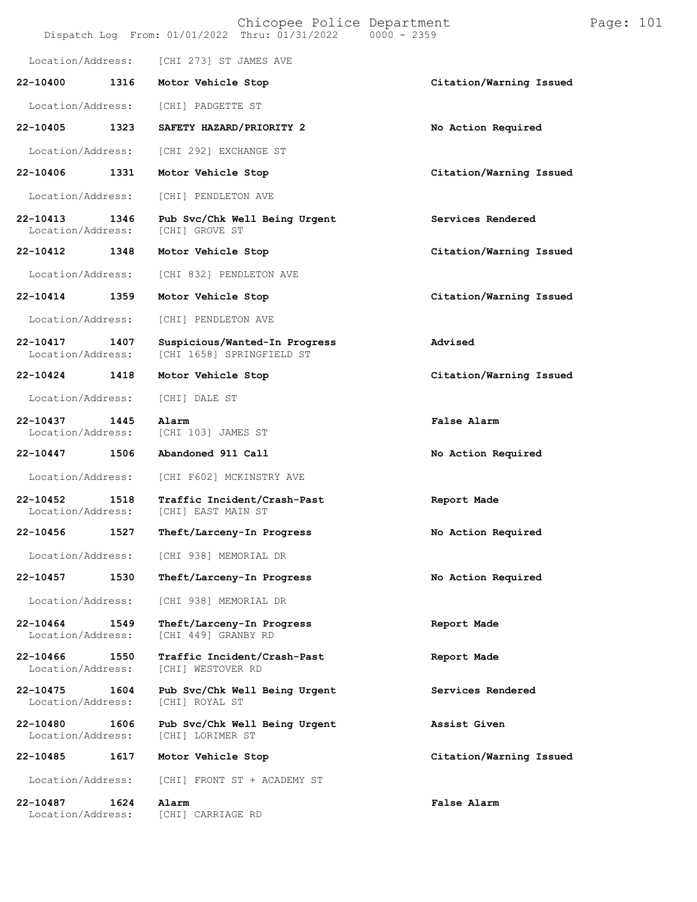Location/Address: [CHI 273] ST JAMES AVE

| Call Number | Time | Call Reason | Action |
|---|---|---|---|
| **22-10400** | **1316** | **Motor Vehicle Stop** | **Citation/Warning Issued** |
| Location/Address: | | [CHI] PADGETTE ST | |
| **22-10405** | **1323** | **SAFETY HAZARD/PRIORITY 2** | **No Action Required** |
| Location/Address: | | [CHI 292] EXCHANGE ST | |
| **22-10406** | **1331** | **Motor Vehicle Stop** | **Citation/Warning Issued** |
| Location/Address: | | [CHI] PENDLETON AVE | |
| **22-10413** | **1346** | **Pub Svc/Chk Well Being Urgent** | **Services Rendered** |
| Location/Address: | | [CHI] GROVE ST | |
| **22-10412** | **1348** | **Motor Vehicle Stop** | **Citation/Warning Issued** |
| Location/Address: | | [CHI 832] PENDLETON AVE | |
| **22-10414** | **1359** | **Motor Vehicle Stop** | **Citation/Warning Issued** |
| Location/Address: | | [CHI] PENDLETON AVE | |
| **22-10417** | **1407** | **Suspicious/Wanted-In Progress** | **Advised** |
| Location/Address: | | [CHI 1658] SPRINGFIELD ST | |
| **22-10424** | **1418** | **Motor Vehicle Stop** | **Citation/Warning Issued** |
| Location/Address: | | [CHI] DALE ST | |
| **22-10437** | **1445** | **Alarm** | **False Alarm** |
| Location/Address: | | [CHI 103] JAMES ST | |
| **22-10447** | **1506** | **Abandoned 911 Call** | **No Action Required** |
| Location/Address: | | [CHI F602] MCKINSTRY AVE | |
| **22-10452** | **1518** | **Traffic Incident/Crash-Past** | **Report Made** |
| Location/Address: | | [CHI] EAST MAIN ST | |
| **22-10456** | **1527** | **Theft/Larceny-In Progress** | **No Action Required** |
| Location/Address: | | [CHI 938] MEMORIAL DR | |
| **22-10457** | **1530** | **Theft/Larceny-In Progress** | **No Action Required** |
| Location/Address: | | [CHI 938] MEMORIAL DR | |
| **22-10464** | **1549** | **Theft/Larceny-In Progress** | **Report Made** |
| Location/Address: | | [CHI 449] GRANBY RD | |
| **22-10466** | **1550** | **Traffic Incident/Crash-Past** | **Report Made** |
| Location/Address: | | [CHI] WESTOVER RD | |
| **22-10475** | **1604** | **Pub Svc/Chk Well Being Urgent** | **Services Rendered** |
| Location/Address: | | [CHI] ROYAL ST | |
| **22-10480** | **1606** | **Pub Svc/Chk Well Being Urgent** | **Assist Given** |
| Location/Address: | | [CHI] LORIMER ST | |
| **22-10485** | **1617** | **Motor Vehicle Stop** | **Citation/Warning Issued** |
| Location/Address: | | [CHI] FRONT ST + ACADEMY ST | |
| **22-10487** | **1624** | **Alarm** | **False Alarm** |
| Location/Address: | | [CHI] CARRIAGE RD | |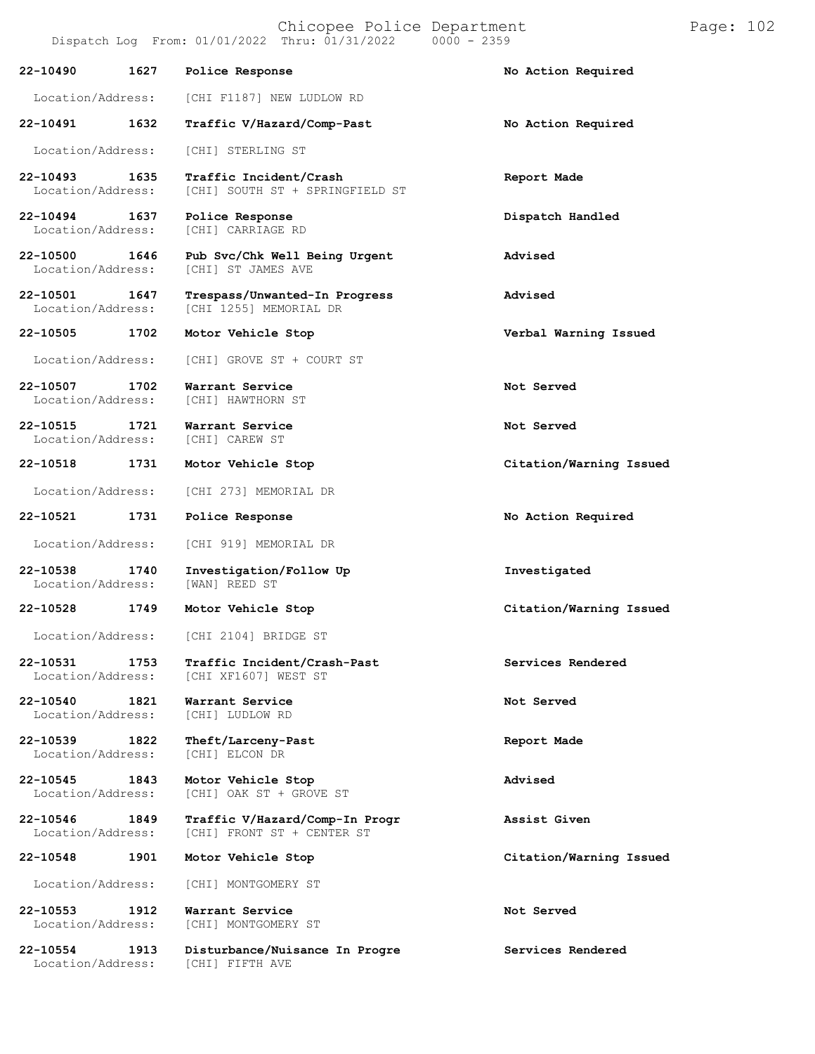| Call Number | Time | Call Reason | Action |
|---|---|---|---|
| 22-10490 | 1627 | Police Response | No Action Required |
| Location/Address: | | [CHI F1187] NEW LUDLOW RD | |
| 22-10491 | 1632 | Traffic V/Hazard/Comp-Past | No Action Required |
| Location/Address: | | [CHI] STERLING ST | |
| 22-10493 | 1635 | Traffic Incident/Crash | Report Made |
| Location/Address: | | [CHI] SOUTH ST + SPRINGFIELD ST | |
| 22-10494 | 1637 | Police Response | Dispatch Handled |
| Location/Address: | | [CHI] CARRIAGE RD | |
| 22-10500 | 1646 | Pub Svc/Chk Well Being Urgent | Advised |
| Location/Address: | | [CHI] ST JAMES AVE | |
| 22-10501 | 1647 | Trespass/Unwanted-In Progress | Advised |
| Location/Address: | | [CHI 1255] MEMORIAL DR | |
| 22-10505 | 1702 | Motor Vehicle Stop | Verbal Warning Issued |
| Location/Address: | | [CHI] GROVE ST + COURT ST | |
| 22-10507 | 1702 | Warrant Service | Not Served |
| Location/Address: | | [CHI] HAWTHORN ST | |
| 22-10515 | 1721 | Warrant Service | Not Served |
| Location/Address: | | [CHI] CAREW ST | |
| 22-10518 | 1731 | Motor Vehicle Stop | Citation/Warning Issued |
| Location/Address: | | [CHI 273] MEMORIAL DR | |
| 22-10521 | 1731 | Police Response | No Action Required |
| Location/Address: | | [CHI 919] MEMORIAL DR | |
| 22-10538 | 1740 | Investigation/Follow Up | Investigated |
| Location/Address: | | [WAN] REED ST | |
| 22-10528 | 1749 | Motor Vehicle Stop | Citation/Warning Issued |
| Location/Address: | | [CHI 2104] BRIDGE ST | |
| 22-10531 | 1753 | Traffic Incident/Crash-Past | Services Rendered |
| Location/Address: | | [CHI XF1607] WEST ST | |
| 22-10540 | 1821 | Warrant Service | Not Served |
| Location/Address: | | [CHI] LUDLOW RD | |
| 22-10539 | 1822 | Theft/Larceny-Past | Report Made |
| Location/Address: | | [CHI] ELCON DR | |
| 22-10545 | 1843 | Motor Vehicle Stop | Advised |
| Location/Address: | | [CHI] OAK ST + GROVE ST | |
| 22-10546 | 1849 | Traffic V/Hazard/Comp-In Progr | Assist Given |
| Location/Address: | | [CHI] FRONT ST + CENTER ST | |
| 22-10548 | 1901 | Motor Vehicle Stop | Citation/Warning Issued |
| Location/Address: | | [CHI] MONTGOMERY ST | |
| 22-10553 | 1912 | Warrant Service | Not Served |
| Location/Address: | | [CHI] MONTGOMERY ST | |
| 22-10554 | 1913 | Disturbance/Nuisance In Progre | Services Rendered |
| Location/Address: | | [CHI] FIFTH AVE | |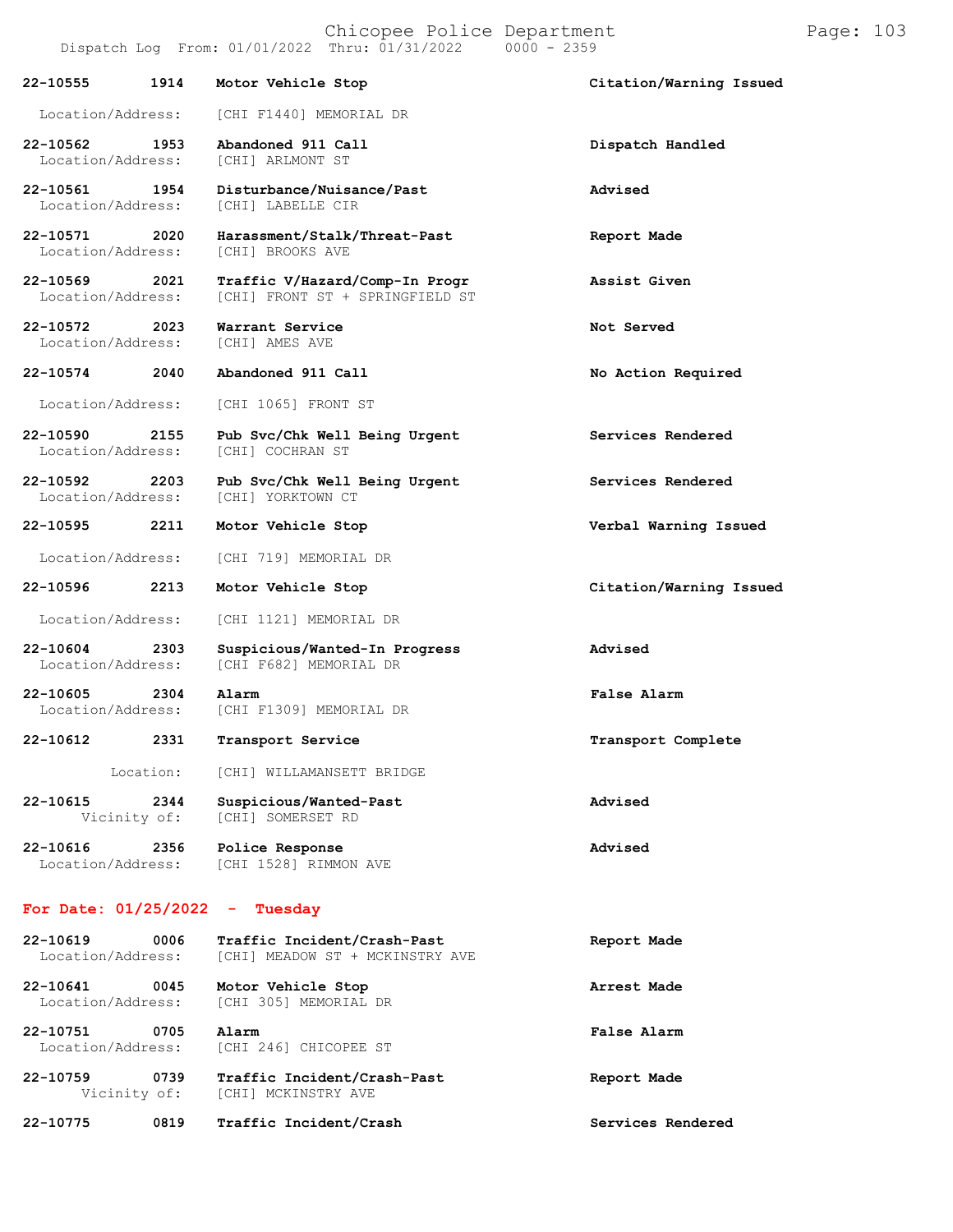**22-10555** **1914** **Motor Vehicle Stop** **Citation/Warning Issued**
Location/Address: [CHI F1440] MEMORIAL DR

**22-10562** **1953** **Abandoned 911 Call** **Dispatch Handled**
Location/Address: [CHI] ARLMONT ST

**22-10561** **1954** **Disturbance/Nuisance/Past** **Advised**
Location/Address: [CHI] LABELLE CIR

**22-10571** **2020** **Harassment/Stalk/Threat-Past** **Report Made**
Location/Address: [CHI] BROOKS AVE

**22-10569** **2021** **Traffic V/Hazard/Comp-In Progr** **Assist Given**
Location/Address: [CHI] FRONT ST + SPRINGFIELD ST

**22-10572** **2023** **Warrant Service** **Not Served**
Location/Address: [CHI] AMES AVE

**22-10574** **2040** **Abandoned 911 Call** **No Action Required**
Location/Address: [CHI 1065] FRONT ST

**22-10590** **2155** **Pub Svc/Chk Well Being Urgent** **Services Rendered**
Location/Address: [CHI] COCHRAN ST

**22-10592** **2203** **Pub Svc/Chk Well Being Urgent** **Services Rendered**
Location/Address: [CHI] YORKTOWN CT

**22-10595** **2211** **Motor Vehicle Stop** **Verbal Warning Issued**
Location/Address: [CHI 719] MEMORIAL DR

**22-10596** **2213** **Motor Vehicle Stop** **Citation/Warning Issued**
Location/Address: [CHI 1121] MEMORIAL DR

**22-10604** **2303** **Suspicious/Wanted-In Progress** **Advised**
Location/Address: [CHI F682] MEMORIAL DR

**22-10605** **2304** **Alarm** **False Alarm**
Location/Address: [CHI F1309] MEMORIAL DR

**22-10612** **2331** **Transport Service** **Transport Complete**
Location: [CHI] WILLAMANSETT BRIDGE

**22-10615** **2344** **Suspicious/Wanted-Past** **Advised**
Vicinity of: [CHI] SOMERSET RD

**22-10616** **2356** **Police Response** **Advised**
Location/Address: [CHI 1528] RIMMON AVE

## For Date: 01/25/2022 - Tuesday

**22-10619** **0006** **Traffic Incident/Crash-Past** **Report Made**
Location/Address: [CHI] MEADOW ST + MCKINSTRY AVE

**22-10641** **0045** **Motor Vehicle Stop** **Arrest Made**
Location/Address: [CHI 305] MEMORIAL DR

**22-10751** **0705** **Alarm** **False Alarm**
Location/Address: [CHI 246] CHICOPEE ST

**22-10759** **0739** **Traffic Incident/Crash-Past** **Report Made**
Vicinity of: [CHI] MCKINSTRY AVE

**22-10775** **0819** **Traffic Incident/Crash** **Services Rendered**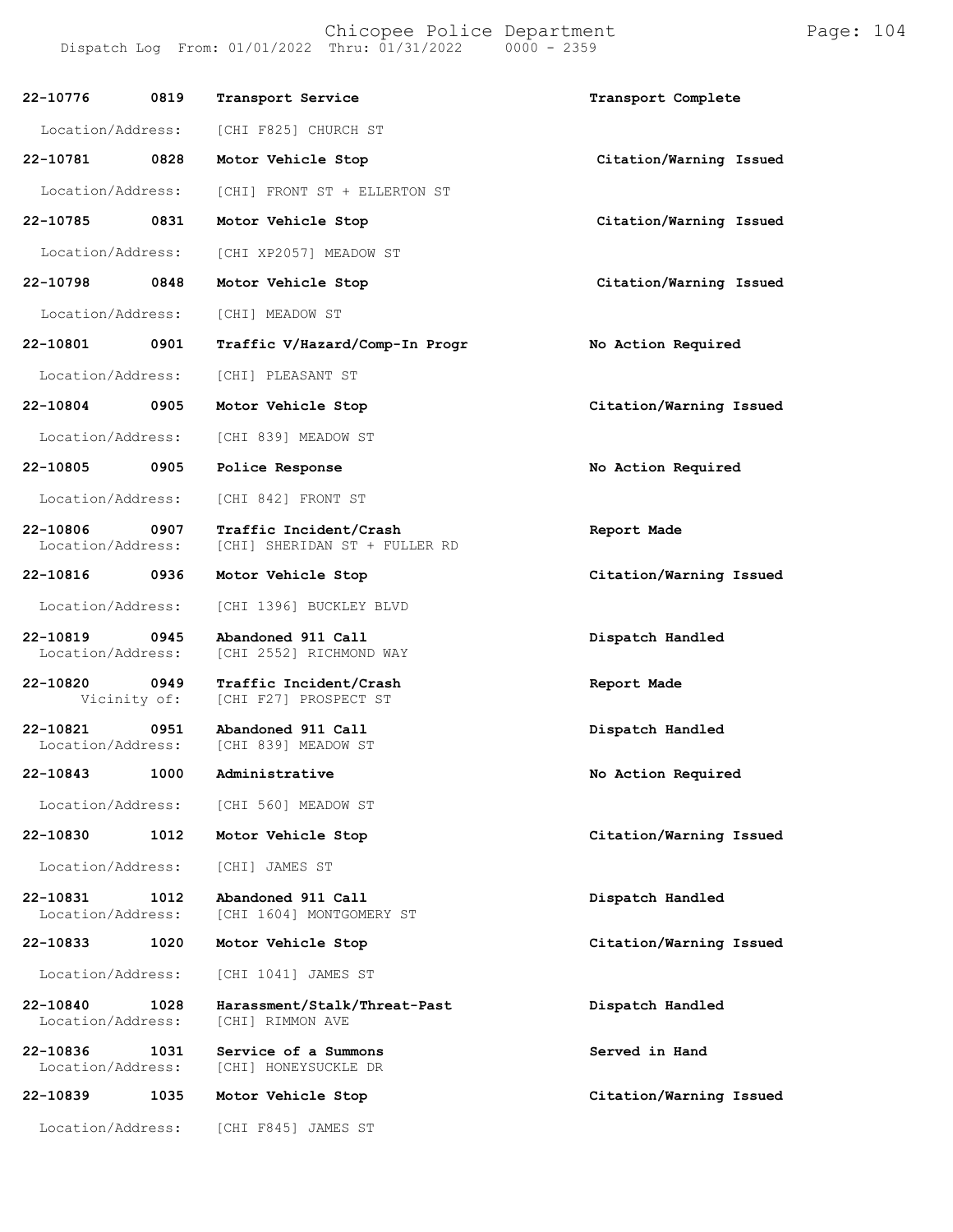| Call # | Time | Call Type | Disposition |
|---|---|---|---|
| 22-10776 | 0819 | Transport Service | Transport Complete |
| Location/Address: | | [CHI F825] CHURCH ST | |
| 22-10781 | 0828 | Motor Vehicle Stop | Citation/Warning Issued |
| Location/Address: | | [CHI] FRONT ST + ELLERTON ST | |
| 22-10785 | 0831 | Motor Vehicle Stop | Citation/Warning Issued |
| Location/Address: | | [CHI XP2057] MEADOW ST | |
| 22-10798 | 0848 | Motor Vehicle Stop | Citation/Warning Issued |
| Location/Address: | | [CHI] MEADOW ST | |
| 22-10801 | 0901 | Traffic V/Hazard/Comp-In Progr | No Action Required |
| Location/Address: | | [CHI] PLEASANT ST | |
| 22-10804 | 0905 | Motor Vehicle Stop | Citation/Warning Issued |
| Location/Address: | | [CHI 839] MEADOW ST | |
| 22-10805 | 0905 | Police Response | No Action Required |
| Location/Address: | | [CHI 842] FRONT ST | |
| 22-10806 | 0907 | Traffic Incident/Crash | Report Made |
| Location/Address: | | [CHI] SHERIDAN ST + FULLER RD | |
| 22-10816 | 0936 | Motor Vehicle Stop | Citation/Warning Issued |
| Location/Address: | | [CHI 1396] BUCKLEY BLVD | |
| 22-10819 | 0945 | Abandoned 911 Call | Dispatch Handled |
| Location/Address: | | [CHI 2552] RICHMOND WAY | |
| 22-10820 | 0949 | Traffic Incident/Crash | Report Made |
| Vicinity of: | | [CHI F27] PROSPECT ST | |
| 22-10821 | 0951 | Abandoned 911 Call | Dispatch Handled |
| Location/Address: | | [CHI 839] MEADOW ST | |
| 22-10843 | 1000 | Administrative | No Action Required |
| Location/Address: | | [CHI 560] MEADOW ST | |
| 22-10830 | 1012 | Motor Vehicle Stop | Citation/Warning Issued |
| Location/Address: | | [CHI] JAMES ST | |
| 22-10831 | 1012 | Abandoned 911 Call | Dispatch Handled |
| Location/Address: | | [CHI 1604] MONTGOMERY ST | |
| 22-10833 | 1020 | Motor Vehicle Stop | Citation/Warning Issued |
| Location/Address: | | [CHI 1041] JAMES ST | |
| 22-10840 | 1028 | Harassment/Stalk/Threat-Past | Dispatch Handled |
| Location/Address: | | [CHI] RIMMON AVE | |
| 22-10836 | 1031 | Service of a Summons | Served in Hand |
| Location/Address: | | [CHI] HONEYSUCKLE DR | |
| 22-10839 | 1035 | Motor Vehicle Stop | Citation/Warning Issued |
| Location/Address: | | [CHI F845] JAMES ST | |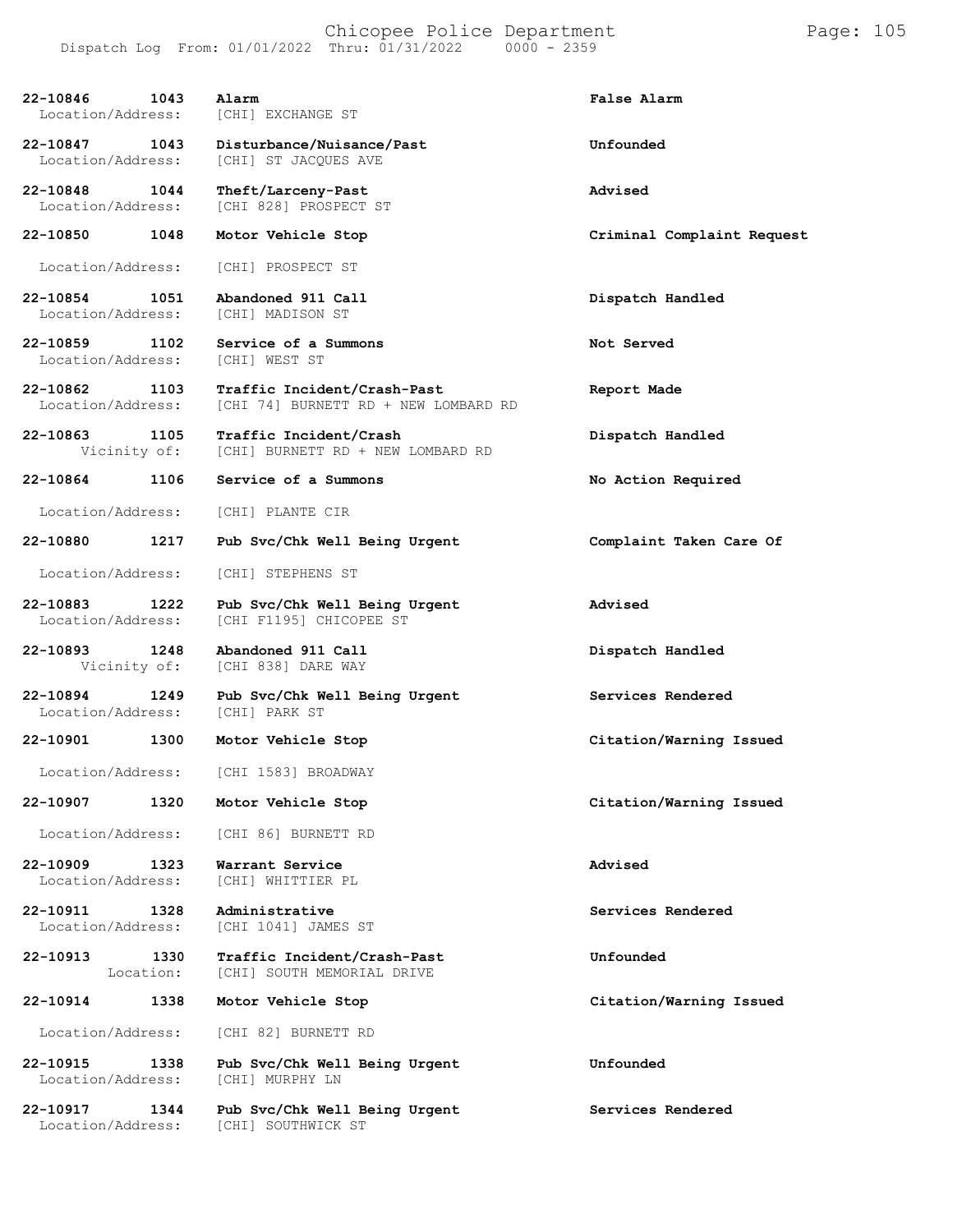| Call Number | Time | Call Type / Location | Disposition |
| --- | --- | --- | --- |
| **22-10846** | **1043** | **Alarm** | **False Alarm** |
| Location/Address: | | [CHI] EXCHANGE ST | |
| **22-10847** | **1043** | **Disturbance/Nuisance/Past** | **Unfounded** |
| Location/Address: | | [CHI] ST JACQUES AVE | |
| **22-10848** | **1044** | **Theft/Larceny-Past** | **Advised** |
| Location/Address: | | [CHI 828] PROSPECT ST | |
| **22-10850** | **1048** | **Motor Vehicle Stop** | **Criminal Complaint Request** |
| Location/Address: | | [CHI] PROSPECT ST | |
| **22-10854** | **1051** | **Abandoned 911 Call** | **Dispatch Handled** |
| Location/Address: | | [CHI] MADISON ST | |
| **22-10859** | **1102** | **Service of a Summons** | **Not Served** |
| Location/Address: | | [CHI] WEST ST | |
| **22-10862** | **1103** | **Traffic Incident/Crash-Past** | **Report Made** |
| Location/Address: | | [CHI 74] BURNETT RD + NEW LOMBARD RD | |
| **22-10863** | **1105** | **Traffic Incident/Crash** | **Dispatch Handled** |
| Vicinity of: | | [CHI] BURNETT RD + NEW LOMBARD RD | |
| **22-10864** | **1106** | **Service of a Summons** | **No Action Required** |
| Location/Address: | | [CHI] PLANTE CIR | |
| **22-10880** | **1217** | **Pub Svc/Chk Well Being Urgent** | **Complaint Taken Care Of** |
| Location/Address: | | [CHI] STEPHENS ST | |
| **22-10883** | **1222** | **Pub Svc/Chk Well Being Urgent** | **Advised** |
| Location/Address: | | [CHI F1195] CHICOPEE ST | |
| **22-10893** | **1248** | **Abandoned 911 Call** | **Dispatch Handled** |
| Vicinity of: | | [CHI 838] DARE WAY | |
| **22-10894** | **1249** | **Pub Svc/Chk Well Being Urgent** | **Services Rendered** |
| Location/Address: | | [CHI] PARK ST | |
| **22-10901** | **1300** | **Motor Vehicle Stop** | **Citation/Warning Issued** |
| Location/Address: | | [CHI 1583] BROADWAY | |
| **22-10907** | **1320** | **Motor Vehicle Stop** | **Citation/Warning Issued** |
| Location/Address: | | [CHI 86] BURNETT RD | |
| **22-10909** | **1323** | **Warrant Service** | **Advised** |
| Location/Address: | | [CHI] WHITTIER PL | |
| **22-10911** | **1328** | **Administrative** | **Services Rendered** |
| Location/Address: | | [CHI 1041] JAMES ST | |
| **22-10913** | **1330** | **Traffic Incident/Crash-Past** | **Unfounded** |
| Location: | | [CHI] SOUTH MEMORIAL DRIVE | |
| **22-10914** | **1338** | **Motor Vehicle Stop** | **Citation/Warning Issued** |
| Location/Address: | | [CHI 82] BURNETT RD | |
| **22-10915** | **1338** | **Pub Svc/Chk Well Being Urgent** | **Unfounded** |
| Location/Address: | | [CHI] MURPHY LN | |
| **22-10917** | **1344** | **Pub Svc/Chk Well Being Urgent** | **Services Rendered** |
| Location/Address: | | [CHI] SOUTHWICK ST | |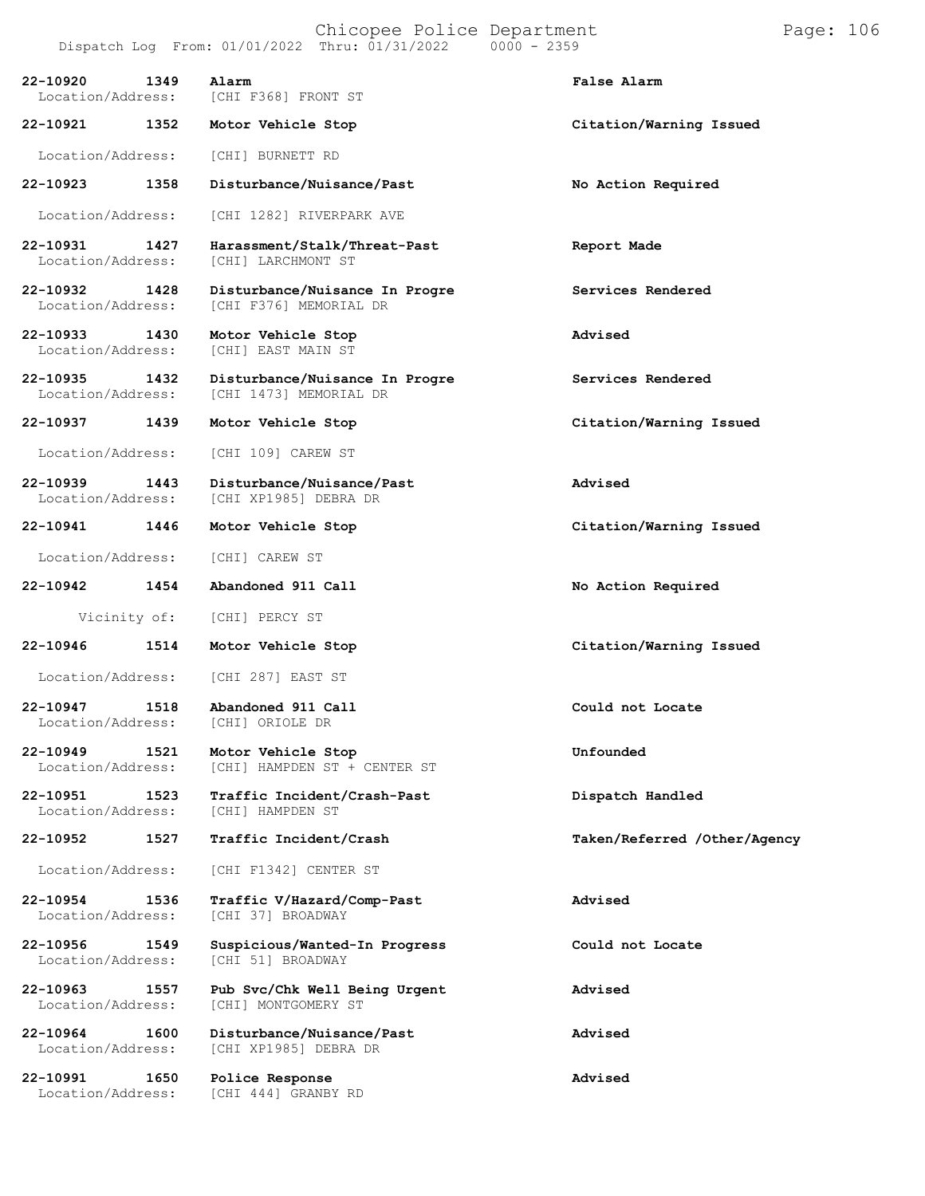Chicopee Police Department

Dispatch Log From: 01/01/2022 Thru: 01/31/2022 0000 - 2359

| Call # | Time | Call Type | Disposition |
|---|---|---|---|
| 22-10920 | 1349 | Alarm | False Alarm |
| Location/Address: | | [CHI F368] FRONT ST | |
| 22-10921 | 1352 | Motor Vehicle Stop | Citation/Warning Issued |
| Location/Address: | | [CHI] BURNETT RD | |
| 22-10923 | 1358 | Disturbance/Nuisance/Past | No Action Required |
| Location/Address: | | [CHI 1282] RIVERPARK AVE | |
| 22-10931 | 1427 | Harassment/Stalk/Threat-Past | Report Made |
| Location/Address: | | [CHI] LARCHMONT ST | |
| 22-10932 | 1428 | Disturbance/Nuisance In Progre | Services Rendered |
| Location/Address: | | [CHI F376] MEMORIAL DR | |
| 22-10933 | 1430 | Motor Vehicle Stop | Advised |
| Location/Address: | | [CHI] EAST MAIN ST | |
| 22-10935 | 1432 | Disturbance/Nuisance In Progre | Services Rendered |
| Location/Address: | | [CHI 1473] MEMORIAL DR | |
| 22-10937 | 1439 | Motor Vehicle Stop | Citation/Warning Issued |
| Location/Address: | | [CHI 109] CAREW ST | |
| 22-10939 | 1443 | Disturbance/Nuisance/Past | Advised |
| Location/Address: | | [CHI XP1985] DEBRA DR | |
| 22-10941 | 1446 | Motor Vehicle Stop | Citation/Warning Issued |
| Location/Address: | | [CHI] CAREW ST | |
| 22-10942 | 1454 | Abandoned 911 Call | No Action Required |
| Vicinity of: | | [CHI] PERCY ST | |
| 22-10946 | 1514 | Motor Vehicle Stop | Citation/Warning Issued |
| Location/Address: | | [CHI 287] EAST ST | |
| 22-10947 | 1518 | Abandoned 911 Call | Could not Locate |
| Location/Address: | | [CHI] ORIOLE DR | |
| 22-10949 | 1521 | Motor Vehicle Stop | Unfounded |
| Location/Address: | | [CHI] HAMPDEN ST + CENTER ST | |
| 22-10951 | 1523 | Traffic Incident/Crash-Past | Dispatch Handled |
| Location/Address: | | [CHI] HAMPDEN ST | |
| 22-10952 | 1527 | Traffic Incident/Crash | Taken/Referred /Other/Agency |
| Location/Address: | | [CHI F1342] CENTER ST | |
| 22-10954 | 1536 | Traffic V/Hazard/Comp-Past | Advised |
| Location/Address: | | [CHI 37] BROADWAY | |
| 22-10956 | 1549 | Suspicious/Wanted-In Progress | Could not Locate |
| Location/Address: | | [CHI 51] BROADWAY | |
| 22-10963 | 1557 | Pub Svc/Chk Well Being Urgent | Advised |
| Location/Address: | | [CHI] MONTGOMERY ST | |
| 22-10964 | 1600 | Disturbance/Nuisance/Past | Advised |
| Location/Address: | | [CHI XP1985] DEBRA DR | |
| 22-10991 | 1650 | Police Response | Advised |
| Location/Address: | | [CHI 444] GRANBY RD | |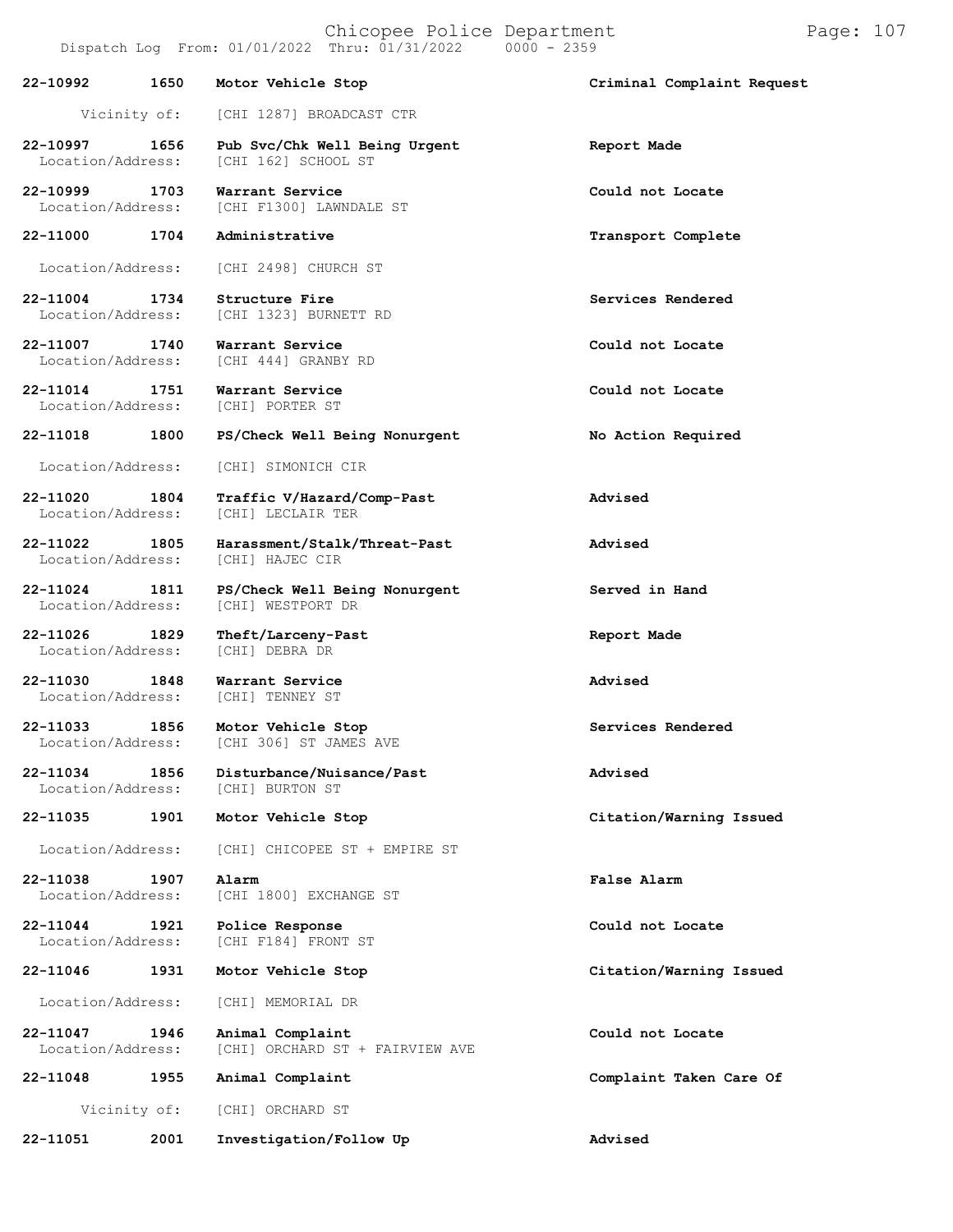| Call # | Time | Call Reason | Action |
|---|---|---|---|
| 22-10992 | 1650 | Motor Vehicle Stop | Criminal Complaint Request |
| Vicinity of: | | [CHI 1287] BROADCAST CTR | |
| 22-10997 | 1656 | Pub Svc/Chk Well Being Urgent | Report Made |
| Location/Address: | | [CHI 162] SCHOOL ST | |
| 22-10999 | 1703 | Warrant Service | Could not Locate |
| Location/Address: | | [CHI F1300] LAWNDALE ST | |
| 22-11000 | 1704 | Administrative | Transport Complete |
| Location/Address: | | [CHI 2498] CHURCH ST | |
| 22-11004 | 1734 | Structure Fire | Services Rendered |
| Location/Address: | | [CHI 1323] BURNETT RD | |
| 22-11007 | 1740 | Warrant Service | Could not Locate |
| Location/Address: | | [CHI 444] GRANBY RD | |
| 22-11014 | 1751 | Warrant Service | Could not Locate |
| Location/Address: | | [CHI] PORTER ST | |
| 22-11018 | 1800 | PS/Check Well Being Nonurgent | No Action Required |
| Location/Address: | | [CHI] SIMONICH CIR | |
| 22-11020 | 1804 | Traffic V/Hazard/Comp-Past | Advised |
| Location/Address: | | [CHI] LECLAIR TER | |
| 22-11022 | 1805 | Harassment/Stalk/Threat-Past | Advised |
| Location/Address: | | [CHI] HAJEC CIR | |
| 22-11024 | 1811 | PS/Check Well Being Nonurgent | Served in Hand |
| Location/Address: | | [CHI] WESTPORT DR | |
| 22-11026 | 1829 | Theft/Larceny-Past | Report Made |
| Location/Address: | | [CHI] DEBRA DR | |
| 22-11030 | 1848 | Warrant Service | Advised |
| Location/Address: | | [CHI] TENNEY ST | |
| 22-11033 | 1856 | Motor Vehicle Stop | Services Rendered |
| Location/Address: | | [CHI 306] ST JAMES AVE | |
| 22-11034 | 1856 | Disturbance/Nuisance/Past | Advised |
| Location/Address: | | [CHI] BURTON ST | |
| 22-11035 | 1901 | Motor Vehicle Stop | Citation/Warning Issued |
| Location/Address: | | [CHI] CHICOPEE ST + EMPIRE ST | |
| 22-11038 | 1907 | Alarm | False Alarm |
| Location/Address: | | [CHI 1800] EXCHANGE ST | |
| 22-11044 | 1921 | Police Response | Could not Locate |
| Location/Address: | | [CHI F184] FRONT ST | |
| 22-11046 | 1931 | Motor Vehicle Stop | Citation/Warning Issued |
| Location/Address: | | [CHI] MEMORIAL DR | |
| 22-11047 | 1946 | Animal Complaint | Could not Locate |
| Location/Address: | | [CHI] ORCHARD ST + FAIRVIEW AVE | |
| 22-11048 | 1955 | Animal Complaint | Complaint Taken Care Of |
| Vicinity of: | | [CHI] ORCHARD ST | |
| 22-11051 | 2001 | Investigation/Follow Up | Advised |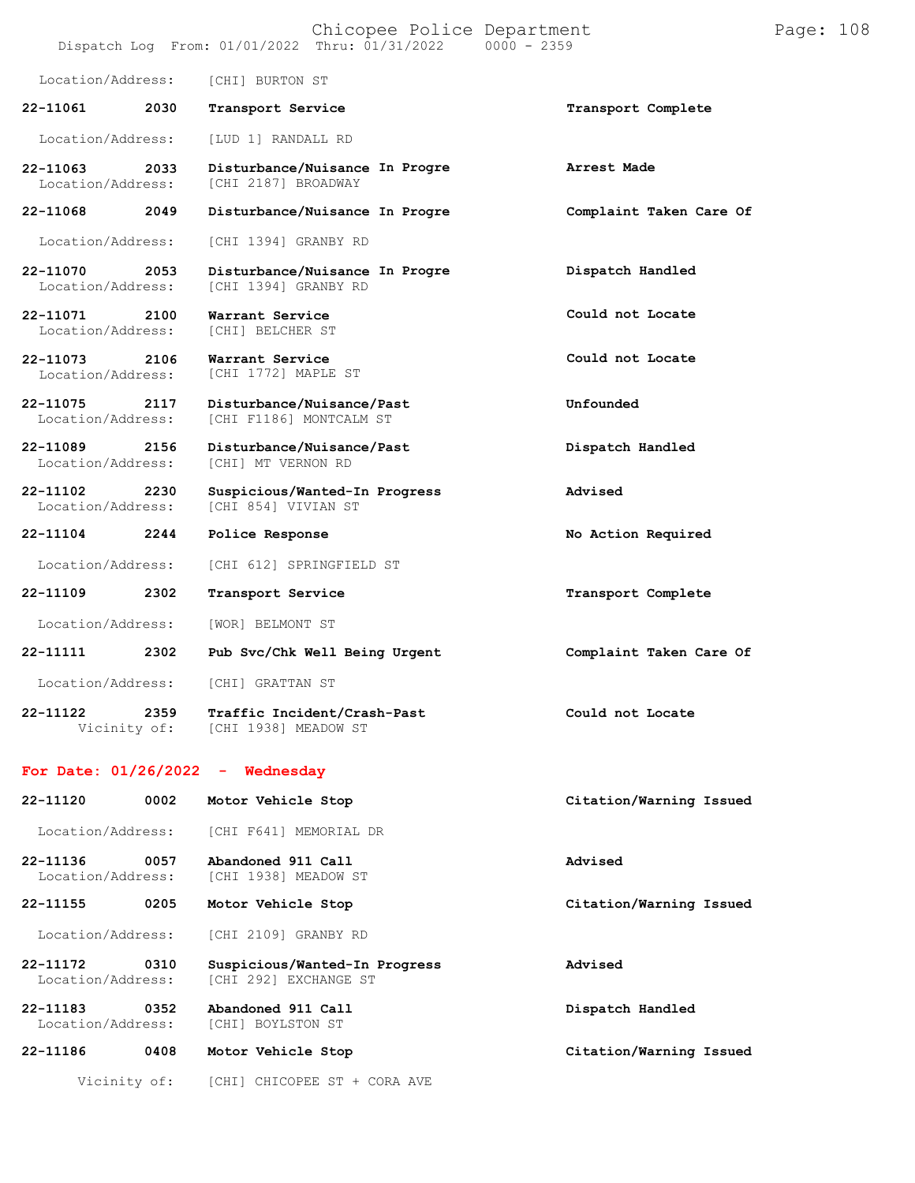Location/Address: [CHI] BURTON ST

**22-11061** 2030 **Transport Service** **Transport Complete**
Location/Address: [LUD 1] RANDALL RD

**22-11063** 2033 **Disturbance/Nuisance In Progre** **Arrest Made**
Location/Address: [CHI 2187] BROADWAY

**22-11068** 2049 **Disturbance/Nuisance In Progre** **Complaint Taken Care Of**
Location/Address: [CHI 1394] GRANBY RD

**22-11070** 2053 **Disturbance/Nuisance In Progre** **Dispatch Handled**
Location/Address: [CHI 1394] GRANBY RD

**22-11071** 2100 **Warrant Service** **Could not Locate**
Location/Address: [CHI] BELCHER ST

**22-11073** 2106 **Warrant Service** **Could not Locate**
Location/Address: [CHI 1772] MAPLE ST

**22-11075** 2117 **Disturbance/Nuisance/Past** **Unfounded**
Location/Address: [CHI F1186] MONTCALM ST

**22-11089** 2156 **Disturbance/Nuisance/Past** **Dispatch Handled**
Location/Address: [CHI] MT VERNON RD

**22-11102** 2230 **Suspicious/Wanted-In Progress** **Advised**
Location/Address: [CHI 854] VIVIAN ST

**22-11104** 2244 **Police Response** **No Action Required**
Location/Address: [CHI 612] SPRINGFIELD ST

**22-11109** 2302 **Transport Service** **Transport Complete**
Location/Address: [WOR] BELMONT ST

**22-11111** 2302 **Pub Svc/Chk Well Being Urgent** **Complaint Taken Care Of**
Location/Address: [CHI] GRATTAN ST

**22-11122** 2359 **Traffic Incident/Crash-Past** **Could not Locate**
Vicinity of: [CHI 1938] MEADOW ST

## For Date: 01/26/2022 - Wednesday

**22-11120** 0002 **Motor Vehicle Stop** **Citation/Warning Issued**
Location/Address: [CHI F641] MEMORIAL DR

**22-11136** 0057 **Abandoned 911 Call** **Advised**
Location/Address: [CHI 1938] MEADOW ST

**22-11155** 0205 **Motor Vehicle Stop** **Citation/Warning Issued**
Location/Address: [CHI 2109] GRANBY RD

**22-11172** 0310 **Suspicious/Wanted-In Progress** **Advised**
Location/Address: [CHI 292] EXCHANGE ST

**22-11183** 0352 **Abandoned 911 Call** **Dispatch Handled**
Location/Address: [CHI] BOYLSTON ST

**22-11186** 0408 **Motor Vehicle Stop** **Citation/Warning Issued**
Vicinity of: [CHI] CHICOPEE ST + CORA AVE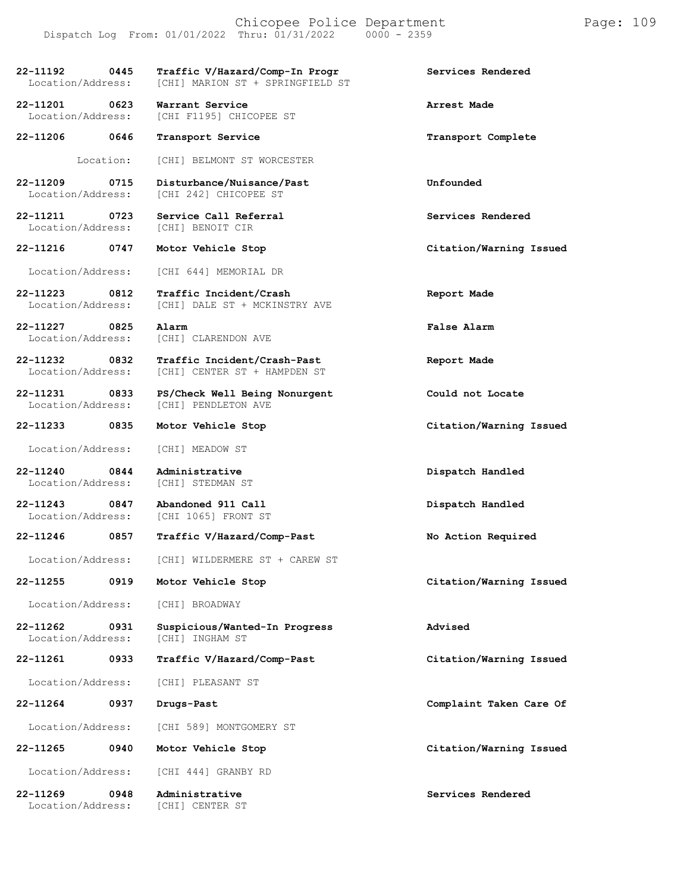Dispatch Log From: 01/01/2022 Thru: 01/31/2022 0000 - 2359

| Call Number | Time | Call Reason | Action |
| --- | --- | --- | --- |
| 22-11192 | 0445 | Traffic V/Hazard/Comp-In Progr | Services Rendered |
| Location/Address: | | [CHI] MARION ST + SPRINGFIELD ST | |
| 22-11201 | 0623 | Warrant Service | Arrest Made |
| Location/Address: | | [CHI F1195] CHICOPEE ST | |
| 22-11206 | 0646 | Transport Service | Transport Complete |
| Location: | | [CHI] BELMONT ST WORCESTER | |
| 22-11209 | 0715 | Disturbance/Nuisance/Past | Unfounded |
| Location/Address: | | [CHI 242] CHICOPEE ST | |
| 22-11211 | 0723 | Service Call Referral | Services Rendered |
| Location/Address: | | [CHI] BENOIT CIR | |
| 22-11216 | 0747 | Motor Vehicle Stop | Citation/Warning Issued |
| Location/Address: | | [CHI 644] MEMORIAL DR | |
| 22-11223 | 0812 | Traffic Incident/Crash | Report Made |
| Location/Address: | | [CHI] DALE ST + MCKINSTRY AVE | |
| 22-11227 | 0825 | Alarm | False Alarm |
| Location/Address: | | [CHI] CLARENDON AVE | |
| 22-11232 | 0832 | Traffic Incident/Crash-Past | Report Made |
| Location/Address: | | [CHI] CENTER ST + HAMPDEN ST | |
| 22-11231 | 0833 | PS/Check Well Being Nonurgent | Could not Locate |
| Location/Address: | | [CHI] PENDLETON AVE | |
| 22-11233 | 0835 | Motor Vehicle Stop | Citation/Warning Issued |
| Location/Address: | | [CHI] MEADOW ST | |
| 22-11240 | 0844 | Administrative | Dispatch Handled |
| Location/Address: | | [CHI] STEDMAN ST | |
| 22-11243 | 0847 | Abandoned 911 Call | Dispatch Handled |
| Location/Address: | | [CHI 1065] FRONT ST | |
| 22-11246 | 0857 | Traffic V/Hazard/Comp-Past | No Action Required |
| Location/Address: | | [CHI] WILDERMERE ST + CAREW ST | |
| 22-11255 | 0919 | Motor Vehicle Stop | Citation/Warning Issued |
| Location/Address: | | [CHI] BROADWAY | |
| 22-11262 | 0931 | Suspicious/Wanted-In Progress | Advised |
| Location/Address: | | [CHI] INGHAM ST | |
| 22-11261 | 0933 | Traffic V/Hazard/Comp-Past | Citation/Warning Issued |
| Location/Address: | | [CHI] PLEASANT ST | |
| 22-11264 | 0937 | Drugs-Past | Complaint Taken Care Of |
| Location/Address: | | [CHI 589] MONTGOMERY ST | |
| 22-11265 | 0940 | Motor Vehicle Stop | Citation/Warning Issued |
| Location/Address: | | [CHI 444] GRANBY RD | |
| 22-11269 | 0948 | Administrative | Services Rendered |
| Location/Address: | | [CHI] CENTER ST | |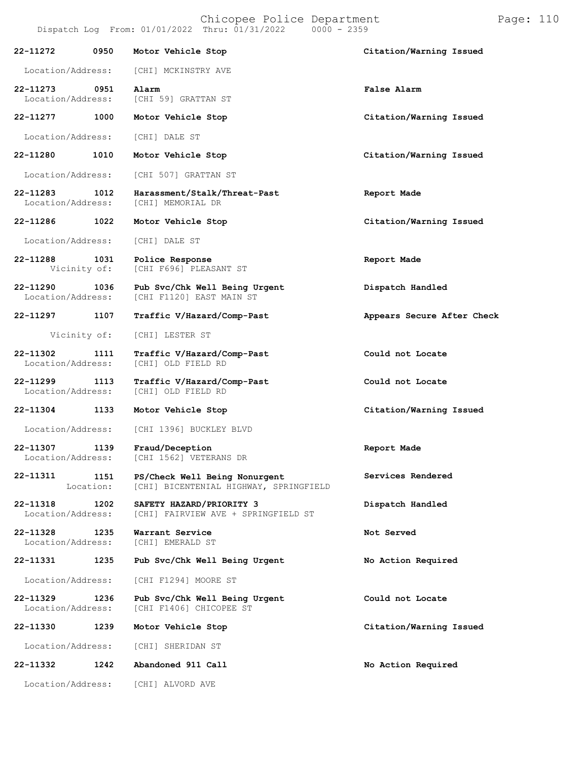Dispatch Log From: 01/01/2022 Thru: 01/31/2022 0000 - 2359

| Call # | Time | Call Reason | Action |
|---|---|---|---|
| 22-11272 | 0950 | Motor Vehicle Stop | Citation/Warning Issued |
| Location/Address: | | [CHI] MCKINSTRY AVE | |
| 22-11273 | 0951 | Alarm | False Alarm |
| Location/Address: | | [CHI 59] GRATTAN ST | |
| 22-11277 | 1000 | Motor Vehicle Stop | Citation/Warning Issued |
| Location/Address: | | [CHI] DALE ST | |
| 22-11280 | 1010 | Motor Vehicle Stop | Citation/Warning Issued |
| Location/Address: | | [CHI 507] GRATTAN ST | |
| 22-11283 | 1012 | Harassment/Stalk/Threat-Past | Report Made |
| Location/Address: | | [CHI] MEMORIAL DR | |
| 22-11286 | 1022 | Motor Vehicle Stop | Citation/Warning Issued |
| Location/Address: | | [CHI] DALE ST | |
| 22-11288 | 1031 | Police Response | Report Made |
| Vicinity of: | | [CHI F696] PLEASANT ST | |
| 22-11290 | 1036 | Pub Svc/Chk Well Being Urgent | Dispatch Handled |
| Location/Address: | | [CHI F1120] EAST MAIN ST | |
| 22-11297 | 1107 | Traffic V/Hazard/Comp-Past | Appears Secure After Check |
| Vicinity of: | | [CHI] LESTER ST | |
| 22-11302 | 1111 | Traffic V/Hazard/Comp-Past | Could not Locate |
| Location/Address: | | [CHI] OLD FIELD RD | |
| 22-11299 | 1113 | Traffic V/Hazard/Comp-Past | Could not Locate |
| Location/Address: | | [CHI] OLD FIELD RD | |
| 22-11304 | 1133 | Motor Vehicle Stop | Citation/Warning Issued |
| Location/Address: | | [CHI 1396] BUCKLEY BLVD | |
| 22-11307 | 1139 | Fraud/Deception | Report Made |
| Location/Address: | | [CHI 1562] VETERANS DR | |
| 22-11311 | 1151 | PS/Check Well Being Nonurgent | Services Rendered |
| Location: | | [CHI] BICENTENIAL HIGHWAY, SPRINGFIELD | |
| 22-11318 | 1202 | SAFETY HAZARD/PRIORITY 3 | Dispatch Handled |
| Location/Address: | | [CHI] FAIRVIEW AVE + SPRINGFIELD ST | |
| 22-11328 | 1235 | Warrant Service | Not Served |
| Location/Address: | | [CHI] EMERALD ST | |
| 22-11331 | 1235 | Pub Svc/Chk Well Being Urgent | No Action Required |
| Location/Address: | | [CHI F1294] MOORE ST | |
| 22-11329 | 1236 | Pub Svc/Chk Well Being Urgent | Could not Locate |
| Location/Address: | | [CHI F1406] CHICOPEE ST | |
| 22-11330 | 1239 | Motor Vehicle Stop | Citation/Warning Issued |
| Location/Address: | | [CHI] SHERIDAN ST | |
| 22-11332 | 1242 | Abandoned 911 Call | No Action Required |
| Location/Address: | | [CHI] ALVORD AVE | |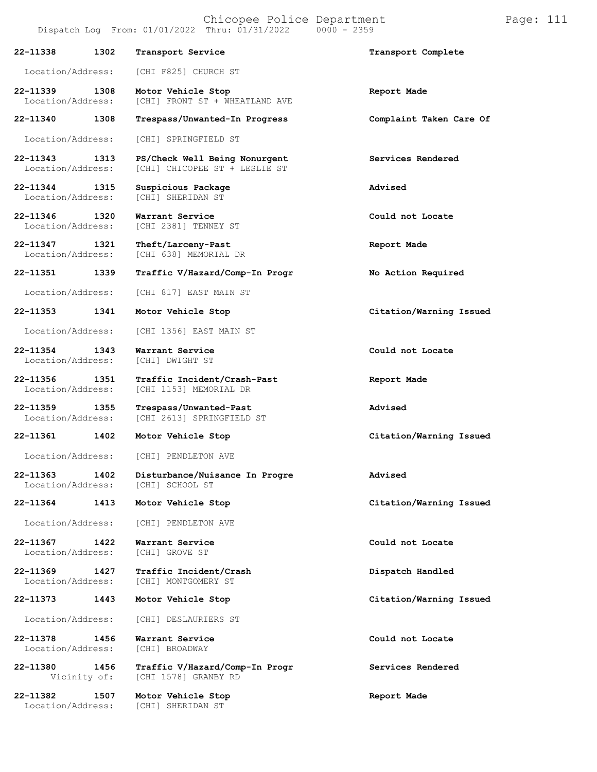| Call # | Time | Call Type | Disposition |
|---|---|---|---|
| 22-11338 | 1302 | Transport Service | Transport Complete |
| Location/Address: | | [CHI F825] CHURCH ST | |
| 22-11339 | 1308 | Motor Vehicle Stop | Report Made |
| Location/Address: | | [CHI] FRONT ST + WHEATLAND AVE | |
| 22-11340 | 1308 | Trespass/Unwanted-In Progress | Complaint Taken Care Of |
| Location/Address: | | [CHI] SPRINGFIELD ST | |
| 22-11343 | 1313 | PS/Check Well Being Nonurgent | Services Rendered |
| Location/Address: | | [CHI] CHICOPEE ST + LESLIE ST | |
| 22-11344 | 1315 | Suspicious Package | Advised |
| Location/Address: | | [CHI] SHERIDAN ST | |
| 22-11346 | 1320 | Warrant Service | Could not Locate |
| Location/Address: | | [CHI 2381] TENNEY ST | |
| 22-11347 | 1321 | Theft/Larceny-Past | Report Made |
| Location/Address: | | [CHI 638] MEMORIAL DR | |
| 22-11351 | 1339 | Traffic V/Hazard/Comp-In Progr | No Action Required |
| Location/Address: | | [CHI 817] EAST MAIN ST | |
| 22-11353 | 1341 | Motor Vehicle Stop | Citation/Warning Issued |
| Location/Address: | | [CHI 1356] EAST MAIN ST | |
| 22-11354 | 1343 | Warrant Service | Could not Locate |
| Location/Address: | | [CHI] DWIGHT ST | |
| 22-11356 | 1351 | Traffic Incident/Crash-Past | Report Made |
| Location/Address: | | [CHI 1153] MEMORIAL DR | |
| 22-11359 | 1355 | Trespass/Unwanted-Past | Advised |
| Location/Address: | | [CHI 2613] SPRINGFIELD ST | |
| 22-11361 | 1402 | Motor Vehicle Stop | Citation/Warning Issued |
| Location/Address: | | [CHI] PENDLETON AVE | |
| 22-11363 | 1402 | Disturbance/Nuisance In Progre | Advised |
| Location/Address: | | [CHI] SCHOOL ST | |
| 22-11364 | 1413 | Motor Vehicle Stop | Citation/Warning Issued |
| Location/Address: | | [CHI] PENDLETON AVE | |
| 22-11367 | 1422 | Warrant Service | Could not Locate |
| Location/Address: | | [CHI] GROVE ST | |
| 22-11369 | 1427 | Traffic Incident/Crash | Dispatch Handled |
| Location/Address: | | [CHI] MONTGOMERY ST | |
| 22-11373 | 1443 | Motor Vehicle Stop | Citation/Warning Issued |
| Location/Address: | | [CHI] DESLAURIERS ST | |
| 22-11378 | 1456 | Warrant Service | Could not Locate |
| Location/Address: | | [CHI] BROADWAY | |
| 22-11380 | 1456 | Traffic V/Hazard/Comp-In Progr | Services Rendered |
| Vicinity of: | | [CHI 1578] GRANBY RD | |
| 22-11382 | 1507 | Motor Vehicle Stop | Report Made |
| Location/Address: | | [CHI] SHERIDAN ST | |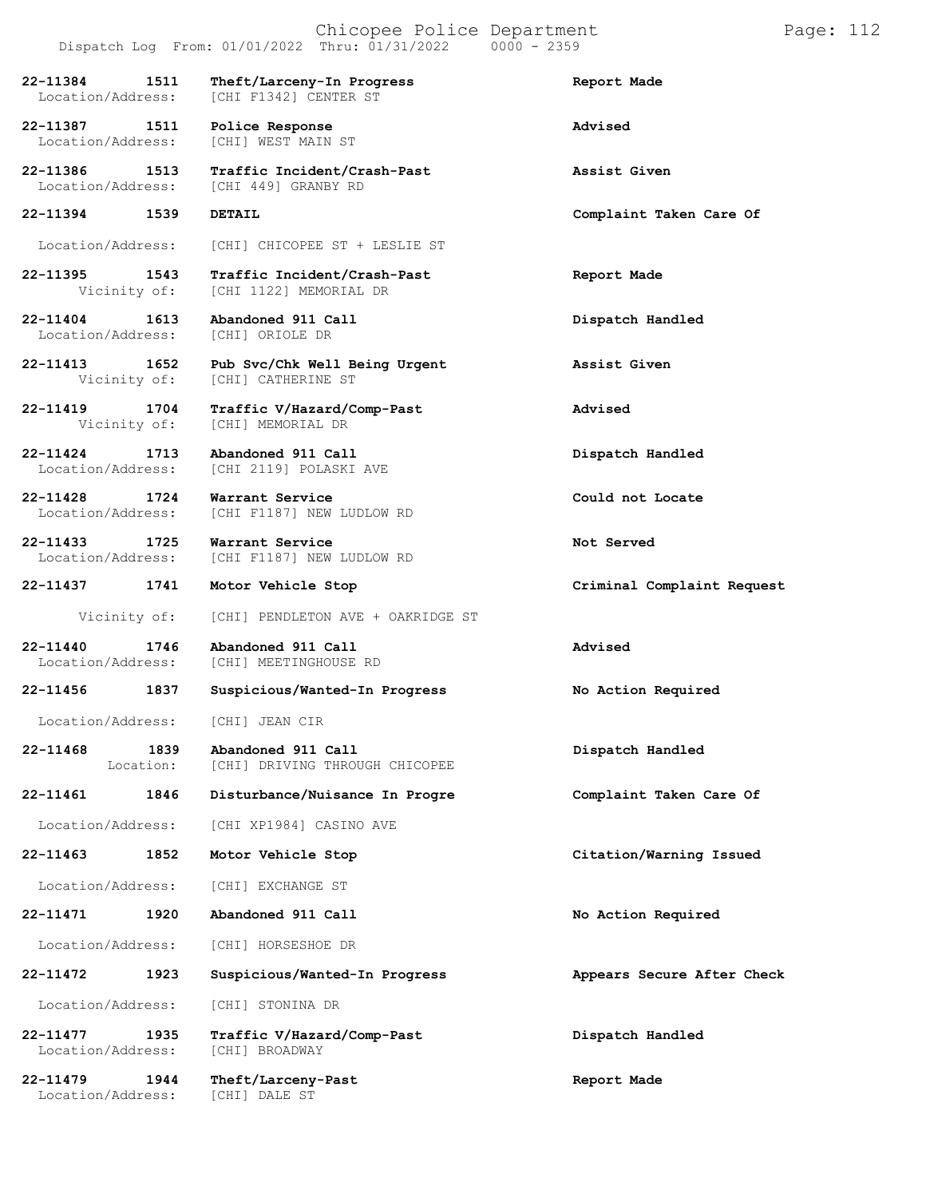Dispatch Log From: 01/01/2022 Thru: 01/31/2022 0000 - 2359

| Call Number | Time | Call Reason | Action |
|---|---|---|---|
| 22-11384 | 1511 | Theft/Larceny-In Progress | Report Made |
| Location/Address: | | [CHI F1342] CENTER ST | |
| 22-11387 | 1511 | Police Response | Advised |
| Location/Address: | | [CHI] WEST MAIN ST | |
| 22-11386 | 1513 | Traffic Incident/Crash-Past | Assist Given |
| Location/Address: | | [CHI 449] GRANBY RD | |
| 22-11394 | 1539 | DETAIL | Complaint Taken Care Of |
| Location/Address: | | [CHI] CHICOPEE ST + LESLIE ST | |
| 22-11395 | 1543 | Traffic Incident/Crash-Past | Report Made |
| Vicinity of: | | [CHI 1122] MEMORIAL DR | |
| 22-11404 | 1613 | Abandoned 911 Call | Dispatch Handled |
| Location/Address: | | [CHI] ORIOLE DR | |
| 22-11413 | 1652 | Pub Svc/Chk Well Being Urgent | Assist Given |
| Vicinity of: | | [CHI] CATHERINE ST | |
| 22-11419 | 1704 | Traffic V/Hazard/Comp-Past | Advised |
| Vicinity of: | | [CHI] MEMORIAL DR | |
| 22-11424 | 1713 | Abandoned 911 Call | Dispatch Handled |
| Location/Address: | | [CHI 2119] POLASKI AVE | |
| 22-11428 | 1724 | Warrant Service | Could not Locate |
| Location/Address: | | [CHI F1187] NEW LUDLOW RD | |
| 22-11433 | 1725 | Warrant Service | Not Served |
| Location/Address: | | [CHI F1187] NEW LUDLOW RD | |
| 22-11437 | 1741 | Motor Vehicle Stop | Criminal Complaint Request |
| Vicinity of: | | [CHI] PENDLETON AVE + OAKRIDGE ST | |
| 22-11440 | 1746 | Abandoned 911 Call | Advised |
| Location/Address: | | [CHI] MEETINGHOUSE RD | |
| 22-11456 | 1837 | Suspicious/Wanted-In Progress | No Action Required |
| Location/Address: | | [CHI] JEAN CIR | |
| 22-11468 | 1839 | Abandoned 911 Call | Dispatch Handled |
| Location: | | [CHI] DRIVING THROUGH CHICOPEE | |
| 22-11461 | 1846 | Disturbance/Nuisance In Progre | Complaint Taken Care Of |
| Location/Address: | | [CHI XP1984] CASINO AVE | |
| 22-11463 | 1852 | Motor Vehicle Stop | Citation/Warning Issued |
| Location/Address: | | [CHI] EXCHANGE ST | |
| 22-11471 | 1920 | Abandoned 911 Call | No Action Required |
| Location/Address: | | [CHI] HORSESHOE DR | |
| 22-11472 | 1923 | Suspicious/Wanted-In Progress | Appears Secure After Check |
| Location/Address: | | [CHI] STONINA DR | |
| 22-11477 | 1935 | Traffic V/Hazard/Comp-Past | Dispatch Handled |
| Location/Address: | | [CHI] BROADWAY | |
| 22-11479 | 1944 | Theft/Larceny-Past | Report Made |
| Location/Address: | | [CHI] DALE ST | |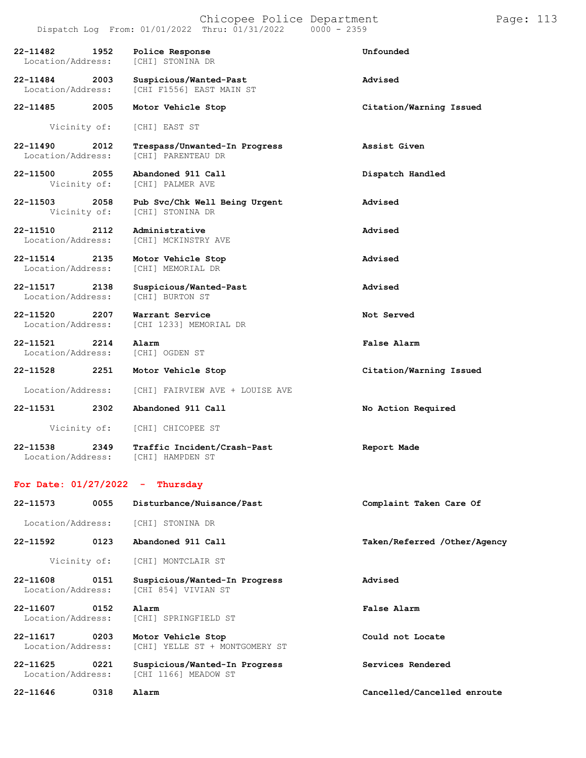| Call # | Time | Call Type | Disposition |
|---|---|---|---|
| 22-11482 | 1952 | Police Response | Unfounded |
| Location/Address: | | [CHI] STONINA DR | |
| 22-11484 | 2003 | Suspicious/Wanted-Past | Advised |
| Location/Address: | | [CHI F1556] EAST MAIN ST | |
| 22-11485 | 2005 | Motor Vehicle Stop | Citation/Warning Issued |
| Vicinity of: | | [CHI] EAST ST | |
| 22-11490 | 2012 | Trespass/Unwanted-In Progress | Assist Given |
| Location/Address: | | [CHI] PARENTEAU DR | |
| 22-11500 | 2055 | Abandoned 911 Call | Dispatch Handled |
| Vicinity of: | | [CHI] PALMER AVE | |
| 22-11503 | 2058 | Pub Svc/Chk Well Being Urgent | Advised |
| Vicinity of: | | [CHI] STONINA DR | |
| 22-11510 | 2112 | Administrative | Advised |
| Location/Address: | | [CHI] MCKINSTRY AVE | |
| 22-11514 | 2135 | Motor Vehicle Stop | Advised |
| Location/Address: | | [CHI] MEMORIAL DR | |
| 22-11517 | 2138 | Suspicious/Wanted-Past | Advised |
| Location/Address: | | [CHI] BURTON ST | |
| 22-11520 | 2207 | Warrant Service | Not Served |
| Location/Address: | | [CHI 1233] MEMORIAL DR | |
| 22-11521 | 2214 | Alarm | False Alarm |
| Location/Address: | | [CHI] OGDEN ST | |
| 22-11528 | 2251 | Motor Vehicle Stop | Citation/Warning Issued |
| Location/Address: | | [CHI] FAIRVIEW AVE + LOUISE AVE | |
| 22-11531 | 2302 | Abandoned 911 Call | No Action Required |
| Vicinity of: | | [CHI] CHICOPEE ST | |
| 22-11538 | 2349 | Traffic Incident/Crash-Past | Report Made |
| Location/Address: | | [CHI] HAMPDEN ST | |

## For Date: 01/27/2022 - Thursday

| Call # | Time | Call Type | Disposition |
|---|---|---|---|
| 22-11573 | 0055 | Disturbance/Nuisance/Past | Complaint Taken Care Of |
| Location/Address: | | [CHI] STONINA DR | |
| 22-11592 | 0123 | Abandoned 911 Call | Taken/Referred /Other/Agency |
| Vicinity of: | | [CHI] MONTCLAIR ST | |
| 22-11608 | 0151 | Suspicious/Wanted-In Progress | Advised |
| Location/Address: | | [CHI 854] VIVIAN ST | |
| 22-11607 | 0152 | Alarm | False Alarm |
| Location/Address: | | [CHI] SPRINGFIELD ST | |
| 22-11617 | 0203 | Motor Vehicle Stop | Could not Locate |
| Location/Address: | | [CHI] YELLE ST + MONTGOMERY ST | |
| 22-11625 | 0221 | Suspicious/Wanted-In Progress | Services Rendered |
| Location/Address: | | [CHI 1166] MEADOW ST | |
| 22-11646 | 0318 | Alarm | Cancelled/Cancelled enroute |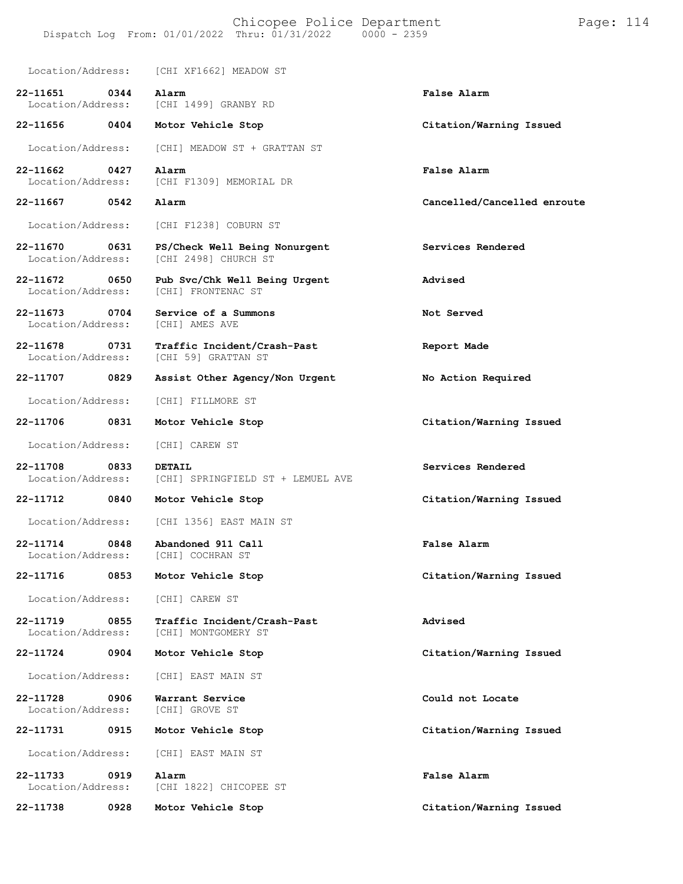Location/Address: [CHI XF1662] MEADOW ST

**22-11651 0344 Alarm** **False Alarm**
Location/Address: [CHI 1499] GRANBY RD

**22-11656 0404 Motor Vehicle Stop** **Citation/Warning Issued**
Location/Address: [CHI] MEADOW ST + GRATTAN ST

**22-11662 0427 Alarm** **False Alarm**
Location/Address: [CHI F1309] MEMORIAL DR

**22-11667 0542 Alarm** **Cancelled/Cancelled enroute**
Location/Address: [CHI F1238] COBURN ST

**22-11670 0631 PS/Check Well Being Nonurgent** **Services Rendered**
Location/Address: [CHI 2498] CHURCH ST

**22-11672 0650 Pub Svc/Chk Well Being Urgent** **Advised**
Location/Address: [CHI] FRONTENAC ST

**22-11673 0704 Service of a Summons** **Not Served**
Location/Address: [CHI] AMES AVE

**22-11678 0731 Traffic Incident/Crash-Past** **Report Made**
Location/Address: [CHI 59] GRATTAN ST

**22-11707 0829 Assist Other Agency/Non Urgent** **No Action Required**
Location/Address: [CHI] FILLMORE ST

**22-11706 0831 Motor Vehicle Stop** **Citation/Warning Issued**
Location/Address: [CHI] CAREW ST

**22-11708 0833 DETAIL** **Services Rendered**
Location/Address: [CHI] SPRINGFIELD ST + LEMUEL AVE

**22-11712 0840 Motor Vehicle Stop** **Citation/Warning Issued**
Location/Address: [CHI 1356] EAST MAIN ST

**22-11714 0848 Abandoned 911 Call** **False Alarm**
Location/Address: [CHI] COCHRAN ST

**22-11716 0853 Motor Vehicle Stop** **Citation/Warning Issued**
Location/Address: [CHI] CAREW ST

**22-11719 0855 Traffic Incident/Crash-Past** **Advised**
Location/Address: [CHI] MONTGOMERY ST

**22-11724 0904 Motor Vehicle Stop** **Citation/Warning Issued**
Location/Address: [CHI] EAST MAIN ST

**22-11728 0906 Warrant Service** **Could not Locate**
Location/Address: [CHI] GROVE ST

**22-11731 0915 Motor Vehicle Stop** **Citation/Warning Issued**
Location/Address: [CHI] EAST MAIN ST

**22-11733 0919 Alarm** **False Alarm**
Location/Address: [CHI 1822] CHICOPEE ST

**22-11738 0928 Motor Vehicle Stop** **Citation/Warning Issued**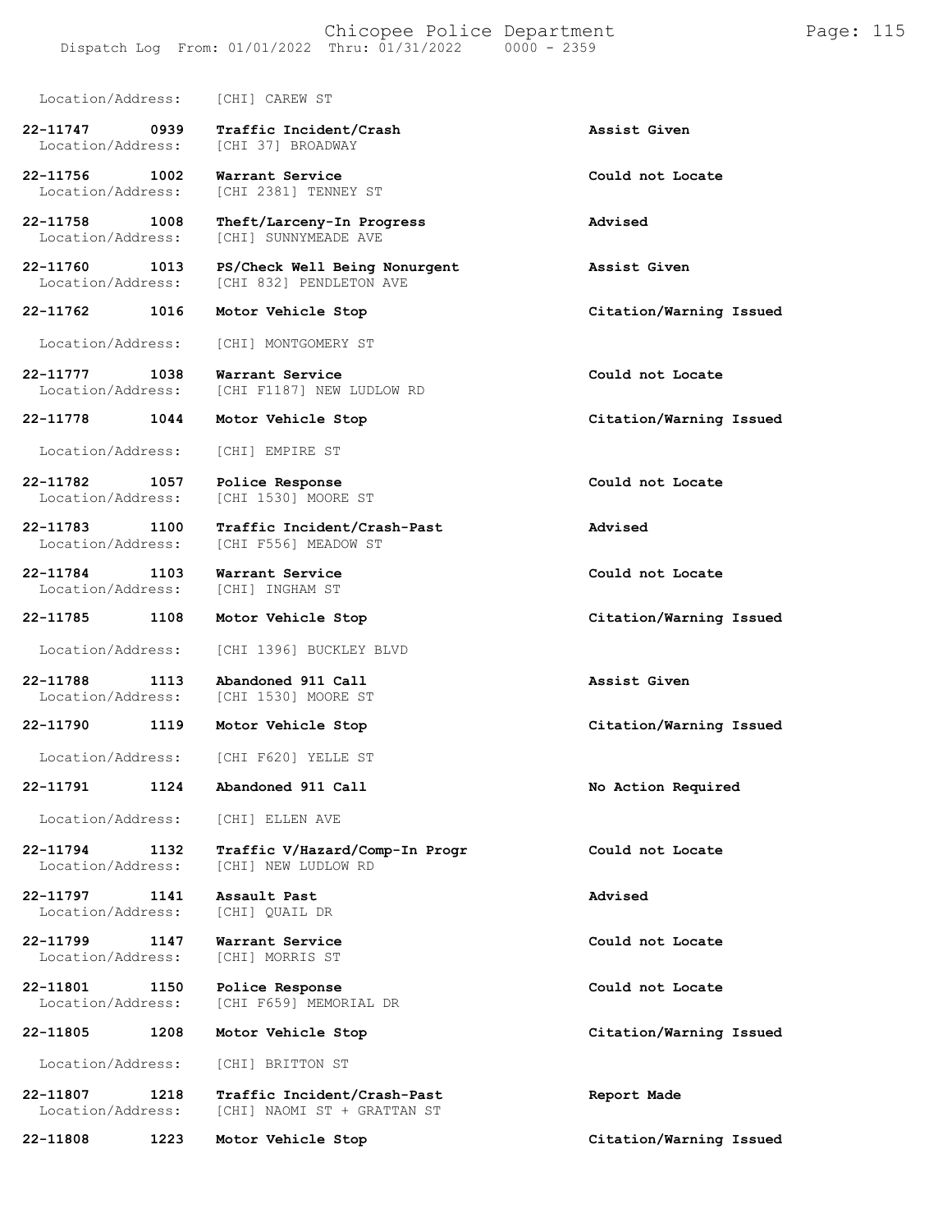Location/Address: [CHI] CAREW ST

**22-11747 0939 Traffic Incident/Crash** **Assist Given**
Location/Address: [CHI 37] BROADWAY

**22-11756 1002 Warrant Service** **Could not Locate**
Location/Address: [CHI 2381] TENNEY ST

**22-11758 1008 Theft/Larceny-In Progress** **Advised**
Location/Address: [CHI] SUNNYMEADE AVE

**22-11760 1013 PS/Check Well Being Nonurgent** **Assist Given**
Location/Address: [CHI 832] PENDLETON AVE

**22-11762 1016 Motor Vehicle Stop** **Citation/Warning Issued**
Location/Address: [CHI] MONTGOMERY ST

**22-11777 1038 Warrant Service** **Could not Locate**
Location/Address: [CHI F1187] NEW LUDLOW RD

**22-11778 1044 Motor Vehicle Stop** **Citation/Warning Issued**
Location/Address: [CHI] EMPIRE ST

**22-11782 1057 Police Response** **Could not Locate**
Location/Address: [CHI 1530] MOORE ST

**22-11783 1100 Traffic Incident/Crash-Past** **Advised**
Location/Address: [CHI F556] MEADOW ST

**22-11784 1103 Warrant Service** **Could not Locate**
Location/Address: [CHI] INGHAM ST

**22-11785 1108 Motor Vehicle Stop** **Citation/Warning Issued**
Location/Address: [CHI 1396] BUCKLEY BLVD

**22-11788 1113 Abandoned 911 Call** **Assist Given**
Location/Address: [CHI 1530] MOORE ST

**22-11790 1119 Motor Vehicle Stop** **Citation/Warning Issued**
Location/Address: [CHI F620] YELLE ST

**22-11791 1124 Abandoned 911 Call** **No Action Required**
Location/Address: [CHI] ELLEN AVE

**22-11794 1132 Traffic V/Hazard/Comp-In Progr** **Could not Locate**
Location/Address: [CHI] NEW LUDLOW RD

**22-11797 1141 Assault Past** **Advised**
Location/Address: [CHI] QUAIL DR

**22-11799 1147 Warrant Service** **Could not Locate**
Location/Address: [CHI] MORRIS ST

**22-11801 1150 Police Response** **Could not Locate**
Location/Address: [CHI F659] MEMORIAL DR

**22-11805 1208 Motor Vehicle Stop** **Citation/Warning Issued**
Location/Address: [CHI] BRITTON ST

**22-11807 1218 Traffic Incident/Crash-Past** **Report Made**
Location/Address: [CHI] NAOMI ST + GRATTAN ST

**22-11808 1223 Motor Vehicle Stop** **Citation/Warning Issued**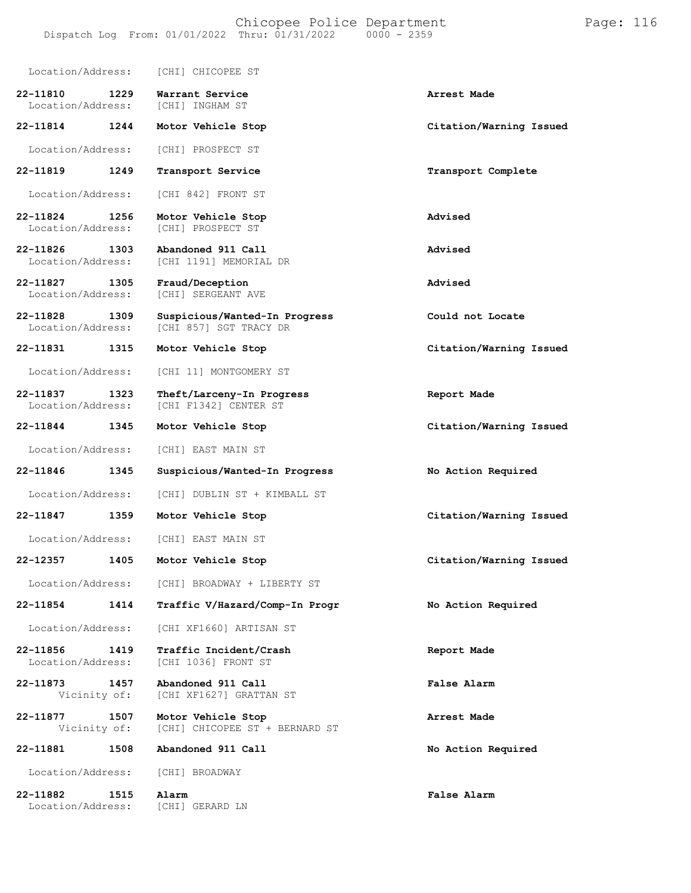Location/Address: [CHI] CHICOPEE ST

| Call Number | Time | Call Reason | Action |
|---|---|---|---|
| 22-11810 | 1229 | Warrant Service | Arrest Made |
| Location/Address: | | [CHI] INGHAM ST | |
| 22-11814 | 1244 | Motor Vehicle Stop | Citation/Warning Issued |
| Location/Address: | | [CHI] PROSPECT ST | |
| 22-11819 | 1249 | Transport Service | Transport Complete |
| Location/Address: | | [CHI 842] FRONT ST | |
| 22-11824 | 1256 | Motor Vehicle Stop | Advised |
| Location/Address: | | [CHI] PROSPECT ST | |
| 22-11826 | 1303 | Abandoned 911 Call | Advised |
| Location/Address: | | [CHI 1191] MEMORIAL DR | |
| 22-11827 | 1305 | Fraud/Deception | Advised |
| Location/Address: | | [CHI] SERGEANT AVE | |
| 22-11828 | 1309 | Suspicious/Wanted-In Progress | Could not Locate |
| Location/Address: | | [CHI 857] SGT TRACY DR | |
| 22-11831 | 1315 | Motor Vehicle Stop | Citation/Warning Issued |
| Location/Address: | | [CHI 11] MONTGOMERY ST | |
| 22-11837 | 1323 | Theft/Larceny-In Progress | Report Made |
| Location/Address: | | [CHI F1342] CENTER ST | |
| 22-11844 | 1345 | Motor Vehicle Stop | Citation/Warning Issued |
| Location/Address: | | [CHI] EAST MAIN ST | |
| 22-11846 | 1345 | Suspicious/Wanted-In Progress | No Action Required |
| Location/Address: | | [CHI] DUBLIN ST + KIMBALL ST | |
| 22-11847 | 1359 | Motor Vehicle Stop | Citation/Warning Issued |
| Location/Address: | | [CHI] EAST MAIN ST | |
| 22-12357 | 1405 | Motor Vehicle Stop | Citation/Warning Issued |
| Location/Address: | | [CHI] BROADWAY + LIBERTY ST | |
| 22-11854 | 1414 | Traffic V/Hazard/Comp-In Progr | No Action Required |
| Location/Address: | | [CHI XF1660] ARTISAN ST | |
| 22-11856 | 1419 | Traffic Incident/Crash | Report Made |
| Location/Address: | | [CHI 1036] FRONT ST | |
| 22-11873 | 1457 | Abandoned 911 Call | False Alarm |
| Vicinity of: | | [CHI XF1627] GRATTAN ST | |
| 22-11877 | 1507 | Motor Vehicle Stop | Arrest Made |
| Vicinity of: | | [CHI] CHICOPEE ST + BERNARD ST | |
| 22-11881 | 1508 | Abandoned 911 Call | No Action Required |
| Location/Address: | | [CHI] BROADWAY | |
| 22-11882 | 1515 | Alarm | False Alarm |
| Location/Address: | | [CHI] GERARD LN | |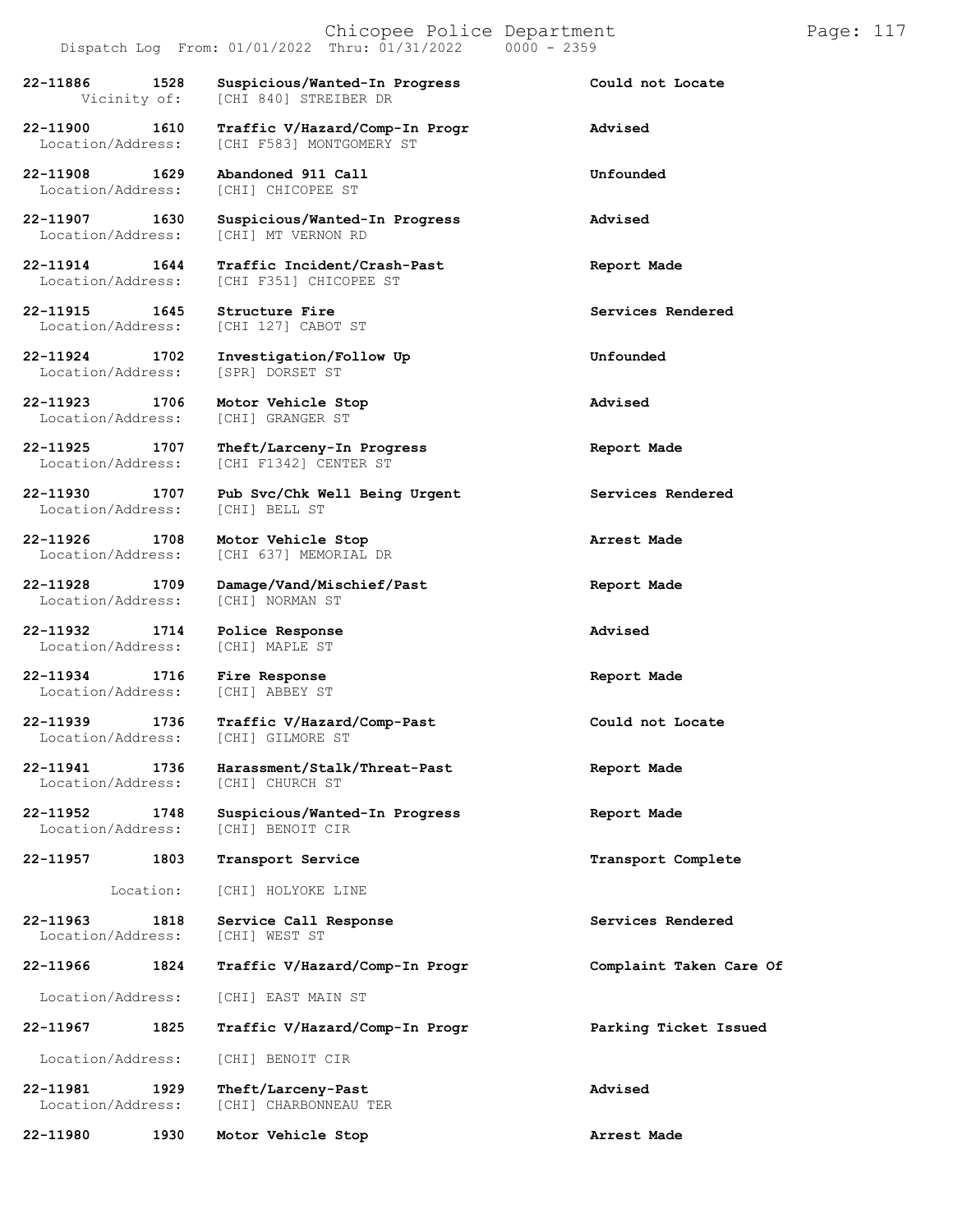| Call Number | Time | Call Reason | Action |
|---|---|---|---|
| 22-11886 | 1528 | Suspicious/Wanted-In Progress | Could not Locate |
| Vicinity of: | | [CHI 840] STREIBER DR | |
| 22-11900 | 1610 | Traffic V/Hazard/Comp-In Progr | Advised |
| Location/Address: | | [CHI F583] MONTGOMERY ST | |
| 22-11908 | 1629 | Abandoned 911 Call | Unfounded |
| Location/Address: | | [CHI] CHICOPEE ST | |
| 22-11907 | 1630 | Suspicious/Wanted-In Progress | Advised |
| Location/Address: | | [CHI] MT VERNON RD | |
| 22-11914 | 1644 | Traffic Incident/Crash-Past | Report Made |
| Location/Address: | | [CHI F351] CHICOPEE ST | |
| 22-11915 | 1645 | Structure Fire | Services Rendered |
| Location/Address: | | [CHI 127] CABOT ST | |
| 22-11924 | 1702 | Investigation/Follow Up | Unfounded |
| Location/Address: | | [SPR] DORSET ST | |
| 22-11923 | 1706 | Motor Vehicle Stop | Advised |
| Location/Address: | | [CHI] GRANGER ST | |
| 22-11925 | 1707 | Theft/Larceny-In Progress | Report Made |
| Location/Address: | | [CHI F1342] CENTER ST | |
| 22-11930 | 1707 | Pub Svc/Chk Well Being Urgent | Services Rendered |
| Location/Address: | | [CHI] BELL ST | |
| 22-11926 | 1708 | Motor Vehicle Stop | Arrest Made |
| Location/Address: | | [CHI 637] MEMORIAL DR | |
| 22-11928 | 1709 | Damage/Vand/Mischief/Past | Report Made |
| Location/Address: | | [CHI] NORMAN ST | |
| 22-11932 | 1714 | Police Response | Advised |
| Location/Address: | | [CHI] MAPLE ST | |
| 22-11934 | 1716 | Fire Response | Report Made |
| Location/Address: | | [CHI] ABBEY ST | |
| 22-11939 | 1736 | Traffic V/Hazard/Comp-Past | Could not Locate |
| Location/Address: | | [CHI] GILMORE ST | |
| 22-11941 | 1736 | Harassment/Stalk/Threat-Past | Report Made |
| Location/Address: | | [CHI] CHURCH ST | |
| 22-11952 | 1748 | Suspicious/Wanted-In Progress | Report Made |
| Location/Address: | | [CHI] BENOIT CIR | |
| 22-11957 | 1803 | Transport Service | Transport Complete |
| Location: | | [CHI] HOLYOKE LINE | |
| 22-11963 | 1818 | Service Call Response | Services Rendered |
| Location/Address: | | [CHI] WEST ST | |
| 22-11966 | 1824 | Traffic V/Hazard/Comp-In Progr | Complaint Taken Care Of |
| Location/Address: | | [CHI] EAST MAIN ST | |
| 22-11967 | 1825 | Traffic V/Hazard/Comp-In Progr | Parking Ticket Issued |
| Location/Address: | | [CHI] BENOIT CIR | |
| 22-11981 | 1929 | Theft/Larceny-Past | Advised |
| Location/Address: | | [CHI] CHARBONNEAU TER | |
| 22-11980 | 1930 | Motor Vehicle Stop | Arrest Made |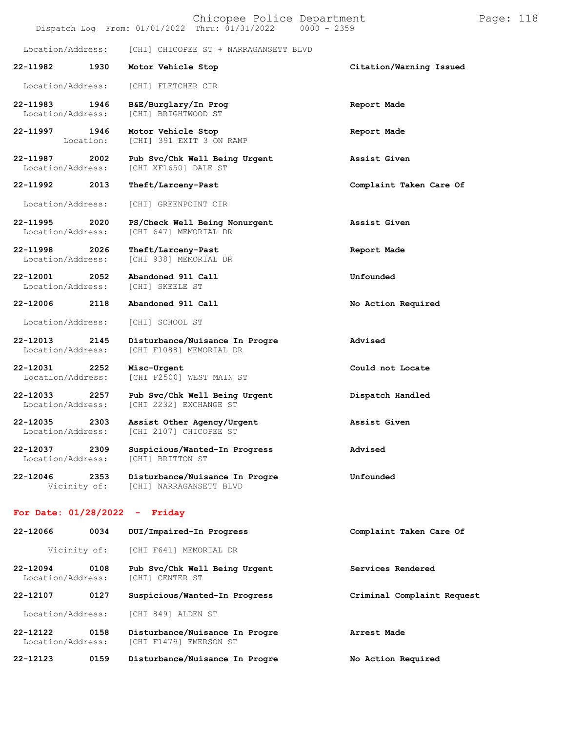Location/Address: [CHI] CHICOPEE ST + NARRAGANSETT BLVD

**22-11982 1930 Motor Vehicle Stop** **Citation/Warning Issued**
Location/Address: [CHI] FLETCHER CIR

**22-11983 1946 B&E/Burglary/In Prog** **Report Made**
Location/Address: [CHI] BRIGHTWOOD ST

**22-11997 1946 Motor Vehicle Stop** **Report Made**
Location: [CHI] 391 EXIT 3 ON RAMP

**22-11987 2002 Pub Svc/Chk Well Being Urgent** **Assist Given**
Location/Address: [CHI XF1650] DALE ST

**22-11992 2013 Theft/Larceny-Past** **Complaint Taken Care Of**
Location/Address: [CHI] GREENPOINT CIR

**22-11995 2020 PS/Check Well Being Nonurgent** **Assist Given**
Location/Address: [CHI 647] MEMORIAL DR

**22-11998 2026 Theft/Larceny-Past** **Report Made**
Location/Address: [CHI 938] MEMORIAL DR

**22-12001 2052 Abandoned 911 Call** **Unfounded**
Location/Address: [CHI] SKEELE ST

**22-12006 2118 Abandoned 911 Call** **No Action Required**
Location/Address: [CHI] SCHOOL ST

**22-12013 2145 Disturbance/Nuisance In Progre** **Advised**
Location/Address: [CHI F1088] MEMORIAL DR

**22-12031 2252 Misc-Urgent** **Could not Locate**
Location/Address: [CHI F2500] WEST MAIN ST

**22-12033 2257 Pub Svc/Chk Well Being Urgent** **Dispatch Handled**
Location/Address: [CHI 2232] EXCHANGE ST

**22-12035 2303 Assist Other Agency/Urgent** **Assist Given**
Location/Address: [CHI 2107] CHICOPEE ST

**22-12037 2309 Suspicious/Wanted-In Progress** **Advised**
Location/Address: [CHI] BRITTON ST

**22-12046 2353 Disturbance/Nuisance In Progre** **Unfounded**
Vicinity of: [CHI] NARRAGANSETT BLVD

## For Date: 01/28/2022 - Friday

**22-12066 0034 DUI/Impaired-In Progress** **Complaint Taken Care Of**
Vicinity of: [CHI F641] MEMORIAL DR

**22-12094 0108 Pub Svc/Chk Well Being Urgent** **Services Rendered**
Location/Address: [CHI] CENTER ST

**22-12107 0127 Suspicious/Wanted-In Progress** **Criminal Complaint Request**
Location/Address: [CHI 849] ALDEN ST

**22-12122 0158 Disturbance/Nuisance In Progre** **Arrest Made**
Location/Address: [CHI F1479] EMERSON ST

**22-12123 0159 Disturbance/Nuisance In Progre** **No Action Required**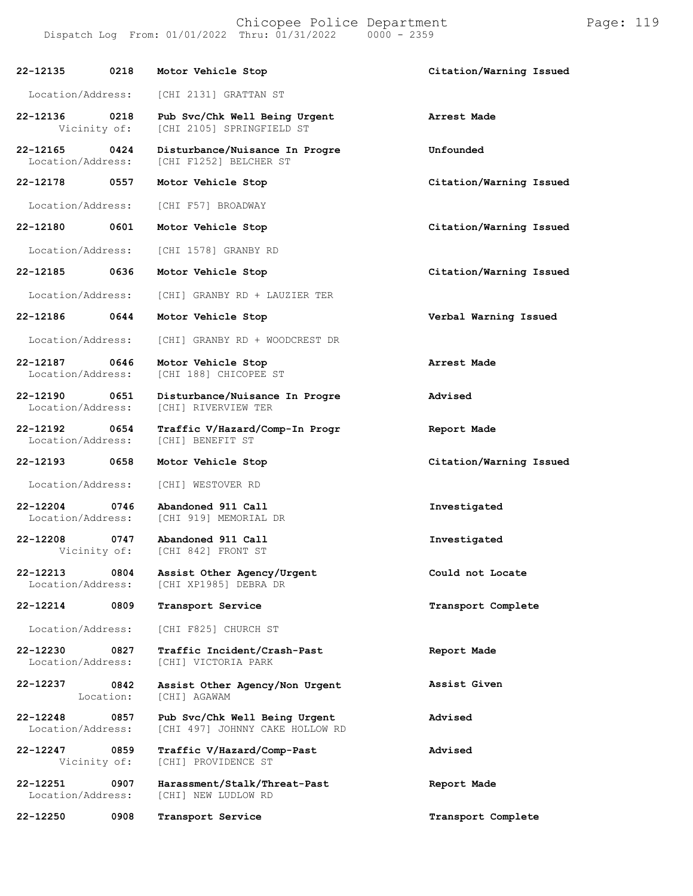| Call # | Time | Call Type | Disposition |
|---|---|---|---|
| **22-12135** | **0218** | **Motor Vehicle Stop** | **Citation/Warning Issued** |
| Location/Address: | | [CHI 2131] GRATTAN ST | |
| **22-12136** | **0218** | **Pub Svc/Chk Well Being Urgent** | **Arrest Made** |
| Vicinity of: | | [CHI 2105] SPRINGFIELD ST | |
| **22-12165** | **0424** | **Disturbance/Nuisance In Progre** | **Unfounded** |
| Location/Address: | | [CHI F1252] BELCHER ST | |
| **22-12178** | **0557** | **Motor Vehicle Stop** | **Citation/Warning Issued** |
| Location/Address: | | [CHI F57] BROADWAY | |
| **22-12180** | **0601** | **Motor Vehicle Stop** | **Citation/Warning Issued** |
| Location/Address: | | [CHI 1578] GRANBY RD | |
| **22-12185** | **0636** | **Motor Vehicle Stop** | **Citation/Warning Issued** |
| Location/Address: | | [CHI] GRANBY RD + LAUZIER TER | |
| **22-12186** | **0644** | **Motor Vehicle Stop** | **Verbal Warning Issued** |
| Location/Address: | | [CHI] GRANBY RD + WOODCREST DR | |
| **22-12187** | **0646** | **Motor Vehicle Stop** | **Arrest Made** |
| Location/Address: | | [CHI 188] CHICOPEE ST | |
| **22-12190** | **0651** | **Disturbance/Nuisance In Progre** | **Advised** |
| Location/Address: | | [CHI] RIVERVIEW TER | |
| **22-12192** | **0654** | **Traffic V/Hazard/Comp-In Progr** | **Report Made** |
| Location/Address: | | [CHI] BENEFIT ST | |
| **22-12193** | **0658** | **Motor Vehicle Stop** | **Citation/Warning Issued** |
| Location/Address: | | [CHI] WESTOVER RD | |
| **22-12204** | **0746** | **Abandoned 911 Call** | **Investigated** |
| Location/Address: | | [CHI 919] MEMORIAL DR | |
| **22-12208** | **0747** | **Abandoned 911 Call** | **Investigated** |
| Vicinity of: | | [CHI 842] FRONT ST | |
| **22-12213** | **0804** | **Assist Other Agency/Urgent** | **Could not Locate** |
| Location/Address: | | [CHI XP1985] DEBRA DR | |
| **22-12214** | **0809** | **Transport Service** | **Transport Complete** |
| Location/Address: | | [CHI F825] CHURCH ST | |
| **22-12230** | **0827** | **Traffic Incident/Crash-Past** | **Report Made** |
| Location/Address: | | [CHI] VICTORIA PARK | |
| **22-12237** | **0842** | **Assist Other Agency/Non Urgent** | **Assist Given** |
| Location: | | [CHI] AGAWAM | |
| **22-12248** | **0857** | **Pub Svc/Chk Well Being Urgent** | **Advised** |
| Location/Address: | | [CHI 497] JOHNNY CAKE HOLLOW RD | |
| **22-12247** | **0859** | **Traffic V/Hazard/Comp-Past** | **Advised** |
| Vicinity of: | | [CHI] PROVIDENCE ST | |
| **22-12251** | **0907** | **Harassment/Stalk/Threat-Past** | **Report Made** |
| Location/Address: | | [CHI] NEW LUDLOW RD | |
| **22-12250** | **0908** | **Transport Service** | **Transport Complete** |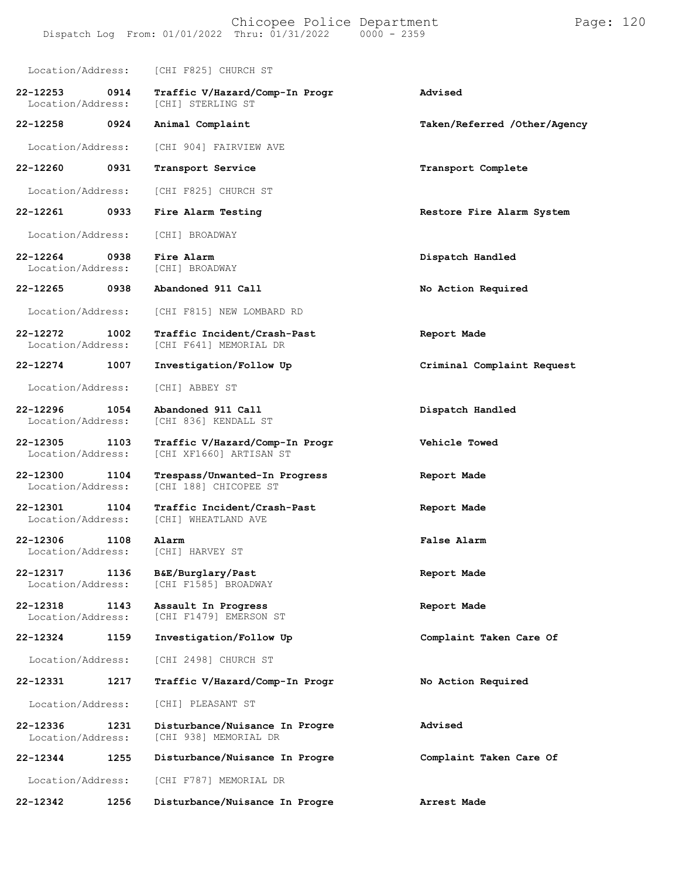Location/Address: [CHI F825] CHURCH ST

| | | | |
|---|---|---|---|
| **22-12253** | **0914** | **Traffic V/Hazard/Comp-In Progr** | **Advised** |
| Location/Address: | | [CHI] STERLING ST | |
| **22-12258** | **0924** | **Animal Complaint** | **Taken/Referred /Other/Agency** |
| Location/Address: | | [CHI 904] FAIRVIEW AVE | |
| **22-12260** | **0931** | **Transport Service** | **Transport Complete** |
| Location/Address: | | [CHI F825] CHURCH ST | |
| **22-12261** | **0933** | **Fire Alarm Testing** | **Restore Fire Alarm System** |
| Location/Address: | | [CHI] BROADWAY | |
| **22-12264** | **0938** | **Fire Alarm** | **Dispatch Handled** |
| Location/Address: | | [CHI] BROADWAY | |
| **22-12265** | **0938** | **Abandoned 911 Call** | **No Action Required** |
| Location/Address: | | [CHI F815] NEW LOMBARD RD | |
| **22-12272** | **1002** | **Traffic Incident/Crash-Past** | **Report Made** |
| Location/Address: | | [CHI F641] MEMORIAL DR | |
| **22-12274** | **1007** | **Investigation/Follow Up** | **Criminal Complaint Request** |
| Location/Address: | | [CHI] ABBEY ST | |
| **22-12296** | **1054** | **Abandoned 911 Call** | **Dispatch Handled** |
| Location/Address: | | [CHI 836] KENDALL ST | |
| **22-12305** | **1103** | **Traffic V/Hazard/Comp-In Progr** | **Vehicle Towed** |
| Location/Address: | | [CHI XF1660] ARTISAN ST | |
| **22-12300** | **1104** | **Trespass/Unwanted-In Progress** | **Report Made** |
| Location/Address: | | [CHI 188] CHICOPEE ST | |
| **22-12301** | **1104** | **Traffic Incident/Crash-Past** | **Report Made** |
| Location/Address: | | [CHI] WHEATLAND AVE | |
| **22-12306** | **1108** | **Alarm** | **False Alarm** |
| Location/Address: | | [CHI] HARVEY ST | |
| **22-12317** | **1136** | **B&E/Burglary/Past** | **Report Made** |
| Location/Address: | | [CHI F1585] BROADWAY | |
| **22-12318** | **1143** | **Assault In Progress** | **Report Made** |
| Location/Address: | | [CHI F1479] EMERSON ST | |
| **22-12324** | **1159** | **Investigation/Follow Up** | **Complaint Taken Care Of** |
| Location/Address: | | [CHI 2498] CHURCH ST | |
| **22-12331** | **1217** | **Traffic V/Hazard/Comp-In Progr** | **No Action Required** |
| Location/Address: | | [CHI] PLEASANT ST | |
| **22-12336** | **1231** | **Disturbance/Nuisance In Progre** | **Advised** |
| Location/Address: | | [CHI 938] MEMORIAL DR | |
| **22-12344** | **1255** | **Disturbance/Nuisance In Progre** | **Complaint Taken Care Of** |
| Location/Address: | | [CHI F787] MEMORIAL DR | |
| **22-12342** | **1256** | **Disturbance/Nuisance In Progre** | **Arrest Made** |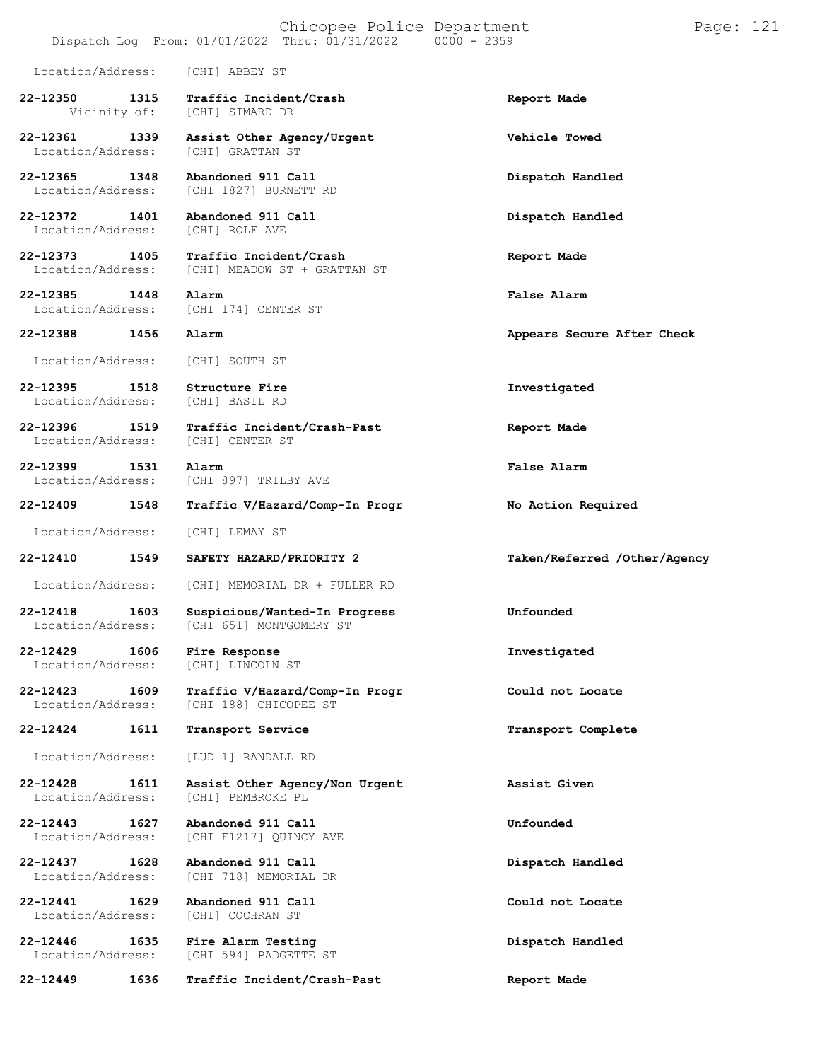Location/Address: [CHI] ABBEY ST

| Call Number | Time | Call Reason | Action |
|---|---|---|---|
| 22-12350 | 1315 | Traffic Incident/Crash | Report Made |
| Vicinity of: | | [CHI] SIMARD DR | |
| 22-12361 | 1339 | Assist Other Agency/Urgent | Vehicle Towed |
| Location/Address: | | [CHI] GRATTAN ST | |
| 22-12365 | 1348 | Abandoned 911 Call | Dispatch Handled |
| Location/Address: | | [CHI 1827] BURNETT RD | |
| 22-12372 | 1401 | Abandoned 911 Call | Dispatch Handled |
| Location/Address: | | [CHI] ROLF AVE | |
| 22-12373 | 1405 | Traffic Incident/Crash | Report Made |
| Location/Address: | | [CHI] MEADOW ST + GRATTAN ST | |
| 22-12385 | 1448 | Alarm | False Alarm |
| Location/Address: | | [CHI 174] CENTER ST | |
| 22-12388 | 1456 | Alarm | Appears Secure After Check |
| Location/Address: | | [CHI] SOUTH ST | |
| 22-12395 | 1518 | Structure Fire | Investigated |
| Location/Address: | | [CHI] BASIL RD | |
| 22-12396 | 1519 | Traffic Incident/Crash-Past | Report Made |
| Location/Address: | | [CHI] CENTER ST | |
| 22-12399 | 1531 | Alarm | False Alarm |
| Location/Address: | | [CHI 897] TRILBY AVE | |
| 22-12409 | 1548 | Traffic V/Hazard/Comp-In Progr | No Action Required |
| Location/Address: | | [CHI] LEMAY ST | |
| 22-12410 | 1549 | SAFETY HAZARD/PRIORITY 2 | Taken/Referred /Other/Agency |
| Location/Address: | | [CHI] MEMORIAL DR + FULLER RD | |
| 22-12418 | 1603 | Suspicious/Wanted-In Progress | Unfounded |
| Location/Address: | | [CHI 651] MONTGOMERY ST | |
| 22-12429 | 1606 | Fire Response | Investigated |
| Location/Address: | | [CHI] LINCOLN ST | |
| 22-12423 | 1609 | Traffic V/Hazard/Comp-In Progr | Could not Locate |
| Location/Address: | | [CHI 188] CHICOPEE ST | |
| 22-12424 | 1611 | Transport Service | Transport Complete |
| Location/Address: | | [LUD 1] RANDALL RD | |
| 22-12428 | 1611 | Assist Other Agency/Non Urgent | Assist Given |
| Location/Address: | | [CHI] PEMBROKE PL | |
| 22-12443 | 1627 | Abandoned 911 Call | Unfounded |
| Location/Address: | | [CHI F1217] QUINCY AVE | |
| 22-12437 | 1628 | Abandoned 911 Call | Dispatch Handled |
| Location/Address: | | [CHI 718] MEMORIAL DR | |
| 22-12441 | 1629 | Abandoned 911 Call | Could not Locate |
| Location/Address: | | [CHI] COCHRAN ST | |
| 22-12446 | 1635 | Fire Alarm Testing | Dispatch Handled |
| Location/Address: | | [CHI 594] PADGETTE ST | |
| 22-12449 | 1636 | Traffic Incident/Crash-Past | Report Made |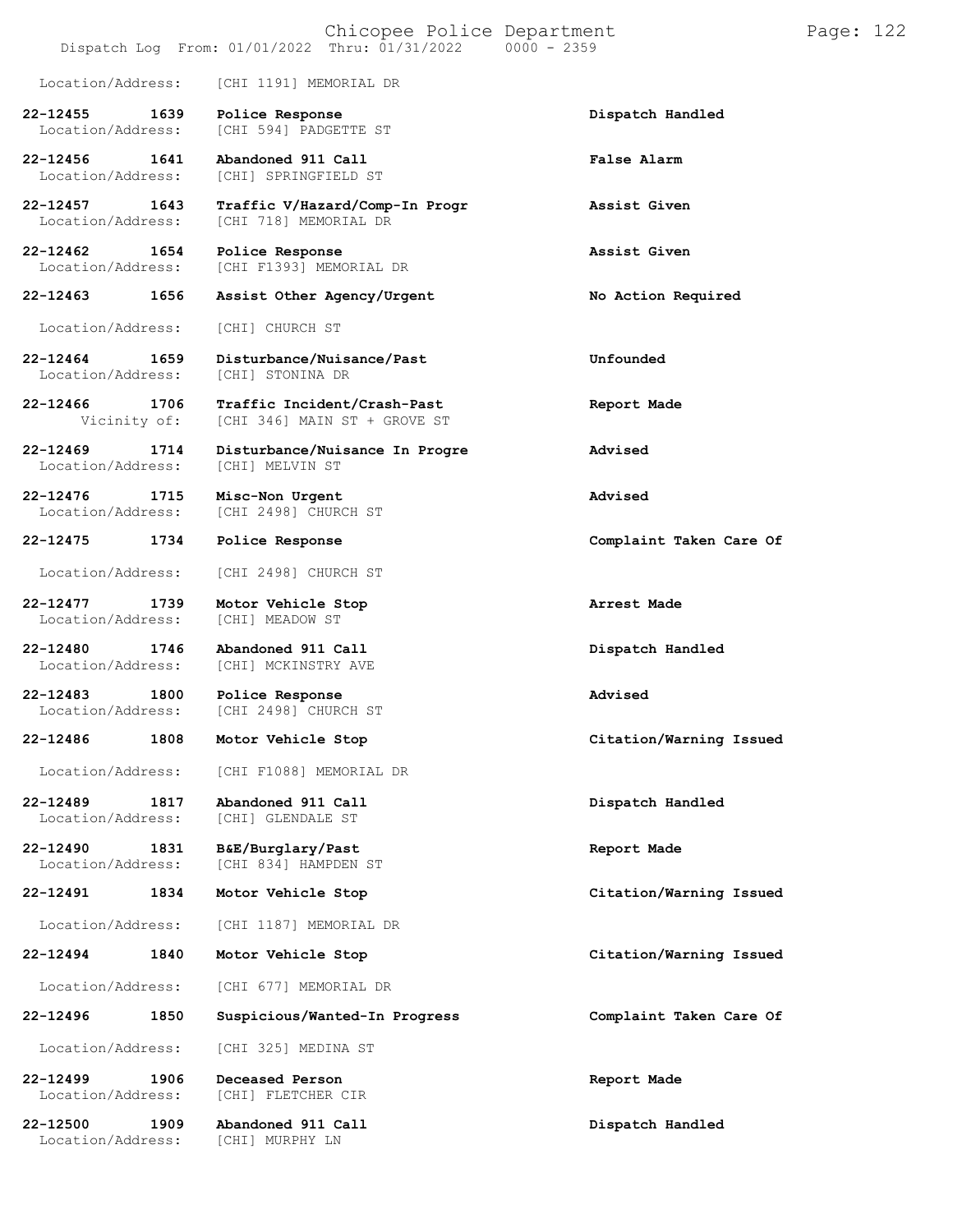Location/Address: [CHI 1191] MEMORIAL DR

**22-12455 1639 Police Response** — **Dispatch Handled**
Location/Address: [CHI 594] PADGETTE ST

**22-12456 1641 Abandoned 911 Call** — **False Alarm**
Location/Address: [CHI] SPRINGFIELD ST

**22-12457 1643 Traffic V/Hazard/Comp-In Progr** — **Assist Given**
Location/Address: [CHI 718] MEMORIAL DR

**22-12462 1654 Police Response** — **Assist Given**
Location/Address: [CHI F1393] MEMORIAL DR

**22-12463 1656 Assist Other Agency/Urgent** — **No Action Required**
Location/Address: [CHI] CHURCH ST

**22-12464 1659 Disturbance/Nuisance/Past** — **Unfounded**
Location/Address: [CHI] STONINA DR

**22-12466 1706 Traffic Incident/Crash-Past** — **Report Made**
Vicinity of: [CHI 346] MAIN ST + GROVE ST

**22-12469 1714 Disturbance/Nuisance In Progre** — **Advised**
Location/Address: [CHI] MELVIN ST

**22-12476 1715 Misc-Non Urgent** — **Advised**
Location/Address: [CHI 2498] CHURCH ST

**22-12475 1734 Police Response** — **Complaint Taken Care Of**
Location/Address: [CHI 2498] CHURCH ST

**22-12477 1739 Motor Vehicle Stop** — **Arrest Made**
Location/Address: [CHI] MEADOW ST

**22-12480 1746 Abandoned 911 Call** — **Dispatch Handled**
Location/Address: [CHI] MCKINSTRY AVE

**22-12483 1800 Police Response** — **Advised**
Location/Address: [CHI 2498] CHURCH ST

**22-12486 1808 Motor Vehicle Stop** — **Citation/Warning Issued**
Location/Address: [CHI F1088] MEMORIAL DR

**22-12489 1817 Abandoned 911 Call** — **Dispatch Handled**
Location/Address: [CHI] GLENDALE ST

**22-12490 1831 B&E/Burglary/Past** — **Report Made**
Location/Address: [CHI 834] HAMPDEN ST

**22-12491 1834 Motor Vehicle Stop** — **Citation/Warning Issued**
Location/Address: [CHI 1187] MEMORIAL DR

**22-12494 1840 Motor Vehicle Stop** — **Citation/Warning Issued**
Location/Address: [CHI 677] MEMORIAL DR

**22-12496 1850 Suspicious/Wanted-In Progress** — **Complaint Taken Care Of**
Location/Address: [CHI 325] MEDINA ST

**22-12499 1906 Deceased Person** — **Report Made**
Location/Address: [CHI] FLETCHER CIR

**22-12500 1909 Abandoned 911 Call** — **Dispatch Handled**
Location/Address: [CHI] MURPHY LN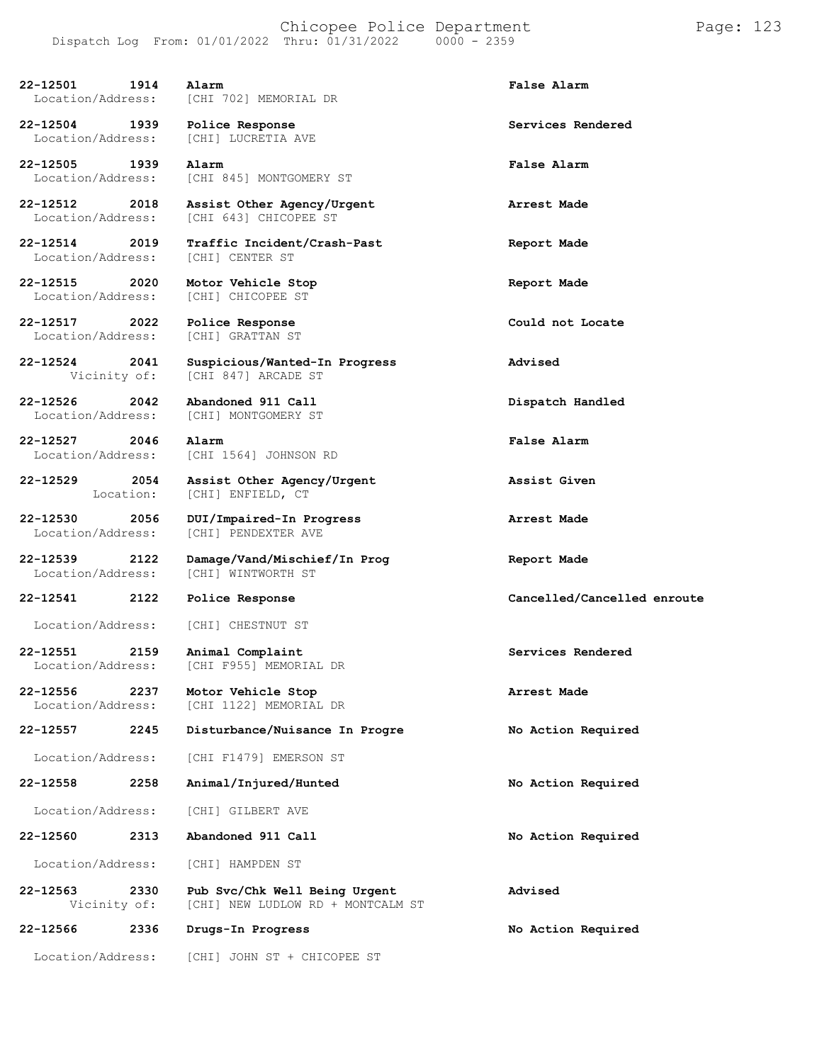Dispatch Log From: 01/01/2022 Thru: 01/31/2022 0000 - 2359

**22-12501 1914 Alarm** — **False Alarm**
Location/Address: [CHI 702] MEMORIAL DR

**22-12504 1939 Police Response** — **Services Rendered**
Location/Address: [CHI] LUCRETIA AVE

**22-12505 1939 Alarm** — **False Alarm**
Location/Address: [CHI 845] MONTGOMERY ST

**22-12512 2018 Assist Other Agency/Urgent** — **Arrest Made**
Location/Address: [CHI 643] CHICOPEE ST

**22-12514 2019 Traffic Incident/Crash-Past** — **Report Made**
Location/Address: [CHI] CENTER ST

**22-12515 2020 Motor Vehicle Stop** — **Report Made**
Location/Address: [CHI] CHICOPEE ST

**22-12517 2022 Police Response** — **Could not Locate**
Location/Address: [CHI] GRATTAN ST

**22-12524 2041 Suspicious/Wanted-In Progress** — **Advised**
Vicinity of: [CHI 847] ARCADE ST

**22-12526 2042 Abandoned 911 Call** — **Dispatch Handled**
Location/Address: [CHI] MONTGOMERY ST

**22-12527 2046 Alarm** — **False Alarm**
Location/Address: [CHI 1564] JOHNSON RD

**22-12529 2054 Assist Other Agency/Urgent** — **Assist Given**
Location: [CHI] ENFIELD, CT

**22-12530 2056 DUI/Impaired-In Progress** — **Arrest Made**
Location/Address: [CHI] PENDEXTER AVE

**22-12539 2122 Damage/Vand/Mischief/In Prog** — **Report Made**
Location/Address: [CHI] WINTWORTH ST

**22-12541 2122 Police Response** — **Cancelled/Cancelled enroute**
Location/Address: [CHI] CHESTNUT ST

**22-12551 2159 Animal Complaint** — **Services Rendered**
Location/Address: [CHI F955] MEMORIAL DR

**22-12556 2237 Motor Vehicle Stop** — **Arrest Made**
Location/Address: [CHI 1122] MEMORIAL DR

**22-12557 2245 Disturbance/Nuisance In Progre** — **No Action Required**
Location/Address: [CHI F1479] EMERSON ST

**22-12558 2258 Animal/Injured/Hunted** — **No Action Required**
Location/Address: [CHI] GILBERT AVE

**22-12560 2313 Abandoned 911 Call** — **No Action Required**
Location/Address: [CHI] HAMPDEN ST

**22-12563 2330 Pub Svc/Chk Well Being Urgent** — **Advised**
Vicinity of: [CHI] NEW LUDLOW RD + MONTCALM ST

**22-12566 2336 Drugs-In Progress** — **No Action Required**
Location/Address: [CHI] JOHN ST + CHICOPEE ST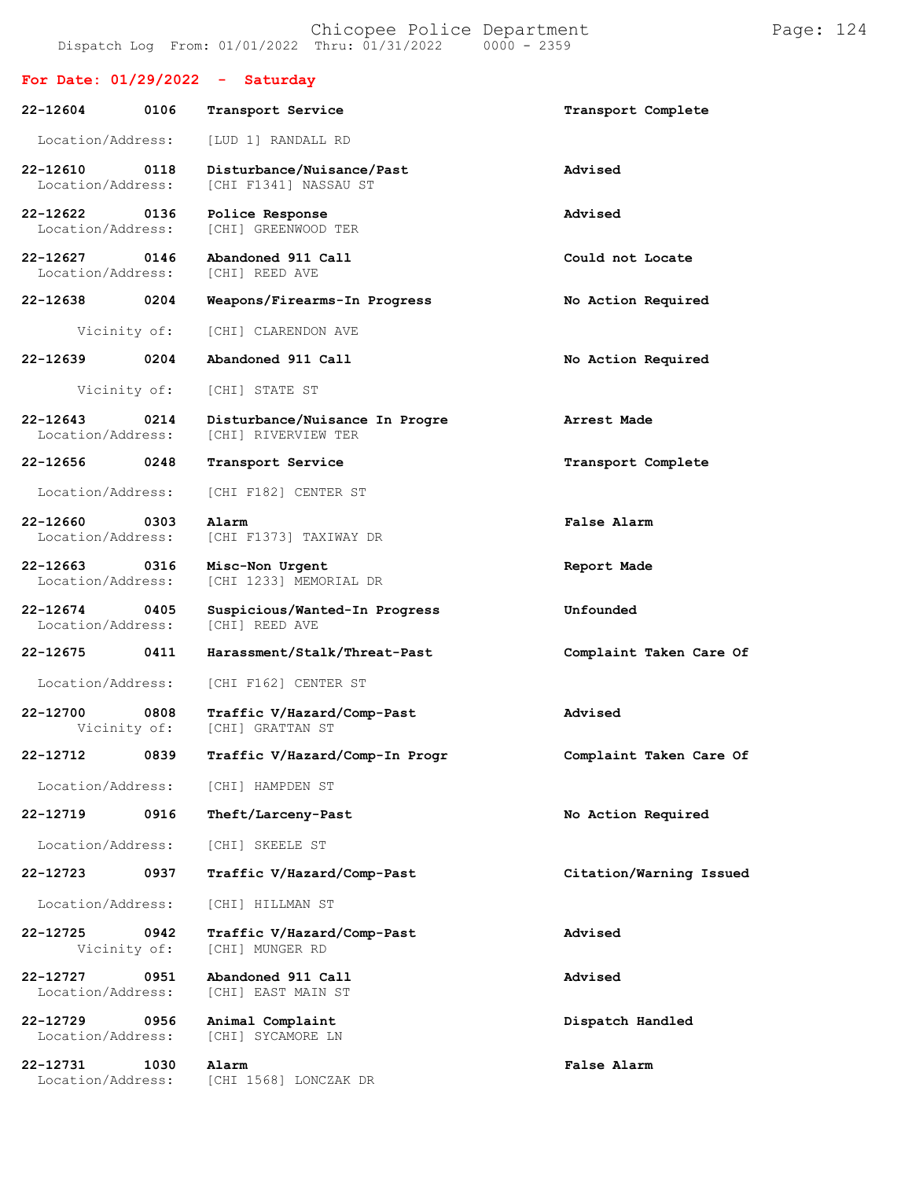## For Date: 01/29/2022 - Saturday

**22-12604 0106 Transport Service** — **Transport Complete**
Location/Address: [LUD 1] RANDALL RD

**22-12610 0118 Disturbance/Nuisance/Past** — **Advised**
Location/Address: [CHI F1341] NASSAU ST

**22-12622 0136 Police Response** — **Advised**
Location/Address: [CHI] GREENWOOD TER

**22-12627 0146 Abandoned 911 Call** — **Could not Locate**
Location/Address: [CHI] REED AVE

**22-12638 0204 Weapons/Firearms-In Progress** — **No Action Required**
Vicinity of: [CHI] CLARENDON AVE

**22-12639 0204 Abandoned 911 Call** — **No Action Required**
Vicinity of: [CHI] STATE ST

**22-12643 0214 Disturbance/Nuisance In Progre** — **Arrest Made**
Location/Address: [CHI] RIVERVIEW TER

**22-12656 0248 Transport Service** — **Transport Complete**
Location/Address: [CHI F182] CENTER ST

**22-12660 0303 Alarm** — **False Alarm**
Location/Address: [CHI F1373] TAXIWAY DR

**22-12663 0316 Misc-Non Urgent** — **Report Made**
Location/Address: [CHI 1233] MEMORIAL DR

**22-12674 0405 Suspicious/Wanted-In Progress** — **Unfounded**
Location/Address: [CHI] REED AVE

**22-12675 0411 Harassment/Stalk/Threat-Past** — **Complaint Taken Care Of**
Location/Address: [CHI F162] CENTER ST

**22-12700 0808 Traffic V/Hazard/Comp-Past** — **Advised**
Vicinity of: [CHI] GRATTAN ST

**22-12712 0839 Traffic V/Hazard/Comp-In Progr** — **Complaint Taken Care Of**
Location/Address: [CHI] HAMPDEN ST

**22-12719 0916 Theft/Larceny-Past** — **No Action Required**
Location/Address: [CHI] SKEELE ST

**22-12723 0937 Traffic V/Hazard/Comp-Past** — **Citation/Warning Issued**
Location/Address: [CHI] HILLMAN ST

**22-12725 0942 Traffic V/Hazard/Comp-Past** — **Advised**
Vicinity of: [CHI] MUNGER RD

**22-12727 0951 Abandoned 911 Call** — **Advised**
Location/Address: [CHI] EAST MAIN ST

**22-12729 0956 Animal Complaint** — **Dispatch Handled**
Location/Address: [CHI] SYCAMORE LN

**22-12731 1030 Alarm** — **False Alarm**
Location/Address: [CHI 1568] LONCZAK DR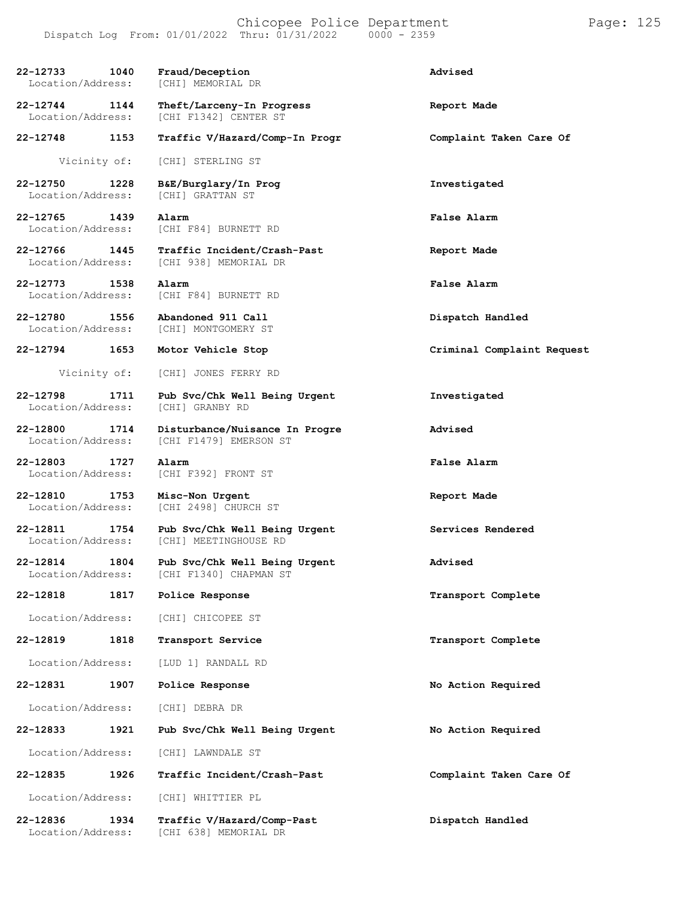| Call Number | Time | Call Reason | Action |
|---|---|---|---|
| 22-12733 | 1040 | Fraud/Deception | Advised |
| Location/Address: | | [CHI] MEMORIAL DR | |
| 22-12744 | 1144 | Theft/Larceny-In Progress | Report Made |
| Location/Address: | | [CHI F1342] CENTER ST | |
| 22-12748 | 1153 | Traffic V/Hazard/Comp-In Progr | Complaint Taken Care Of |
| Vicinity of: | | [CHI] STERLING ST | |
| 22-12750 | 1228 | B&E/Burglary/In Prog | Investigated |
| Location/Address: | | [CHI] GRATTAN ST | |
| 22-12765 | 1439 | Alarm | False Alarm |
| Location/Address: | | [CHI F84] BURNETT RD | |
| 22-12766 | 1445 | Traffic Incident/Crash-Past | Report Made |
| Location/Address: | | [CHI 938] MEMORIAL DR | |
| 22-12773 | 1538 | Alarm | False Alarm |
| Location/Address: | | [CHI F84] BURNETT RD | |
| 22-12780 | 1556 | Abandoned 911 Call | Dispatch Handled |
| Location/Address: | | [CHI] MONTGOMERY ST | |
| 22-12794 | 1653 | Motor Vehicle Stop | Criminal Complaint Request |
| Vicinity of: | | [CHI] JONES FERRY RD | |
| 22-12798 | 1711 | Pub Svc/Chk Well Being Urgent | Investigated |
| Location/Address: | | [CHI] GRANBY RD | |
| 22-12800 | 1714 | Disturbance/Nuisance In Progre | Advised |
| Location/Address: | | [CHI F1479] EMERSON ST | |
| 22-12803 | 1727 | Alarm | False Alarm |
| Location/Address: | | [CHI F392] FRONT ST | |
| 22-12810 | 1753 | Misc-Non Urgent | Report Made |
| Location/Address: | | [CHI 2498] CHURCH ST | |
| 22-12811 | 1754 | Pub Svc/Chk Well Being Urgent | Services Rendered |
| Location/Address: | | [CHI] MEETINGHOUSE RD | |
| 22-12814 | 1804 | Pub Svc/Chk Well Being Urgent | Advised |
| Location/Address: | | [CHI F1340] CHAPMAN ST | |
| 22-12818 | 1817 | Police Response | Transport Complete |
| Location/Address: | | [CHI] CHICOPEE ST | |
| 22-12819 | 1818 | Transport Service | Transport Complete |
| Location/Address: | | [LUD 1] RANDALL RD | |
| 22-12831 | 1907 | Police Response | No Action Required |
| Location/Address: | | [CHI] DEBRA DR | |
| 22-12833 | 1921 | Pub Svc/Chk Well Being Urgent | No Action Required |
| Location/Address: | | [CHI] LAWNDALE ST | |
| 22-12835 | 1926 | Traffic Incident/Crash-Past | Complaint Taken Care Of |
| Location/Address: | | [CHI] WHITTIER PL | |
| 22-12836 | 1934 | Traffic V/Hazard/Comp-Past | Dispatch Handled |
| Location/Address: | | [CHI 638] MEMORIAL DR | |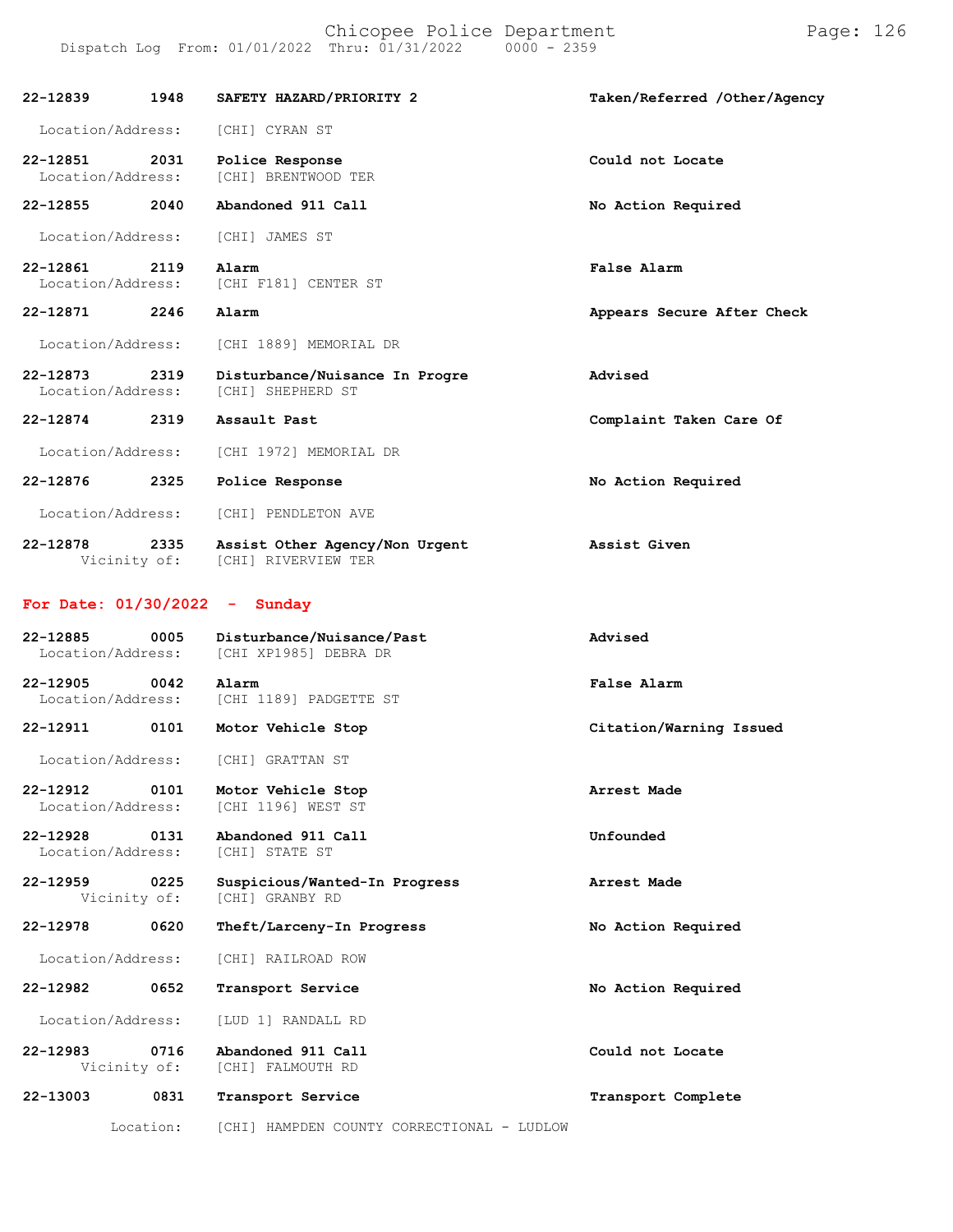| | | | |
|---|---|---|---|
| 22-12839 | 1948 | SAFETY HAZARD/PRIORITY 2 | Taken/Referred /Other/Agency |
| Location/Address: | | [CHI] CYRAN ST | |
| 22-12851 | 2031 | Police Response | Could not Locate |
| Location/Address: | | [CHI] BRENTWOOD TER | |
| 22-12855 | 2040 | Abandoned 911 Call | No Action Required |
| Location/Address: | | [CHI] JAMES ST | |
| 22-12861 | 2119 | Alarm | False Alarm |
| Location/Address: | | [CHI F181] CENTER ST | |
| 22-12871 | 2246 | Alarm | Appears Secure After Check |
| Location/Address: | | [CHI 1889] MEMORIAL DR | |
| 22-12873 | 2319 | Disturbance/Nuisance In Progre | Advised |
| Location/Address: | | [CHI] SHEPHERD ST | |
| 22-12874 | 2319 | Assault Past | Complaint Taken Care Of |
| Location/Address: | | [CHI 1972] MEMORIAL DR | |
| 22-12876 | 2325 | Police Response | No Action Required |
| Location/Address: | | [CHI] PENDLETON AVE | |
| 22-12878 | 2335 | Assist Other Agency/Non Urgent | Assist Given |
| Vicinity of: | | [CHI] RIVERVIEW TER | |

## For Date: 01/30/2022 - Sunday

| | | | |
|---|---|---|---|
| 22-12885 | 0005 | Disturbance/Nuisance/Past | Advised |
| Location/Address: | | [CHI XP1985] DEBRA DR | |
| 22-12905 | 0042 | Alarm | False Alarm |
| Location/Address: | | [CHI 1189] PADGETTE ST | |
| 22-12911 | 0101 | Motor Vehicle Stop | Citation/Warning Issued |
| Location/Address: | | [CHI] GRATTAN ST | |
| 22-12912 | 0101 | Motor Vehicle Stop | Arrest Made |
| Location/Address: | | [CHI 1196] WEST ST | |
| 22-12928 | 0131 | Abandoned 911 Call | Unfounded |
| Location/Address: | | [CHI] STATE ST | |
| 22-12959 | 0225 | Suspicious/Wanted-In Progress | Arrest Made |
| Vicinity of: | | [CHI] GRANBY RD | |
| 22-12978 | 0620 | Theft/Larceny-In Progress | No Action Required |
| Location/Address: | | [CHI] RAILROAD ROW | |
| 22-12982 | 0652 | Transport Service | No Action Required |
| Location/Address: | | [LUD 1] RANDALL RD | |
| 22-12983 | 0716 | Abandoned 911 Call | Could not Locate |
| Vicinity of: | | [CHI] FALMOUTH RD | |
| 22-13003 | 0831 | Transport Service | Transport Complete |
| Location: | | [CHI] HAMPDEN COUNTY CORRECTIONAL - LUDLOW | |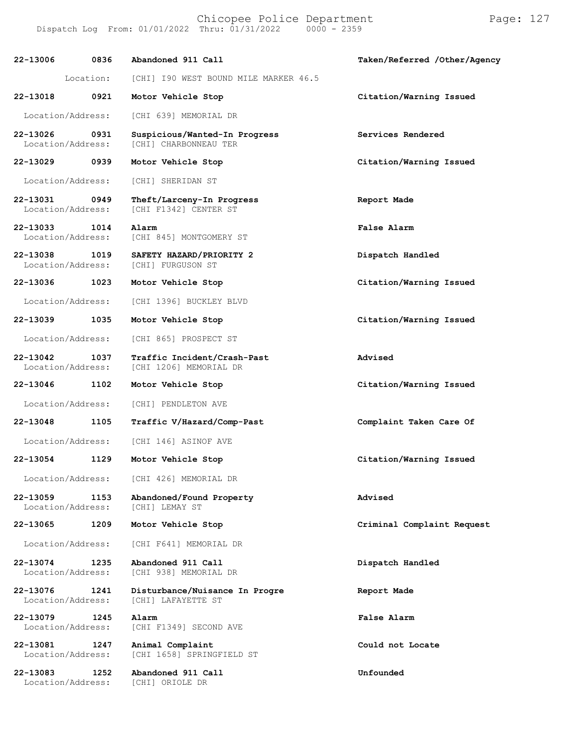| Call # | Time | Call Type | Action |
|---|---|---|---|
| **22-13006** | **0836** | **Abandoned 911 Call** | **Taken/Referred /Other/Agency** |
| Location: | | [CHI] I90 WEST BOUND MILE MARKER 46.5 | |
| **22-13018** | **0921** | **Motor Vehicle Stop** | **Citation/Warning Issued** |
| Location/Address: | | [CHI 639] MEMORIAL DR | |
| **22-13026** | **0931** | **Suspicious/Wanted-In Progress** | **Services Rendered** |
| Location/Address: | | [CHI] CHARBONNEAU TER | |
| **22-13029** | **0939** | **Motor Vehicle Stop** | **Citation/Warning Issued** |
| Location/Address: | | [CHI] SHERIDAN ST | |
| **22-13031** | **0949** | **Theft/Larceny-In Progress** | **Report Made** |
| Location/Address: | | [CHI F1342] CENTER ST | |
| **22-13033** | **1014** | **Alarm** | **False Alarm** |
| Location/Address: | | [CHI 845] MONTGOMERY ST | |
| **22-13038** | **1019** | **SAFETY HAZARD/PRIORITY 2** | **Dispatch Handled** |
| Location/Address: | | [CHI] FURGUSON ST | |
| **22-13036** | **1023** | **Motor Vehicle Stop** | **Citation/Warning Issued** |
| Location/Address: | | [CHI 1396] BUCKLEY BLVD | |
| **22-13039** | **1035** | **Motor Vehicle Stop** | **Citation/Warning Issued** |
| Location/Address: | | [CHI 865] PROSPECT ST | |
| **22-13042** | **1037** | **Traffic Incident/Crash-Past** | **Advised** |
| Location/Address: | | [CHI 1206] MEMORIAL DR | |
| **22-13046** | **1102** | **Motor Vehicle Stop** | **Citation/Warning Issued** |
| Location/Address: | | [CHI] PENDLETON AVE | |
| **22-13048** | **1105** | **Traffic V/Hazard/Comp-Past** | **Complaint Taken Care Of** |
| Location/Address: | | [CHI 146] ASINOF AVE | |
| **22-13054** | **1129** | **Motor Vehicle Stop** | **Citation/Warning Issued** |
| Location/Address: | | [CHI 426] MEMORIAL DR | |
| **22-13059** | **1153** | **Abandoned/Found Property** | **Advised** |
| Location/Address: | | [CHI] LEMAY ST | |
| **22-13065** | **1209** | **Motor Vehicle Stop** | **Criminal Complaint Request** |
| Location/Address: | | [CHI F641] MEMORIAL DR | |
| **22-13074** | **1235** | **Abandoned 911 Call** | **Dispatch Handled** |
| Location/Address: | | [CHI 938] MEMORIAL DR | |
| **22-13076** | **1241** | **Disturbance/Nuisance In Progre** | **Report Made** |
| Location/Address: | | [CHI] LAFAYETTE ST | |
| **22-13079** | **1245** | **Alarm** | **False Alarm** |
| Location/Address: | | [CHI F1349] SECOND AVE | |
| **22-13081** | **1247** | **Animal Complaint** | **Could not Locate** |
| Location/Address: | | [CHI 1658] SPRINGFIELD ST | |
| **22-13083** | **1252** | **Abandoned 911 Call** | **Unfounded** |
| Location/Address: | | [CHI] ORIOLE DR | |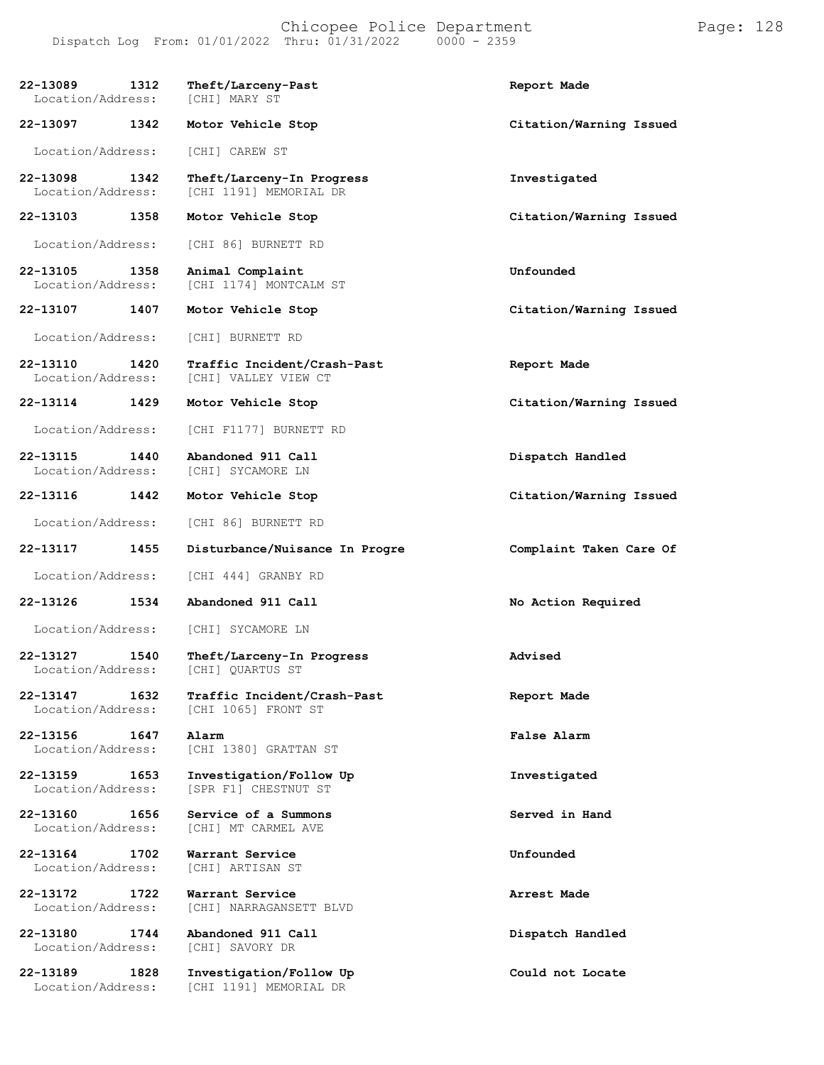| Call Number | Time | Call Reason | Action |
|---|---|---|---|
| **22-13089** | **1312** | **Theft/Larceny-Past** | **Report Made** |
| Location/Address: | | [CHI] MARY ST | |
| **22-13097** | **1342** | **Motor Vehicle Stop** | **Citation/Warning Issued** |
| Location/Address: | | [CHI] CAREW ST | |
| **22-13098** | **1342** | **Theft/Larceny-In Progress** | **Investigated** |
| Location/Address: | | [CHI 1191] MEMORIAL DR | |
| **22-13103** | **1358** | **Motor Vehicle Stop** | **Citation/Warning Issued** |
| Location/Address: | | [CHI 86] BURNETT RD | |
| **22-13105** | **1358** | **Animal Complaint** | **Unfounded** |
| Location/Address: | | [CHI 1174] MONTCALM ST | |
| **22-13107** | **1407** | **Motor Vehicle Stop** | **Citation/Warning Issued** |
| Location/Address: | | [CHI] BURNETT RD | |
| **22-13110** | **1420** | **Traffic Incident/Crash-Past** | **Report Made** |
| Location/Address: | | [CHI] VALLEY VIEW CT | |
| **22-13114** | **1429** | **Motor Vehicle Stop** | **Citation/Warning Issued** |
| Location/Address: | | [CHI F1177] BURNETT RD | |
| **22-13115** | **1440** | **Abandoned 911 Call** | **Dispatch Handled** |
| Location/Address: | | [CHI] SYCAMORE LN | |
| **22-13116** | **1442** | **Motor Vehicle Stop** | **Citation/Warning Issued** |
| Location/Address: | | [CHI 86] BURNETT RD | |
| **22-13117** | **1455** | **Disturbance/Nuisance In Progre** | **Complaint Taken Care Of** |
| Location/Address: | | [CHI 444] GRANBY RD | |
| **22-13126** | **1534** | **Abandoned 911 Call** | **No Action Required** |
| Location/Address: | | [CHI] SYCAMORE LN | |
| **22-13127** | **1540** | **Theft/Larceny-In Progress** | **Advised** |
| Location/Address: | | [CHI] QUARTUS ST | |
| **22-13147** | **1632** | **Traffic Incident/Crash-Past** | **Report Made** |
| Location/Address: | | [CHI 1065] FRONT ST | |
| **22-13156** | **1647** | **Alarm** | **False Alarm** |
| Location/Address: | | [CHI 1380] GRATTAN ST | |
| **22-13159** | **1653** | **Investigation/Follow Up** | **Investigated** |
| Location/Address: | | [SPR F1] CHESTNUT ST | |
| **22-13160** | **1656** | **Service of a Summons** | **Served in Hand** |
| Location/Address: | | [CHI] MT CARMEL AVE | |
| **22-13164** | **1702** | **Warrant Service** | **Unfounded** |
| Location/Address: | | [CHI] ARTISAN ST | |
| **22-13172** | **1722** | **Warrant Service** | **Arrest Made** |
| Location/Address: | | [CHI] NARRAGANSETT BLVD | |
| **22-13180** | **1744** | **Abandoned 911 Call** | **Dispatch Handled** |
| Location/Address: | | [CHI] SAVORY DR | |
| **22-13189** | **1828** | **Investigation/Follow Up** | **Could not Locate** |
| Location/Address: | | [CHI 1191] MEMORIAL DR | |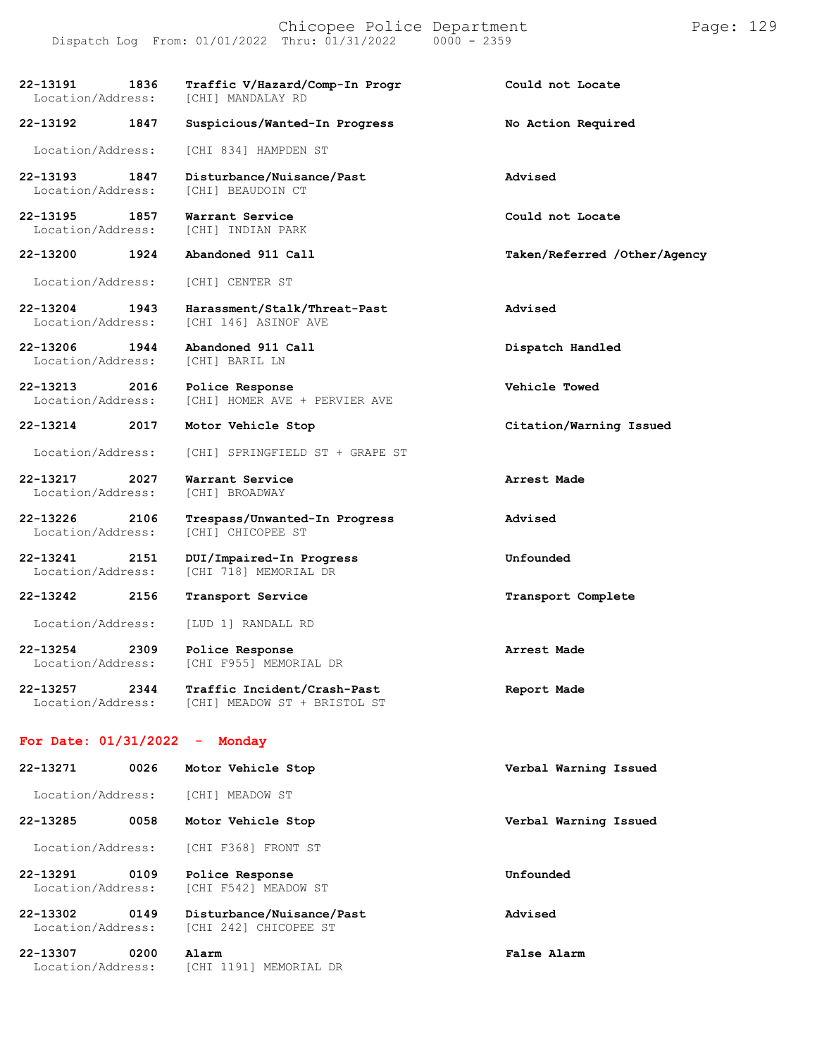22-13191 1836 **Traffic V/Hazard/Comp-In Progr** **Could not Locate**
Location/Address: [CHI] MANDALAY RD

22-13192 1847 **Suspicious/Wanted-In Progress** **No Action Required**
Location/Address: [CHI 834] HAMPDEN ST

22-13193 1847 **Disturbance/Nuisance/Past** **Advised**
Location/Address: [CHI] BEAUDOIN CT

22-13195 1857 **Warrant Service** **Could not Locate**
Location/Address: [CHI] INDIAN PARK

22-13200 1924 **Abandoned 911 Call** **Taken/Referred /Other/Agency**
Location/Address: [CHI] CENTER ST

22-13204 1943 **Harassment/Stalk/Threat-Past** **Advised**
Location/Address: [CHI 146] ASINOF AVE

22-13206 1944 **Abandoned 911 Call** **Dispatch Handled**
Location/Address: [CHI] BARIL LN

22-13213 2016 **Police Response** **Vehicle Towed**
Location/Address: [CHI] HOMER AVE + PERVIER AVE

22-13214 2017 **Motor Vehicle Stop** **Citation/Warning Issued**
Location/Address: [CHI] SPRINGFIELD ST + GRAPE ST

22-13217 2027 **Warrant Service** **Arrest Made**
Location/Address: [CHI] BROADWAY

22-13226 2106 **Trespass/Unwanted-In Progress** **Advised**
Location/Address: [CHI] CHICOPEE ST

22-13241 2151 **DUI/Impaired-In Progress** **Unfounded**
Location/Address: [CHI 718] MEMORIAL DR

22-13242 2156 **Transport Service** **Transport Complete**
Location/Address: [LUD 1] RANDALL RD

22-13254 2309 **Police Response** **Arrest Made**
Location/Address: [CHI F955] MEMORIAL DR

22-13257 2344 **Traffic Incident/Crash-Past** **Report Made**
Location/Address: [CHI] MEADOW ST + BRISTOL ST

## For Date: 01/31/2022 - Monday

22-13271 0026 **Motor Vehicle Stop** **Verbal Warning Issued**
Location/Address: [CHI] MEADOW ST

22-13285 0058 **Motor Vehicle Stop** **Verbal Warning Issued**
Location/Address: [CHI F368] FRONT ST

22-13291 0109 **Police Response** **Unfounded**
Location/Address: [CHI F542] MEADOW ST

22-13302 0149 **Disturbance/Nuisance/Past** **Advised**
Location/Address: [CHI 242] CHICOPEE ST

22-13307 0200 **Alarm** **False Alarm**
Location/Address: [CHI 1191] MEMORIAL DR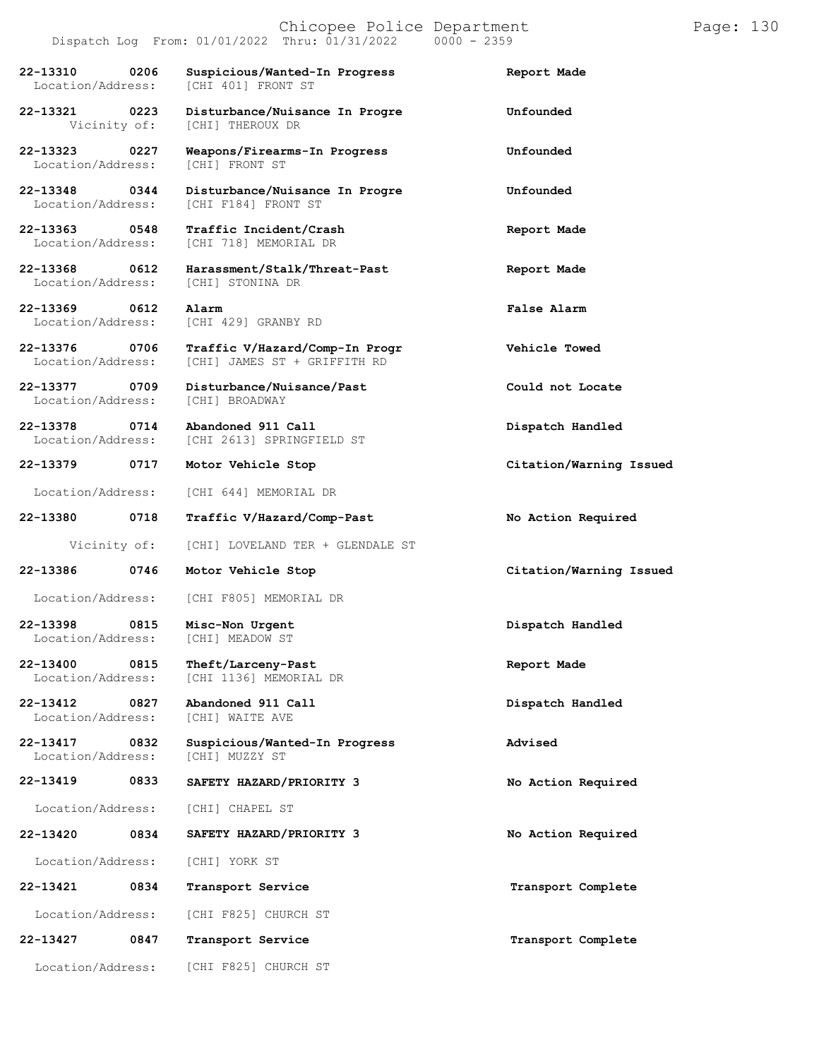| Call Number | Time | Call Reason | Action |
|---|---|---|---|
| 22-13310 | 0206 | Suspicious/Wanted-In Progress | Report Made |
| Location/Address: | | [CHI 401] FRONT ST | |
| 22-13321 | 0223 | Disturbance/Nuisance In Progre | Unfounded |
| Vicinity of: | | [CHI] THEROUX DR | |
| 22-13323 | 0227 | Weapons/Firearms-In Progress | Unfounded |
| Location/Address: | | [CHI] FRONT ST | |
| 22-13348 | 0344 | Disturbance/Nuisance In Progre | Unfounded |
| Location/Address: | | [CHI F184] FRONT ST | |
| 22-13363 | 0548 | Traffic Incident/Crash | Report Made |
| Location/Address: | | [CHI 718] MEMORIAL DR | |
| 22-13368 | 0612 | Harassment/Stalk/Threat-Past | Report Made |
| Location/Address: | | [CHI] STONINA DR | |
| 22-13369 | 0612 | Alarm | False Alarm |
| Location/Address: | | [CHI 429] GRANBY RD | |
| 22-13376 | 0706 | Traffic V/Hazard/Comp-In Progr | Vehicle Towed |
| Location/Address: | | [CHI] JAMES ST + GRIFFITH RD | |
| 22-13377 | 0709 | Disturbance/Nuisance/Past | Could not Locate |
| Location/Address: | | [CHI] BROADWAY | |
| 22-13378 | 0714 | Abandoned 911 Call | Dispatch Handled |
| Location/Address: | | [CHI 2613] SPRINGFIELD ST | |
| 22-13379 | 0717 | Motor Vehicle Stop | Citation/Warning Issued |
| Location/Address: | | [CHI 644] MEMORIAL DR | |
| 22-13380 | 0718 | Traffic V/Hazard/Comp-Past | No Action Required |
| Vicinity of: | | [CHI] LOVELAND TER + GLENDALE ST | |
| 22-13386 | 0746 | Motor Vehicle Stop | Citation/Warning Issued |
| Location/Address: | | [CHI F805] MEMORIAL DR | |
| 22-13398 | 0815 | Misc-Non Urgent | Dispatch Handled |
| Location/Address: | | [CHI] MEADOW ST | |
| 22-13400 | 0815 | Theft/Larceny-Past | Report Made |
| Location/Address: | | [CHI 1136] MEMORIAL DR | |
| 22-13412 | 0827 | Abandoned 911 Call | Dispatch Handled |
| Location/Address: | | [CHI] WAITE AVE | |
| 22-13417 | 0832 | Suspicious/Wanted-In Progress | Advised |
| Location/Address: | | [CHI] MUZZY ST | |
| 22-13419 | 0833 | SAFETY HAZARD/PRIORITY 3 | No Action Required |
| Location/Address: | | [CHI] CHAPEL ST | |
| 22-13420 | 0834 | SAFETY HAZARD/PRIORITY 3 | No Action Required |
| Location/Address: | | [CHI] YORK ST | |
| 22-13421 | 0834 | Transport Service | Transport Complete |
| Location/Address: | | [CHI F825] CHURCH ST | |
| 22-13427 | 0847 | Transport Service | Transport Complete |
| Location/Address: | | [CHI F825] CHURCH ST | |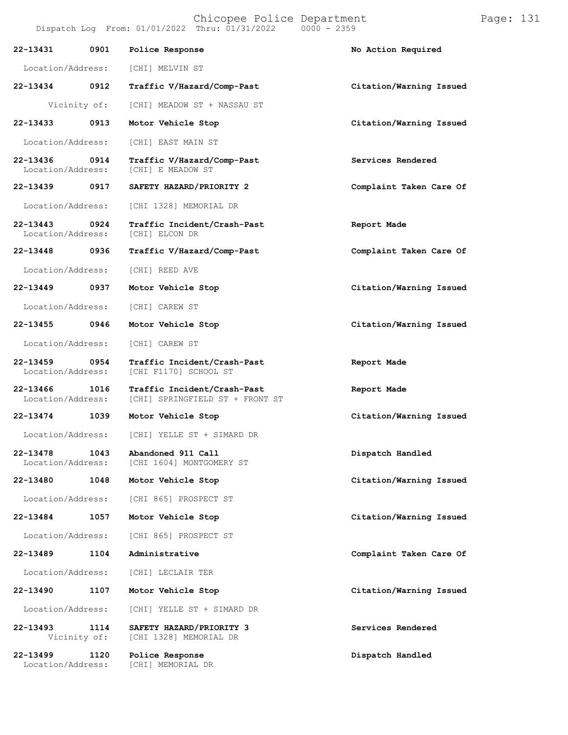| Call # | Time | Call Type | Disposition |
|---|---|---|---|
| 22-13431 | 0901 | Police Response | No Action Required |
| Location/Address: | | [CHI] MELVIN ST | |
| 22-13434 | 0912 | Traffic V/Hazard/Comp-Past | Citation/Warning Issued |
| Vicinity of: | | [CHI] MEADOW ST + NASSAU ST | |
| 22-13433 | 0913 | Motor Vehicle Stop | Citation/Warning Issued |
| Location/Address: | | [CHI] EAST MAIN ST | |
| 22-13436 | 0914 | Traffic V/Hazard/Comp-Past | Services Rendered |
| Location/Address: | | [CHI] E MEADOW ST | |
| 22-13439 | 0917 | SAFETY HAZARD/PRIORITY 2 | Complaint Taken Care Of |
| Location/Address: | | [CHI 1328] MEMORIAL DR | |
| 22-13443 | 0924 | Traffic Incident/Crash-Past | Report Made |
| Location/Address: | | [CHI] ELCON DR | |
| 22-13448 | 0936 | Traffic V/Hazard/Comp-Past | Complaint Taken Care Of |
| Location/Address: | | [CHI] REED AVE | |
| 22-13449 | 0937 | Motor Vehicle Stop | Citation/Warning Issued |
| Location/Address: | | [CHI] CAREW ST | |
| 22-13455 | 0946 | Motor Vehicle Stop | Citation/Warning Issued |
| Location/Address: | | [CHI] CAREW ST | |
| 22-13459 | 0954 | Traffic Incident/Crash-Past | Report Made |
| Location/Address: | | [CHI F1170] SCHOOL ST | |
| 22-13466 | 1016 | Traffic Incident/Crash-Past | Report Made |
| Location/Address: | | [CHI] SPRINGFIELD ST + FRONT ST | |
| 22-13474 | 1039 | Motor Vehicle Stop | Citation/Warning Issued |
| Location/Address: | | [CHI] YELLE ST + SIMARD DR | |
| 22-13478 | 1043 | Abandoned 911 Call | Dispatch Handled |
| Location/Address: | | [CHI 1604] MONTGOMERY ST | |
| 22-13480 | 1048 | Motor Vehicle Stop | Citation/Warning Issued |
| Location/Address: | | [CHI 865] PROSPECT ST | |
| 22-13484 | 1057 | Motor Vehicle Stop | Citation/Warning Issued |
| Location/Address: | | [CHI 865] PROSPECT ST | |
| 22-13489 | 1104 | Administrative | Complaint Taken Care Of |
| Location/Address: | | [CHI] LECLAIR TER | |
| 22-13490 | 1107 | Motor Vehicle Stop | Citation/Warning Issued |
| Location/Address: | | [CHI] YELLE ST + SIMARD DR | |
| 22-13493 | 1114 | SAFETY HAZARD/PRIORITY 3 | Services Rendered |
| Vicinity of: | | [CHI 1328] MEMORIAL DR | |
| 22-13499 | 1120 | Police Response | Dispatch Handled |
| Location/Address: | | [CHI] MEMORIAL DR | |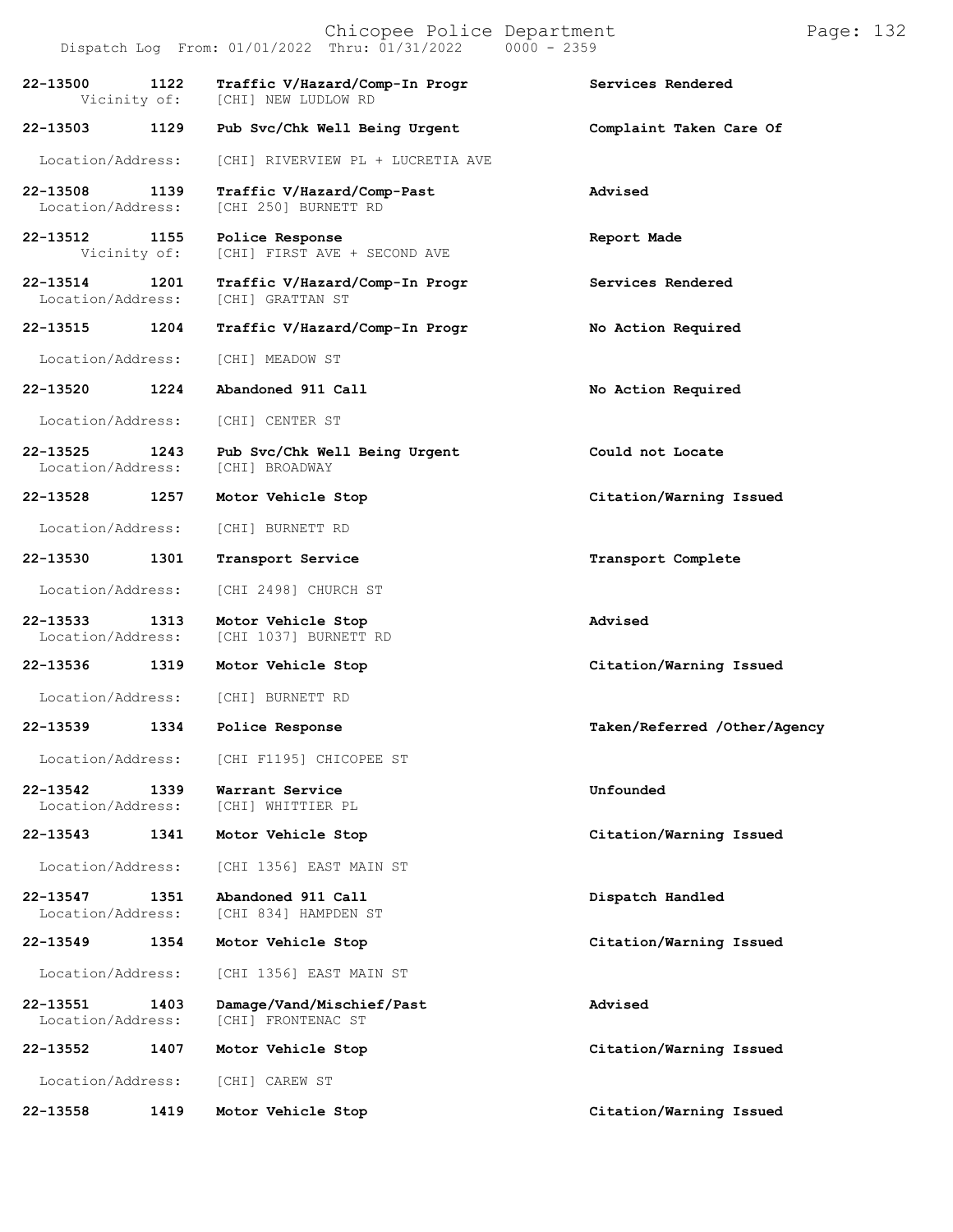# Chicopee Police Department

Dispatch Log From: 01/01/2022 Thru: 01/31/2022 0000 - 2359

**22-13500 1122 Traffic V/Hazard/Comp-In Progr** — **Services Rendered**
Vicinity of: [CHI] NEW LUDLOW RD

**22-13503 1129 Pub Svc/Chk Well Being Urgent** — **Complaint Taken Care Of**
Location/Address: [CHI] RIVERVIEW PL + LUCRETIA AVE

**22-13508 1139 Traffic V/Hazard/Comp-Past** — **Advised**
Location/Address: [CHI 250] BURNETT RD

**22-13512 1155 Police Response** — **Report Made**
Vicinity of: [CHI] FIRST AVE + SECOND AVE

**22-13514 1201 Traffic V/Hazard/Comp-In Progr** — **Services Rendered**
Location/Address: [CHI] GRATTAN ST

**22-13515 1204 Traffic V/Hazard/Comp-In Progr** — **No Action Required**
Location/Address: [CHI] MEADOW ST

**22-13520 1224 Abandoned 911 Call** — **No Action Required**
Location/Address: [CHI] CENTER ST

**22-13525 1243 Pub Svc/Chk Well Being Urgent** — **Could not Locate**
Location/Address: [CHI] BROADWAY

**22-13528 1257 Motor Vehicle Stop** — **Citation/Warning Issued**
Location/Address: [CHI] BURNETT RD

**22-13530 1301 Transport Service** — **Transport Complete**
Location/Address: [CHI 2498] CHURCH ST

**22-13533 1313 Motor Vehicle Stop** — **Advised**
Location/Address: [CHI 1037] BURNETT RD

**22-13536 1319 Motor Vehicle Stop** — **Citation/Warning Issued**
Location/Address: [CHI] BURNETT RD

**22-13539 1334 Police Response** — **Taken/Referred /Other/Agency**
Location/Address: [CHI F1195] CHICOPEE ST

**22-13542 1339 Warrant Service** — **Unfounded**
Location/Address: [CHI] WHITTIER PL

**22-13543 1341 Motor Vehicle Stop** — **Citation/Warning Issued**
Location/Address: [CHI 1356] EAST MAIN ST

**22-13547 1351 Abandoned 911 Call** — **Dispatch Handled**
Location/Address: [CHI 834] HAMPDEN ST

**22-13549 1354 Motor Vehicle Stop** — **Citation/Warning Issued**
Location/Address: [CHI 1356] EAST MAIN ST

**22-13551 1403 Damage/Vand/Mischief/Past** — **Advised**
Location/Address: [CHI] FRONTENAC ST

**22-13552 1407 Motor Vehicle Stop** — **Citation/Warning Issued**
Location/Address: [CHI] CAREW ST

**22-13558 1419 Motor Vehicle Stop** — **Citation/Warning Issued**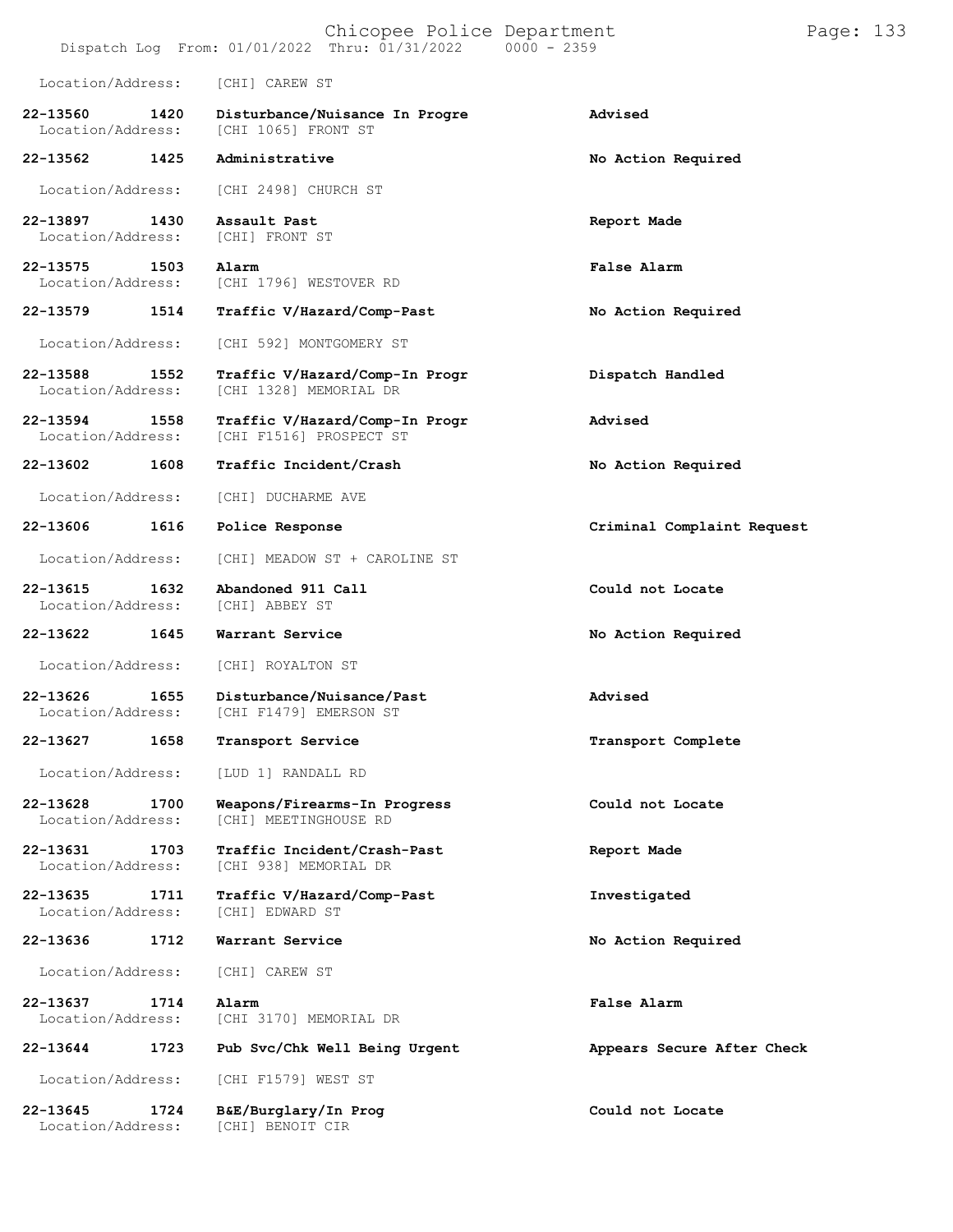Location/Address: [CHI] CAREW ST

| Call Number | Time | Call Reason | Action |
|---|---|---|---|
| **22-13560** | **1420** | **Disturbance/Nuisance In Progre** | **Advised** |
| Location/Address: | | [CHI 1065] FRONT ST | |
| **22-13562** | **1425** | **Administrative** | **No Action Required** |
| Location/Address: | | [CHI 2498] CHURCH ST | |
| **22-13897** | **1430** | **Assault Past** | **Report Made** |
| Location/Address: | | [CHI] FRONT ST | |
| **22-13575** | **1503** | **Alarm** | **False Alarm** |
| Location/Address: | | [CHI 1796] WESTOVER RD | |
| **22-13579** | **1514** | **Traffic V/Hazard/Comp-Past** | **No Action Required** |
| Location/Address: | | [CHI 592] MONTGOMERY ST | |
| **22-13588** | **1552** | **Traffic V/Hazard/Comp-In Progr** | **Dispatch Handled** |
| Location/Address: | | [CHI 1328] MEMORIAL DR | |
| **22-13594** | **1558** | **Traffic V/Hazard/Comp-In Progr** | **Advised** |
| Location/Address: | | [CHI F1516] PROSPECT ST | |
| **22-13602** | **1608** | **Traffic Incident/Crash** | **No Action Required** |
| Location/Address: | | [CHI] DUCHARME AVE | |
| **22-13606** | **1616** | **Police Response** | **Criminal Complaint Request** |
| Location/Address: | | [CHI] MEADOW ST + CAROLINE ST | |
| **22-13615** | **1632** | **Abandoned 911 Call** | **Could not Locate** |
| Location/Address: | | [CHI] ABBEY ST | |
| **22-13622** | **1645** | **Warrant Service** | **No Action Required** |
| Location/Address: | | [CHI] ROYALTON ST | |
| **22-13626** | **1655** | **Disturbance/Nuisance/Past** | **Advised** |
| Location/Address: | | [CHI F1479] EMERSON ST | |
| **22-13627** | **1658** | **Transport Service** | **Transport Complete** |
| Location/Address: | | [LUD 1] RANDALL RD | |
| **22-13628** | **1700** | **Weapons/Firearms-In Progress** | **Could not Locate** |
| Location/Address: | | [CHI] MEETINGHOUSE RD | |
| **22-13631** | **1703** | **Traffic Incident/Crash-Past** | **Report Made** |
| Location/Address: | | [CHI 938] MEMORIAL DR | |
| **22-13635** | **1711** | **Traffic V/Hazard/Comp-Past** | **Investigated** |
| Location/Address: | | [CHI] EDWARD ST | |
| **22-13636** | **1712** | **Warrant Service** | **No Action Required** |
| Location/Address: | | [CHI] CAREW ST | |
| **22-13637** | **1714** | **Alarm** | **False Alarm** |
| Location/Address: | | [CHI 3170] MEMORIAL DR | |
| **22-13644** | **1723** | **Pub Svc/Chk Well Being Urgent** | **Appears Secure After Check** |
| Location/Address: | | [CHI F1579] WEST ST | |
| **22-13645** | **1724** | **B&E/Burglary/In Prog** | **Could not Locate** |
| Location/Address: | | [CHI] BENOIT CIR | |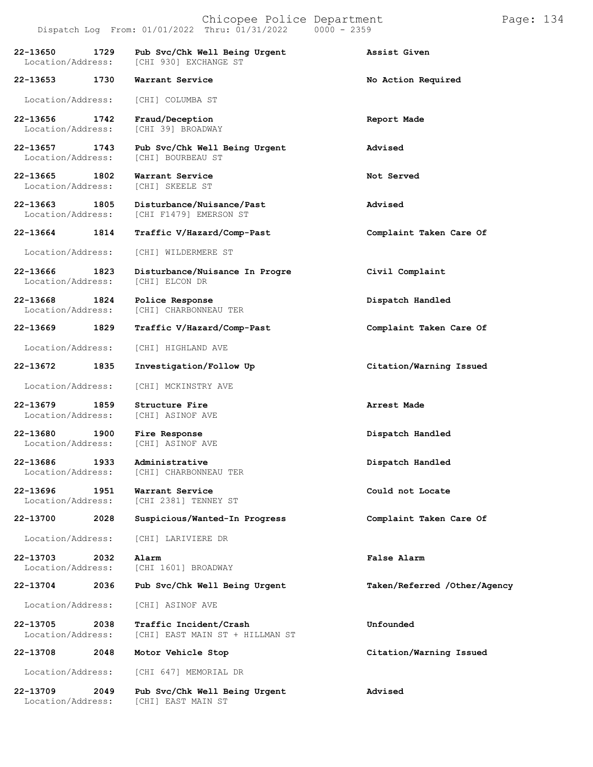22-13650 1729 **Pub Svc/Chk Well Being Urgent** **Assist Given**
Location/Address: [CHI 930] EXCHANGE ST

22-13653 1730 **Warrant Service** **No Action Required**
Location/Address: [CHI] COLUMBA ST

22-13656 1742 **Fraud/Deception** **Report Made**
Location/Address: [CHI 39] BROADWAY

22-13657 1743 **Pub Svc/Chk Well Being Urgent** **Advised**
Location/Address: [CHI] BOURBEAU ST

22-13665 1802 **Warrant Service** **Not Served**
Location/Address: [CHI] SKEELE ST

22-13663 1805 **Disturbance/Nuisance/Past** **Advised**
Location/Address: [CHI F1479] EMERSON ST

22-13664 1814 **Traffic V/Hazard/Comp-Past** **Complaint Taken Care Of**
Location/Address: [CHI] WILDERMERE ST

22-13666 1823 **Disturbance/Nuisance In Progre** **Civil Complaint**
Location/Address: [CHI] ELCON DR

22-13668 1824 **Police Response** **Dispatch Handled**
Location/Address: [CHI] CHARBONNEAU TER

22-13669 1829 **Traffic V/Hazard/Comp-Past** **Complaint Taken Care Of**
Location/Address: [CHI] HIGHLAND AVE

22-13672 1835 **Investigation/Follow Up** **Citation/Warning Issued**
Location/Address: [CHI] MCKINSTRY AVE

22-13679 1859 **Structure Fire** **Arrest Made**
Location/Address: [CHI] ASINOF AVE

22-13680 1900 **Fire Response** **Dispatch Handled**
Location/Address: [CHI] ASINOF AVE

22-13686 1933 **Administrative** **Dispatch Handled**
Location/Address: [CHI] CHARBONNEAU TER

22-13696 1951 **Warrant Service** **Could not Locate**
Location/Address: [CHI 2381] TENNEY ST

22-13700 2028 **Suspicious/Wanted-In Progress** **Complaint Taken Care Of**
Location/Address: [CHI] LARIVIERE DR

22-13703 2032 **Alarm** **False Alarm**
Location/Address: [CHI 1601] BROADWAY

22-13704 2036 **Pub Svc/Chk Well Being Urgent** **Taken/Referred /Other/Agency**
Location/Address: [CHI] ASINOF AVE

22-13705 2038 **Traffic Incident/Crash** **Unfounded**
Location/Address: [CHI] EAST MAIN ST + HILLMAN ST

22-13708 2048 **Motor Vehicle Stop** **Citation/Warning Issued**
Location/Address: [CHI 647] MEMORIAL DR

22-13709 2049 **Pub Svc/Chk Well Being Urgent** **Advised**
Location/Address: [CHI] EAST MAIN ST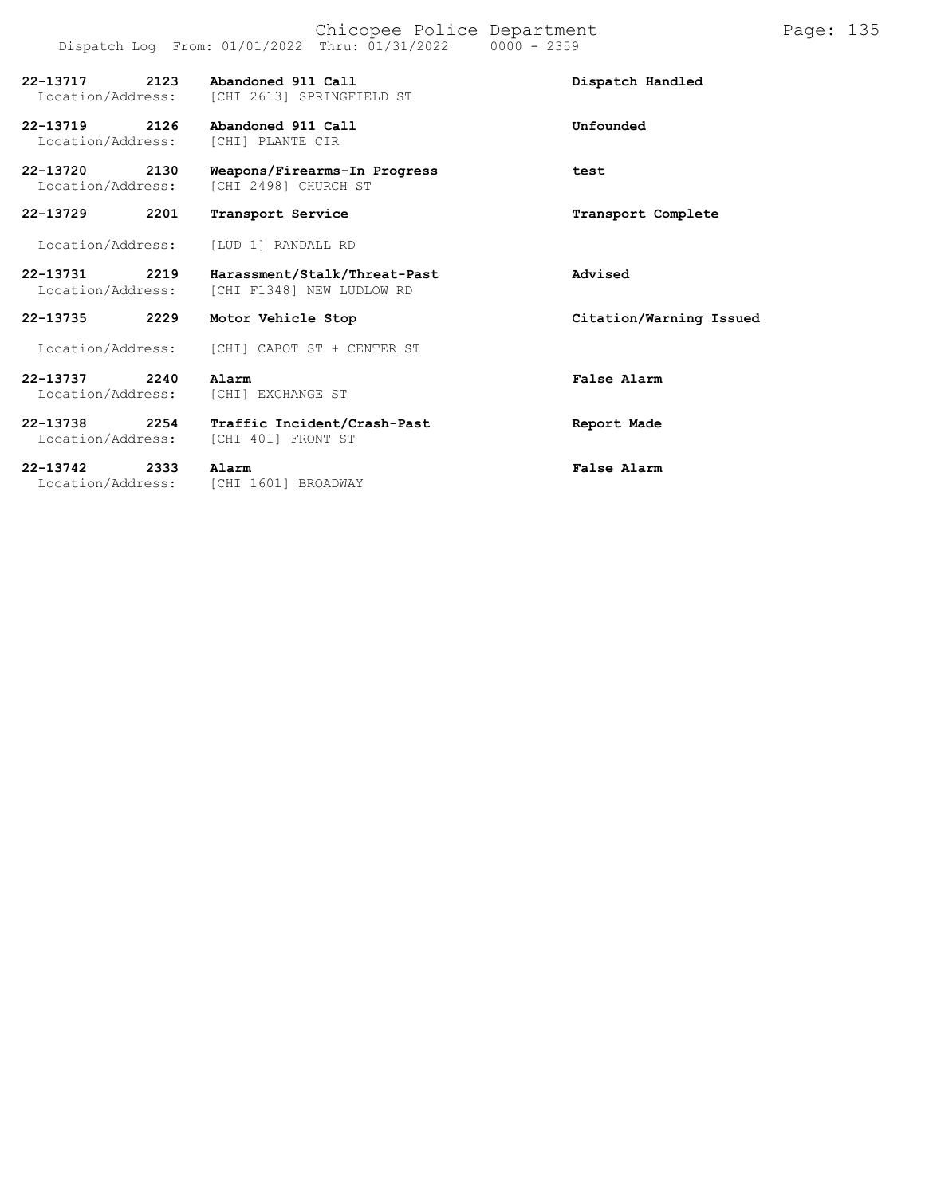22-13717 2123 **Abandoned 911 Call** **Dispatch Handled**
Location/Address: [CHI 2613] SPRINGFIELD ST

22-13719 2126 **Abandoned 911 Call** **Unfounded**
Location/Address: [CHI] PLANTE CIR

22-13720 2130 **Weapons/Firearms-In Progress** **test**
Location/Address: [CHI 2498] CHURCH ST

22-13729 2201 **Transport Service** **Transport Complete**
Location/Address: [LUD 1] RANDALL RD

22-13731 2219 **Harassment/Stalk/Threat-Past** **Advised**
Location/Address: [CHI F1348] NEW LUDLOW RD

22-13735 2229 **Motor Vehicle Stop** **Citation/Warning Issued**
Location/Address: [CHI] CABOT ST + CENTER ST

22-13737 2240 **Alarm** **False Alarm**
Location/Address: [CHI] EXCHANGE ST

22-13738 2254 **Traffic Incident/Crash-Past** **Report Made**
Location/Address: [CHI 401] FRONT ST

22-13742 2333 **Alarm** **False Alarm**
Location/Address: [CHI 1601] BROADWAY